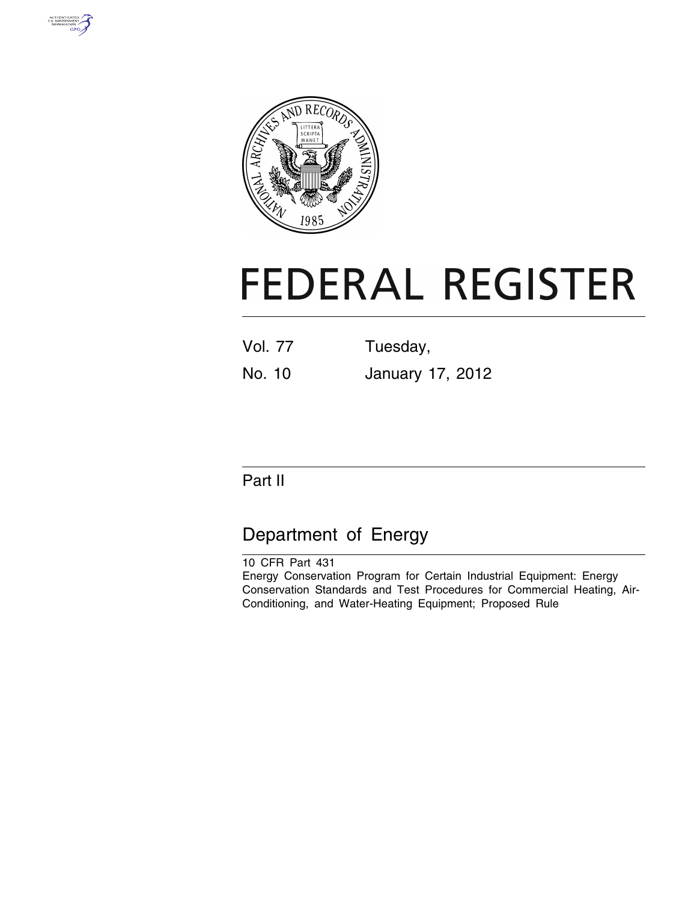# FEDERAL REGISTER

| | |
|---|---|
| Vol. 77 | Tuesday, |
| No. 10 | January 17, 2012 |

## Part II

## Department of Energy

10 CFR Part 431

Energy Conservation Program for Certain Industrial Equipment: Energy Conservation Standards and Test Procedures for Commercial Heating, Air-Conditioning, and Water-Heating Equipment; Proposed Rule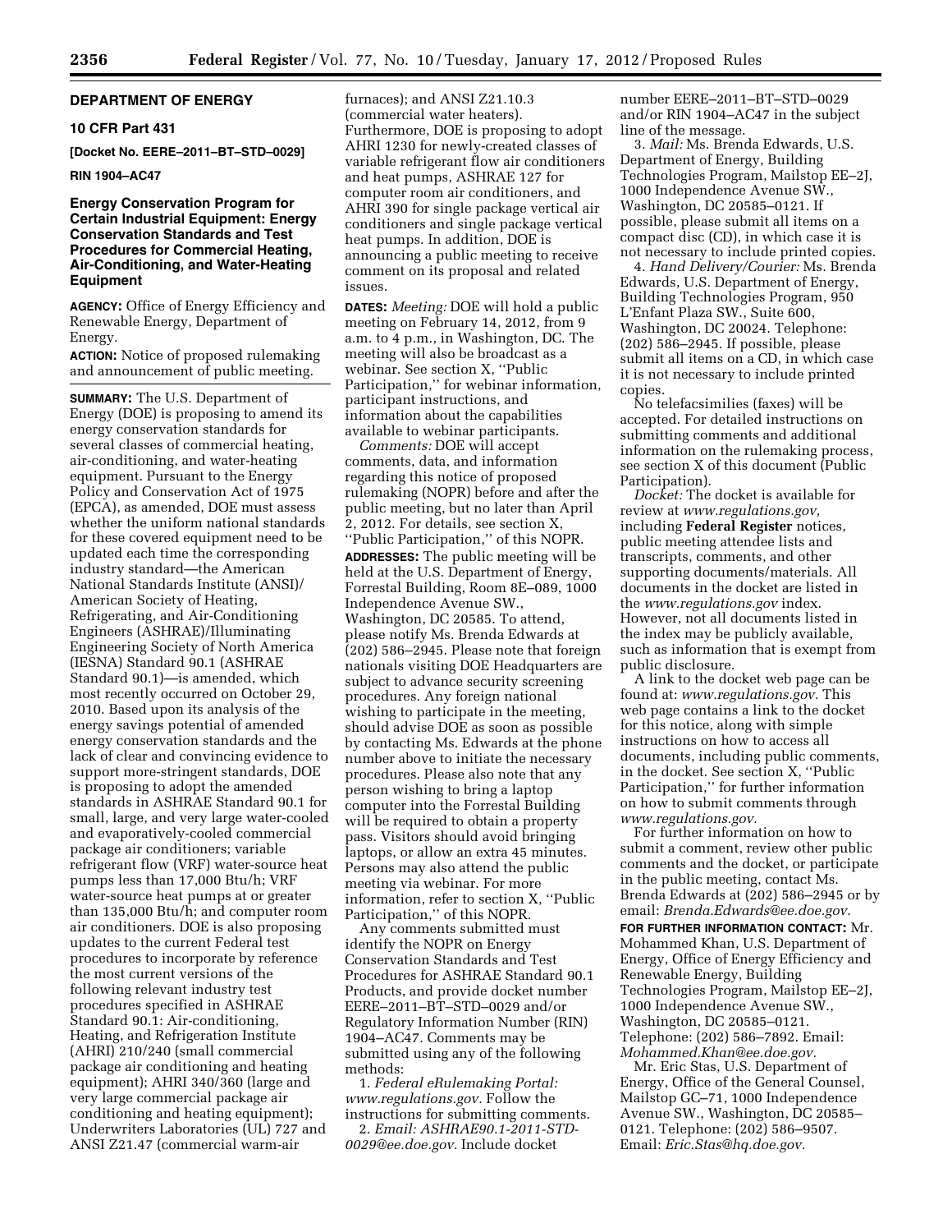**DEPARTMENT OF ENERGY**

**10 CFR Part 431**

**[Docket No. EERE–2011–BT–STD–0029]**

**RIN 1904–AC47**

## Energy Conservation Program for Certain Industrial Equipment: Energy Conservation Standards and Test Procedures for Commercial Heating, Air-Conditioning, and Water-Heating Equipment

**AGENCY:** Office of Energy Efficiency and Renewable Energy, Department of Energy.

**ACTION:** Notice of proposed rulemaking and announcement of public meeting.

**SUMMARY:** The U.S. Department of Energy (DOE) is proposing to amend its energy conservation standards for several classes of commercial heating, air-conditioning, and water-heating equipment. Pursuant to the Energy Policy and Conservation Act of 1975 (EPCA), as amended, DOE must assess whether the uniform national standards for these covered equipment need to be updated each time the corresponding industry standard—the American National Standards Institute (ANSI)/American Society of Heating, Refrigerating, and Air-Conditioning Engineers (ASHRAE)/Illuminating Engineering Society of North America (IESNA) Standard 90.1 (ASHRAE Standard 90.1)—is amended, which most recently occurred on October 29, 2010. Based upon its analysis of the energy savings potential of amended energy conservation standards and the lack of clear and convincing evidence to support more-stringent standards, DOE is proposing to adopt the amended standards in ASHRAE Standard 90.1 for small, large, and very large water-cooled and evaporatively-cooled commercial package air conditioners; variable refrigerant flow (VRF) water-source heat pumps less than 17,000 Btu/h; VRF water-source heat pumps at or greater than 135,000 Btu/h; and computer room air conditioners. DOE is also proposing updates to the current Federal test procedures to incorporate by reference the most current versions of the following relevant industry test procedures specified in ASHRAE Standard 90.1: Air-conditioning, Heating, and Refrigeration Institute (AHRI) 210/240 (small commercial package air conditioning and heating equipment); AHRI 340/360 (large and very large commercial package air conditioning and heating equipment); Underwriters Laboratories (UL) 727 and ANSI Z21.47 (commercial warm-air furnaces); and ANSI Z21.10.3 (commercial water heaters). Furthermore, DOE is proposing to adopt AHRI 1230 for newly-created classes of variable refrigerant flow air conditioners and heat pumps, ASHRAE 127 for computer room air conditioners, and AHRI 390 for single package vertical air conditioners and single package vertical heat pumps. In addition, DOE is announcing a public meeting to receive comment on its proposal and related issues.

**DATES:** *Meeting:* DOE will hold a public meeting on February 14, 2012, from 9 a.m. to 4 p.m., in Washington, DC. The meeting will also be broadcast as a webinar. See section X, ''Public Participation,'' for webinar information, participant instructions, and information about the capabilities available to webinar participants.

*Comments:* DOE will accept comments, data, and information regarding this notice of proposed rulemaking (NOPR) before and after the public meeting, but no later than April 2, 2012. For details, see section X, ''Public Participation,'' of this NOPR.

**ADDRESSES:** The public meeting will be held at the U.S. Department of Energy, Forrestal Building, Room 8E–089, 1000 Independence Avenue SW., Washington, DC 20585. To attend, please notify Ms. Brenda Edwards at (202) 586–2945. Please note that foreign nationals visiting DOE Headquarters are subject to advance security screening procedures. Any foreign national wishing to participate in the meeting, should advise DOE as soon as possible by contacting Ms. Edwards at the phone number above to initiate the necessary procedures. Please also note that any person wishing to bring a laptop computer into the Forrestal Building will be required to obtain a property pass. Visitors should avoid bringing laptops, or allow an extra 45 minutes. Persons may also attend the public meeting via webinar. For more information, refer to section X, ''Public Participation,'' of this NOPR.

Any comments submitted must identify the NOPR on Energy Conservation Standards and Test Procedures for ASHRAE Standard 90.1 Products, and provide docket number EERE–2011–BT–STD–0029 and/or Regulatory Information Number (RIN) 1904–AC47. Comments may be submitted using any of the following methods:

1. *Federal eRulemaking Portal: www.regulations.gov.* Follow the instructions for submitting comments.
2. *Email: ASHRAE90.1-2011-STD-0029@ee.doe.gov.* Include docket number EERE–2011–BT–STD–0029 and/or RIN 1904–AC47 in the subject line of the message.
3. *Mail:* Ms. Brenda Edwards, U.S. Department of Energy, Building Technologies Program, Mailstop EE–2J, 1000 Independence Avenue SW., Washington, DC 20585–0121. If possible, please submit all items on a compact disc (CD), in which case it is not necessary to include printed copies.
4. *Hand Delivery/Courier:* Ms. Brenda Edwards, U.S. Department of Energy, Building Technologies Program, 950 L'Enfant Plaza SW., Suite 600, Washington, DC 20024. Telephone: (202) 586–2945. If possible, please submit all items on a CD, in which case it is not necessary to include printed copies.

No telefacsimilies (faxes) will be accepted. For detailed instructions on submitting comments and additional information on the rulemaking process, see section X of this document (Public Participation).

*Docket:* The docket is available for review at *www.regulations.gov,* including **Federal Register** notices, public meeting attendee lists and transcripts, comments, and other supporting documents/materials. All documents in the docket are listed in the *www.regulations.gov* index. However, not all documents listed in the index may be publicly available, such as information that is exempt from public disclosure.

A link to the docket web page can be found at: *www.regulations.gov.* This web page contains a link to the docket for this notice, along with simple instructions on how to access all documents, including public comments, in the docket. See section X, ''Public Participation,'' for further information on how to submit comments through *www.regulations.gov.*

For further information on how to submit a comment, review other public comments and the docket, or participate in the public meeting, contact Ms. Brenda Edwards at (202) 586–2945 or by email: *Brenda.Edwards@ee.doe.gov.*

**FOR FURTHER INFORMATION CONTACT:** Mr. Mohammed Khan, U.S. Department of Energy, Office of Energy Efficiency and Renewable Energy, Building Technologies Program, Mailstop EE–2J, 1000 Independence Avenue SW., Washington, DC 20585–0121. Telephone: (202) 586–7892. Email: *Mohammed.Khan@ee.doe.gov.*

Mr. Eric Stas, U.S. Department of Energy, Office of the General Counsel, Mailstop GC–71, 1000 Independence Avenue SW., Washington, DC 20585–0121. Telephone: (202) 586–9507. Email: *Eric.Stas@hq.doe.gov.*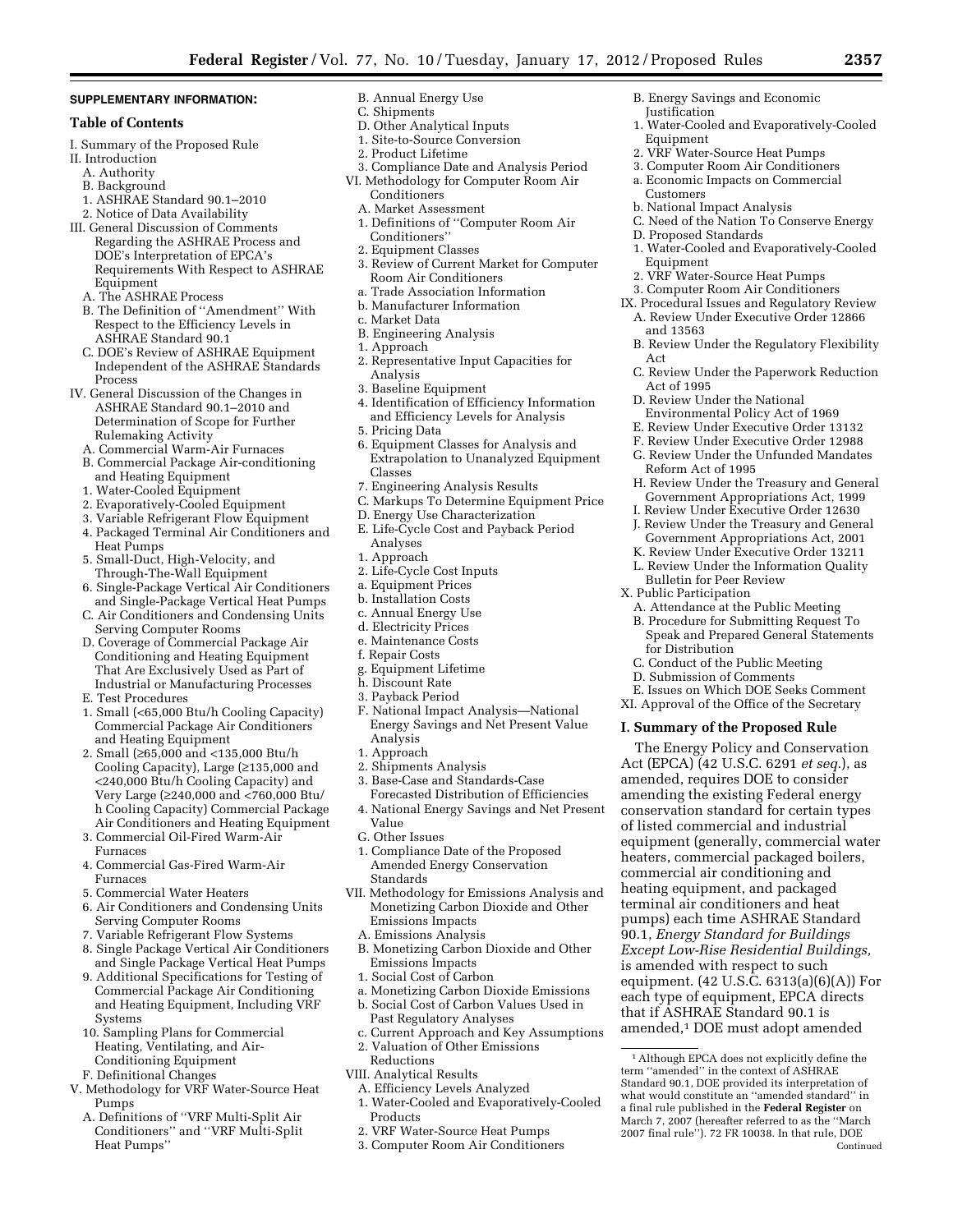**SUPPLEMENTARY INFORMATION:**

**Table of Contents**

I. Summary of the Proposed Rule
II. Introduction
  A. Authority
  B. Background
  1. ASHRAE Standard 90.1–2010
  2. Notice of Data Availability
III. General Discussion of Comments Regarding the ASHRAE Process and DOE's Interpretation of EPCA's Requirements With Respect to ASHRAE Equipment
  A. The ASHRAE Process
  B. The Definition of ''Amendment'' With Respect to the Efficiency Levels in ASHRAE Standard 90.1
  C. DOE's Review of ASHRAE Equipment Independent of the ASHRAE Standards Process
IV. General Discussion of the Changes in ASHRAE Standard 90.1–2010 and Determination of Scope for Further Rulemaking Activity
  A. Commercial Warm-Air Furnaces
  B. Commercial Package Air-conditioning and Heating Equipment
  1. Water-Cooled Equipment
  2. Evaporatively-Cooled Equipment
  3. Variable Refrigerant Flow Equipment
  4. Packaged Terminal Air Conditioners and Heat Pumps
  5. Small-Duct, High-Velocity, and Through-The-Wall Equipment
  6. Single-Package Vertical Air Conditioners and Single-Package Vertical Heat Pumps
  C. Air Conditioners and Condensing Units Serving Computer Rooms
  D. Coverage of Commercial Package Air Conditioning and Heating Equipment That Are Exclusively Used as Part of Industrial or Manufacturing Processes
  E. Test Procedures
  1. Small (<65,000 Btu/h Cooling Capacity) Commercial Package Air Conditioners and Heating Equipment
  2. Small (≥65,000 and <135,000 Btu/h Cooling Capacity), Large (≥135,000 and <240,000 Btu/h Cooling Capacity) and Very Large (≥240,000 and <760,000 Btu/h Cooling Capacity) Commercial Package Air Conditioners and Heating Equipment
  3. Commercial Oil-Fired Warm-Air Furnaces
  4. Commercial Gas-Fired Warm-Air Furnaces
  5. Commercial Water Heaters
  6. Air Conditioners and Condensing Units Serving Computer Rooms
  7. Variable Refrigerant Flow Systems
  8. Single Package Vertical Air Conditioners and Single Package Vertical Heat Pumps
  9. Additional Specifications for Testing of Commercial Package Air Conditioning and Heating Equipment, Including VRF Systems
  10. Sampling Plans for Commercial Heating, Ventilating, and Air-Conditioning Equipment
  F. Definitional Changes
V. Methodology for VRF Water-Source Heat Pumps
  A. Definitions of ''VRF Multi-Split Air Conditioners'' and ''VRF Multi-Split Heat Pumps''
  B. Annual Energy Use
  C. Shipments
  D. Other Analytical Inputs
  1. Site-to-Source Conversion
  2. Product Lifetime
  3. Compliance Date and Analysis Period
VI. Methodology for Computer Room Air Conditioners
  A. Market Assessment
  1. Definitions of ''Computer Room Air Conditioners''
  2. Equipment Classes
  3. Review of Current Market for Computer Room Air Conditioners
  a. Trade Association Information
  b. Manufacturer Information
  c. Market Data
  B. Engineering Analysis
  1. Approach
  2. Representative Input Capacities for Analysis
  3. Baseline Equipment
  4. Identification of Efficiency Information and Efficiency Levels for Analysis
  5. Pricing Data
  6. Equipment Classes for Analysis and Extrapolation to Unanalyzed Equipment Classes
  7. Engineering Analysis Results
  C. Markups To Determine Equipment Price
  D. Energy Use Characterization
  E. Life-Cycle Cost and Payback Period Analyses
  1. Approach
  2. Life-Cycle Cost Inputs
  a. Equipment Prices
  b. Installation Costs
  c. Annual Energy Use
  d. Electricity Prices
  e. Maintenance Costs
  f. Repair Costs
  g. Equipment Lifetime
  h. Discount Rate
  3. Payback Period
  F. National Impact Analysis—National Energy Savings and Net Present Value Analysis
  1. Approach
  2. Shipments Analysis
  3. Base-Case and Standards-Case Forecasted Distribution of Efficiencies
  4. National Energy Savings and Net Present Value
  G. Other Issues
  1. Compliance Date of the Proposed Amended Energy Conservation Standards
VII. Methodology for Emissions Analysis and Monetizing Carbon Dioxide and Other Emissions Impacts
  A. Emissions Analysis
  B. Monetizing Carbon Dioxide and Other Emissions Impacts
  1. Social Cost of Carbon
  a. Monetizing Carbon Dioxide Emissions
  b. Social Cost of Carbon Values Used in Past Regulatory Analyses
  c. Current Approach and Key Assumptions
  2. Valuation of Other Emissions Reductions
VIII. Analytical Results
  A. Efficiency Levels Analyzed
  1. Water-Cooled and Evaporatively-Cooled Products
  2. VRF Water-Source Heat Pumps
  3. Computer Room Air Conditioners
  B. Energy Savings and Economic Justification
  1. Water-Cooled and Evaporatively-Cooled Equipment
  2. VRF Water-Source Heat Pumps
  3. Computer Room Air Conditioners
  a. Economic Impacts on Commercial Customers
  b. National Impact Analysis
  C. Need of the Nation To Conserve Energy
  D. Proposed Standards
  1. Water-Cooled and Evaporatively-Cooled Equipment
  2. VRF Water-Source Heat Pumps
  3. Computer Room Air Conditioners
IX. Procedural Issues and Regulatory Review
  A. Review Under Executive Order 12866 and 13563
  B. Review Under the Regulatory Flexibility Act
  C. Review Under the Paperwork Reduction Act of 1995
  D. Review Under the National Environmental Policy Act of 1969
  E. Review Under Executive Order 13132
  F. Review Under Executive Order 12988
  G. Review Under the Unfunded Mandates Reform Act of 1995
  H. Review Under the Treasury and General Government Appropriations Act, 1999
  I. Review Under Executive Order 12630
  J. Review Under the Treasury and General Government Appropriations Act, 2001
  K. Review Under Executive Order 13211
  L. Review Under the Information Quality Bulletin for Peer Review
X. Public Participation
  A. Attendance at the Public Meeting
  B. Procedure for Submitting Request To Speak and Prepared General Statements for Distribution
  C. Conduct of the Public Meeting
  D. Submission of Comments
  E. Issues on Which DOE Seeks Comment
XI. Approval of the Office of the Secretary

## I. Summary of the Proposed Rule

The Energy Policy and Conservation Act (EPCA) (42 U.S.C. 6291 *et seq.*), as amended, requires DOE to consider amending the existing Federal energy conservation standard for certain types of listed commercial and industrial equipment (generally, commercial water heaters, commercial packaged boilers, commercial air conditioning and heating equipment, and packaged terminal air conditioners and heat pumps) each time ASHRAE Standard 90.1, *Energy Standard for Buildings Except Low-Rise Residential Buildings,* is amended with respect to such equipment. (42 U.S.C. 6313(a)(6)(A)) For each type of equipment, EPCA directs that if ASHRAE Standard 90.1 is amended,[1] DOE must adopt amended

[1] Although EPCA does not explicitly define the term ''amended'' in the context of ASHRAE Standard 90.1, DOE provided its interpretation of what would constitute an ''amended standard'' in a final rule published in the **Federal Register** on March 7, 2007 (hereafter referred to as the ''March 2007 final rule''). 72 FR 10038. In that rule, DOE Continued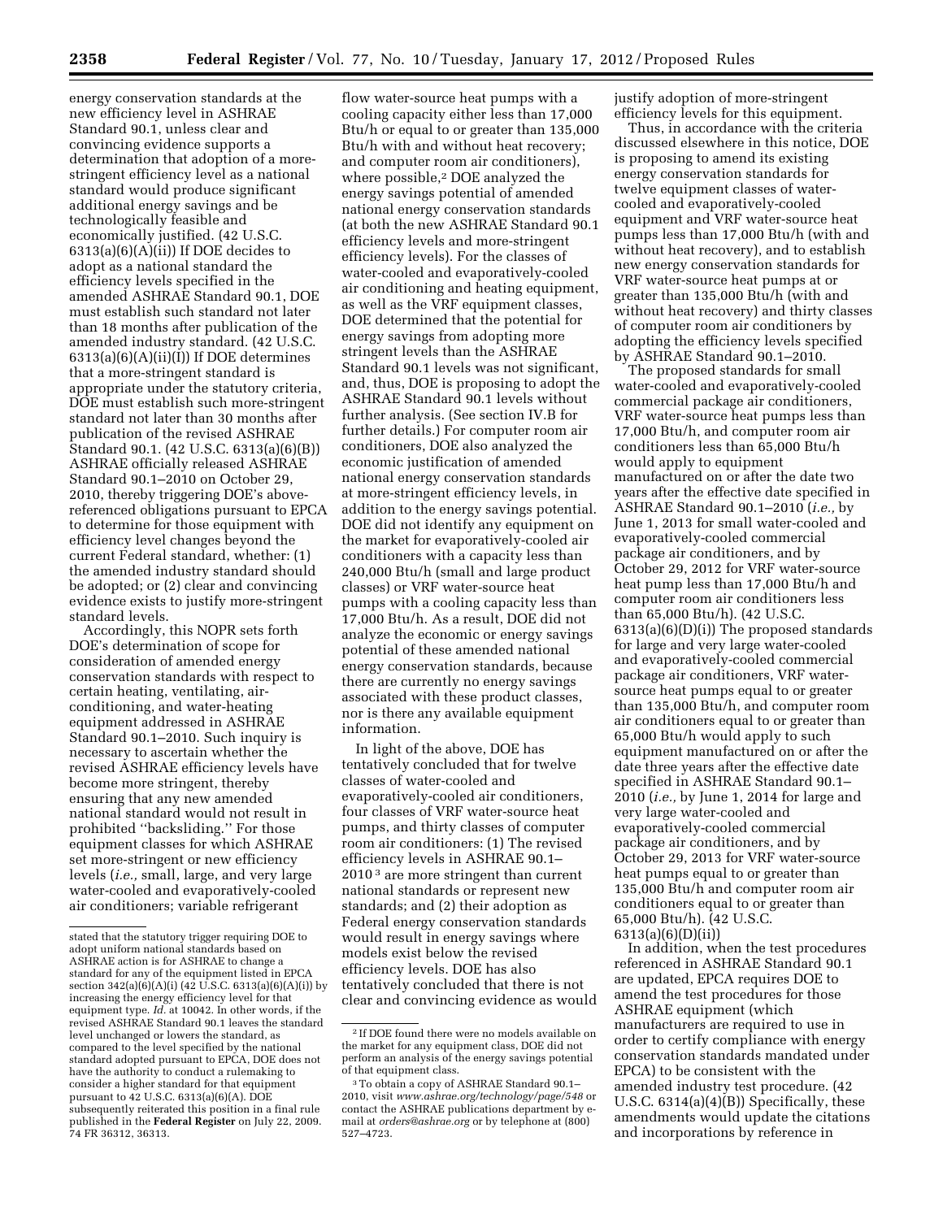energy conservation standards at the new efficiency level in ASHRAE Standard 90.1, unless clear and convincing evidence supports a determination that adoption of a more-stringent efficiency level as a national standard would produce significant additional energy savings and be technologically feasible and economically justified. (42 U.S.C. 6313(a)(6)(A)(ii)) If DOE decides to adopt as a national standard the efficiency levels specified in the amended ASHRAE Standard 90.1, DOE must establish such standard not later than 18 months after publication of the amended industry standard. (42 U.S.C. 6313(a)(6)(A)(ii)(I)) If DOE determines that a more-stringent standard is appropriate under the statutory criteria, DOE must establish such more-stringent standard not later than 30 months after publication of the revised ASHRAE Standard 90.1. (42 U.S.C. 6313(a)(6)(B)) ASHRAE officially released ASHRAE Standard 90.1–2010 on October 29, 2010, thereby triggering DOE's above-referenced obligations pursuant to EPCA to determine for those equipment with efficiency level changes beyond the current Federal standard, whether: (1) the amended industry standard should be adopted; or (2) clear and convincing evidence exists to justify more-stringent standard levels.

Accordingly, this NOPR sets forth DOE's determination of scope for consideration of amended energy conservation standards with respect to certain heating, ventilating, air-conditioning, and water-heating equipment addressed in ASHRAE Standard 90.1–2010. Such inquiry is necessary to ascertain whether the revised ASHRAE efficiency levels have become more stringent, thereby ensuring that any new amended national standard would not result in prohibited "backsliding." For those equipment classes for which ASHRAE set more-stringent or new efficiency levels (*i.e.,* small, large, and very large water-cooled and evaporatively-cooled air conditioners; variable refrigerant flow water-source heat pumps with a cooling capacity either less than 17,000 Btu/h or equal to or greater than 135,000 Btu/h with and without heat recovery; and computer room air conditioners), where possible,[2] DOE analyzed the energy savings potential of amended national energy conservation standards (at both the new ASHRAE Standard 90.1 efficiency levels and more-stringent efficiency levels). For the classes of water-cooled and evaporatively-cooled air conditioning and heating equipment, as well as the VRF equipment classes, DOE determined that the potential for energy savings from adopting more stringent levels than the ASHRAE Standard 90.1 levels was not significant, and, thus, DOE is proposing to adopt the ASHRAE Standard 90.1 levels without further analysis. (See section IV.B for further details.) For computer room air conditioners, DOE also analyzed the economic justification of amended national energy conservation standards at more-stringent efficiency levels, in addition to the energy savings potential. DOE did not identify any equipment on the market for evaporatively-cooled air conditioners with a capacity less than 240,000 Btu/h (small and large product classes) or VRF water-source heat pumps with a cooling capacity less than 17,000 Btu/h. As a result, DOE did not analyze the economic or energy savings potential of these amended national energy conservation standards, because there are currently no energy savings associated with these product classes, nor is there any available equipment information.

In light of the above, DOE has tentatively concluded that for twelve classes of water-cooled and evaporatively-cooled air conditioners, four classes of VRF water-source heat pumps, and thirty classes of computer room air conditioners: (1) The revised efficiency levels in ASHRAE 90.1–2010[3] are more stringent than current national standards or represent new standards; and (2) their adoption as Federal energy conservation standards would result in energy savings where models exist below the revised efficiency levels. DOE has also tentatively concluded that there is not clear and convincing evidence as would justify adoption of more-stringent efficiency levels for this equipment.

Thus, in accordance with the criteria discussed elsewhere in this notice, DOE is proposing to amend its existing energy conservation standards for twelve equipment classes of water-cooled and evaporatively-cooled equipment and VRF water-source heat pumps less than 17,000 Btu/h (with and without heat recovery), and to establish new energy conservation standards for VRF water-source heat pumps at or greater than 135,000 Btu/h (with and without heat recovery) and thirty classes of computer room air conditioners by adopting the efficiency levels specified by ASHRAE Standard 90.1–2010.

The proposed standards for small water-cooled and evaporatively-cooled commercial package air conditioners, VRF water-source heat pumps less than 17,000 Btu/h, and computer room air conditioners less than 65,000 Btu/h would apply to equipment manufactured on or after the date two years after the effective date specified in ASHRAE Standard 90.1–2010 (*i.e.,* by June 1, 2013 for small water-cooled and evaporatively-cooled commercial package air conditioners, and by October 29, 2012 for VRF water-source heat pump less than 17,000 Btu/h and computer room air conditioners less than 65,000 Btu/h). (42 U.S.C. 6313(a)(6)(D)(i)) The proposed standards for large and very large water-cooled and evaporatively-cooled commercial package air conditioners, VRF water-source heat pumps equal to or greater than 135,000 Btu/h, and computer room air conditioners equal to or greater than 65,000 Btu/h would apply to such equipment manufactured on or after the date three years after the effective date specified in ASHRAE Standard 90.1–2010 (*i.e.,* by June 1, 2014 for large and very large water-cooled and evaporatively-cooled commercial package air conditioners, and by October 29, 2013 for VRF water-source heat pumps equal to or greater than 135,000 Btu/h and computer room air conditioners equal to or greater than 65,000 Btu/h). (42 U.S.C. 6313(a)(6)(D)(ii))

In addition, when the test procedures referenced in ASHRAE Standard 90.1 are updated, EPCA requires DOE to amend the test procedures for those ASHRAE equipment (which manufacturers are required to use in order to certify compliance with energy conservation standards mandated under EPCA) to be consistent with the amended industry test procedure. (42 U.S.C. 6314(a)(4)(B)) Specifically, these amendments would update the citations and incorporations by reference in

---

stated that the statutory trigger requiring DOE to adopt uniform national standards based on ASHRAE action is for ASHRAE to change a standard for any of the equipment listed in EPCA section 342(a)(6)(A)(i) (42 U.S.C. 6313(a)(6)(A)(i)) by increasing the energy efficiency level for that equipment type. *Id.* at 10042. In other words, if the revised ASHRAE Standard 90.1 leaves the standard level unchanged or lowers the standard, as compared to the level specified by the national standard adopted pursuant to EPCA, DOE does not have the authority to conduct a rulemaking to consider a higher standard for that equipment pursuant to 42 U.S.C. 6313(a)(6)(A). DOE subsequently reiterated this position in a final rule published in the **Federal Register** on July 22, 2009. 74 FR 36312, 36313.

[2] If DOE found there were no models available on the market for any equipment class, DOE did not perform an analysis of the energy savings potential of that equipment class.

[3] To obtain a copy of ASHRAE Standard 90.1–2010, visit *www.ashrae.org/technology/page/548* or contact the ASHRAE publications department by e-mail at *orders@ashrae.org* or by telephone at (800) 527–4723.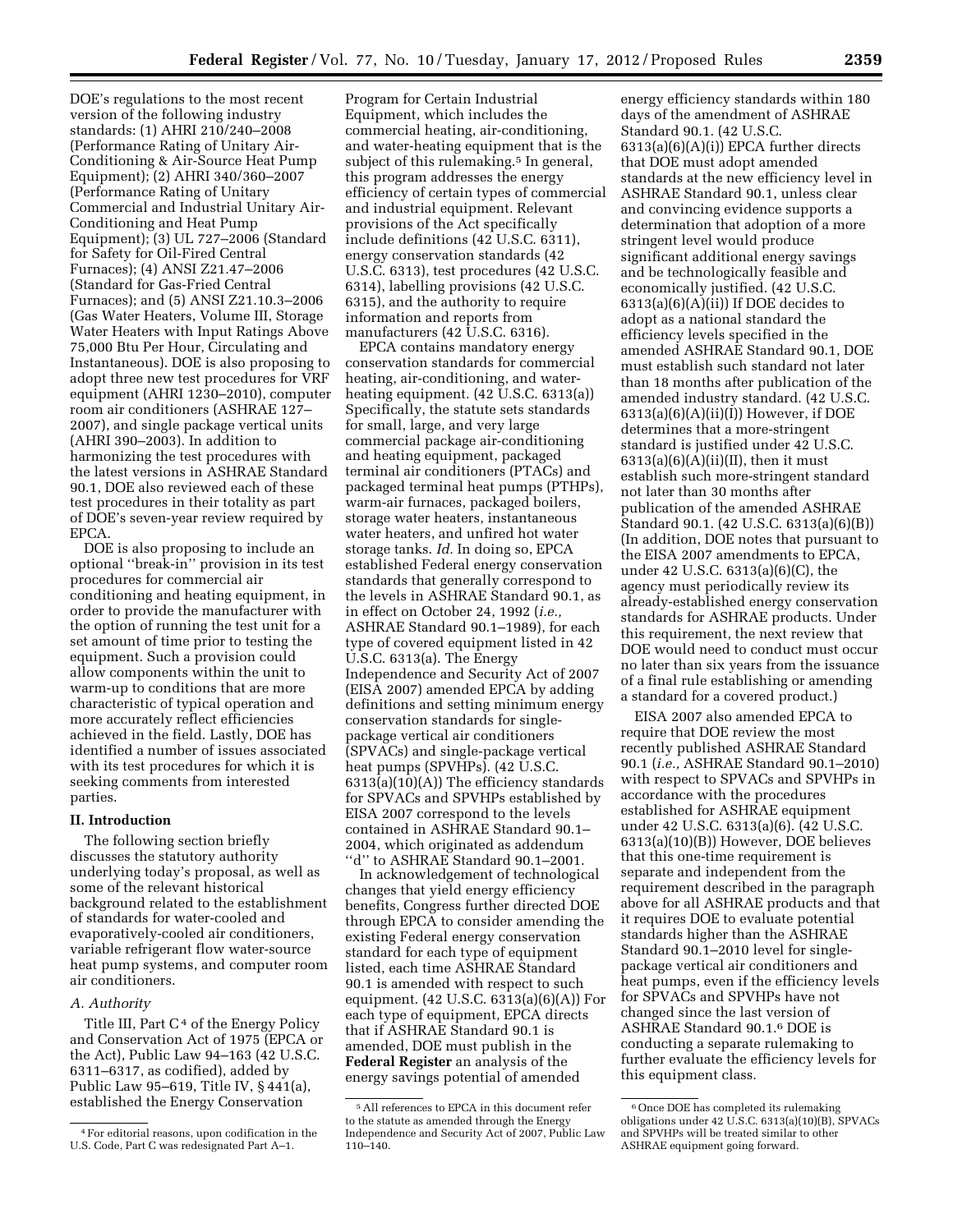DOE's regulations to the most recent version of the following industry standards: (1) AHRI 210/240–2008 (Performance Rating of Unitary Air-Conditioning & Air-Source Heat Pump Equipment); (2) AHRI 340/360–2007 (Performance Rating of Unitary Commercial and Industrial Unitary Air-Conditioning and Heat Pump Equipment); (3) UL 727–2006 (Standard for Safety for Oil-Fired Central Furnaces); (4) ANSI Z21.47–2006 (Standard for Gas-Fried Central Furnaces); and (5) ANSI Z21.10.3–2006 (Gas Water Heaters, Volume III, Storage Water Heaters with Input Ratings Above 75,000 Btu Per Hour, Circulating and Instantaneous). DOE is also proposing to adopt three new test procedures for VRF equipment (AHRI 1230–2010), computer room air conditioners (ASHRAE 127–2007), and single package vertical units (AHRI 390–2003). In addition to harmonizing the test procedures with the latest versions in ASHRAE Standard 90.1, DOE also reviewed each of these test procedures in their totality as part of DOE's seven-year review required by EPCA.

DOE is also proposing to include an optional ''break-in'' provision in its test procedures for commercial air conditioning and heating equipment, in order to provide the manufacturer with the option of running the test unit for a set amount of time prior to testing the equipment. Such a provision could allow components within the unit to warm-up to conditions that are more characteristic of typical operation and more accurately reflect efficiencies achieved in the field. Lastly, DOE has identified a number of issues associated with its test procedures for which it is seeking comments from interested parties.

## II. Introduction

The following section briefly discusses the statutory authority underlying today's proposal, as well as some of the relevant historical background related to the establishment of standards for water-cooled and evaporatively-cooled air conditioners, variable refrigerant flow water-source heat pump systems, and computer room air conditioners.

### A. Authority

Title III, Part C[4] of the Energy Policy and Conservation Act of 1975 (EPCA or the Act), Public Law 94–163 (42 U.S.C. 6311–6317, as codified), added by Public Law 95–619, Title IV, § 441(a), established the Energy Conservation Program for Certain Industrial Equipment, which includes the commercial heating, air-conditioning, and water-heating equipment that is the subject of this rulemaking.[5] In general, this program addresses the energy efficiency of certain types of commercial and industrial equipment. Relevant provisions of the Act specifically include definitions (42 U.S.C. 6311), energy conservation standards (42 U.S.C. 6313), test procedures (42 U.S.C. 6314), labelling provisions (42 U.S.C. 6315), and the authority to require information and reports from manufacturers (42 U.S.C. 6316).

EPCA contains mandatory energy conservation standards for commercial heating, air-conditioning, and water-heating equipment. (42 U.S.C. 6313(a)) Specifically, the statute sets standards for small, large, and very large commercial package air-conditioning and heating equipment, packaged terminal air conditioners (PTACs) and packaged terminal heat pumps (PTHPs), warm-air furnaces, packaged boilers, storage water heaters, instantaneous water heaters, and unfired hot water storage tanks. *Id.* In doing so, EPCA established Federal energy conservation standards that generally correspond to the levels in ASHRAE Standard 90.1, as in effect on October 24, 1992 (*i.e.,* ASHRAE Standard 90.1–1989), for each type of covered equipment listed in 42 U.S.C. 6313(a). The Energy Independence and Security Act of 2007 (EISA 2007) amended EPCA by adding definitions and setting minimum energy conservation standards for single-package vertical air conditioners (SPVACs) and single-package vertical heat pumps (SPVHPs). (42 U.S.C. 6313(a)(10)(A)) The efficiency standards for SPVACs and SPVHPs established by EISA 2007 correspond to the levels contained in ASHRAE Standard 90.1–2004, which originated as addendum ''d'' to ASHRAE Standard 90.1–2001.

In acknowledgement of technological changes that yield energy efficiency benefits, Congress further directed DOE through EPCA to consider amending the existing Federal energy conservation standard for each type of equipment listed, each time ASHRAE Standard 90.1 is amended with respect to such equipment. (42 U.S.C. 6313(a)(6)(A)) For each type of equipment, EPCA directs that if ASHRAE Standard 90.1 is amended, DOE must publish in the **Federal Register** an analysis of the energy savings potential of amended energy efficiency standards within 180 days of the amendment of ASHRAE Standard 90.1. (42 U.S.C. 6313(a)(6)(A)(i)) EPCA further directs that DOE must adopt amended standards at the new efficiency level in ASHRAE Standard 90.1, unless clear and convincing evidence supports a determination that adoption of a more stringent level would produce significant additional energy savings and be technologically feasible and economically justified. (42 U.S.C. 6313(a)(6)(A)(ii)) If DOE decides to adopt as a national standard the efficiency levels specified in the amended ASHRAE Standard 90.1, DOE must establish such standard not later than 18 months after publication of the amended industry standard. (42 U.S.C. 6313(a)(6)(A)(ii)(I)) However, if DOE determines that a more-stringent standard is justified under 42 U.S.C. 6313(a)(6)(A)(ii)(II), then it must establish such more-stringent standard not later than 30 months after publication of the amended ASHRAE Standard 90.1. (42 U.S.C. 6313(a)(6)(B)) (In addition, DOE notes that pursuant to the EISA 2007 amendments to EPCA, under 42 U.S.C. 6313(a)(6)(C), the agency must periodically review its already-established energy conservation standards for ASHRAE products. Under this requirement, the next review that DOE would need to conduct must occur no later than six years from the issuance of a final rule establishing or amending a standard for a covered product.)

EISA 2007 also amended EPCA to require that DOE review the most recently published ASHRAE Standard 90.1 (*i.e.,* ASHRAE Standard 90.1–2010) with respect to SPVACs and SPVHPs in accordance with the procedures established for ASHRAE equipment under 42 U.S.C. 6313(a)(6). (42 U.S.C. 6313(a)(10)(B)) However, DOE believes that this one-time requirement is separate and independent from the requirement described in the paragraph above for all ASHRAE products and that it requires DOE to evaluate potential standards higher than the ASHRAE Standard 90.1–2010 level for single-package vertical air conditioners and heat pumps, even if the efficiency levels for SPVACs and SPVHPs have not changed since the last version of ASHRAE Standard 90.1.[6] DOE is conducting a separate rulemaking to further evaluate the efficiency levels for this equipment class.

---

[4] For editorial reasons, upon codification in the U.S. Code, Part C was redesignated Part A–1.

[5] All references to EPCA in this document refer to the statute as amended through the Energy Independence and Security Act of 2007, Public Law 110–140.

[6] Once DOE has completed its rulemaking obligations under 42 U.S.C. 6313(a)(10)(B), SPVACs and SPVHPs will be treated similar to other ASHRAE equipment going forward.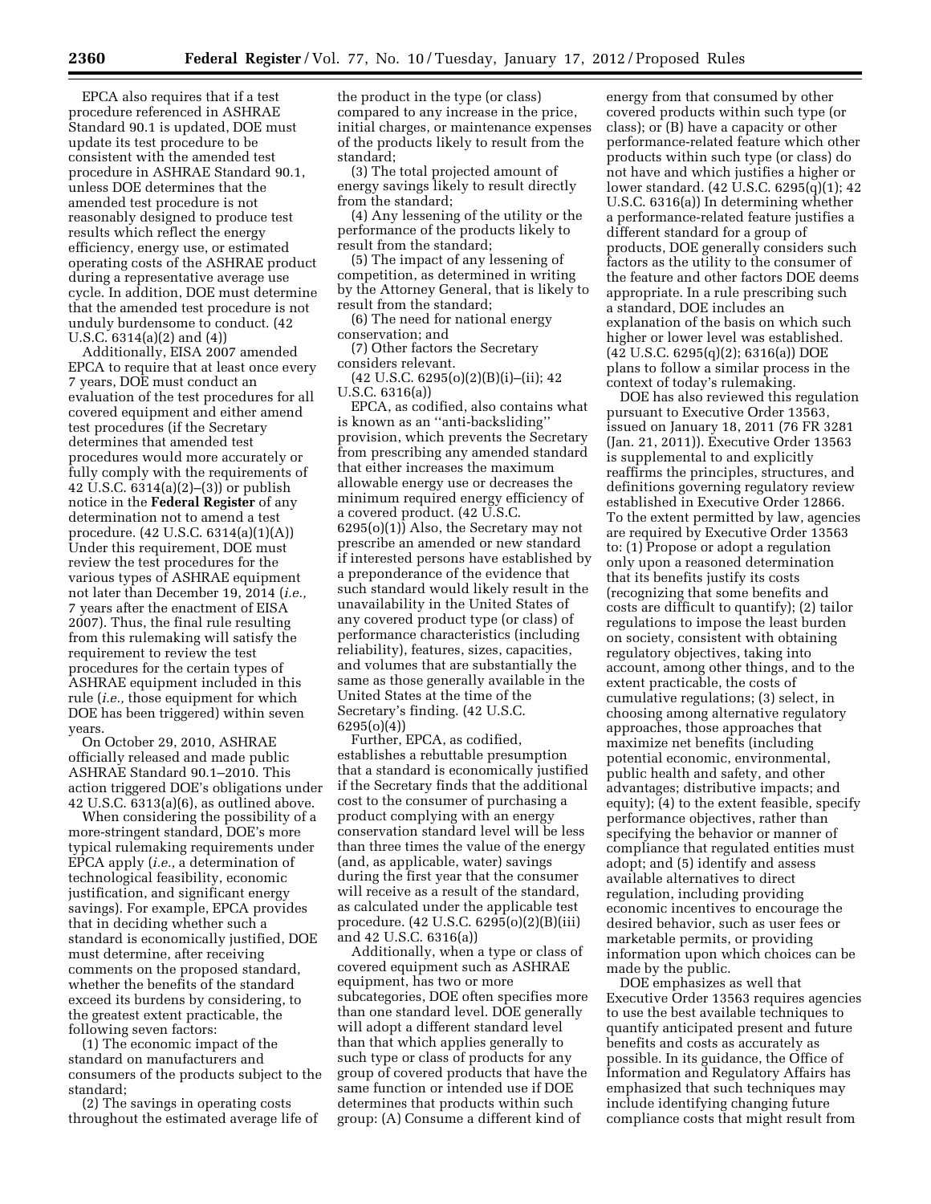EPCA also requires that if a test procedure referenced in ASHRAE Standard 90.1 is updated, DOE must update its test procedure to be consistent with the amended test procedure in ASHRAE Standard 90.1, unless DOE determines that the amended test procedure is not reasonably designed to produce test results which reflect the energy efficiency, energy use, or estimated operating costs of the ASHRAE product during a representative average use cycle. In addition, DOE must determine that the amended test procedure is not unduly burdensome to conduct. (42 U.S.C. 6314(a)(2) and (4))

Additionally, EISA 2007 amended EPCA to require that at least once every 7 years, DOE must conduct an evaluation of the test procedures for all covered equipment and either amend test procedures (if the Secretary determines that amended test procedures would more accurately or fully comply with the requirements of 42 U.S.C. 6314(a)(2)–(3)) or publish notice in the **Federal Register** of any determination not to amend a test procedure. (42 U.S.C. 6314(a)(1)(A)) Under this requirement, DOE must review the test procedures for the various types of ASHRAE equipment not later than December 19, 2014 (*i.e.,* 7 years after the enactment of EISA 2007). Thus, the final rule resulting from this rulemaking will satisfy the requirement to review the test procedures for the certain types of ASHRAE equipment included in this rule (*i.e.,* those equipment for which DOE has been triggered) within seven years.

On October 29, 2010, ASHRAE officially released and made public ASHRAE Standard 90.1–2010. This action triggered DOE's obligations under 42 U.S.C. 6313(a)(6), as outlined above.

When considering the possibility of a more-stringent standard, DOE's more typical rulemaking requirements under EPCA apply (*i.e.,* a determination of technological feasibility, economic justification, and significant energy savings). For example, EPCA provides that in deciding whether such a standard is economically justified, DOE must determine, after receiving comments on the proposed standard, whether the benefits of the standard exceed its burdens by considering, to the greatest extent practicable, the following seven factors:

(1) The economic impact of the standard on manufacturers and consumers of the products subject to the standard;

(2) The savings in operating costs throughout the estimated average life of the product in the type (or class) compared to any increase in the price, initial charges, or maintenance expenses of the products likely to result from the standard;

(3) The total projected amount of energy savings likely to result directly from the standard;

(4) Any lessening of the utility or the performance of the products likely to result from the standard;

(5) The impact of any lessening of competition, as determined in writing by the Attorney General, that is likely to result from the standard;

(6) The need for national energy conservation; and

(7) Other factors the Secretary considers relevant.

(42 U.S.C. 6295(o)(2)(B)(i)–(ii); 42 U.S.C. 6316(a))

EPCA, as codified, also contains what is known as an ''anti-backsliding'' provision, which prevents the Secretary from prescribing any amended standard that either increases the maximum allowable energy use or decreases the minimum required energy efficiency of a covered product. (42 U.S.C. 6295(o)(1)) Also, the Secretary may not prescribe an amended or new standard if interested persons have established by a preponderance of the evidence that such standard would likely result in the unavailability in the United States of any covered product type (or class) of performance characteristics (including reliability), features, sizes, capacities, and volumes that are substantially the same as those generally available in the United States at the time of the Secretary's finding. (42 U.S.C. 6295(o)(4))

Further, EPCA, as codified, establishes a rebuttable presumption that a standard is economically justified if the Secretary finds that the additional cost to the consumer of purchasing a product complying with an energy conservation standard level will be less than three times the value of the energy (and, as applicable, water) savings during the first year that the consumer will receive as a result of the standard, as calculated under the applicable test procedure. (42 U.S.C. 6295(o)(2)(B)(iii) and 42 U.S.C. 6316(a))

Additionally, when a type or class of covered equipment such as ASHRAE equipment, has two or more subcategories, DOE often specifies more than one standard level. DOE generally will adopt a different standard level than that which applies generally to such type or class of products for any group of covered products that have the same function or intended use if DOE determines that products within such group: (A) Consume a different kind of energy from that consumed by other covered products within such type (or class); or (B) have a capacity or other performance-related feature which other products within such type (or class) do not have and which justifies a higher or lower standard. (42 U.S.C. 6295(q)(1); 42 U.S.C. 6316(a)) In determining whether a performance-related feature justifies a different standard for a group of products, DOE generally considers such factors as the utility to the consumer of the feature and other factors DOE deems appropriate. In a rule prescribing such a standard, DOE includes an explanation of the basis on which such higher or lower level was established. (42 U.S.C. 6295(q)(2); 6316(a)) DOE plans to follow a similar process in the context of today's rulemaking.

DOE has also reviewed this regulation pursuant to Executive Order 13563, issued on January 18, 2011 (76 FR 3281 (Jan. 21, 2011)). Executive Order 13563 is supplemental to and explicitly reaffirms the principles, structures, and definitions governing regulatory review established in Executive Order 12866. To the extent permitted by law, agencies are required by Executive Order 13563 to: (1) Propose or adopt a regulation only upon a reasoned determination that its benefits justify its costs (recognizing that some benefits and costs are difficult to quantify); (2) tailor regulations to impose the least burden on society, consistent with obtaining regulatory objectives, taking into account, among other things, and to the extent practicable, the costs of cumulative regulations; (3) select, in choosing among alternative regulatory approaches, those approaches that maximize net benefits (including potential economic, environmental, public health and safety, and other advantages; distributive impacts; and equity); (4) to the extent feasible, specify performance objectives, rather than specifying the behavior or manner of compliance that regulated entities must adopt; and (5) identify and assess available alternatives to direct regulation, including providing economic incentives to encourage the desired behavior, such as user fees or marketable permits, or providing information upon which choices can be made by the public.

DOE emphasizes as well that Executive Order 13563 requires agencies to use the best available techniques to quantify anticipated present and future benefits and costs as accurately as possible. In its guidance, the Office of Information and Regulatory Affairs has emphasized that such techniques may include identifying changing future compliance costs that might result from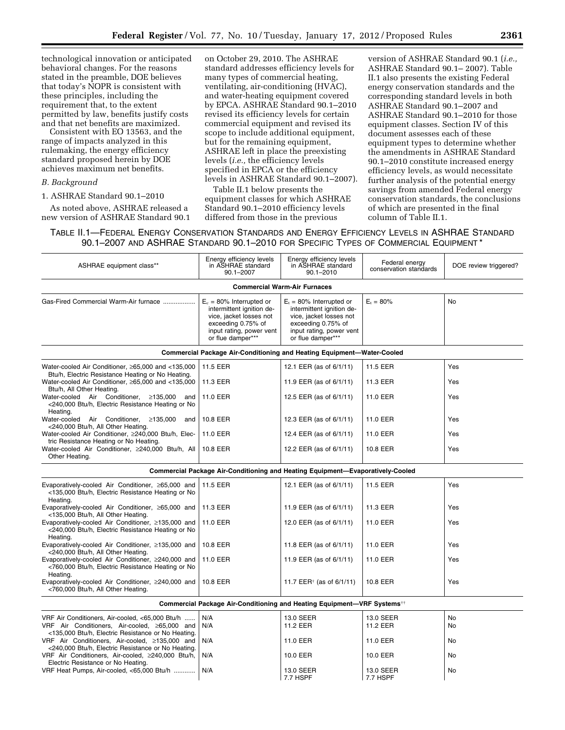technological innovation or anticipated behavioral changes. For the reasons stated in the preamble, DOE believes that today's NOPR is consistent with these principles, including the requirement that, to the extent permitted by law, benefits justify costs and that net benefits are maximized.

Consistent with EO 13563, and the range of impacts analyzed in this rulemaking, the energy efficiency standard proposed herein by DOE achieves maximum net benefits.

## *B. Background*

### 1. ASHRAE Standard 90.1–2010

As noted above, ASHRAE released a new version of ASHRAE Standard 90.1 on October 29, 2010. The ASHRAE standard addresses efficiency levels for many types of commercial heating, ventilating, air-conditioning (HVAC), and water-heating equipment covered by EPCA. ASHRAE Standard 90.1–2010 revised its efficiency levels for certain commercial equipment and revised its scope to include additional equipment, but for the remaining equipment, ASHRAE left in place the preexisting levels (*i.e.,* the efficiency levels specified in EPCA or the efficiency levels in ASHRAE Standard 90.1–2007).

Table II.1 below presents the equipment classes for which ASHRAE Standard 90.1–2010 efficiency levels differed from those in the previous version of ASHRAE Standard 90.1 (*i.e.,* ASHRAE Standard 90.1– 2007). Table II.1 also presents the existing Federal energy conservation standards and the corresponding standard levels in both ASHRAE Standard 90.1–2007 and ASHRAE Standard 90.1–2010 for those equipment classes. Section IV of this document assesses each of these equipment types to determine whether the amendments in ASHRAE Standard 90.1–2010 constitute increased energy efficiency levels, as would necessitate further analysis of the potential energy savings from amended Federal energy conservation standards, the conclusions of which are presented in the final column of Table II.1.

TABLE II.1—FEDERAL ENERGY CONSERVATION STANDARDS AND ENERGY EFFICIENCY LEVELS IN ASHRAE STANDARD 90.1–2007 AND ASHRAE STANDARD 90.1–2010 FOR SPECIFIC TYPES OF COMMERCIAL EQUIPMENT *

| ASHRAE equipment class** | Energy efficiency levels in ASHRAE standard 90.1–2007 | Energy efficiency levels in ASHRAE standard 90.1–2010 | Federal energy conservation standards | DOE review triggered? |
|---|---|---|---|---|
| **Commercial Warm-Air Furnaces** | | | | |
| Gas-Fired Commercial Warm-Air furnace | $E_c$ = 80% Interrupted or intermittent ignition device, jacket losses not exceeding 0.75% of input rating, power vent or flue damper*** | $E_t$ = 80% Interrupted or intermittent ignition device, jacket losses not exceeding 0.75% of input rating, power vent or flue damper*** | $E_t$ = 80% | No |
| **Commercial Package Air-Conditioning and Heating Equipment—Water-Cooled** | | | | |
| Water-cooled Air Conditioner, ≥65,000 and <135,000 Btu/h, Electric Resistance Heating or No Heating. | 11.5 EER | 12.1 EER (as of 6/1/11) | 11.5 EER | Yes |
| Water-cooled Air Conditioner, ≥65,000 and <135,000 Btu/h, All Other Heating. | 11.3 EER | 11.9 EER (as of 6/1/11) | 11.3 EER | Yes |
| Water-cooled Air Conditioner, ≥135,000 and <240,000 Btu/h, Electric Resistance Heating or No Heating. | 11.0 EER | 12.5 EER (as of 6/1/11) | 11.0 EER | Yes |
| Water-cooled Air Conditioner, ≥135,000 and <240,000 Btu/h, All Other Heating. | 10.8 EER | 12.3 EER (as of 6/1/11) | 11.0 EER | Yes |
| Water-cooled Air Conditioner, ≥240,000 Btu/h, Electric Resistance Heating or No Heating. | 11.0 EER | 12.4 EER (as of 6/1/11) | 11.0 EER | Yes |
| Water-cooled Air Conditioner, ≥240,000 Btu/h, All Other Heating. | 10.8 EER | 12.2 EER (as of 6/1/11) | 10.8 EER | Yes |
| **Commercial Package Air-Conditioning and Heating Equipment—Evaporatively-Cooled** | | | | |
| Evaporatively-cooled Air Conditioner, ≥65,000 and <135,000 Btu/h, Electric Resistance Heating or No Heating. | 11.5 EER | 12.1 EER (as of 6/1/11) | 11.5 EER | Yes |
| Evaporatively-cooled Air Conditioner, ≥65,000 and <135,000 Btu/h, All Other Heating. | 11.3 EER | 11.9 EER (as of 6/1/11) | 11.3 EER | Yes |
| Evaporatively-cooled Air Conditioner, ≥135,000 and <240,000 Btu/h, Electric Resistance Heating or No Heating. | 11.0 EER | 12.0 EER (as of 6/1/11) | 11.0 EER | Yes |
| Evaporatively-cooled Air Conditioner, ≥135,000 and <240,000 Btu/h, All Other Heating. | 10.8 EER | 11.8 EER (as of 6/1/11) | 11.0 EER | Yes |
| Evaporatively-cooled Air Conditioner, ≥240,000 and <760,000 Btu/h, Electric Resistance Heating or No Heating. | 11.0 EER | 11.9 EER (as of 6/1/11) | 11.0 EER | Yes |
| Evaporatively-cooled Air Conditioner, ≥240,000 and <760,000 Btu/h, All Other Heating. | 10.8 EER | 11.7 EER[†] (as of 6/1/11) | 10.8 EER | Yes |
| **Commercial Package Air-Conditioning and Heating Equipment—VRF Systems[††]** | | | | |
| VRF Air Conditioners, Air-cooled, <65,000 Btu/h | N/A | 13.0 SEER | 13.0 SEER | No |
| VRF Air Conditioners, Air-cooled, ≥65,000 and <135,000 Btu/h, Electric Resistance or No Heating. | N/A | 11.2 EER | 11.2 EER | No |
| VRF Air Conditioners, Air-cooled, ≥135,000 and <240,000 Btu/h, Electric Resistance or No Heating. | N/A | 11.0 EER | 11.0 EER | No |
| VRF Air Conditioners, Air-cooled, ≥240,000 Btu/h, Electric Resistance or No Heating. | N/A | 10.0 EER | 10.0 EER | No |
| VRF Heat Pumps, Air-cooled, <65,000 Btu/h | N/A | 13.0 SEER 7.7 HSPF | 13.0 SEER 7.7 HSPF | No |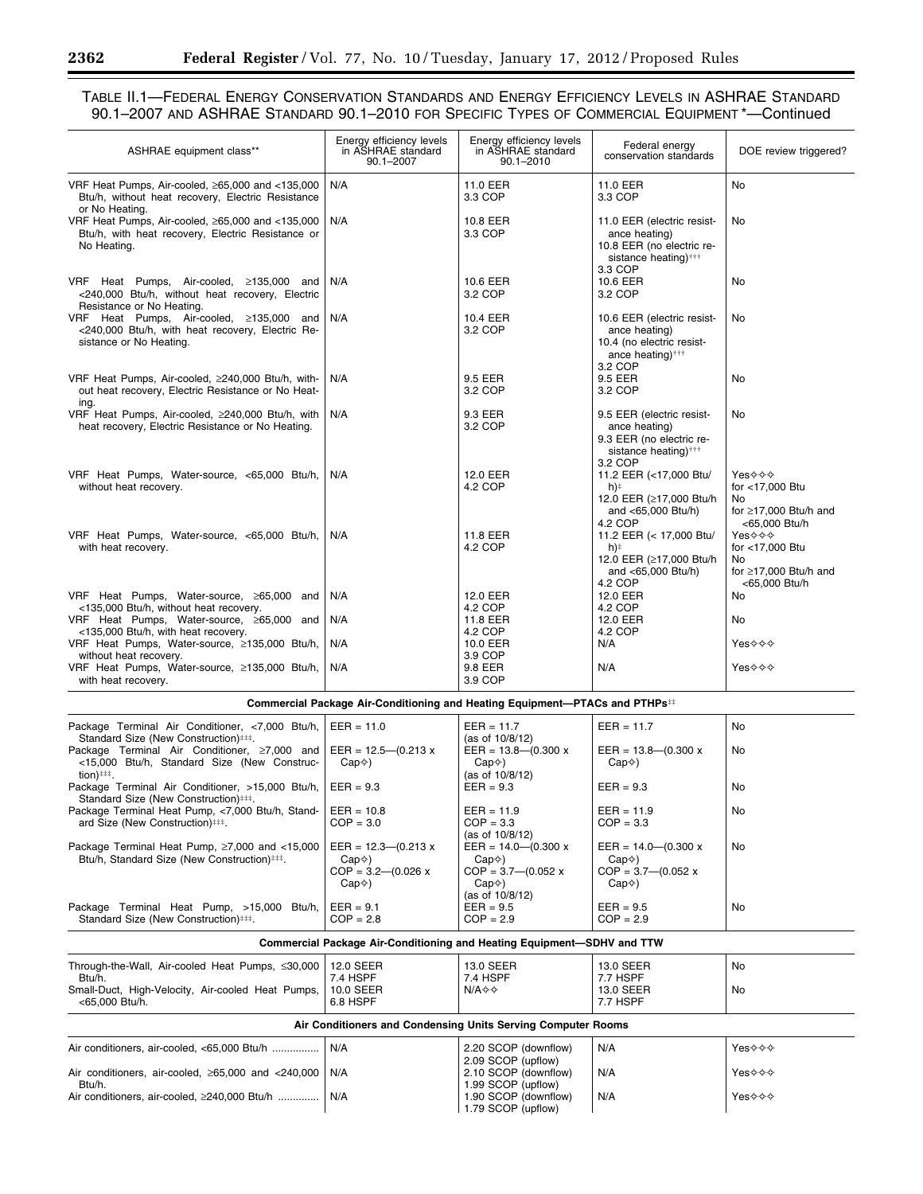### Table II.1—Federal Energy Conservation Standards and Energy Efficiency Levels in ASHRAE Standard 90.1–2007 and ASHRAE Standard 90.1–2010 for Specific Types of Commercial Equipment *—Continued

| ASHRAE equipment class** | Energy efficiency levels in ASHRAE standard 90.1–2007 | Energy efficiency levels in ASHRAE standard 90.1–2010 | Federal energy conservation standards | DOE review triggered? |
|---|---|---|---|---|
| VRF Heat Pumps, Air-cooled, ≥65,000 and <135,000 Btu/h, without heat recovery, Electric Resistance or No Heating. | N/A | 11.0 EER<br>3.3 COP | 11.0 EER<br>3.3 COP | No |
| VRF Heat Pumps, Air-cooled, ≥65,000 and <135,000 Btu/h, with heat recovery, Electric Resistance or No Heating. | N/A | 10.8 EER<br>3.3 COP | 11.0 EER (electric resistance heating)<br>10.8 EER (no electric resistance heating)††† <br>3.3 COP | No |
| VRF Heat Pumps, Air-cooled, ≥135,000 and <240,000 Btu/h, without heat recovery, Electric Resistance or No Heating. | N/A | 10.6 EER<br>3.2 COP | 10.6 EER<br>3.2 COP | No |
| VRF Heat Pumps, Air-cooled, ≥135,000 and <240,000 Btu/h, with heat recovery, Electric Resistance or No Heating. | N/A | 10.4 EER<br>3.2 COP | 10.6 EER (electric resistance heating)<br>10.4 (no electric resistance heating)†††<br>3.2 COP | No |
| VRF Heat Pumps, Air-cooled, ≥240,000 Btu/h, without heat recovery, Electric Resistance or No Heating. | N/A | 9.5 EER<br>3.2 COP | 9.5 EER<br>3.2 COP | No |
| VRF Heat Pumps, Air-cooled, ≥240,000 Btu/h, with heat recovery, Electric Resistance or No Heating. | N/A | 9.3 EER<br>3.2 COP | 9.5 EER (electric resistance heating)<br>9.3 EER (no electric resistance heating)†††<br>3.2 COP | No |
| VRF Heat Pumps, Water-source, <65,000 Btu/h, without heat recovery. | N/A | 12.0 EER<br>4.2 COP | 11.2 EER (<17,000 Btu/h)‡<br>12.0 EER (≥17,000 Btu/h and <65,000 Btu/h)<br>4.2 COP | Yes✧✧✧ for <17,000 Btu<br>No for ≥17,000 Btu/h and <65,000 Btu/h |
| VRF Heat Pumps, Water-source, <65,000 Btu/h, with heat recovery. | N/A | 11.8 EER<br>4.2 COP | 11.2 EER (< 17,000 Btu/h)‡<br>12.0 EER (≥17,000 Btu/h and <65,000 Btu/h)<br>4.2 COP | Yes✧✧✧ for <17,000 Btu<br>No for ≥17,000 Btu/h and <65,000 Btu/h |
| VRF Heat Pumps, Water-source, ≥65,000 and <135,000 Btu/h, without heat recovery. | N/A | 12.0 EER<br>4.2 COP | 12.0 EER<br>4.2 COP | No |
| VRF Heat Pumps, Water-source, ≥65,000 and <135,000 Btu/h, with heat recovery. | N/A | 11.8 EER<br>4.2 COP | 12.0 EER<br>4.2 COP | No |
| VRF Heat Pumps, Water-source, ≥135,000 Btu/h, without heat recovery. | N/A | 10.0 EER<br>3.9 COP | N/A | Yes✧✧✧ |
| VRF Heat Pumps, Water-source, ≥135,000 Btu/h, with heat recovery. | N/A | 9.8 EER<br>3.9 COP | N/A | Yes✧✧✧ |
| **Commercial Package Air-Conditioning and Heating Equipment—PTACs and PTHPs‡‡** | | | | |
| Package Terminal Air Conditioner, <7,000 Btu/h, Standard Size (New Construction)‡‡‡. | EER = 11.0 | EER = 11.7<br>(as of 10/8/12) | EER = 11.7 | No |
| Package Terminal Air Conditioner, ≥7,000 and <15,000 Btu/h, Standard Size (New Construction)‡‡‡. | EER = 12.5—(0.213 x Cap✧) | EER = 13.8—(0.300 x Cap✧)<br>(as of 10/8/12) | EER = 13.8—(0.300 x Cap✧) | No |
| Package Terminal Air Conditioner, >15,000 Btu/h, Standard Size (New Construction)‡‡‡. | EER = 9.3 | EER = 9.3 | EER = 9.3 | No |
| Package Terminal Heat Pump, <7,000 Btu/h, Standard Size (New Construction)‡‡‡. | EER = 10.8<br>COP = 3.0 | EER = 11.9<br>COP = 3.3<br>(as of 10/8/12) | EER = 11.9<br>COP = 3.3 | No |
| Package Terminal Heat Pump, ≥7,000 and <15,000 Btu/h, Standard Size (New Construction)‡‡‡. | EER = 12.3—(0.213 x Cap✧)<br>COP = 3.2—(0.026 x Cap✧) | EER = 14.0—(0.300 x Cap✧)<br>COP = 3.7—(0.052 x Cap✧)<br>(as of 10/8/12) | EER = 14.0—(0.300 x Cap✧)<br>COP = 3.7—(0.052 x Cap✧) | No |
| Package Terminal Heat Pump, >15,000 Btu/h, Standard Size (New Construction)‡‡‡. | EER = 9.1<br>COP = 2.8 | EER = 9.5<br>COP = 2.9 | EER = 9.5<br>COP = 2.9 | No |
| **Commercial Package Air-Conditioning and Heating Equipment—SDHV and TTW** | | | | |
| Through-the-Wall, Air-cooled Heat Pumps, ≤30,000 Btu/h. | 12.0 SEER<br>7.4 HSPF | 13.0 SEER<br>7.4 HSPF | 13.0 SEER<br>7.7 HSPF | No |
| Small-Duct, High-Velocity, Air-cooled Heat Pumps, <65,000 Btu/h. | 10.0 SEER<br>6.8 HSPF | N/A✧✧ | 13.0 SEER<br>7.7 HSPF | No |
| **Air Conditioners and Condensing Units Serving Computer Rooms** | | | | |
| Air conditioners, air-cooled, <65,000 Btu/h | N/A | 2.20 SCOP (downflow)<br>2.09 SCOP (upflow) | N/A | Yes✧✧✧ |
| Air conditioners, air-cooled, ≥65,000 and <240,000 Btu/h. | N/A | 2.10 SCOP (downflow)<br>1.99 SCOP (upflow) | N/A | Yes✧✧✧ |
| Air conditioners, air-cooled, ≥240,000 Btu/h | N/A | 1.90 SCOP (downflow)<br>1.79 SCOP (upflow) | N/A | Yes✧✧✧ |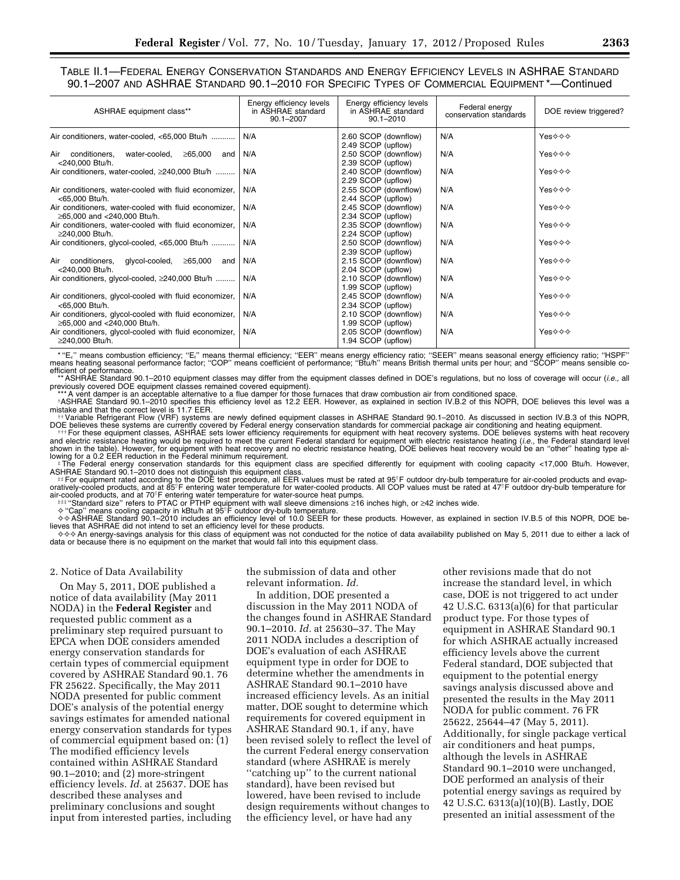TABLE II.1—FEDERAL ENERGY CONSERVATION STANDARDS AND ENERGY EFFICIENCY LEVELS IN ASHRAE STANDARD 90.1–2007 AND ASHRAE STANDARD 90.1–2010 FOR SPECIFIC TYPES OF COMMERCIAL EQUIPMENT *—Continued

| ASHRAE equipment class** | Energy efficiency levels in ASHRAE standard 90.1–2007 | Energy efficiency levels in ASHRAE standard 90.1–2010 | Federal energy conservation standards | DOE review triggered? |
|---|---|---|---|---|
| Air conditioners, water-cooled, <65,000 Btu/h | N/A | 2.60 SCOP (downflow) 2.49 SCOP (upflow) | N/A | Yes✧✧✧ |
| Air conditioners, water-cooled, ≥65,000 and <240,000 Btu/h. | N/A | 2.50 SCOP (downflow) 2.39 SCOP (upflow) | N/A | Yes✧✧✧ |
| Air conditioners, water-cooled, ≥240,000 Btu/h | N/A | 2.40 SCOP (downflow) 2.29 SCOP (upflow) | N/A | Yes✧✧✧ |
| Air conditioners, water-cooled with fluid economizer, <65,000 Btu/h. | N/A | 2.55 SCOP (downflow) 2.44 SCOP (upflow) | N/A | Yes✧✧✧ |
| Air conditioners, water-cooled with fluid economizer, ≥65,000 and <240,000 Btu/h. | N/A | 2.45 SCOP (downflow) 2.34 SCOP (upflow) | N/A | Yes✧✧✧ |
| Air conditioners, water-cooled with fluid economizer, ≥240,000 Btu/h. | N/A | 2.35 SCOP (downflow) 2.24 SCOP (upflow) | N/A | Yes✧✧✧ |
| Air conditioners, glycol-cooled, <65,000 Btu/h | N/A | 2.50 SCOP (downflow) 2.39 SCOP (upflow) | N/A | Yes✧✧✧ |
| Air conditioners, glycol-cooled, ≥65,000 and <240,000 Btu/h. | N/A | 2.15 SCOP (downflow) 2.04 SCOP (upflow) | N/A | Yes✧✧✧ |
| Air conditioners, glycol-cooled, ≥240,000 Btu/h | N/A | 2.10 SCOP (downflow) 1.99 SCOP (upflow) | N/A | Yes✧✧✧ |
| Air conditioners, glycol-cooled with fluid economizer, <65,000 Btu/h. | N/A | 2.45 SCOP (downflow) 2.34 SCOP (upflow) | N/A | Yes✧✧✧ |
| Air conditioners, glycol-cooled with fluid economizer, ≥65,000 and <240,000 Btu/h. | N/A | 2.10 SCOP (downflow) 1.99 SCOP (upflow) | N/A | Yes✧✧✧ |
| Air conditioners, glycol-cooled with fluid economizer, ≥240,000 Btu/h. | N/A | 2.05 SCOP (downflow) 1.94 SCOP (upflow) | N/A | Yes✧✧✧ |

* "$E_c$" means combustion efficiency; "$E_t$" means thermal efficiency; "EER" means energy efficiency ratio; "SEER" means seasonal energy efficiency ratio; "HSPF" means heating seasonal performance factor; "COP" means coefficient of performance; "Btu/h" means British thermal units per hour; and "SCOP" means sensible coefficient of performance.

** ASHRAE Standard 90.1–2010 equipment classes may differ from the equipment classes defined in DOE's regulations, but no loss of coverage will occur (*i.e.,* all previously covered DOE equipment classes remained covered equipment).

*** A vent damper is an acceptable alternative to a flue damper for those furnaces that draw combustion air from conditioned space.

† ASHRAE Standard 90.1–2010 specifies this efficiency level as 12.2 EER. However, as explained in section IV.B.2 of this NOPR, DOE believes this level was a mistake and that the correct level is 11.7 EER.

†† Variable Refrigerant Flow (VRF) systems are newly defined equipment classes in ASHRAE Standard 90.1–2010. As discussed in section IV.B.3 of this NOPR, DOE believes these systems are currently covered by Federal energy conservation standards for commercial package air conditioning and heating equipment.

††† For these equipment classes, ASHRAE sets lower efficiency requirements for equipment with heat recovery systems. DOE believes systems with heat recovery and electric resistance heating would be required to meet the current Federal standard for equipment with electric resistance heating (*i.e.,* the Federal standard level shown in the table). However, for equipment with heat recovery and no electric resistance heating, DOE believes heat recovery would be an "other" heating type allowing for a 0.2 EER reduction in the Federal minimum requirement.

‡ The Federal energy conservation standards for this equipment class are specified differently for equipment with cooling capacity <17,000 Btu/h. However, ASHRAE Standard 90.1–2010 does not distinguish this equipment class.

‡‡ For equipment rated according to the DOE test procedure, all EER values must be rated at 95°F outdoor dry-bulb temperature for air-cooled products and evaporatively-cooled products, and at 85°F entering water temperature for water-cooled products. All COP values must be rated at 47°F outdoor dry-bulb temperature for air-cooled products, and at 70°F entering water temperature for water-source heat pumps.

‡‡‡ "Standard size" refers to PTAC or PTHP equipment with wall sleeve dimensions ≥16 inches high, or ≥42 inches wide.

✧ "Cap" means cooling capacity in kBtu/h at 95°F outdoor dry-bulb temperature.

✧✧ ASHRAE Standard 90.1–2010 includes an efficiency level of 10.0 SEER for these products. However, as explained in section IV.B.5 of this NOPR, DOE believes that ASHRAE did not intend to set an efficiency level for these products.

✧✧✧ An energy-savings analysis for this class of equipment was not conducted for the notice of data availability published on May 5, 2011 due to either a lack of data or because there is no equipment on the market that would fall into this equipment class.

2. Notice of Data Availability

On May 5, 2011, DOE published a notice of data availability (May 2011 NODA) in the **Federal Register** and requested public comment as a preliminary step required pursuant to EPCA when DOE considers amended energy conservation standards for certain types of commercial equipment covered by ASHRAE Standard 90.1. 76 FR 25622. Specifically, the May 2011 NODA presented for public comment DOE's analysis of the potential energy savings estimates for amended national energy conservation standards for types of commercial equipment based on: (1) The modified efficiency levels contained within ASHRAE Standard 90.1–2010; and (2) more-stringent efficiency levels. *Id.* at 25637. DOE has described these analyses and preliminary conclusions and sought input from interested parties, including the submission of data and other relevant information. *Id.*

In addition, DOE presented a discussion in the May 2011 NODA of the changes found in ASHRAE Standard 90.1–2010. *Id.* at 25630–37. The May 2011 NODA includes a description of DOE's evaluation of each ASHRAE equipment type in order for DOE to determine whether the amendments in ASHRAE Standard 90.1–2010 have increased efficiency levels. As an initial matter, DOE sought to determine which requirements for covered equipment in ASHRAE Standard 90.1, if any, have been revised solely to reflect the level of the current Federal energy conservation standard (where ASHRAE is merely "catching up" to the current national standard), have been revised but lowered, have been revised to include design requirements without changes to the efficiency level, or have had any other revisions made that do not increase the standard level, in which case, DOE is not triggered to act under 42 U.S.C. 6313(a)(6) for that particular product type. For those types of equipment in ASHRAE Standard 90.1 for which ASHRAE actually increased efficiency levels above the current Federal standard, DOE subjected that equipment to the potential energy savings analysis discussed above and presented the results in the May 2011 NODA for public comment. 76 FR 25622, 25644–47 (May 5, 2011). Additionally, for single package vertical air conditioners and heat pumps, although the levels in ASHRAE Standard 90.1–2010 were unchanged, DOE performed an analysis of their potential energy savings as required by 42 U.S.C. 6313(a)(10)(B). Lastly, DOE presented an initial assessment of the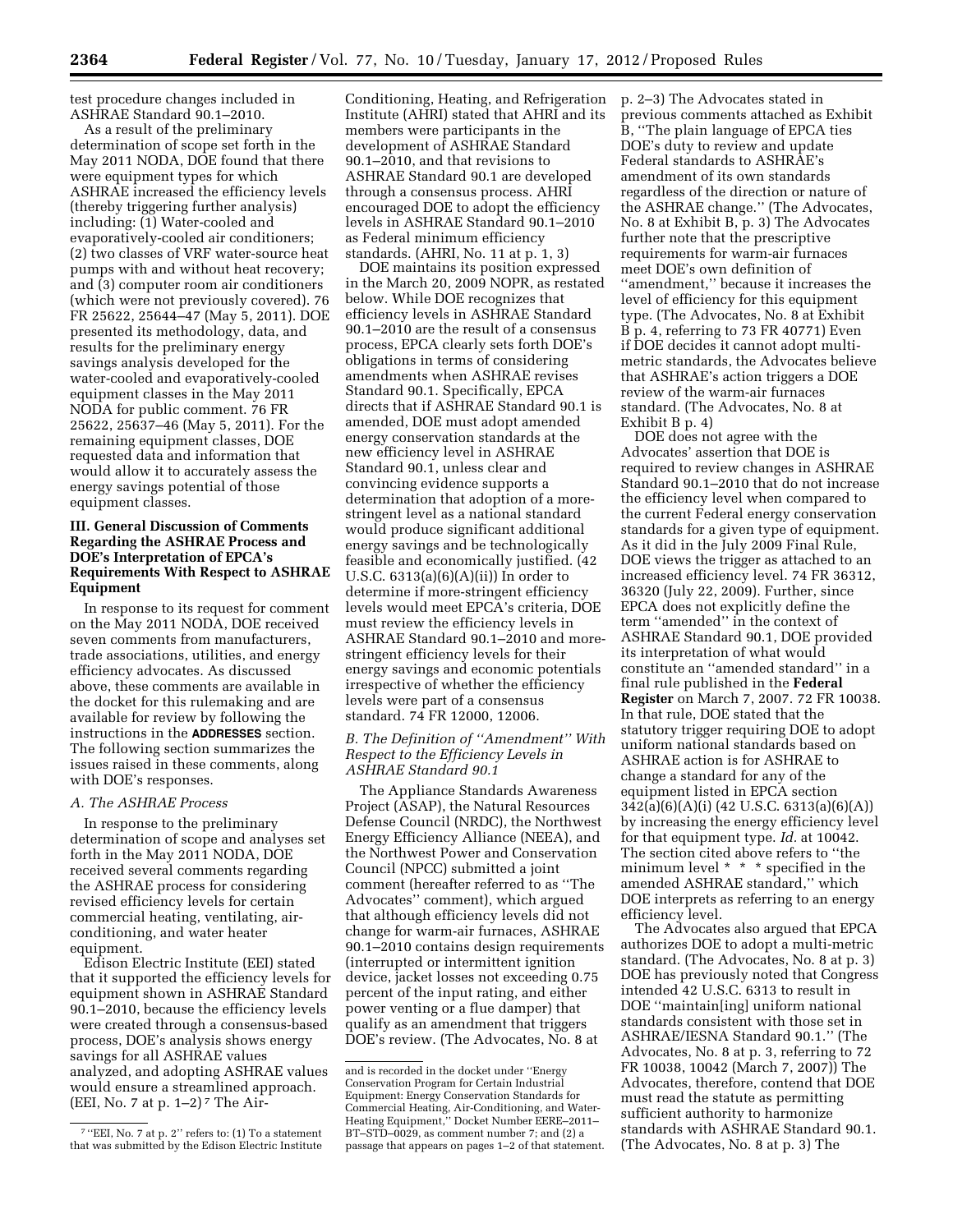test procedure changes included in ASHRAE Standard 90.1–2010.

As a result of the preliminary determination of scope set forth in the May 2011 NODA, DOE found that there were equipment types for which ASHRAE increased the efficiency levels (thereby triggering further analysis) including: (1) Water-cooled and evaporatively-cooled air conditioners; (2) two classes of VRF water-source heat pumps with and without heat recovery; and (3) computer room air conditioners (which were not previously covered). 76 FR 25622, 25644–47 (May 5, 2011). DOE presented its methodology, data, and results for the preliminary energy savings analysis developed for the water-cooled and evaporatively-cooled equipment classes in the May 2011 NODA for public comment. 76 FR 25622, 25637–46 (May 5, 2011). For the remaining equipment classes, DOE requested data and information that would allow it to accurately assess the energy savings potential of those equipment classes.

### III. General Discussion of Comments Regarding the ASHRAE Process and DOE's Interpretation of EPCA's Requirements With Respect to ASHRAE Equipment

In response to its request for comment on the May 2011 NODA, DOE received seven comments from manufacturers, trade associations, utilities, and energy efficiency advocates. As discussed above, these comments are available in the docket for this rulemaking and are available for review by following the instructions in the **ADDRESSES** section. The following section summarizes the issues raised in these comments, along with DOE's responses.

#### *A. The ASHRAE Process*

In response to the preliminary determination of scope and analyses set forth in the May 2011 NODA, DOE received several comments regarding the ASHRAE process for considering revised efficiency levels for certain commercial heating, ventilating, air-conditioning, and water heater equipment.

Edison Electric Institute (EEI) stated that it supported the efficiency levels for equipment shown in ASHRAE Standard 90.1–2010, because the efficiency levels were created through a consensus-based process, DOE's analysis shows energy savings for all ASHRAE values analyzed, and adopting ASHRAE values would ensure a streamlined approach. (EEI, No. 7 at p. 1–2)[7] The Air-Conditioning, Heating, and Refrigeration Institute (AHRI) stated that AHRI and its members were participants in the development of ASHRAE Standard 90.1–2010, and that revisions to ASHRAE Standard 90.1 are developed through a consensus process. AHRI encouraged DOE to adopt the efficiency levels in ASHRAE Standard 90.1–2010 as Federal minimum efficiency standards. (AHRI, No. 11 at p. 1, 3)

DOE maintains its position expressed in the March 20, 2009 NOPR, as restated below. While DOE recognizes that efficiency levels in ASHRAE Standard 90.1–2010 are the result of a consensus process, EPCA clearly sets forth DOE's obligations in terms of considering amendments when ASHRAE revises Standard 90.1. Specifically, EPCA directs that if ASHRAE Standard 90.1 is amended, DOE must adopt amended energy conservation standards at the new efficiency level in ASHRAE Standard 90.1, unless clear and convincing evidence supports a determination that adoption of a more-stringent level as a national standard would produce significant additional energy savings and be technologically feasible and economically justified. (42 U.S.C. 6313(a)(6)(A)(ii)) In order to determine if more-stringent efficiency levels would meet EPCA's criteria, DOE must review the efficiency levels in ASHRAE Standard 90.1–2010 and more-stringent efficiency levels for their energy savings and economic potentials irrespective of whether the efficiency levels were part of a consensus standard. 74 FR 12000, 12006.

#### *B. The Definition of "Amendment" With Respect to the Efficiency Levels in ASHRAE Standard 90.1*

The Appliance Standards Awareness Project (ASAP), the Natural Resources Defense Council (NRDC), the Northwest Energy Efficiency Alliance (NEEA), and the Northwest Power and Conservation Council (NPCC) submitted a joint comment (hereafter referred to as "The Advocates" comment), which argued that although efficiency levels did not change for warm-air furnaces, ASHRAE 90.1–2010 contains design requirements (interrupted or intermittent ignition device, jacket losses not exceeding 0.75 percent of the input rating, and either power venting or a flue damper) that qualify as an amendment that triggers DOE's review. (The Advocates, No. 8 at p. 2–3) The Advocates stated in previous comments attached as Exhibit B, "The plain language of EPCA ties DOE's duty to review and update Federal standards to ASHRAE's amendment of its own standards regardless of the direction or nature of the ASHRAE change." (The Advocates, No. 8 at Exhibit B, p. 3) The Advocates further note that the prescriptive requirements for warm-air furnaces meet DOE's own definition of "amendment," because it increases the level of efficiency for this equipment type. (The Advocates, No. 8 at Exhibit B p. 4, referring to 73 FR 40771) Even if DOE decides it cannot adopt multi-metric standards, the Advocates believe that ASHRAE's action triggers a DOE review of the warm-air furnaces standard. (The Advocates, No. 8 at Exhibit B p. 4)

DOE does not agree with the Advocates' assertion that DOE is required to review changes in ASHRAE Standard 90.1–2010 that do not increase the efficiency level when compared to the current Federal energy conservation standards for a given type of equipment. As it did in the July 2009 Final Rule, DOE views the trigger as attached to an increased efficiency level. 74 FR 36312, 36320 (July 22, 2009). Further, since EPCA does not explicitly define the term "amended" in the context of ASHRAE Standard 90.1, DOE provided its interpretation of what would constitute an "amended standard" in a final rule published in the **Federal Register** on March 7, 2007. 72 FR 10038. In that rule, DOE stated that the statutory trigger requiring DOE to adopt uniform national standards based on ASHRAE action is for ASHRAE to change a standard for any of the equipment listed in EPCA section 342(a)(6)(A)(i) (42 U.S.C. 6313(a)(6)(A)) by increasing the energy efficiency level for that equipment type. *Id.* at 10042. The section cited above refers to "the minimum level * * * specified in the amended ASHRAE standard," which DOE interprets as referring to an energy efficiency level.

The Advocates also argued that EPCA authorizes DOE to adopt a multi-metric standard. (The Advocates, No. 8 at p. 3) DOE has previously noted that Congress intended 42 U.S.C. 6313 to result in DOE "maintain[ing] uniform national standards consistent with those set in ASHRAE/IESNA Standard 90.1." (The Advocates, No. 8 at p. 3, referring to 72 FR 10038, 10042 (March 7, 2007)) The Advocates, therefore, contend that DOE must read the statute as permitting sufficient authority to harmonize standards with ASHRAE Standard 90.1. (The Advocates, No. 8 at p. 3) The

[7] "EEI, No. 7 at p. 2" refers to: (1) To a statement that was submitted by the Edison Electric Institute and is recorded in the docket under "Energy Conservation Program for Certain Industrial Equipment: Energy Conservation Standards for Commercial Heating, Air-Conditioning, and Water-Heating Equipment," Docket Number EERE–2011–BT–STD–0029, as comment number 7; and (2) a passage that appears on pages 1–2 of that statement.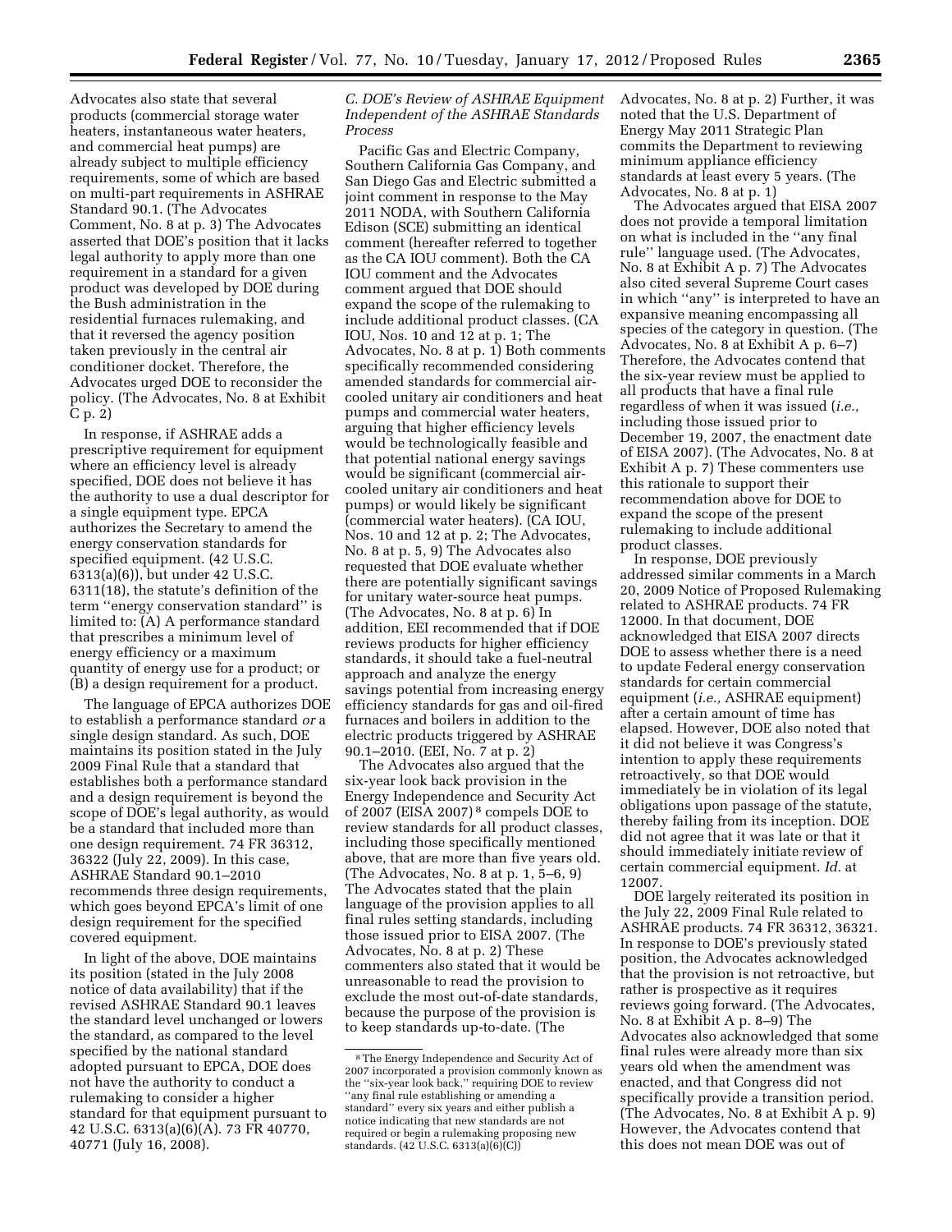Advocates also state that several products (commercial storage water heaters, instantaneous water heaters, and commercial heat pumps) are already subject to multiple efficiency requirements, some of which are based on multi-part requirements in ASHRAE Standard 90.1. (The Advocates Comment, No. 8 at p. 3) The Advocates asserted that DOE's position that it lacks legal authority to apply more than one requirement in a standard for a given product was developed by DOE during the Bush administration in the residential furnaces rulemaking, and that it reversed the agency position taken previously in the central air conditioner docket. Therefore, the Advocates urged DOE to reconsider the policy. (The Advocates, No. 8 at Exhibit C p. 2)

In response, if ASHRAE adds a prescriptive requirement for equipment where an efficiency level is already specified, DOE does not believe it has the authority to use a dual descriptor for a single equipment type. EPCA authorizes the Secretary to amend the energy conservation standards for specified equipment. (42 U.S.C. 6313(a)(6)), but under 42 U.S.C. 6311(18), the statute's definition of the term ''energy conservation standard'' is limited to: (A) A performance standard that prescribes a minimum level of energy efficiency or a maximum quantity of energy use for a product; or (B) a design requirement for a product.

The language of EPCA authorizes DOE to establish a performance standard *or* a single design standard. As such, DOE maintains its position stated in the July 2009 Final Rule that a standard that establishes both a performance standard and a design requirement is beyond the scope of DOE's legal authority, as would be a standard that included more than one design requirement. 74 FR 36312, 36322 (July 22, 2009). In this case, ASHRAE Standard 90.1–2010 recommends three design requirements, which goes beyond EPCA's limit of one design requirement for the specified covered equipment.

In light of the above, DOE maintains its position (stated in the July 2008 notice of data availability) that if the revised ASHRAE Standard 90.1 leaves the standard level unchanged or lowers the standard, as compared to the level specified by the national standard adopted pursuant to EPCA, DOE does not have the authority to conduct a rulemaking to consider a higher standard for that equipment pursuant to 42 U.S.C. 6313(a)(6)(A). 73 FR 40770, 40771 (July 16, 2008).

### C. DOE's Review of ASHRAE Equipment Independent of the ASHRAE Standards Process

Pacific Gas and Electric Company, Southern California Gas Company, and San Diego Gas and Electric submitted a joint comment in response to the May 2011 NODA, with Southern California Edison (SCE) submitting an identical comment (hereafter referred to together as the CA IOU comment). Both the CA IOU comment and the Advocates comment argued that DOE should expand the scope of the rulemaking to include additional product classes. (CA IOU, Nos. 10 and 12 at p. 1; The Advocates, No. 8 at p. 1) Both comments specifically recommended considering amended standards for commercial air-cooled unitary air conditioners and heat pumps and commercial water heaters, arguing that higher efficiency levels would be technologically feasible and that potential national energy savings would be significant (commercial air-cooled unitary air conditioners and heat pumps) or would likely be significant (commercial water heaters). (CA IOU, Nos. 10 and 12 at p. 2; The Advocates, No. 8 at p. 5, 9) The Advocates also requested that DOE evaluate whether there are potentially significant savings for unitary water-source heat pumps. (The Advocates, No. 8 at p. 6) In addition, EEI recommended that if DOE reviews products for higher efficiency standards, it should take a fuel-neutral approach and analyze the energy savings potential from increasing energy efficiency standards for gas and oil-fired furnaces and boilers in addition to the electric products triggered by ASHRAE 90.1–2010. (EEI, No. 7 at p. 2)

The Advocates also argued that the six-year look back provision in the Energy Independence and Security Act of 2007 (EISA 2007)[8] compels DOE to review standards for all product classes, including those specifically mentioned above, that are more than five years old. (The Advocates, No. 8 at p. 1, 5–6, 9) The Advocates stated that the plain language of the provision applies to all final rules setting standards, including those issued prior to EISA 2007. (The Advocates, No. 8 at p. 2) These commenters also stated that it would be unreasonable to read the provision to exclude the most out-of-date standards, because the purpose of the provision is to keep standards up-to-date. (The Advocates, No. 8 at p. 2) Further, it was noted that the U.S. Department of Energy May 2011 Strategic Plan commits the Department to reviewing minimum appliance efficiency standards at least every 5 years. (The Advocates, No. 8 at p. 1)

The Advocates argued that EISA 2007 does not provide a temporal limitation on what is included in the ''any final rule'' language used. (The Advocates, No. 8 at Exhibit A p. 7) The Advocates also cited several Supreme Court cases in which ''any'' is interpreted to have an expansive meaning encompassing all species of the category in question. (The Advocates, No. 8 at Exhibit A p. 6–7) Therefore, the Advocates contend that the six-year review must be applied to all products that have a final rule regardless of when it was issued (*i.e.,* including those issued prior to December 19, 2007, the enactment date of EISA 2007). (The Advocates, No. 8 at Exhibit A p. 7) These commenters use this rationale to support their recommendation above for DOE to expand the scope of the present rulemaking to include additional product classes.

In response, DOE previously addressed similar comments in a March 20, 2009 Notice of Proposed Rulemaking related to ASHRAE products. 74 FR 12000. In that document, DOE acknowledged that EISA 2007 directs DOE to assess whether there is a need to update Federal energy conservation standards for certain commercial equipment (*i.e.,* ASHRAE equipment) after a certain amount of time has elapsed. However, DOE also noted that it did not believe it was Congress's intention to apply these requirements retroactively, so that DOE would immediately be in violation of its legal obligations upon passage of the statute, thereby failing from its inception. DOE did not agree that it was late or that it should immediately initiate review of certain commercial equipment. *Id.* at 12007.

DOE largely reiterated its position in the July 22, 2009 Final Rule related to ASHRAE products. 74 FR 36312, 36321. In response to DOE's previously stated position, the Advocates acknowledged that the provision is not retroactive, but rather is prospective as it requires reviews going forward. (The Advocates, No. 8 at Exhibit A p. 8–9) The Advocates also acknowledged that some final rules were already more than six years old when the amendment was enacted, and that Congress did not specifically provide a transition period. (The Advocates, No. 8 at Exhibit A p. 9) However, the Advocates contend that this does not mean DOE was out of

[8] The Energy Independence and Security Act of 2007 incorporated a provision commonly known as the ''six-year look back,'' requiring DOE to review ''any final rule establishing or amending a standard'' every six years and either publish a notice indicating that new standards are not required or begin a rulemaking proposing new standards. (42 U.S.C. 6313(a)(6)(C))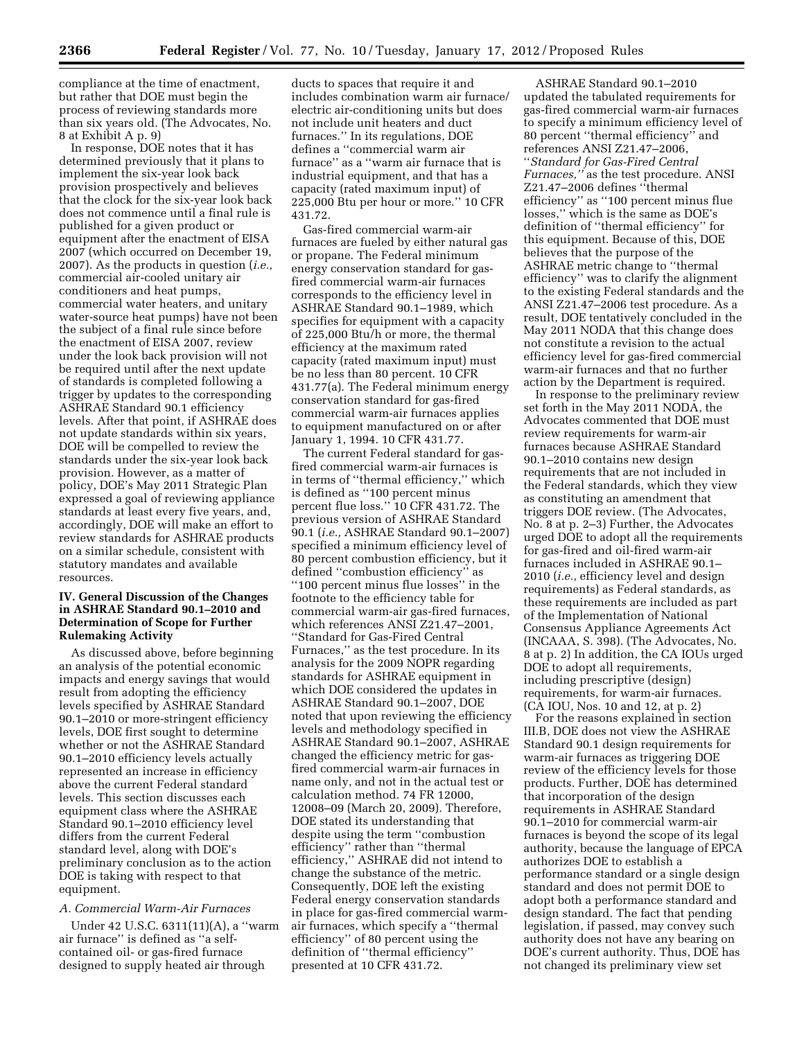compliance at the time of enactment, but rather that DOE must begin the process of reviewing standards more than six years old. (The Advocates, No. 8 at Exhibit A p. 9)

In response, DOE notes that it has determined previously that it plans to implement the six-year look back provision prospectively and believes that the clock for the six-year look back does not commence until a final rule is published for a given product or equipment after the enactment of EISA 2007 (which occurred on December 19, 2007). As the products in question (*i.e.,* commercial air-cooled unitary air conditioners and heat pumps, commercial water heaters, and unitary water-source heat pumps) have not been the subject of a final rule since before the enactment of EISA 2007, review under the look back provision will not be required until after the next update of standards is completed following a trigger by updates to the corresponding ASHRAE Standard 90.1 efficiency levels. After that point, if ASHRAE does not update standards within six years, DOE will be compelled to review the standards under the six-year look back provision. However, as a matter of policy, DOE's May 2011 Strategic Plan expressed a goal of reviewing appliance standards at least every five years, and, accordingly, DOE will make an effort to review standards for ASHRAE products on a similar schedule, consistent with statutory mandates and available resources.

## IV. General Discussion of the Changes in ASHRAE Standard 90.1–2010 and Determination of Scope for Further Rulemaking Activity

As discussed above, before beginning an analysis of the potential economic impacts and energy savings that would result from adopting the efficiency levels specified by ASHRAE Standard 90.1–2010 or more-stringent efficiency levels, DOE first sought to determine whether or not the ASHRAE Standard 90.1–2010 efficiency levels actually represented an increase in efficiency above the current Federal standard levels. This section discusses each equipment class where the ASHRAE Standard 90.1–2010 efficiency level differs from the current Federal standard level, along with DOE's preliminary conclusion as to the action DOE is taking with respect to that equipment.

### *A. Commercial Warm-Air Furnaces*

Under 42 U.S.C. 6311(11)(A), a ''warm air furnace'' is defined as ''a self-contained oil- or gas-fired furnace designed to supply heated air through ducts to spaces that require it and includes combination warm air furnace/electric air-conditioning units but does not include unit heaters and duct furnaces.'' In its regulations, DOE defines a ''commercial warm air furnace'' as a ''warm air furnace that is industrial equipment, and that has a capacity (rated maximum input) of 225,000 Btu per hour or more.'' 10 CFR 431.72.

Gas-fired commercial warm-air furnaces are fueled by either natural gas or propane. The Federal minimum energy conservation standard for gas-fired commercial warm-air furnaces corresponds to the efficiency level in ASHRAE Standard 90.1–1989, which specifies for equipment with a capacity of 225,000 Btu/h or more, the thermal efficiency at the maximum rated capacity (rated maximum input) must be no less than 80 percent. 10 CFR 431.77(a). The Federal minimum energy conservation standard for gas-fired commercial warm-air furnaces applies to equipment manufactured on or after January 1, 1994. 10 CFR 431.77.

The current Federal standard for gas-fired commercial warm-air furnaces is in terms of ''thermal efficiency,'' which is defined as ''100 percent minus percent flue loss.'' 10 CFR 431.72. The previous version of ASHRAE Standard 90.1 (*i.e.,* ASHRAE Standard 90.1–2007) specified a minimum efficiency level of 80 percent combustion efficiency, but it defined ''combustion efficiency'' as ''100 percent minus flue losses'' in the footnote to the efficiency table for commercial warm-air gas-fired furnaces, which references ANSI Z21.47–2001, ''Standard for Gas-Fired Central Furnaces,'' as the test procedure. In its analysis for the 2009 NOPR regarding standards for ASHRAE equipment in which DOE considered the updates in ASHRAE Standard 90.1–2007, DOE noted that upon reviewing the efficiency levels and methodology specified in ASHRAE Standard 90.1–2007, ASHRAE changed the efficiency metric for gas-fired commercial warm-air furnaces in name only, and not in the actual test or calculation method. 74 FR 12000, 12008–09 (March 20, 2009). Therefore, DOE stated its understanding that despite using the term ''combustion efficiency'' rather than ''thermal efficiency,'' ASHRAE did not intend to change the substance of the metric. Consequently, DOE left the existing Federal energy conservation standards in place for gas-fired commercial warm-air furnaces, which specify a ''thermal efficiency'' of 80 percent using the definition of ''thermal efficiency'' presented at 10 CFR 431.72.

ASHRAE Standard 90.1–2010 updated the tabulated requirements for gas-fired commercial warm-air furnaces to specify a minimum efficiency level of 80 percent ''thermal efficiency'' and references ANSI Z21.47–2006, ''*Standard for Gas-Fired Central Furnaces,''* as the test procedure. ANSI Z21.47–2006 defines ''thermal efficiency'' as ''100 percent minus flue losses,'' which is the same as DOE's definition of ''thermal efficiency'' for this equipment. Because of this, DOE believes that the purpose of the ASHRAE metric change to ''thermal efficiency'' was to clarify the alignment to the existing Federal standards and the ANSI Z21.47–2006 test procedure. As a result, DOE tentatively concluded in the May 2011 NODA that this change does not constitute a revision to the actual efficiency level for gas-fired commercial warm-air furnaces and that no further action by the Department is required.

In response to the preliminary review set forth in the May 2011 NODA, the Advocates commented that DOE must review requirements for warm-air furnaces because ASHRAE Standard 90.1–2010 contains new design requirements that are not included in the Federal standards, which they view as constituting an amendment that triggers DOE review. (The Advocates, No. 8 at p. 2–3) Further, the Advocates urged DOE to adopt all the requirements for gas-fired and oil-fired warm-air furnaces included in ASHRAE 90.1–2010 (*i.e.,* efficiency level and design requirements) as Federal standards, as these requirements are included as part of the Implementation of National Consensus Appliance Agreements Act (INCAAA, S. 398). (The Advocates, No. 8 at p. 2) In addition, the CA IOUs urged DOE to adopt all requirements, including prescriptive (design) requirements, for warm-air furnaces. (CA IOU, Nos. 10 and 12, at p. 2)

For the reasons explained in section III.B, DOE does not view the ASHRAE Standard 90.1 design requirements for warm-air furnaces as triggering DOE review of the efficiency levels for those products. Further, DOE has determined that incorporation of the design requirements in ASHRAE Standard 90.1–2010 for commercial warm-air furnaces is beyond the scope of its legal authority, because the language of EPCA authorizes DOE to establish a performance standard or a single design standard and does not permit DOE to adopt both a performance standard and design standard. The fact that pending legislation, if passed, may convey such authority does not have any bearing on DOE's current authority. Thus, DOE has not changed its preliminary view set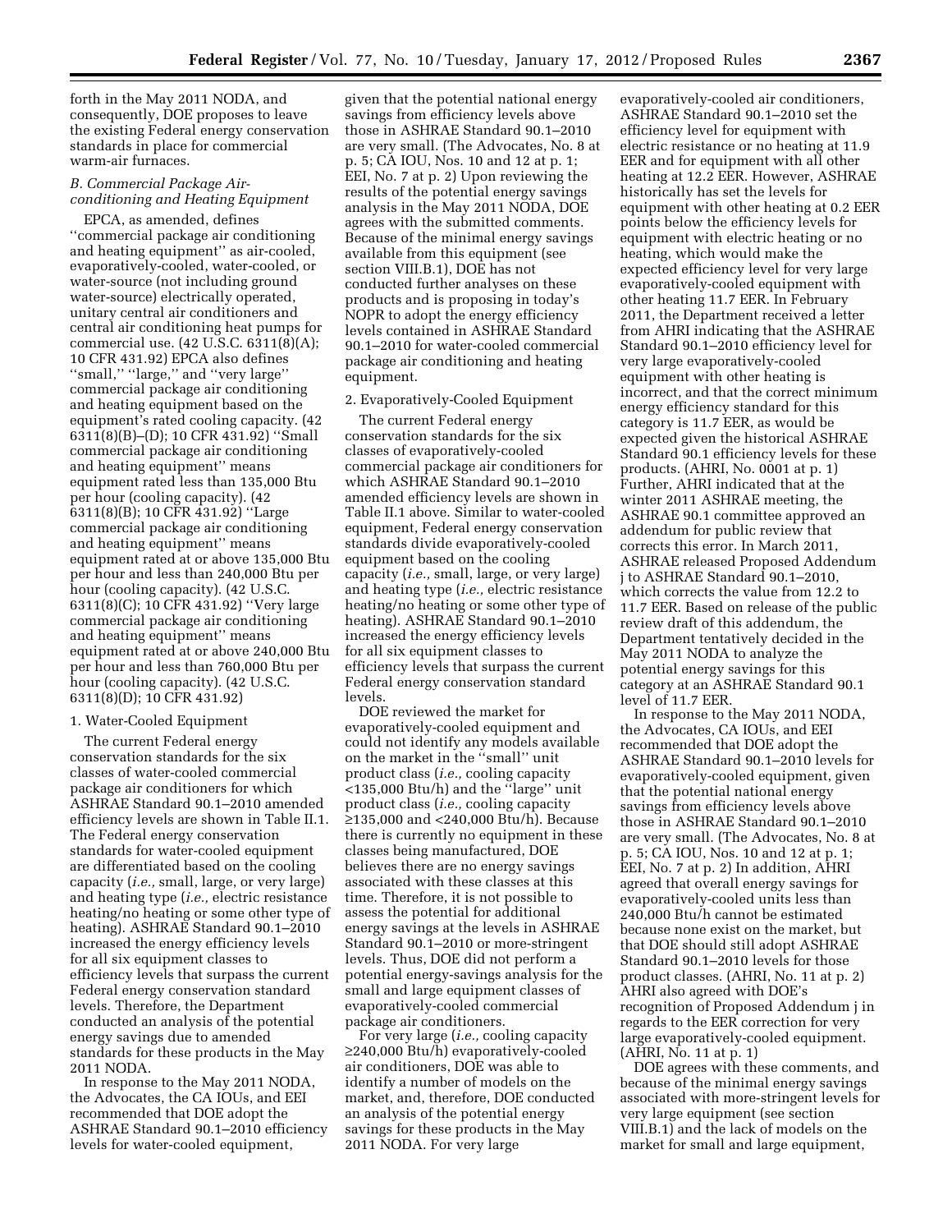forth in the May 2011 NODA, and consequently, DOE proposes to leave the existing Federal energy conservation standards in place for commercial warm-air furnaces.

### B. Commercial Package Air-conditioning and Heating Equipment

EPCA, as amended, defines ''commercial package air conditioning and heating equipment'' as air-cooled, evaporatively-cooled, water-cooled, or water-source (not including ground water-source) electrically operated, unitary central air conditioners and central air conditioning heat pumps for commercial use. (42 U.S.C. 6311(8)(A); 10 CFR 431.92) EPCA also defines ''small,'' ''large,'' and ''very large'' commercial package air conditioning and heating equipment based on the equipment's rated cooling capacity. (42 6311(8)(B)–(D); 10 CFR 431.92) ''Small commercial package air conditioning and heating equipment'' means equipment rated less than 135,000 Btu per hour (cooling capacity). (42 6311(8)(B); 10 CFR 431.92) ''Large commercial package air conditioning and heating equipment'' means equipment rated at or above 135,000 Btu per hour and less than 240,000 Btu per hour (cooling capacity). (42 U.S.C. 6311(8)(C); 10 CFR 431.92) ''Very large commercial package air conditioning and heating equipment'' means equipment rated at or above 240,000 Btu per hour and less than 760,000 Btu per hour (cooling capacity). (42 U.S.C. 6311(8)(D); 10 CFR 431.92)

#### 1. Water-Cooled Equipment

The current Federal energy conservation standards for the six classes of water-cooled commercial package air conditioners for which ASHRAE Standard 90.1–2010 amended efficiency levels are shown in Table II.1. The Federal energy conservation standards for water-cooled equipment are differentiated based on the cooling capacity (*i.e.,* small, large, or very large) and heating type (*i.e.,* electric resistance heating/no heating or some other type of heating). ASHRAE Standard 90.1–2010 increased the energy efficiency levels for all six equipment classes to efficiency levels that surpass the current Federal energy conservation standard levels. Therefore, the Department conducted an analysis of the potential energy savings due to amended standards for these products in the May 2011 NODA.

In response to the May 2011 NODA, the Advocates, the CA IOUs, and EEI recommended that DOE adopt the ASHRAE Standard 90.1–2010 efficiency levels for water-cooled equipment, given that the potential national energy savings from efficiency levels above those in ASHRAE Standard 90.1–2010 are very small. (The Advocates, No. 8 at p. 5; CA IOU, Nos. 10 and 12 at p. 1; EEI, No. 7 at p. 2) Upon reviewing the results of the potential energy savings analysis in the May 2011 NODA, DOE agrees with the submitted comments. Because of the minimal energy savings available from this equipment (see section VIII.B.1), DOE has not conducted further analyses on these products and is proposing in today's NOPR to adopt the energy efficiency levels contained in ASHRAE Standard 90.1–2010 for water-cooled commercial package air conditioning and heating equipment.

#### 2. Evaporatively-Cooled Equipment

The current Federal energy conservation standards for the six classes of evaporatively-cooled commercial package air conditioners for which ASHRAE Standard 90.1–2010 amended efficiency levels are shown in Table II.1 above. Similar to water-cooled equipment, Federal energy conservation standards divide evaporatively-cooled equipment based on the cooling capacity (*i.e.,* small, large, or very large) and heating type (*i.e.,* electric resistance heating/no heating or some other type of heating). ASHRAE Standard 90.1–2010 increased the energy efficiency levels for all six equipment classes to efficiency levels that surpass the current Federal energy conservation standard levels.

DOE reviewed the market for evaporatively-cooled equipment and could not identify any models available on the market in the ''small'' unit product class (*i.e.,* cooling capacity <135,000 Btu/h) and the ''large'' unit product class (*i.e.,* cooling capacity ≥135,000 and <240,000 Btu/h). Because there is currently no equipment in these classes being manufactured, DOE believes there are no energy savings associated with these classes at this time. Therefore, it is not possible to assess the potential for additional energy savings at the levels in ASHRAE Standard 90.1–2010 or more-stringent levels. Thus, DOE did not perform a potential energy-savings analysis for the small and large equipment classes of evaporatively-cooled commercial package air conditioners.

For very large (*i.e.,* cooling capacity ≥240,000 Btu/h) evaporatively-cooled air conditioners, DOE was able to identify a number of models on the market, and, therefore, DOE conducted an analysis of the potential energy savings for these products in the May 2011 NODA. For very large evaporatively-cooled air conditioners, ASHRAE Standard 90.1–2010 set the efficiency level for equipment with electric resistance or no heating at 11.9 EER and for equipment with all other heating at 12.2 EER. However, ASHRAE historically has set the levels for equipment with other heating at 0.2 EER points below the efficiency levels for equipment with electric heating or no heating, which would make the expected efficiency level for very large evaporatively-cooled equipment with other heating 11.7 EER. In February 2011, the Department received a letter from AHRI indicating that the ASHRAE Standard 90.1–2010 efficiency level for very large evaporatively-cooled equipment with other heating is incorrect, and that the correct minimum energy efficiency standard for this category is 11.7 EER, as would be expected given the historical ASHRAE Standard 90.1 efficiency levels for these products. (AHRI, No. 0001 at p. 1) Further, AHRI indicated that at the winter 2011 ASHRAE meeting, the ASHRAE 90.1 committee approved an addendum for public review that corrects this error. In March 2011, ASHRAE released Proposed Addendum j to ASHRAE Standard 90.1–2010, which corrects the value from 12.2 to 11.7 EER. Based on release of the public review draft of this addendum, the Department tentatively decided in the May 2011 NODA to analyze the potential energy savings for this category at an ASHRAE Standard 90.1 level of 11.7 EER.

In response to the May 2011 NODA, the Advocates, CA IOUs, and EEI recommended that DOE adopt the ASHRAE Standard 90.1–2010 levels for evaporatively-cooled equipment, given that the potential national energy savings from efficiency levels above those in ASHRAE Standard 90.1–2010 are very small. (The Advocates, No. 8 at p. 5; CA IOU, Nos. 10 and 12 at p. 1; EEI, No. 7 at p. 2) In addition, AHRI agreed that overall energy savings for evaporatively-cooled units less than 240,000 Btu/h cannot be estimated because none exist on the market, but that DOE should still adopt ASHRAE Standard 90.1–2010 levels for those product classes. (AHRI, No. 11 at p. 2) AHRI also agreed with DOE's recognition of Proposed Addendum j in regards to the EER correction for very large evaporatively-cooled equipment. (AHRI, No. 11 at p. 1)

DOE agrees with these comments, and because of the minimal energy savings associated with more-stringent levels for very large equipment (see section VIII.B.1) and the lack of models on the market for small and large equipment,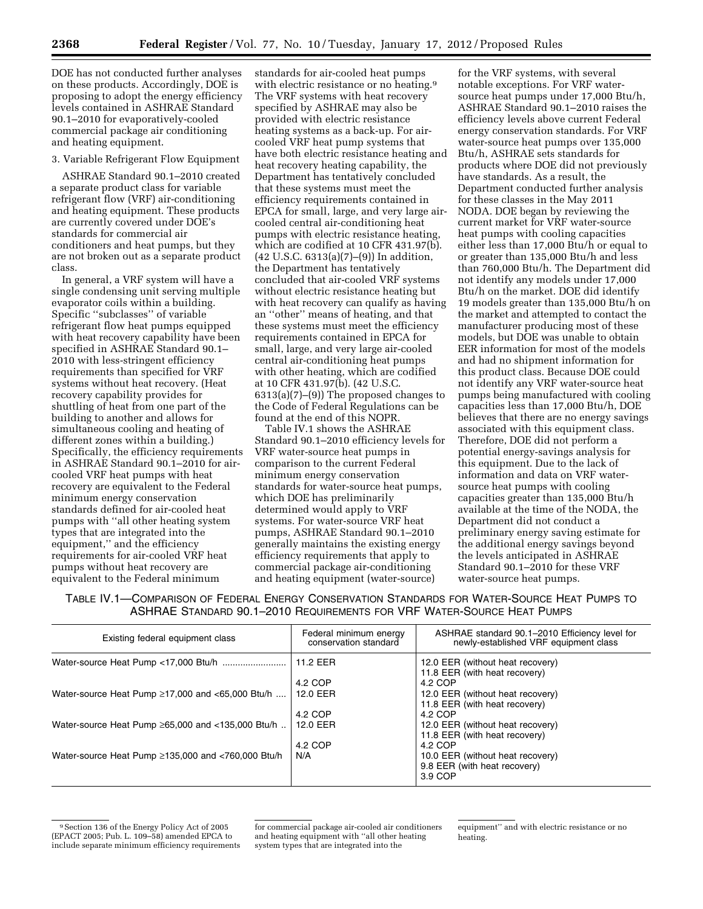DOE has not conducted further analyses on these products. Accordingly, DOE is proposing to adopt the energy efficiency levels contained in ASHRAE Standard 90.1–2010 for evaporatively-cooled commercial package air conditioning and heating equipment.

3. Variable Refrigerant Flow Equipment

ASHRAE Standard 90.1–2010 created a separate product class for variable refrigerant flow (VRF) air-conditioning and heating equipment. These products are currently covered under DOE's standards for commercial air conditioners and heat pumps, but they are not broken out as a separate product class.

In general, a VRF system will have a single condensing unit serving multiple evaporator coils within a building. Specific ''subclasses'' of variable refrigerant flow heat pumps equipped with heat recovery capability have been specified in ASHRAE Standard 90.1–2010 with less-stringent efficiency requirements than specified for VRF systems without heat recovery. (Heat recovery capability provides for shuttling of heat from one part of the building to another and allows for simultaneous cooling and heating of different zones within a building.) Specifically, the efficiency requirements in ASHRAE Standard 90.1–2010 for air-cooled VRF heat pumps with heat recovery are equivalent to the Federal minimum energy conservation standards defined for air-cooled heat pumps with ''all other heating system types that are integrated into the equipment,'' and the efficiency requirements for air-cooled VRF heat pumps without heat recovery are equivalent to the Federal minimum standards for air-cooled heat pumps with electric resistance or no heating.[9] The VRF systems with heat recovery specified by ASHRAE may also be provided with electric resistance heating systems as a back-up. For air-cooled VRF heat pump systems that have both electric resistance heating and heat recovery heating capability, the Department has tentatively concluded that these systems must meet the efficiency requirements contained in EPCA for small, large, and very large air-cooled central air-conditioning heat pumps with electric resistance heating, which are codified at 10 CFR 431.97(b). (42 U.S.C. 6313(a)(7)–(9)) In addition, the Department has tentatively concluded that air-cooled VRF systems without electric resistance heating but with heat recovery can qualify as having an ''other'' means of heating, and that these systems must meet the efficiency requirements contained in EPCA for small, large, and very large air-cooled central air-conditioning heat pumps with other heating, which are codified at 10 CFR 431.97(b). (42 U.S.C. 6313(a)(7)–(9)) The proposed changes to the Code of Federal Regulations can be found at the end of this NOPR.

Table IV.1 shows the ASHRAE Standard 90.1–2010 efficiency levels for VRF water-source heat pumps in comparison to the current Federal minimum energy conservation standards for water-source heat pumps, which DOE has preliminarily determined would apply to VRF systems. For water-source VRF heat pumps, ASHRAE Standard 90.1–2010 generally maintains the existing energy efficiency requirements that apply to commercial package air-conditioning and heating equipment (water-source) for the VRF systems, with several notable exceptions. For VRF water-source heat pumps under 17,000 Btu/h, ASHRAE Standard 90.1–2010 raises the efficiency levels above current Federal energy conservation standards. For VRF water-source heat pumps over 135,000 Btu/h, ASHRAE sets standards for products where DOE did not previously have standards. As a result, the Department conducted further analysis for these classes in the May 2011 NODA. DOE began by reviewing the current market for VRF water-source heat pumps with cooling capacities either less than 17,000 Btu/h or equal to or greater than 135,000 Btu/h and less than 760,000 Btu/h. The Department did not identify any models under 17,000 Btu/h on the market. DOE did identify 19 models greater than 135,000 Btu/h on the market and attempted to contact the manufacturer producing most of these models, but DOE was unable to obtain EER information for most of the models and had no shipment information for this product class. Because DOE could not identify any VRF water-source heat pumps being manufactured with cooling capacities less than 17,000 Btu/h, DOE believes that there are no energy savings associated with this equipment class. Therefore, DOE did not perform a potential energy-savings analysis for this equipment. Due to the lack of information and data on VRF water-source heat pumps with cooling capacities greater than 135,000 Btu/h available at the time of the NODA, the Department did not conduct a preliminary energy saving estimate for the additional energy savings beyond the levels anticipated in ASHRAE Standard 90.1–2010 for these VRF water-source heat pumps.

TABLE IV.1—COMPARISON OF FEDERAL ENERGY CONSERVATION STANDARDS FOR WATER-SOURCE HEAT PUMPS TO ASHRAE STANDARD 90.1–2010 REQUIREMENTS FOR VRF WATER-SOURCE HEAT PUMPS

| Existing federal equipment class | Federal minimum energy conservation standard | ASHRAE standard 90.1–2010 Efficiency level for newly-established VRF equipment class |
|---|---|---|
| Water-source Heat Pump <17,000 Btu/h | 11.2 EER<br>4.2 COP | 12.0 EER (without heat recovery)<br>11.8 EER (with heat recovery)<br>4.2 COP |
| Water-source Heat Pump ≥17,000 and <65,000 Btu/h | 12.0 EER<br>4.2 COP | 12.0 EER (without heat recovery)<br>11.8 EER (with heat recovery)<br>4.2 COP |
| Water-source Heat Pump ≥65,000 and <135,000 Btu/h | 12.0 EER<br>4.2 COP | 12.0 EER (without heat recovery)<br>11.8 EER (with heat recovery)<br>4.2 COP |
| Water-source Heat Pump ≥135,000 and <760,000 Btu/h | N/A | 10.0 EER (without heat recovery)<br>9.8 EER (with heat recovery)<br>3.9 COP |

[9] Section 136 of the Energy Policy Act of 2005 (EPACT 2005; Pub. L. 109–58) amended EPCA to include separate minimum efficiency requirements for commercial package air-cooled air conditioners and heating equipment with ''all other heating system types that are integrated into the equipment'' and with electric resistance or no heating.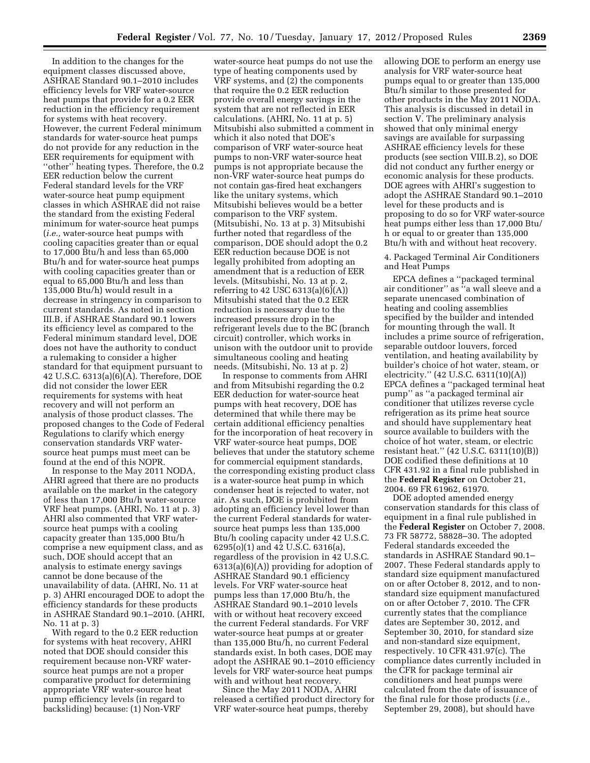In addition to the changes for the equipment classes discussed above, ASHRAE Standard 90.1–2010 includes efficiency levels for VRF water-source heat pumps that provide for a 0.2 EER reduction in the efficiency requirement for systems with heat recovery. However, the current Federal minimum standards for water-source heat pumps do not provide for any reduction in the EER requirements for equipment with "other" heating types. Therefore, the 0.2 EER reduction below the current Federal standard levels for the VRF water-source heat pump equipment classes in which ASHRAE did not raise the standard from the existing Federal minimum for water-source heat pumps (*i.e.,* water-source heat pumps with cooling capacities greater than or equal to 17,000 Btu/h and less than 65,000 Btu/h and for water-source heat pumps with cooling capacities greater than or equal to 65,000 Btu/h and less than 135,000 Btu/h) would result in a decrease in stringency in comparison to current standards. As noted in section III.B, if ASHRAE Standard 90.1 lowers its efficiency level as compared to the Federal minimum standard level, DOE does not have the authority to conduct a rulemaking to consider a higher standard for that equipment pursuant to 42 U.S.C. 6313(a)(6)(A). Therefore, DOE did not consider the lower EER requirements for systems with heat recovery and will not perform an analysis of those product classes. The proposed changes to the Code of Federal Regulations to clarify which energy conservation standards VRF water-source heat pumps must meet can be found at the end of this NOPR.

In response to the May 2011 NODA, AHRI agreed that there are no products available on the market in the category of less than 17,000 Btu/h water-source VRF heat pumps. (AHRI, No. 11 at p. 3) AHRI also commented that VRF water-source heat pumps with a cooling capacity greater than 135,000 Btu/h comprise a new equipment class, and as such, DOE should accept that an analysis to estimate energy savings cannot be done because of the unavailability of data. (AHRI, No. 11 at p. 3) AHRI encouraged DOE to adopt the efficiency standards for these products in ASHRAE Standard 90.1–2010. (AHRI, No. 11 at p. 3)

With regard to the 0.2 EER reduction for systems with heat recovery, AHRI noted that DOE should consider this requirement because non-VRF water-source heat pumps are not a proper comparative product for determining appropriate VRF water-source heat pump efficiency levels (in regard to backsliding) because: (1) Non-VRF water-source heat pumps do not use the type of heating components used by VRF systems, and (2) the components that require the 0.2 EER reduction provide overall energy savings in the system that are not reflected in EER calculations. (AHRI, No. 11 at p. 5) Mitsubishi also submitted a comment in which it also noted that DOE's comparison of VRF water-source heat pumps to non-VRF water-source heat pumps is not appropriate because the non-VRF water-source heat pumps do not contain gas-fired heat exchangers like the unitary systems, which Mitsubishi believes would be a better comparison to the VRF system. (Mitsubishi, No. 13 at p. 3) Mitsubishi further noted that regardless of the comparison, DOE should adopt the 0.2 EER reduction because DOE is not legally prohibited from adopting an amendment that is a reduction of EER levels. (Mitsubishi, No. 13 at p. 2, referring to 42 USC 6313(a)(6)(A)) Mitsubishi stated that the 0.2 EER reduction is necessary due to the increased pressure drop in the refrigerant levels due to the BC (branch circuit) controller, which works in unison with the outdoor unit to provide simultaneous cooling and heating needs. (Mitsubishi, No. 13 at p. 2)

In response to comments from AHRI and from Mitsubishi regarding the 0.2 EER deduction for water-source heat pumps with heat recovery, DOE has determined that while there may be certain additional efficiency penalties for the incorporation of heat recovery in VRF water-source heat pumps, DOE believes that under the statutory scheme for commercial equipment standards, the corresponding existing product class is a water-source heat pump in which condenser heat is rejected to water, not air. As such, DOE is prohibited from adopting an efficiency level lower than the current Federal standards for water-source heat pumps less than 135,000 Btu/h cooling capacity under 42 U.S.C. 6295(o)(1) and 42 U.S.C. 6316(a), regardless of the provision in 42 U.S.C. 6313(a)(6)(A)) providing for adoption of ASHRAE Standard 90.1 efficiency levels. For VRF water-source heat pumps less than 17,000 Btu/h, the ASHRAE Standard 90.1–2010 levels with or without heat recovery exceed the current Federal standards. For VRF water-source heat pumps at or greater than 135,000 Btu/h, no current Federal standards exist. In both cases, DOE may adopt the ASHRAE 90.1–2010 efficiency levels for VRF water-source heat pumps with and without heat recovery.

Since the May 2011 NODA, AHRI released a certified product directory for VRF water-source heat pumps, thereby allowing DOE to perform an energy use analysis for VRF water-source heat pumps equal to or greater than 135,000 Btu/h similar to those presented for other products in the May 2011 NODA. This analysis is discussed in detail in section V. The preliminary analysis showed that only minimal energy savings are available for surpassing ASHRAE efficiency levels for these products (see section VIII.B.2), so DOE did not conduct any further energy or economic analysis for these products. DOE agrees with AHRI's suggestion to adopt the ASHRAE Standard 90.1–2010 level for these products and is proposing to do so for VRF water-source heat pumps either less than 17,000 Btu/h or equal to or greater than 135,000 Btu/h with and without heat recovery.

4. Packaged Terminal Air Conditioners and Heat Pumps

EPCA defines a "packaged terminal air conditioner" as "a wall sleeve and a separate unencased combination of heating and cooling assemblies specified by the builder and intended for mounting through the wall. It includes a prime source of refrigeration, separable outdoor louvers, forced ventilation, and heating availability by builder's choice of hot water, steam, or electricity." (42 U.S.C. 6311(10)(A)) EPCA defines a "packaged terminal heat pump" as "a packaged terminal air conditioner that utilizes reverse cycle refrigeration as its prime heat source and should have supplementary heat source available to builders with the choice of hot water, steam, or electric resistant heat." (42 U.S.C. 6311(10)(B)) DOE codified these definitions at 10 CFR 431.92 in a final rule published in the **Federal Register** on October 21, 2004. 69 FR 61962, 61970.

DOE adopted amended energy conservation standards for this class of equipment in a final rule published in the **Federal Register** on October 7, 2008. 73 FR 58772, 58828–30. The adopted Federal standards exceeded the standards in ASHRAE Standard 90.1–2007. These Federal standards apply to standard size equipment manufactured on or after October 8, 2012, and to non-standard size equipment manufactured on or after October 7, 2010. The CFR currently states that the compliance dates are September 30, 2012, and September 30, 2010, for standard size and non-standard size equipment, respectively. 10 CFR 431.97(c). The compliance dates currently included in the CFR for package terminal air conditioners and heat pumps were calculated from the date of issuance of the final rule for those products (*i.e.,* September 29, 2008), but should have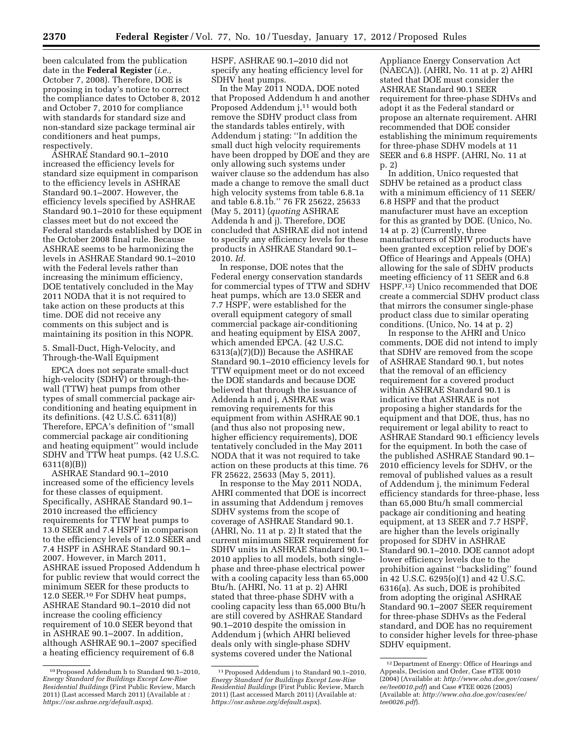been calculated from the publication date in the **Federal Register** (*i.e.,* October 7, 2008). Therefore, DOE is proposing in today's notice to correct the compliance dates to October 8, 2012 and October 7, 2010 for compliance with standards for standard size and non-standard size package terminal air conditioners and heat pumps, respectively.

ASHRAE Standard 90.1–2010 increased the efficiency levels for standard size equipment in comparison to the efficiency levels in ASHRAE Standard 90.1–2007. However, the efficiency levels specified by ASHRAE Standard 90.1–2010 for these equipment classes meet but do not exceed the Federal standards established by DOE in the October 2008 final rule. Because ASHRAE seems to be harmonizing the levels in ASHRAE Standard 90.1–2010 with the Federal levels rather than increasing the minimum efficiency, DOE tentatively concluded in the May 2011 NODA that it is not required to take action on these products at this time. DOE did not receive any comments on this subject and is maintaining its position in this NOPR.

5. Small-Duct, High-Velocity, and Through-the-Wall Equipment

EPCA does not separate small-duct high-velocity (SDHV) or through-the-wall (TTW) heat pumps from other types of small commercial package air-conditioning and heating equipment in its definitions. (42 U.S.C. 6311(8)) Therefore, EPCA's definition of ''small commercial package air conditioning and heating equipment'' would include SDHV and TTW heat pumps. (42 U.S.C. 6311(8)(B))

ASHRAE Standard 90.1–2010 increased some of the efficiency levels for these classes of equipment. Specifically, ASHRAE Standard 90.1–2010 increased the efficiency requirements for TTW heat pumps to 13.0 SEER and 7.4 HSPF in comparison to the efficiency levels of 12.0 SEER and 7.4 HSPF in ASHRAE Standard 90.1–2007. However, in March 2011, ASHRAE issued Proposed Addendum h for public review that would correct the minimum SEER for these products to 12.0 SEER.[10] For SDHV heat pumps, ASHRAE Standard 90.1–2010 did not increase the cooling efficiency requirement of 10.0 SEER beyond that in ASHRAE 90.1–2007. In addition, although ASHRAE 90.1–2007 specified a heating efficiency requirement of 6.8 HSPF, ASHRAE 90.1–2010 did not specify any heating efficiency level for SDHV heat pumps.

In the May 2011 NODA, DOE noted that Proposed Addendum h and another Proposed Addendum j,[11] would both remove the SDHV product class from the standards tables entirely, with Addendum j stating: ''In addition the small duct high velocity requirements have been dropped by DOE and they are only allowing such systems under waiver clause so the addendum has also made a change to remove the small duct high velocity systems from table 6.8.1a and table 6.8.1b.'' 76 FR 25622, 25633 (May 5, 2011) (*quoting* ASHRAE Addenda h and j). Therefore, DOE concluded that ASHRAE did not intend to specify any efficiency levels for these products in ASHRAE Standard 90.1–2010. *Id.*

In response, DOE notes that the Federal energy conservation standards for commercial types of TTW and SDHV heat pumps, which are 13.0 SEER and 7.7 HSPF, were established for the overall equipment category of small commercial package air-conditioning and heating equipment by EISA 2007, which amended EPCA. (42 U.S.C. 6313(a)(7)(D)) Because the ASHRAE Standard 90.1–2010 efficiency levels for TTW equipment meet or do not exceed the DOE standards and because DOE believed that through the issuance of Addenda h and j, ASHRAE was removing requirements for this equipment from within ASHRAE 90.1 (and thus also not proposing new, higher efficiency requirements), DOE tentatively concluded in the May 2011 NODA that it was not required to take action on these products at this time. 76 FR 25622, 25633 (May 5, 2011).

In response to the May 2011 NODA, AHRI commented that DOE is incorrect in assuming that Addendum j removes SDHV systems from the scope of coverage of ASHRAE Standard 90.1. (AHRI, No. 11 at p. 2) It stated that the current minimum SEER requirement for SDHV units in ASHRAE Standard 90.1–2010 applies to all models, both single-phase and three-phase electrical power with a cooling capacity less than 65,000 Btu/h. (AHRI, No. 11 at p. 2) AHRI stated that three-phase SDHV with a cooling capacity less than 65,000 Btu/h are still covered by ASHRAE Standard 90.1–2010 despite the omission in Addendum j (which AHRI believed deals only with single-phase SDHV systems covered under the National Appliance Energy Conservation Act (NAECA)). (AHRI, No. 11 at p. 2) AHRI stated that DOE must consider the ASHRAE Standard 90.1 SEER requirement for three-phase SDHVs and adopt it as the Federal standard or propose an alternate requirement. AHRI recommended that DOE consider establishing the minimum requirements for three-phase SDHV models at 11 SEER and 6.8 HSPF. (AHRI, No. 11 at p. 2)

In addition, Unico requested that SDHV be retained as a product class with a minimum efficiency of 11 SEER/6.8 HSPF and that the product manufacturer must have an exception for this as granted by DOE. (Unico, No. 14 at p. 2) (Currently, three manufacturers of SDHV products have been granted exception relief by DOE's Office of Hearings and Appeals (OHA) allowing for the sale of SDHV products meeting efficiency of 11 SEER and 6.8 HSPF.[12]) Unico recommended that DOE create a commercial SDHV product class that mirrors the consumer single-phase product class due to similar operating conditions. (Unico, No. 14 at p. 2)

In response to the AHRI and Unico comments, DOE did not intend to imply that SDHV are removed from the scope of ASHRAE Standard 90.1, but notes that the removal of an efficiency requirement for a covered product within ASHRAE Standard 90.1 is indicative that ASHRAE is not proposing a higher standards for the equipment and that DOE, thus, has no requirement or legal ability to react to ASHRAE Standard 90.1 efficiency levels for the equipment. In both the case of the published ASHRAE Standard 90.1–2010 efficiency levels for SDHV, or the removal of published values as a result of Addendum j, the minimum Federal efficiency standards for three-phase, less than 65,000 Btu/h small commercial package air conditioning and heating equipment, at 13 SEER and 7.7 HSPF, are higher than the levels originally proposed for SDHV in ASHRAE Standard 90.1–2010. DOE cannot adopt lower efficiency levels due to the prohibition against ''backsliding'' found in 42 U.S.C. 6295(o)(1) and 42 U.S.C. 6316(a). As such, DOE is prohibited from adopting the original ASHRAE Standard 90.1–2007 SEER requirement for three-phase SDHVs as the Federal standard, and DOE has no requirement to consider higher levels for three-phase SDHV equipment.

---

[10] Proposed Addendum h to Standard 90.1–2010, *Energy Standard for Buildings Except Low-Rise Residential Buildings* (First Public Review, March 2011) (Last accessed March 2011) (Available at *: https://osr.ashrae.org/default.aspx*).

[11] Proposed Addendum j to Standard 90.1–2010, *Energy Standard for Buildings Except Low-Rise Residential Buildings* (First Public Review, March 2011) (Last accessed March 2011) (Available at*: https://osr.ashrae.org/default.aspx*).

[12] Department of Energy: Office of Hearings and Appeals, Decision and Order, Case #TEE 0010 (2004) (Available at: *http://www.oha.doe.gov/cases/ee/tee0010.pdf*) and Case #TEE 0026 (2005) (Available at: *http://www.oha.doe.gov/cases/ee/tee0026.pdf*).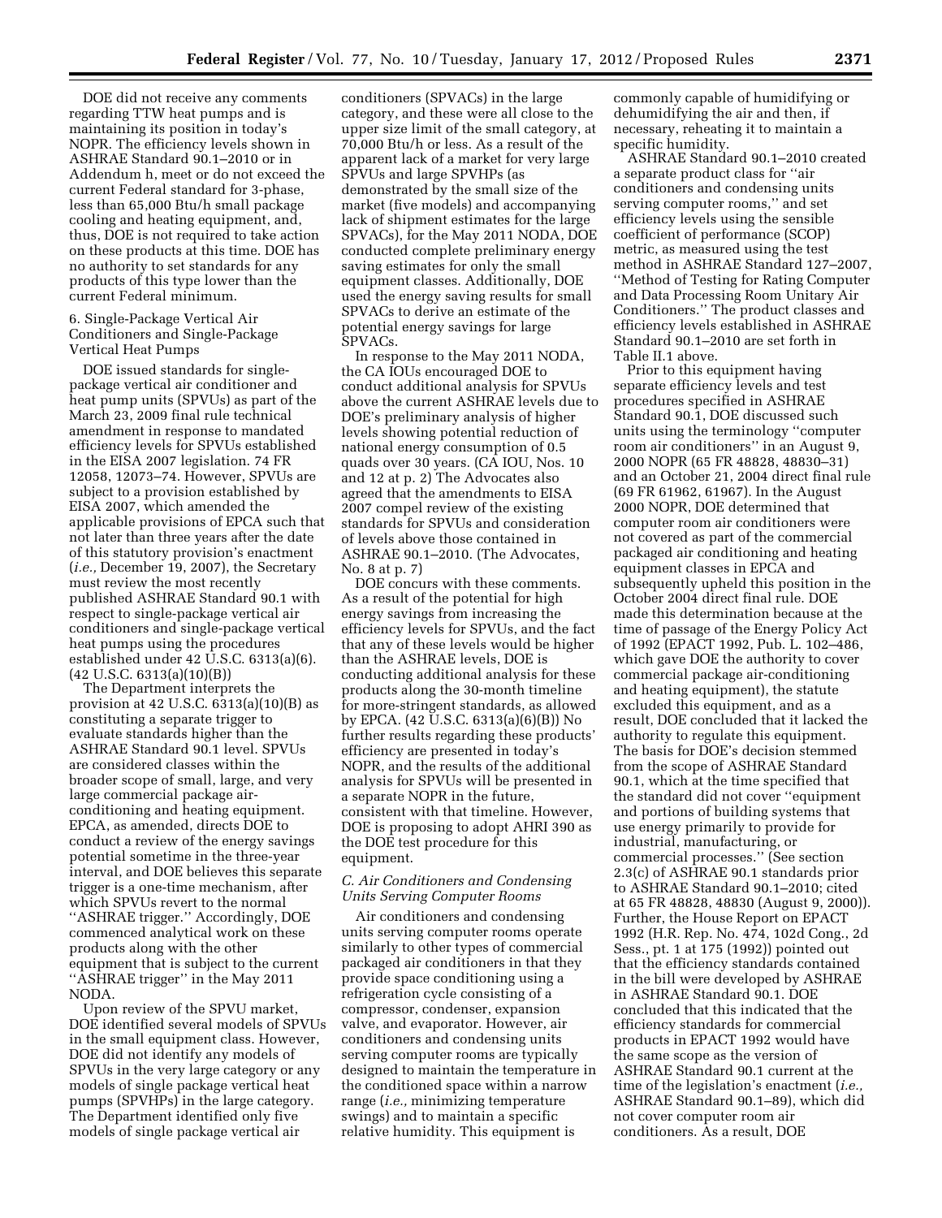DOE did not receive any comments regarding TTW heat pumps and is maintaining its position in today's NOPR. The efficiency levels shown in ASHRAE Standard 90.1–2010 or in Addendum h, meet or do not exceed the current Federal standard for 3-phase, less than 65,000 Btu/h small package cooling and heating equipment, and, thus, DOE is not required to take action on these products at this time. DOE has no authority to set standards for any products of this type lower than the current Federal minimum.

6. Single-Package Vertical Air Conditioners and Single-Package Vertical Heat Pumps

DOE issued standards for single-package vertical air conditioner and heat pump units (SPVUs) as part of the March 23, 2009 final rule technical amendment in response to mandated efficiency levels for SPVUs established in the EISA 2007 legislation. 74 FR 12058, 12073–74. However, SPVUs are subject to a provision established by EISA 2007, which amended the applicable provisions of EPCA such that not later than three years after the date of this statutory provision's enactment (*i.e.,* December 19, 2007), the Secretary must review the most recently published ASHRAE Standard 90.1 with respect to single-package vertical air conditioners and single-package vertical heat pumps using the procedures established under 42 U.S.C. 6313(a)(6). (42 U.S.C. 6313(a)(10)(B))

The Department interprets the provision at 42 U.S.C. 6313(a)(10)(B) as constituting a separate trigger to evaluate standards higher than the ASHRAE Standard 90.1 level. SPVUs are considered classes within the broader scope of small, large, and very large commercial package air-conditioning and heating equipment. EPCA, as amended, directs DOE to conduct a review of the energy savings potential sometime in the three-year interval, and DOE believes this separate trigger is a one-time mechanism, after which SPVUs revert to the normal "ASHRAE trigger." Accordingly, DOE commenced analytical work on these products along with the other equipment that is subject to the current "ASHRAE trigger" in the May 2011 NODA.

Upon review of the SPVU market, DOE identified several models of SPVUs in the small equipment class. However, DOE did not identify any models of SPVUs in the very large category or any models of single package vertical heat pumps (SPVHPs) in the large category. The Department identified only five models of single package vertical air conditioners (SPVACs) in the large category, and these were all close to the upper size limit of the small category, at 70,000 Btu/h or less. As a result of the apparent lack of a market for very large SPVUs and large SPVHPs (as demonstrated by the small size of the market (five models) and accompanying lack of shipment estimates for the large SPVACs), for the May 2011 NODA, DOE conducted complete preliminary energy saving estimates for only the small equipment classes. Additionally, DOE used the energy saving results for small SPVACs to derive an estimate of the potential energy savings for large SPVACs.

In response to the May 2011 NODA, the CA IOUs encouraged DOE to conduct additional analysis for SPVUs above the current ASHRAE levels due to DOE's preliminary analysis of higher levels showing potential reduction of national energy consumption of 0.5 quads over 30 years. (CA IOU, Nos. 10 and 12 at p. 2) The Advocates also agreed that the amendments to EISA 2007 compel review of the existing standards for SPVUs and consideration of levels above those contained in ASHRAE 90.1–2010. (The Advocates, No. 8 at p. 7)

DOE concurs with these comments. As a result of the potential for high energy savings from increasing the efficiency levels for SPVUs, and the fact that any of these levels would be higher than the ASHRAE levels, DOE is conducting additional analysis for these products along the 30-month timeline for more-stringent standards, as allowed by EPCA. (42 U.S.C. 6313(a)(6)(B)) No further results regarding these products' efficiency are presented in today's NOPR, and the results of the additional analysis for SPVUs will be presented in a separate NOPR in the future, consistent with that timeline. However, DOE is proposing to adopt AHRI 390 as the DOE test procedure for this equipment.

### *C. Air Conditioners and Condensing Units Serving Computer Rooms*

Air conditioners and condensing units serving computer rooms operate similarly to other types of commercial packaged air conditioners in that they provide space conditioning using a refrigeration cycle consisting of a compressor, condenser, expansion valve, and evaporator. However, air conditioners and condensing units serving computer rooms are typically designed to maintain the temperature in the conditioned space within a narrow range (*i.e.,* minimizing temperature swings) and to maintain a specific relative humidity. This equipment is commonly capable of humidifying or dehumidifying the air and then, if necessary, reheating it to maintain a specific humidity.

ASHRAE Standard 90.1–2010 created a separate product class for "air conditioners and condensing units serving computer rooms," and set efficiency levels using the sensible coefficient of performance (SCOP) metric, as measured using the test method in ASHRAE Standard 127–2007, "Method of Testing for Rating Computer and Data Processing Room Unitary Air Conditioners." The product classes and efficiency levels established in ASHRAE Standard 90.1–2010 are set forth in Table II.1 above.

Prior to this equipment having separate efficiency levels and test procedures specified in ASHRAE Standard 90.1, DOE discussed such units using the terminology "computer room air conditioners" in an August 9, 2000 NOPR (65 FR 48828, 48830–31) and an October 21, 2004 direct final rule (69 FR 61962, 61967). In the August 2000 NOPR, DOE determined that computer room air conditioners were not covered as part of the commercial packaged air conditioning and heating equipment classes in EPCA and subsequently upheld this position in the October 2004 direct final rule. DOE made this determination because at the time of passage of the Energy Policy Act of 1992 (EPACT 1992, Pub. L. 102–486, which gave DOE the authority to cover commercial package air-conditioning and heating equipment), the statute excluded this equipment, and as a result, DOE concluded that it lacked the authority to regulate this equipment. The basis for DOE's decision stemmed from the scope of ASHRAE Standard 90.1, which at the time specified that the standard did not cover "equipment and portions of building systems that use energy primarily to provide for industrial, manufacturing, or commercial processes." (See section 2.3(c) of ASHRAE 90.1 standards prior to ASHRAE Standard 90.1–2010; cited at 65 FR 48828, 48830 (August 9, 2000)). Further, the House Report on EPACT 1992 (H.R. Rep. No. 474, 102d Cong., 2d Sess., pt. 1 at 175 (1992)) pointed out that the efficiency standards contained in the bill were developed by ASHRAE in ASHRAE Standard 90.1. DOE concluded that this indicated that the efficiency standards for commercial products in EPACT 1992 would have the same scope as the version of ASHRAE Standard 90.1 current at the time of the legislation's enactment (*i.e.,* ASHRAE Standard 90.1–89), which did not cover computer room air conditioners. As a result, DOE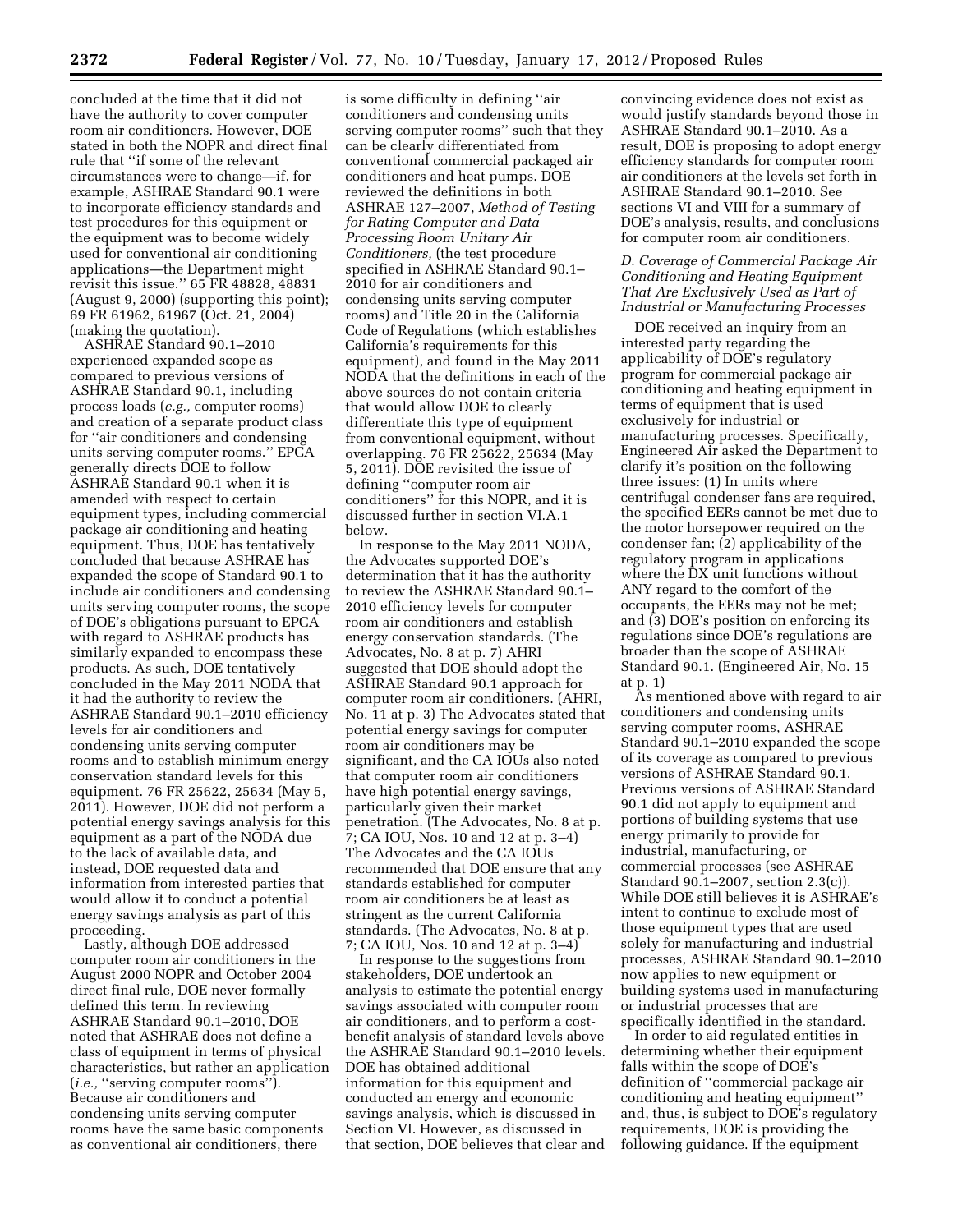concluded at the time that it did not have the authority to cover computer room air conditioners. However, DOE stated in both the NOPR and direct final rule that ''if some of the relevant circumstances were to change—if, for example, ASHRAE Standard 90.1 were to incorporate efficiency standards and test procedures for this equipment or the equipment was to become widely used for conventional air conditioning applications—the Department might revisit this issue.'' 65 FR 48828, 48831 (August 9, 2000) (supporting this point); 69 FR 61962, 61967 (Oct. 21, 2004) (making the quotation).

ASHRAE Standard 90.1–2010 experienced expanded scope as compared to previous versions of ASHRAE Standard 90.1, including process loads (*e.g.,* computer rooms) and creation of a separate product class for ''air conditioners and condensing units serving computer rooms.'' EPCA generally directs DOE to follow ASHRAE Standard 90.1 when it is amended with respect to certain equipment types, including commercial package air conditioning and heating equipment. Thus, DOE has tentatively concluded that because ASHRAE has expanded the scope of Standard 90.1 to include air conditioners and condensing units serving computer rooms, the scope of DOE's obligations pursuant to EPCA with regard to ASHRAE products has similarly expanded to encompass these products. As such, DOE tentatively concluded in the May 2011 NODA that it had the authority to review the ASHRAE Standard 90.1–2010 efficiency levels for air conditioners and condensing units serving computer rooms and to establish minimum energy conservation standard levels for this equipment. 76 FR 25622, 25634 (May 5, 2011). However, DOE did not perform a potential energy savings analysis for this equipment as a part of the NODA due to the lack of available data, and instead, DOE requested data and information from interested parties that would allow it to conduct a potential energy savings analysis as part of this proceeding.

Lastly, although DOE addressed computer room air conditioners in the August 2000 NOPR and October 2004 direct final rule, DOE never formally defined this term. In reviewing ASHRAE Standard 90.1–2010, DOE noted that ASHRAE does not define a class of equipment in terms of physical characteristics, but rather an application (*i.e.,* ''serving computer rooms''). Because air conditioners and condensing units serving computer rooms have the same basic components as conventional air conditioners, there is some difficulty in defining ''air conditioners and condensing units serving computer rooms'' such that they can be clearly differentiated from conventional commercial packaged air conditioners and heat pumps. DOE reviewed the definitions in both ASHRAE 127–2007, *Method of Testing for Rating Computer and Data Processing Room Unitary Air Conditioners,* (the test procedure specified in ASHRAE Standard 90.1–2010 for air conditioners and condensing units serving computer rooms) and Title 20 in the California Code of Regulations (which establishes California's requirements for this equipment), and found in the May 2011 NODA that the definitions in each of the above sources do not contain criteria that would allow DOE to clearly differentiate this type of equipment from conventional equipment, without overlapping. 76 FR 25622, 25634 (May 5, 2011). DOE revisited the issue of defining ''computer room air conditioners'' for this NOPR, and it is discussed further in section VI.A.1 below.

In response to the May 2011 NODA, the Advocates supported DOE's determination that it has the authority to review the ASHRAE Standard 90.1–2010 efficiency levels for computer room air conditioners and establish energy conservation standards. (The Advocates, No. 8 at p. 7) AHRI suggested that DOE should adopt the ASHRAE Standard 90.1 approach for computer room air conditioners. (AHRI, No. 11 at p. 3) The Advocates stated that potential energy savings for computer room air conditioners may be significant, and the CA IOUs also noted that computer room air conditioners have high potential energy savings, particularly given their market penetration. (The Advocates, No. 8 at p. 7; CA IOU, Nos. 10 and 12 at p. 3–4) The Advocates and the CA IOUs recommended that DOE ensure that any standards established for computer room air conditioners be at least as stringent as the current California standards. (The Advocates, No. 8 at p. 7; CA IOU, Nos. 10 and 12 at p. 3–4)

In response to the suggestions from stakeholders, DOE undertook an analysis to estimate the potential energy savings associated with computer room air conditioners, and to perform a cost-benefit analysis of standard levels above the ASHRAE Standard 90.1–2010 levels. DOE has obtained additional information for this equipment and conducted an energy and economic savings analysis, which is discussed in Section VI. However, as discussed in that section, DOE believes that clear and convincing evidence does not exist as would justify standards beyond those in ASHRAE Standard 90.1–2010. As a result, DOE is proposing to adopt energy efficiency standards for computer room air conditioners at the levels set forth in ASHRAE Standard 90.1–2010. See sections VI and VIII for a summary of DOE's analysis, results, and conclusions for computer room air conditioners.

### *D. Coverage of Commercial Package Air Conditioning and Heating Equipment That Are Exclusively Used as Part of Industrial or Manufacturing Processes*

DOE received an inquiry from an interested party regarding the applicability of DOE's regulatory program for commercial package air conditioning and heating equipment in terms of equipment that is used exclusively for industrial or manufacturing processes. Specifically, Engineered Air asked the Department to clarify it's position on the following three issues: (1) In units where centrifugal condenser fans are required, the specified EERs cannot be met due to the motor horsepower required on the condenser fan; (2) applicability of the regulatory program in applications where the DX unit functions without ANY regard to the comfort of the occupants, the EERs may not be met; and (3) DOE's position on enforcing its regulations since DOE's regulations are broader than the scope of ASHRAE Standard 90.1. (Engineered Air, No. 15 at p. 1)

As mentioned above with regard to air conditioners and condensing units serving computer rooms, ASHRAE Standard 90.1–2010 expanded the scope of its coverage as compared to previous versions of ASHRAE Standard 90.1. Previous versions of ASHRAE Standard 90.1 did not apply to equipment and portions of building systems that use energy primarily to provide for industrial, manufacturing, or commercial processes (see ASHRAE Standard 90.1–2007, section 2.3(c)). While DOE still believes it is ASHRAE's intent to continue to exclude most of those equipment types that are used solely for manufacturing and industrial processes, ASHRAE Standard 90.1–2010 now applies to new equipment or building systems used in manufacturing or industrial processes that are specifically identified in the standard.

In order to aid regulated entities in determining whether their equipment falls within the scope of DOE's definition of ''commercial package air conditioning and heating equipment'' and, thus, is subject to DOE's regulatory requirements, DOE is providing the following guidance. If the equipment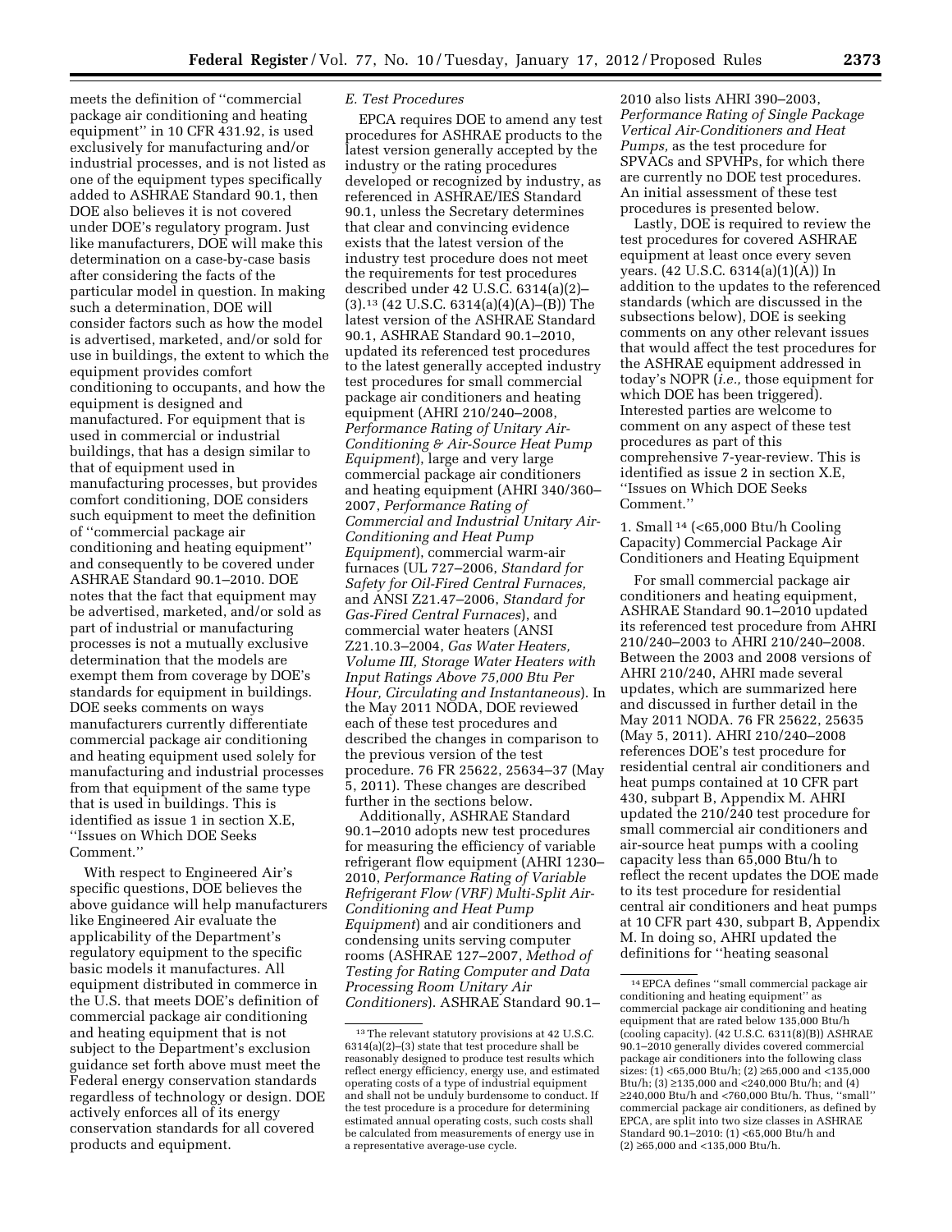meets the definition of ''commercial package air conditioning and heating equipment'' in 10 CFR 431.92, is used exclusively for manufacturing and/or industrial processes, and is not listed as one of the equipment types specifically added to ASHRAE Standard 90.1, then DOE also believes it is not covered under DOE's regulatory program. Just like manufacturers, DOE will make this determination on a case-by-case basis after considering the facts of the particular model in question. In making such a determination, DOE will consider factors such as how the model is advertised, marketed, and/or sold for use in buildings, the extent to which the equipment provides comfort conditioning to occupants, and how the equipment is designed and manufactured. For equipment that is used in commercial or industrial buildings, that has a design similar to that of equipment used in manufacturing processes, but provides comfort conditioning, DOE considers such equipment to meet the definition of ''commercial package air conditioning and heating equipment'' and consequently to be covered under ASHRAE Standard 90.1–2010. DOE notes that the fact that equipment may be advertised, marketed, and/or sold as part of industrial or manufacturing processes is not a mutually exclusive determination that the models are exempt them from coverage by DOE's standards for equipment in buildings. DOE seeks comments on ways manufacturers currently differentiate commercial package air conditioning and heating equipment used solely for manufacturing and industrial processes from that equipment of the same type that is used in buildings. This is identified as issue 1 in section X.E, ''Issues on Which DOE Seeks Comment.''

With respect to Engineered Air's specific questions, DOE believes the above guidance will help manufacturers like Engineered Air evaluate the applicability of the Department's regulatory equipment to the specific basic models it manufactures. All equipment distributed in commerce in the U.S. that meets DOE's definition of commercial package air conditioning and heating equipment that is not subject to the Department's exclusion guidance set forth above must meet the Federal energy conservation standards regardless of technology or design. DOE actively enforces all of its energy conservation standards for all covered products and equipment.

## E. Test Procedures

EPCA requires DOE to amend any test procedures for ASHRAE products to the latest version generally accepted by the industry or the rating procedures developed or recognized by industry, as referenced in ASHRAE/IES Standard 90.1, unless the Secretary determines that clear and convincing evidence exists that the latest version of the industry test procedure does not meet the requirements for test procedures described under 42 U.S.C. 6314(a)(2)–(3).[13] (42 U.S.C. 6314(a)(4)(A)–(B)) The latest version of the ASHRAE Standard 90.1, ASHRAE Standard 90.1–2010, updated its referenced test procedures to the latest generally accepted industry test procedures for small commercial package air conditioners and heating equipment (AHRI 210/240–2008, *Performance Rating of Unitary Air-Conditioning & Air-Source Heat Pump Equipment*), large and very large commercial package air conditioners and heating equipment (AHRI 340/360–2007, *Performance Rating of Commercial and Industrial Unitary Air-Conditioning and Heat Pump Equipment*), commercial warm-air furnaces (UL 727–2006, *Standard for Safety for Oil-Fired Central Furnaces,* and ANSI Z21.47–2006, *Standard for Gas-Fired Central Furnaces*), and commercial water heaters (ANSI Z21.10.3–2004, *Gas Water Heaters, Volume III, Storage Water Heaters with Input Ratings Above 75,000 Btu Per Hour, Circulating and Instantaneous*). In the May 2011 NODA, DOE reviewed each of these test procedures and described the changes in comparison to the previous version of the test procedure. 76 FR 25622, 25634–37 (May 5, 2011). These changes are described further in the sections below.

Additionally, ASHRAE Standard 90.1–2010 adopts new test procedures for measuring the efficiency of variable refrigerant flow equipment (AHRI 1230–2010, *Performance Rating of Variable Refrigerant Flow (VRF) Multi-Split Air-Conditioning and Heat Pump Equipment*) and air conditioners and condensing units serving computer rooms (ASHRAE 127–2007, *Method of Testing for Rating Computer and Data Processing Room Unitary Air Conditioners*). ASHRAE Standard 90.1–2010 also lists AHRI 390–2003, *Performance Rating of Single Package Vertical Air-Conditioners and Heat Pumps,* as the test procedure for SPVACs and SPVHPs, for which there are currently no DOE test procedures. An initial assessment of these test procedures is presented below.

Lastly, DOE is required to review the test procedures for covered ASHRAE equipment at least once every seven years. (42 U.S.C. 6314(a)(1)(A)) In addition to the updates to the referenced standards (which are discussed in the subsections below), DOE is seeking comments on any other relevant issues that would affect the test procedures for the ASHRAE equipment addressed in today's NOPR (*i.e.,* those equipment for which DOE has been triggered). Interested parties are welcome to comment on any aspect of these test procedures as part of this comprehensive 7-year-review. This is identified as issue 2 in section X.E, ''Issues on Which DOE Seeks Comment.''

### 1. Small[14] (<65,000 Btu/h Cooling Capacity) Commercial Package Air Conditioners and Heating Equipment

For small commercial package air conditioners and heating equipment, ASHRAE Standard 90.1–2010 updated its referenced test procedure from AHRI 210/240–2003 to AHRI 210/240–2008. Between the 2003 and 2008 versions of AHRI 210/240, AHRI made several updates, which are summarized here and discussed in further detail in the May 2011 NODA. 76 FR 25622, 25635 (May 5, 2011). AHRI 210/240–2008 references DOE's test procedure for residential central air conditioners and heat pumps contained at 10 CFR part 430, subpart B, Appendix M. AHRI updated the 210/240 test procedure for small commercial air conditioners and air-source heat pumps with a cooling capacity less than 65,000 Btu/h to reflect the recent updates the DOE made to its test procedure for residential central air conditioners and heat pumps at 10 CFR part 430, subpart B, Appendix M. In doing so, AHRI updated the definitions for ''heating seasonal

---

[13] The relevant statutory provisions at 42 U.S.C. 6314(a)(2)–(3) state that test procedure shall be reasonably designed to produce test results which reflect energy efficiency, energy use, and estimated operating costs of a type of industrial equipment and shall not be unduly burdensome to conduct. If the test procedure is a procedure for determining estimated annual operating costs, such costs shall be calculated from measurements of energy use in a representative average-use cycle.

[14] EPCA defines ''small commercial package air conditioning and heating equipment'' as commercial package air conditioning and heating equipment that are rated below 135,000 Btu/h (cooling capacity). (42 U.S.C. 6311(8)(B)) ASHRAE 90.1–2010 generally divides covered commercial package air conditioners into the following class sizes: (1) <65,000 Btu/h; (2) ≥65,000 and <135,000 Btu/h; (3) ≥135,000 and <240,000 Btu/h; and (4) ≥240,000 Btu/h and <760,000 Btu/h. Thus, ''small'' commercial package air conditioners, as defined by EPCA, are split into two size classes in ASHRAE Standard 90.1–2010: (1) <65,000 Btu/h and (2) ≥65,000 and <135,000 Btu/h.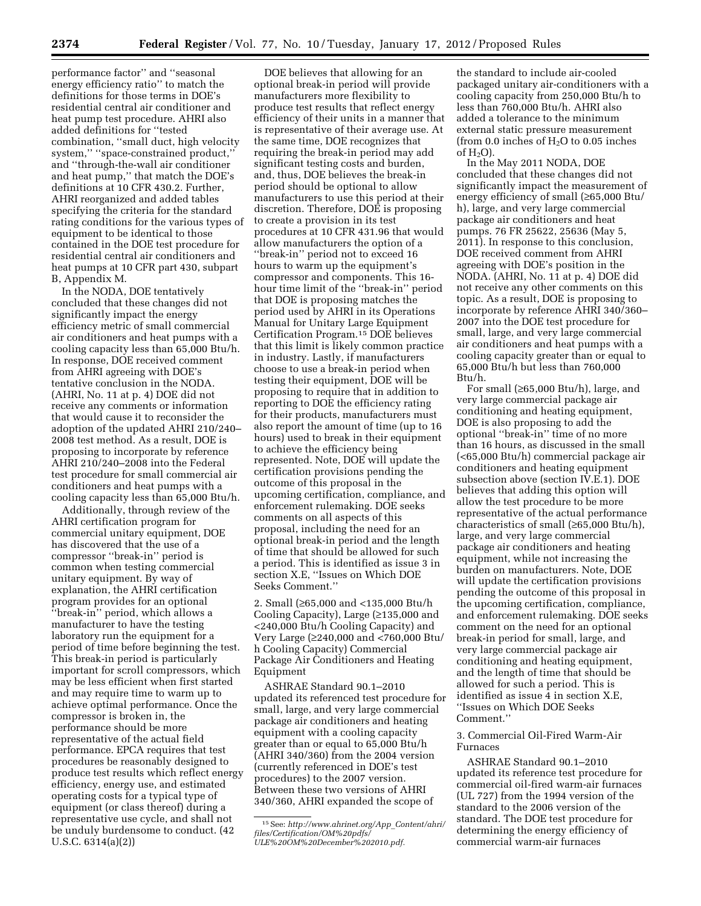performance factor'' and ''seasonal energy efficiency ratio'' to match the definitions for those terms in DOE's residential central air conditioner and heat pump test procedure. AHRI also added definitions for ''tested combination, ''small duct, high velocity system,'' ''space-constrained product,'' and ''through-the-wall air conditioner and heat pump,'' that match the DOE's definitions at 10 CFR 430.2. Further, AHRI reorganized and added tables specifying the criteria for the standard rating conditions for the various types of equipment to be identical to those contained in the DOE test procedure for residential central air conditioners and heat pumps at 10 CFR part 430, subpart B, Appendix M.

In the NODA, DOE tentatively concluded that these changes did not significantly impact the energy efficiency metric of small commercial air conditioners and heat pumps with a cooling capacity less than 65,000 Btu/h. In response, DOE received comment from AHRI agreeing with DOE's tentative conclusion in the NODA. (AHRI, No. 11 at p. 4) DOE did not receive any comments or information that would cause it to reconsider the adoption of the updated AHRI 210/240–2008 test method. As a result, DOE is proposing to incorporate by reference AHRI 210/240–2008 into the Federal test procedure for small commercial air conditioners and heat pumps with a cooling capacity less than 65,000 Btu/h.

Additionally, through review of the AHRI certification program for commercial unitary equipment, DOE has discovered that the use of a compressor ''break-in'' period is common when testing commercial unitary equipment. By way of explanation, the AHRI certification program provides for an optional ''break-in'' period, which allows a manufacturer to have the testing laboratory run the equipment for a period of time before beginning the test. This break-in period is particularly important for scroll compressors, which may be less efficient when first started and may require time to warm up to achieve optimal performance. Once the compressor is broken in, the performance should be more representative of the actual field performance. EPCA requires that test procedures be reasonably designed to produce test results which reflect energy efficiency, energy use, and estimated operating costs for a typical type of equipment (or class thereof) during a representative use cycle, and shall not be unduly burdensome to conduct. (42 U.S.C. 6314(a)(2))

DOE believes that allowing for an optional break-in period will provide manufacturers more flexibility to produce test results that reflect energy efficiency of their units in a manner that is representative of their average use. At the same time, DOE recognizes that requiring the break-in period may add significant testing costs and burden, and, thus, DOE believes the break-in period should be optional to allow manufacturers to use this period at their discretion. Therefore, DOE is proposing to create a provision in its test procedures at 10 CFR 431.96 that would allow manufacturers the option of a ''break-in'' period not to exceed 16 hours to warm up the equipment's compressor and components. This 16-hour time limit of the ''break-in'' period that DOE is proposing matches the period used by AHRI in its Operations Manual for Unitary Large Equipment Certification Program.[15] DOE believes that this limit is likely common practice in industry. Lastly, if manufacturers choose to use a break-in period when testing their equipment, DOE will be proposing to require that in addition to reporting to DOE the efficiency rating for their products, manufacturers must also report the amount of time (up to 16 hours) used to break in their equipment to achieve the efficiency being represented. Note, DOE will update the certification provisions pending the outcome of this proposal in the upcoming certification, compliance, and enforcement rulemaking. DOE seeks comments on all aspects of this proposal, including the need for an optional break-in period and the length of time that should be allowed for such a period. This is identified as issue 3 in section X.E, ''Issues on Which DOE Seeks Comment.''

2. Small (≥65,000 and <135,000 Btu/h Cooling Capacity), Large (≥135,000 and <240,000 Btu/h Cooling Capacity) and Very Large (≥240,000 and <760,000 Btu/h Cooling Capacity) Commercial Package Air Conditioners and Heating Equipment

ASHRAE Standard 90.1–2010 updated its referenced test procedure for small, large, and very large commercial package air conditioners and heating equipment with a cooling capacity greater than or equal to 65,000 Btu/h (AHRI 340/360) from the 2004 version (currently referenced in DOE's test procedures) to the 2007 version. Between these two versions of AHRI 340/360, AHRI expanded the scope of the standard to include air-cooled packaged unitary air-conditioners with a cooling capacity from 250,000 Btu/h to less than 760,000 Btu/h. AHRI also added a tolerance to the minimum external static pressure measurement (from 0.0 inches of $H_2O$ to 0.05 inches of $H_2O$).

In the May 2011 NODA, DOE concluded that these changes did not significantly impact the measurement of energy efficiency of small (≥65,000 Btu/h), large, and very large commercial package air conditioners and heat pumps. 76 FR 25622, 25636 (May 5, 2011). In response to this conclusion, DOE received comment from AHRI agreeing with DOE's position in the NODA. (AHRI, No. 11 at p. 4) DOE did not receive any other comments on this topic. As a result, DOE is proposing to incorporate by reference AHRI 340/360–2007 into the DOE test procedure for small, large, and very large commercial air conditioners and heat pumps with a cooling capacity greater than or equal to 65,000 Btu/h but less than 760,000 Btu/h.

For small (≥65,000 Btu/h), large, and very large commercial package air conditioning and heating equipment, DOE is also proposing to add the optional ''break-in'' time of no more than 16 hours, as discussed in the small (<65,000 Btu/h) commercial package air conditioners and heating equipment subsection above (section IV.E.1). DOE believes that adding this option will allow the test procedure to be more representative of the actual performance characteristics of small (≥65,000 Btu/h), large, and very large commercial package air conditioners and heating equipment, while not increasing the burden on manufacturers. Note, DOE will update the certification provisions pending the outcome of this proposal in the upcoming certification, compliance, and enforcement rulemaking. DOE seeks comment on the need for an optional break-in period for small, large, and very large commercial package air conditioning and heating equipment, and the length of time that should be allowed for such a period. This is identified as issue 4 in section X.E, ''Issues on Which DOE Seeks Comment.''

3. Commercial Oil-Fired Warm-Air Furnaces

ASHRAE Standard 90.1–2010 updated its reference test procedure for commercial oil-fired warm-air furnaces (UL 727) from the 1994 version of the standard to the 2006 version of the standard. The DOE test procedure for determining the energy efficiency of commercial warm-air furnaces

[15] See: *http://www.ahrinet.org/App_Content/ahri/files/Certification/OM%20pdfs/ULE%20OM%20December%202010.pdf.*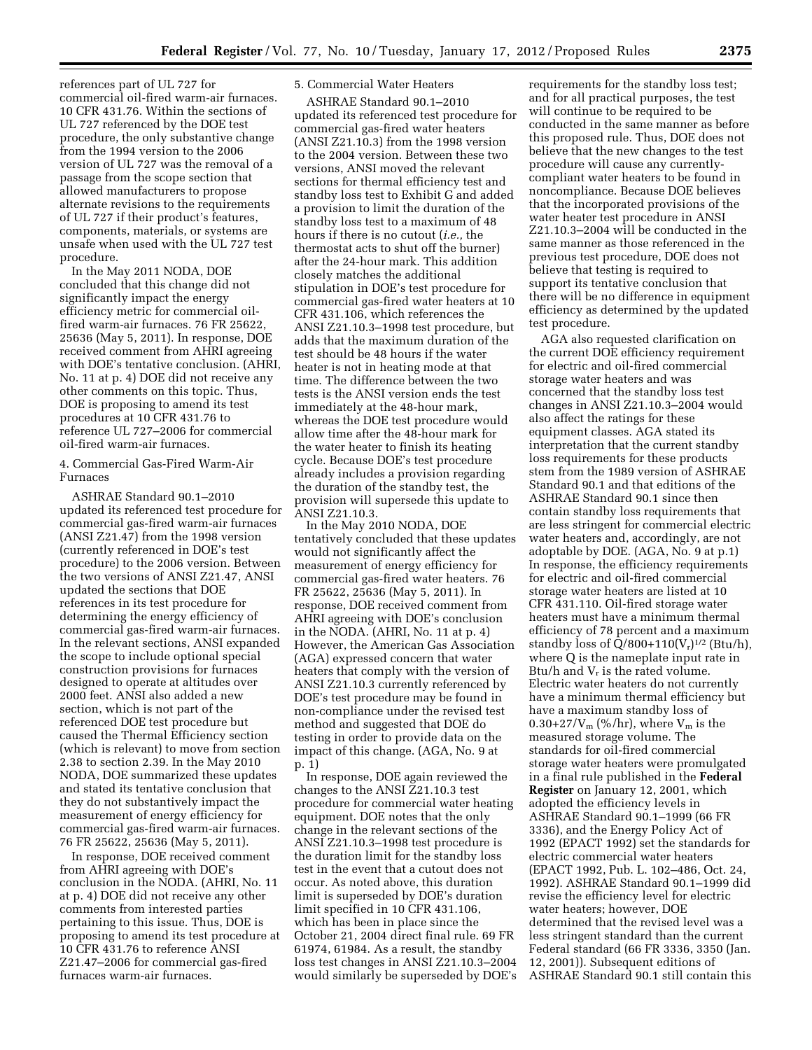references part of UL 727 for commercial oil-fired warm-air furnaces. 10 CFR 431.76. Within the sections of UL 727 referenced by the DOE test procedure, the only substantive change from the 1994 version to the 2006 version of UL 727 was the removal of a passage from the scope section that allowed manufacturers to propose alternate revisions to the requirements of UL 727 if their product's features, components, materials, or systems are unsafe when used with the UL 727 test procedure.

In the May 2011 NODA, DOE concluded that this change did not significantly impact the energy efficiency metric for commercial oil-fired warm-air furnaces. 76 FR 25622, 25636 (May 5, 2011). In response, DOE received comment from AHRI agreeing with DOE's tentative conclusion. (AHRI, No. 11 at p. 4) DOE did not receive any other comments on this topic. Thus, DOE is proposing to amend its test procedures at 10 CFR 431.76 to reference UL 727–2006 for commercial oil-fired warm-air furnaces.

4. Commercial Gas-Fired Warm-Air Furnaces

ASHRAE Standard 90.1–2010 updated its referenced test procedure for commercial gas-fired warm-air furnaces (ANSI Z21.47) from the 1998 version (currently referenced in DOE's test procedure) to the 2006 version. Between the two versions of ANSI Z21.47, ANSI updated the sections that DOE references in its test procedure for determining the energy efficiency of commercial gas-fired warm-air furnaces. In the relevant sections, ANSI expanded the scope to include optional special construction provisions for furnaces designed to operate at altitudes over 2000 feet. ANSI also added a new section, which is not part of the referenced DOE test procedure but caused the Thermal Efficiency section (which is relevant) to move from section 2.38 to section 2.39. In the May 2010 NODA, DOE summarized these updates and stated its tentative conclusion that they do not substantively impact the measurement of energy efficiency for commercial gas-fired warm-air furnaces. 76 FR 25622, 25636 (May 5, 2011).

In response, DOE received comment from AHRI agreeing with DOE's conclusion in the NODA. (AHRI, No. 11 at p. 4) DOE did not receive any other comments from interested parties pertaining to this issue. Thus, DOE is proposing to amend its test procedure at 10 CFR 431.76 to reference ANSI Z21.47–2006 for commercial gas-fired furnaces warm-air furnaces.

5. Commercial Water Heaters

ASHRAE Standard 90.1–2010 updated its referenced test procedure for commercial gas-fired water heaters (ANSI Z21.10.3) from the 1998 version to the 2004 version. Between these two versions, ANSI moved the relevant sections for thermal efficiency test and standby loss test to Exhibit G and added a provision to limit the duration of the standby loss test to a maximum of 48 hours if there is no cutout (*i.e.,* the thermostat acts to shut off the burner) after the 24-hour mark. This addition closely matches the additional stipulation in DOE's test procedure for commercial gas-fired water heaters at 10 CFR 431.106, which references the ANSI Z21.10.3–1998 test procedure, but adds that the maximum duration of the test should be 48 hours if the water heater is not in heating mode at that time. The difference between the two tests is the ANSI version ends the test immediately at the 48-hour mark, whereas the DOE test procedure would allow time after the 48-hour mark for the water heater to finish its heating cycle. Because DOE's test procedure already includes a provision regarding the duration of the standby test, the provision will supersede this update to ANSI Z21.10.3.

In the May 2010 NODA, DOE tentatively concluded that these updates would not significantly affect the measurement of energy efficiency for commercial gas-fired water heaters. 76 FR 25622, 25636 (May 5, 2011). In response, DOE received comment from AHRI agreeing with DOE's conclusion in the NODA. (AHRI, No. 11 at p. 4) However, the American Gas Association (AGA) expressed concern that water heaters that comply with the version of ANSI Z21.10.3 currently referenced by DOE's test procedure may be found in non-compliance under the revised test method and suggested that DOE do testing in order to provide data on the impact of this change. (AGA, No. 9 at p. 1)

In response, DOE again reviewed the changes to the ANSI Z21.10.3 test procedure for commercial water heating equipment. DOE notes that the only change in the relevant sections of the ANSI Z21.10.3–1998 test procedure is the duration limit for the standby loss test in the event that a cutout does not occur. As noted above, this duration limit is superseded by DOE's duration limit specified in 10 CFR 431.106, which has been in place since the October 21, 2004 direct final rule. 69 FR 61974, 61984. As a result, the standby loss test changes in ANSI Z21.10.3–2004 would similarly be superseded by DOE's requirements for the standby loss test; and for all practical purposes, the test will continue to be required to be conducted in the same manner as before this proposed rule. Thus, DOE does not believe that the new changes to the test procedure will cause any currently-compliant water heaters to be found in noncompliance. Because DOE believes that the incorporated provisions of the water heater test procedure in ANSI Z21.10.3–2004 will be conducted in the same manner as those referenced in the previous test procedure, DOE does not believe that testing is required to support its tentative conclusion that there will be no difference in equipment efficiency as determined by the updated test procedure.

AGA also requested clarification on the current DOE efficiency requirement for electric and oil-fired commercial storage water heaters and was concerned that the standby loss test changes in ANSI Z21.10.3–2004 would also affect the ratings for these equipment classes. AGA stated its interpretation that the current standby loss requirements for these products stem from the 1989 version of ASHRAE Standard 90.1 and that editions of the ASHRAE Standard 90.1 since then contain standby loss requirements that are less stringent for commercial electric water heaters and, accordingly, are not adoptable by DOE. (AGA, No. 9 at p.1) In response, the efficiency requirements for electric and oil-fired commercial storage water heaters are listed at 10 CFR 431.110. Oil-fired storage water heaters must have a minimum thermal efficiency of 78 percent and a maximum standby loss of $Q/800+110(V_r)^{1/2}$ (Btu/h), where Q is the nameplate input rate in Btu/h and $V_r$ is the rated volume. Electric water heaters do not currently have a minimum thermal efficiency but have a maximum standby loss of $0.30+27/V_m$ (%/hr), where $V_m$ is the measured storage volume. The standards for oil-fired commercial storage water heaters were promulgated in a final rule published in the **Federal Register** on January 12, 2001, which adopted the efficiency levels in ASHRAE Standard 90.1–1999 (66 FR 3336), and the Energy Policy Act of 1992 (EPACT 1992) set the standards for electric commercial water heaters (EPACT 1992, Pub. L. 102–486, Oct. 24, 1992). ASHRAE Standard 90.1–1999 did revise the efficiency level for electric water heaters; however, DOE determined that the revised level was a less stringent standard than the current Federal standard (66 FR 3336, 3350 (Jan. 12, 2001)). Subsequent editions of ASHRAE Standard 90.1 still contain this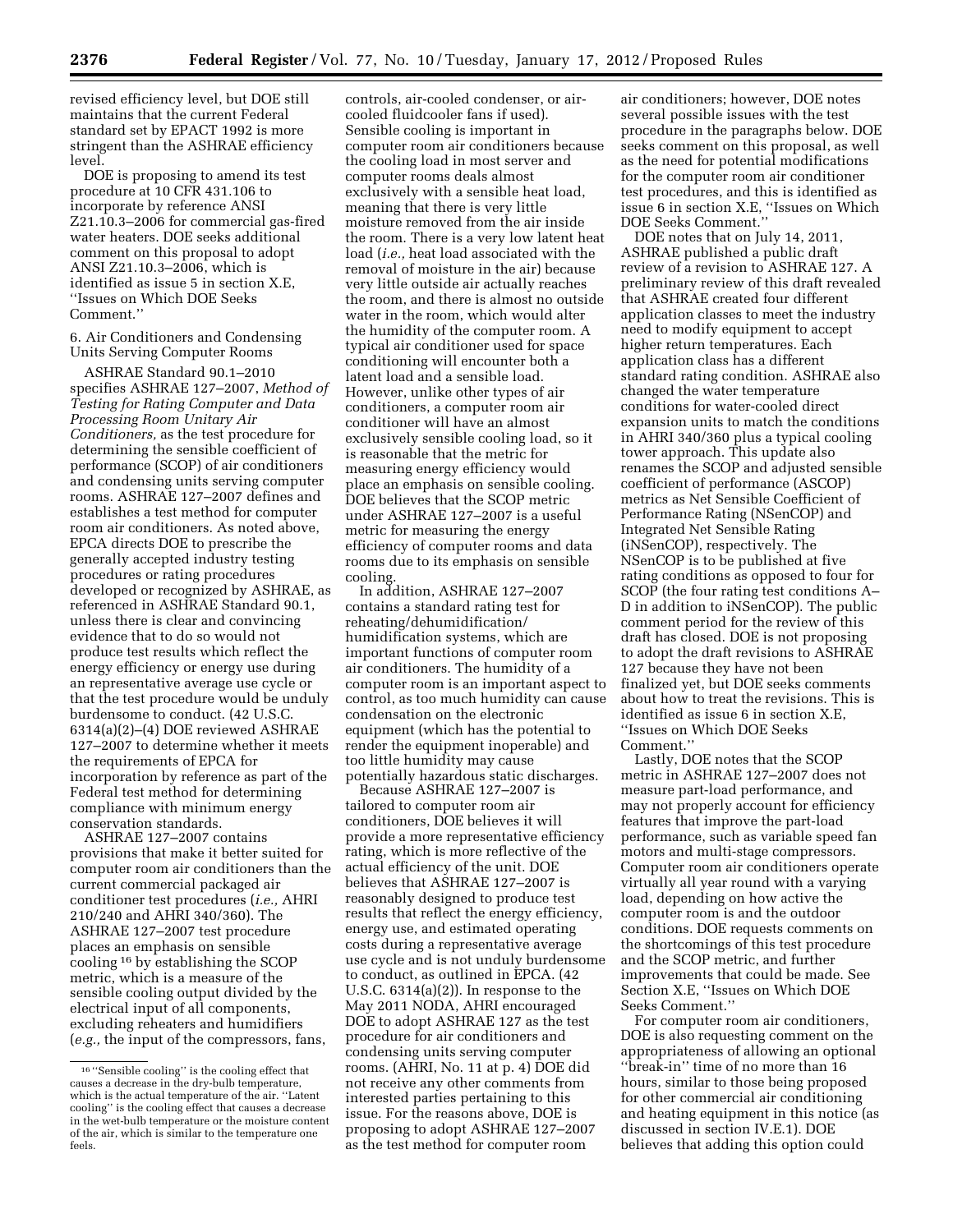revised efficiency level, but DOE still maintains that the current Federal standard set by EPACT 1992 is more stringent than the ASHRAE efficiency level.

DOE is proposing to amend its test procedure at 10 CFR 431.106 to incorporate by reference ANSI Z21.10.3–2006 for commercial gas-fired water heaters. DOE seeks additional comment on this proposal to adopt ANSI Z21.10.3–2006, which is identified as issue 5 in section X.E, ''Issues on Which DOE Seeks Comment.''

### 6. Air Conditioners and Condensing Units Serving Computer Rooms

ASHRAE Standard 90.1–2010 specifies ASHRAE 127–2007, *Method of Testing for Rating Computer and Data Processing Room Unitary Air Conditioners,* as the test procedure for determining the sensible coefficient of performance (SCOP) of air conditioners and condensing units serving computer rooms. ASHRAE 127–2007 defines and establishes a test method for computer room air conditioners. As noted above, EPCA directs DOE to prescribe the generally accepted industry testing procedures or rating procedures developed or recognized by ASHRAE, as referenced in ASHRAE Standard 90.1, unless there is clear and convincing evidence that to do so would not produce test results which reflect the energy efficiency or energy use during an representative average use cycle or that the test procedure would be unduly burdensome to conduct. (42 U.S.C. 6314(a)(2)–(4) DOE reviewed ASHRAE 127–2007 to determine whether it meets the requirements of EPCA for incorporation by reference as part of the Federal test method for determining compliance with minimum energy conservation standards.

ASHRAE 127–2007 contains provisions that make it better suited for computer room air conditioners than the current commercial packaged air conditioner test procedures (*i.e.,* AHRI 210/240 and AHRI 340/360). The ASHRAE 127–2007 test procedure places an emphasis on sensible cooling [16] by establishing the SCOP metric, which is a measure of the sensible cooling output divided by the electrical input of all components, excluding reheaters and humidifiers (*e.g.,* the input of the compressors, fans, controls, air-cooled condenser, or air-cooled fluidcooler fans if used). Sensible cooling is important in computer room air conditioners because the cooling load in most server and computer rooms deals almost exclusively with a sensible heat load, meaning that there is very little moisture removed from the air inside the room. There is a very low latent heat load (*i.e.,* heat load associated with the removal of moisture in the air) because very little outside air actually reaches the room, and there is almost no outside water in the room, which would alter the humidity of the computer room. A typical air conditioner used for space conditioning will encounter both a latent load and a sensible load. However, unlike other types of air conditioners, a computer room air conditioner will have an almost exclusively sensible cooling load, so it is reasonable that the metric for measuring energy efficiency would place an emphasis on sensible cooling. DOE believes that the SCOP metric under ASHRAE 127–2007 is a useful metric for measuring the energy efficiency of computer rooms and data rooms due to its emphasis on sensible cooling.

In addition, ASHRAE 127–2007 contains a standard rating test for reheating/dehumidification/humidification systems, which are important functions of computer room air conditioners. The humidity of a computer room is an important aspect to control, as too much humidity can cause condensation on the electronic equipment (which has the potential to render the equipment inoperable) and too little humidity may cause potentially hazardous static discharges.

Because ASHRAE 127–2007 is tailored to computer room air conditioners, DOE believes it will provide a more representative efficiency rating, which is more reflective of the actual efficiency of the unit. DOE believes that ASHRAE 127–2007 is reasonably designed to produce test results that reflect the energy efficiency, energy use, and estimated operating costs during a representative average use cycle and is not unduly burdensome to conduct, as outlined in EPCA. (42 U.S.C. 6314(a)(2)). In response to the May 2011 NODA, AHRI encouraged DOE to adopt ASHRAE 127 as the test procedure for air conditioners and condensing units serving computer rooms. (AHRI, No. 11 at p. 4) DOE did not receive any other comments from interested parties pertaining to this issue. For the reasons above, DOE is proposing to adopt ASHRAE 127–2007 as the test method for computer room air conditioners; however, DOE notes several possible issues with the test procedure in the paragraphs below. DOE seeks comment on this proposal, as well as the need for potential modifications for the computer room air conditioner test procedures, and this is identified as issue 6 in section X.E, ''Issues on Which DOE Seeks Comment.''

DOE notes that on July 14, 2011, ASHRAE published a public draft review of a revision to ASHRAE 127. A preliminary review of this draft revealed that ASHRAE created four different application classes to meet the industry need to modify equipment to accept higher return temperatures. Each application class has a different standard rating condition. ASHRAE also changed the water temperature conditions for water-cooled direct expansion units to match the conditions in AHRI 340/360 plus a typical cooling tower approach. This update also renames the SCOP and adjusted sensible coefficient of performance (ASCOP) metrics as Net Sensible Coefficient of Performance Rating (NSenCOP) and Integrated Net Sensible Rating (iNSenCOP), respectively. The NSenCOP is to be published at five rating conditions as opposed to four for SCOP (the four rating test conditions A–D in addition to iNSenCOP). The public comment period for the review of this draft has closed. DOE is not proposing to adopt the draft revisions to ASHRAE 127 because they have not been finalized yet, but DOE seeks comments about how to treat the revisions. This is identified as issue 6 in section X.E, ''Issues on Which DOE Seeks Comment.''

Lastly, DOE notes that the SCOP metric in ASHRAE 127–2007 does not measure part-load performance, and may not properly account for efficiency features that improve the part-load performance, such as variable speed fan motors and multi-stage compressors. Computer room air conditioners operate virtually all year round with a varying load, depending on how active the computer room is and the outdoor conditions. DOE requests comments on the shortcomings of this test procedure and the SCOP metric, and further improvements that could be made. See Section X.E, ''Issues on Which DOE Seeks Comment.''

For computer room air conditioners, DOE is also requesting comment on the appropriateness of allowing an optional ''break-in'' time of no more than 16 hours, similar to those being proposed for other commercial air conditioning and heating equipment in this notice (as discussed in section IV.E.1). DOE believes that adding this option could

[16] ''Sensible cooling'' is the cooling effect that causes a decrease in the dry-bulb temperature, which is the actual temperature of the air. ''Latent cooling'' is the cooling effect that causes a decrease in the wet-bulb temperature or the moisture content of the air, which is similar to the temperature one feels.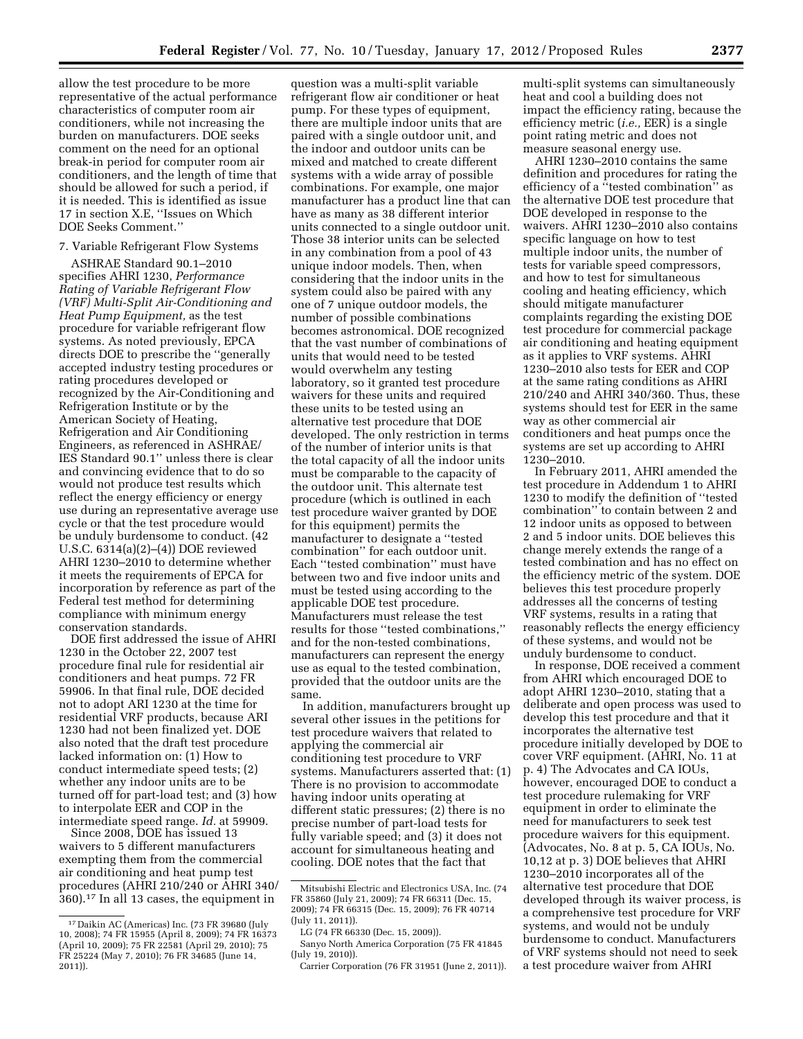allow the test procedure to be more representative of the actual performance characteristics of computer room air conditioners, while not increasing the burden on manufacturers. DOE seeks comment on the need for an optional break-in period for computer room air conditioners, and the length of time that should be allowed for such a period, if it is needed. This is identified as issue 17 in section X.E, ''Issues on Which DOE Seeks Comment.''

7. Variable Refrigerant Flow Systems

ASHRAE Standard 90.1–2010 specifies AHRI 1230, *Performance Rating of Variable Refrigerant Flow (VRF) Multi-Split Air-Conditioning and Heat Pump Equipment,* as the test procedure for variable refrigerant flow systems. As noted previously, EPCA directs DOE to prescribe the ''generally accepted industry testing procedures or rating procedures developed or recognized by the Air-Conditioning and Refrigeration Institute or by the American Society of Heating, Refrigeration and Air Conditioning Engineers, as referenced in ASHRAE/IES Standard 90.1'' unless there is clear and convincing evidence that to do so would not produce test results which reflect the energy efficiency or energy use during an representative average use cycle or that the test procedure would be unduly burdensome to conduct. (42 U.S.C. 6314(a)(2)–(4)) DOE reviewed AHRI 1230–2010 to determine whether it meets the requirements of EPCA for incorporation by reference as part of the Federal test method for determining compliance with minimum energy conservation standards.

DOE first addressed the issue of AHRI 1230 in the October 22, 2007 test procedure final rule for residential air conditioners and heat pumps. 72 FR 59906. In that final rule, DOE decided not to adopt ARI 1230 at the time for residential VRF products, because ARI 1230 had not been finalized yet. DOE also noted that the draft test procedure lacked information on: (1) How to conduct intermediate speed tests; (2) whether any indoor units are to be turned off for part-load test; and (3) how to interpolate EER and COP in the intermediate speed range. *Id.* at 59909.

Since 2008, DOE has issued 13 waivers to 5 different manufacturers exempting them from the commercial air conditioning and heat pump test procedures (AHRI 210/240 or AHRI 340/360).[17] In all 13 cases, the equipment in question was a multi-split variable refrigerant flow air conditioner or heat pump. For these types of equipment, there are multiple indoor units that are paired with a single outdoor unit, and the indoor and outdoor units can be mixed and matched to create different systems with a wide array of possible combinations. For example, one major manufacturer has a product line that can have as many as 38 different interior units connected to a single outdoor unit. Those 38 interior units can be selected in any combination from a pool of 43 unique indoor models. Then, when considering that the indoor units in the system could also be paired with any one of 7 unique outdoor models, the number of possible combinations becomes astronomical. DOE recognized that the vast number of combinations of units that would need to be tested would overwhelm any testing laboratory, so it granted test procedure waivers for these units and required these units to be tested using an alternative test procedure that DOE developed. The only restriction in terms of the number of interior units is that the total capacity of all the indoor units must be comparable to the capacity of the outdoor unit. This alternate test procedure (which is outlined in each test procedure waiver granted by DOE for this equipment) permits the manufacturer to designate a ''tested combination'' for each outdoor unit. Each ''tested combination'' must have between two and five indoor units and must be tested using according to the applicable DOE test procedure. Manufacturers must release the test results for those ''tested combinations,'' and for the non-tested combinations, manufacturers can represent the energy use as equal to the tested combination, provided that the outdoor units are the same.

In addition, manufacturers brought up several other issues in the petitions for test procedure waivers that related to applying the commercial air conditioning test procedure to VRF systems. Manufacturers asserted that: (1) There is no provision to accommodate having indoor units operating at different static pressures; (2) there is no precise number of part-load tests for fully variable speed; and (3) it does not account for simultaneous heating and cooling. DOE notes that the fact that multi-split systems can simultaneously heat and cool a building does not impact the efficiency rating, because the efficiency metric (*i.e.,* EER) is a single point rating metric and does not measure seasonal energy use.

AHRI 1230–2010 contains the same definition and procedures for rating the efficiency of a ''tested combination'' as the alternative DOE test procedure that DOE developed in response to the waivers. AHRI 1230–2010 also contains specific language on how to test multiple indoor units, the number of tests for variable speed compressors, and how to test for simultaneous cooling and heating efficiency, which should mitigate manufacturer complaints regarding the existing DOE test procedure for commercial package air conditioning and heating equipment as it applies to VRF systems. AHRI 1230–2010 also tests for EER and COP at the same rating conditions as AHRI 210/240 and AHRI 340/360. Thus, these systems should test for EER in the same way as other commercial air conditioners and heat pumps once the systems are set up according to AHRI 1230–2010.

In February 2011, AHRI amended the test procedure in Addendum 1 to AHRI 1230 to modify the definition of ''tested combination'' to contain between 2 and 12 indoor units as opposed to between 2 and 5 indoor units. DOE believes this change merely extends the range of a tested combination and has no effect on the efficiency metric of the system. DOE believes this test procedure properly addresses all the concerns of testing VRF systems, results in a rating that reasonably reflects the energy efficiency of these systems, and would not be unduly burdensome to conduct.

In response, DOE received a comment from AHRI which encouraged DOE to adopt AHRI 1230–2010, stating that a deliberate and open process was used to develop this test procedure and that it incorporates the alternative test procedure initially developed by DOE to cover VRF equipment. (AHRI, No. 11 at p. 4) The Advocates and CA IOUs, however, encouraged DOE to conduct a test procedure rulemaking for VRF equipment in order to eliminate the need for manufacturers to seek test procedure waivers for this equipment. (Advocates, No. 8 at p. 5, CA IOUs, No. 10,12 at p. 3) DOE believes that AHRI 1230–2010 incorporates all of the alternative test procedure that DOE developed through its waiver process, is a comprehensive test procedure for VRF systems, and would not be unduly burdensome to conduct. Manufacturers of VRF systems should not need to seek a test procedure waiver from AHRI

---

[17] Daikin AC (Americas) Inc. (73 FR 39680 (July 10, 2008); 74 FR 15955 (April 8, 2009); 74 FR 16373 (April 10, 2009); 75 FR 22581 (April 29, 2010); 75 FR 25224 (May 7, 2010); 76 FR 34685 (June 14, 2011)).

Mitsubishi Electric and Electronics USA, Inc. (74 FR 35860 (July 21, 2009); 74 FR 66311 (Dec. 15, 2009); 74 FR 66315 (Dec. 15, 2009); 76 FR 40714 (July 11, 2011)).

LG (74 FR 66330 (Dec. 15, 2009)).

Sanyo North America Corporation (75 FR 41845 (July 19, 2010)).

Carrier Corporation (76 FR 31951 (June 2, 2011)).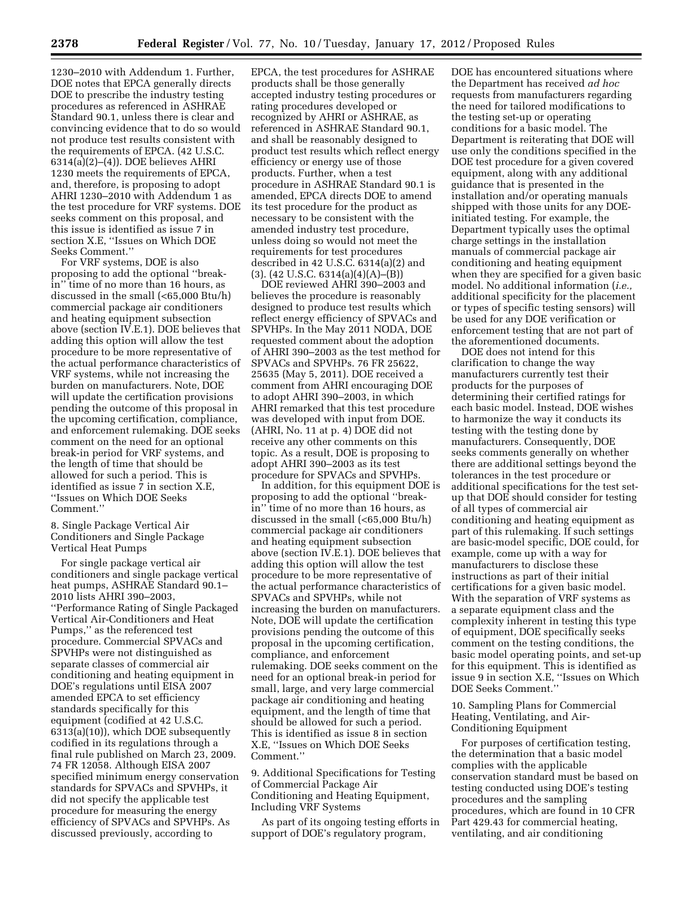1230–2010 with Addendum 1. Further, DOE notes that EPCA generally directs DOE to prescribe the industry testing procedures as referenced in ASHRAE Standard 90.1, unless there is clear and convincing evidence that to do so would not produce test results consistent with the requirements of EPCA. (42 U.S.C. 6314(a)(2)–(4)). DOE believes AHRI 1230 meets the requirements of EPCA, and, therefore, is proposing to adopt AHRI 1230–2010 with Addendum 1 as the test procedure for VRF systems. DOE seeks comment on this proposal, and this issue is identified as issue 7 in section X.E, ''Issues on Which DOE Seeks Comment.''

For VRF systems, DOE is also proposing to add the optional ''break-in'' time of no more than 16 hours, as discussed in the small (<65,000 Btu/h) commercial package air conditioners and heating equipment subsection above (section IV.E.1). DOE believes that adding this option will allow the test procedure to be more representative of the actual performance characteristics of VRF systems, while not increasing the burden on manufacturers. Note, DOE will update the certification provisions pending the outcome of this proposal in the upcoming certification, compliance, and enforcement rulemaking. DOE seeks comment on the need for an optional break-in period for VRF systems, and the length of time that should be allowed for such a period. This is identified as issue 7 in section X.E, ''Issues on Which DOE Seeks Comment.''

8. Single Package Vertical Air Conditioners and Single Package Vertical Heat Pumps

For single package vertical air conditioners and single package vertical heat pumps, ASHRAE Standard 90.1–2010 lists AHRI 390–2003, ''Performance Rating of Single Packaged Vertical Air-Conditioners and Heat Pumps,'' as the referenced test procedure. Commercial SPVACs and SPVHPs were not distinguished as separate classes of commercial air conditioning and heating equipment in DOE's regulations until EISA 2007 amended EPCA to set efficiency standards specifically for this equipment (codified at 42 U.S.C. 6313(a)(10)), which DOE subsequently codified in its regulations through a final rule published on March 23, 2009. 74 FR 12058. Although EISA 2007 specified minimum energy conservation standards for SPVACs and SPVHPs, it did not specify the applicable test procedure for measuring the energy efficiency of SPVACs and SPVHPs. As discussed previously, according to EPCA, the test procedures for ASHRAE products shall be those generally accepted industry testing procedures or rating procedures developed or recognized by AHRI or ASHRAE, as referenced in ASHRAE Standard 90.1, and shall be reasonably designed to product test results which reflect energy efficiency or energy use of those products. Further, when a test procedure in ASHRAE Standard 90.1 is amended, EPCA directs DOE to amend its test procedure for the product as necessary to be consistent with the amended industry test procedure, unless doing so would not meet the requirements for test procedures described in 42 U.S.C. 6314(a)(2) and (3). (42 U.S.C. 6314(a)(4)(A)–(B))

DOE reviewed AHRI 390–2003 and believes the procedure is reasonably designed to produce test results which reflect energy efficiency of SPVACs and SPVHPs. In the May 2011 NODA, DOE requested comment about the adoption of AHRI 390–2003 as the test method for SPVACs and SPVHPs. 76 FR 25622, 25635 (May 5, 2011). DOE received a comment from AHRI encouraging DOE to adopt AHRI 390–2003, in which AHRI remarked that this test procedure was developed with input from DOE. (AHRI, No. 11 at p. 4) DOE did not receive any other comments on this topic. As a result, DOE is proposing to adopt AHRI 390–2003 as its test procedure for SPVACs and SPVHPs.

In addition, for this equipment DOE is proposing to add the optional ''break-in'' time of no more than 16 hours, as discussed in the small (<65,000 Btu/h) commercial package air conditioners and heating equipment subsection above (section IV.E.1). DOE believes that adding this option will allow the test procedure to be more representative of the actual performance characteristics of SPVACs and SPVHPs, while not increasing the burden on manufacturers. Note, DOE will update the certification provisions pending the outcome of this proposal in the upcoming certification, compliance, and enforcement rulemaking. DOE seeks comment on the need for an optional break-in period for small, large, and very large commercial package air conditioning and heating equipment, and the length of time that should be allowed for such a period. This is identified as issue 8 in section X.E, ''Issues on Which DOE Seeks Comment.''

9. Additional Specifications for Testing of Commercial Package Air Conditioning and Heating Equipment, Including VRF Systems

As part of its ongoing testing efforts in support of DOE's regulatory program, DOE has encountered situations where the Department has received *ad hoc* requests from manufacturers regarding the need for tailored modifications to the testing set-up or operating conditions for a basic model. The Department is reiterating that DOE will use only the conditions specified in the DOE test procedure for a given covered equipment, along with any additional guidance that is presented in the installation and/or operating manuals shipped with those units for any DOE-initiated testing. For example, the Department typically uses the optimal charge settings in the installation manuals of commercial package air conditioning and heating equipment when they are specified for a given basic model. No additional information (*i.e.,* additional specificity for the placement or types of specific testing sensors) will be used for any DOE verification or enforcement testing that are not part of the aforementioned documents.

DOE does not intend for this clarification to change the way manufacturers currently test their products for the purposes of determining their certified ratings for each basic model. Instead, DOE wishes to harmonize the way it conducts its testing with the testing done by manufacturers. Consequently, DOE seeks comments generally on whether there are additional settings beyond the tolerances in the test procedure or additional specifications for the test set-up that DOE should consider for testing of all types of commercial air conditioning and heating equipment as part of this rulemaking. If such settings are basic-model specific, DOE could, for example, come up with a way for manufacturers to disclose these instructions as part of their initial certifications for a given basic model. With the separation of VRF systems as a separate equipment class and the complexity inherent in testing this type of equipment, DOE specifically seeks comment on the testing conditions, the basic model operating points, and set-up for this equipment. This is identified as issue 9 in section X.E, ''Issues on Which DOE Seeks Comment.''

10. Sampling Plans for Commercial Heating, Ventilating, and Air-Conditioning Equipment

For purposes of certification testing, the determination that a basic model complies with the applicable conservation standard must be based on testing conducted using DOE's testing procedures and the sampling procedures, which are found in 10 CFR Part 429.43 for commercial heating, ventilating, and air conditioning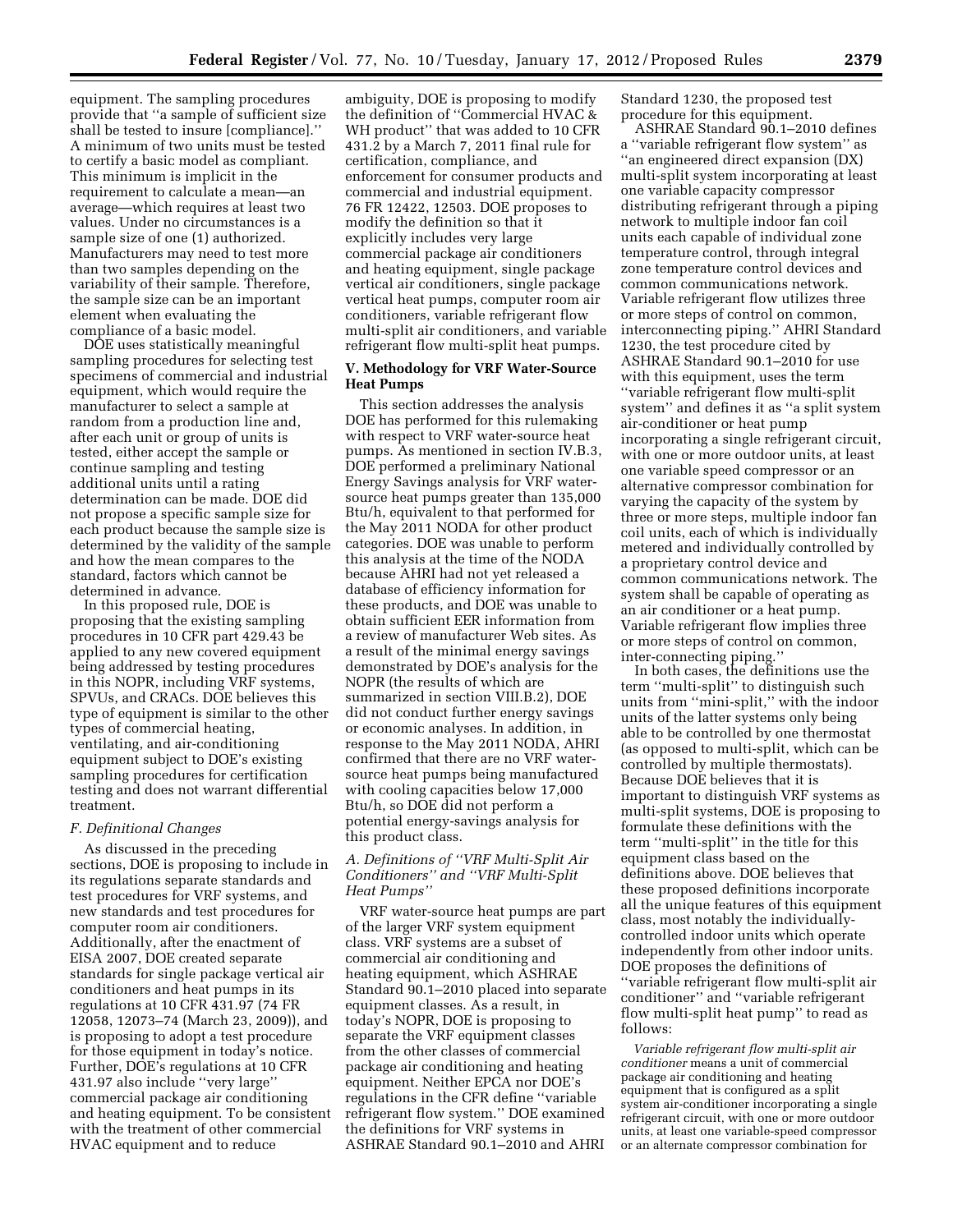equipment. The sampling procedures provide that ''a sample of sufficient size shall be tested to insure [compliance].'' A minimum of two units must be tested to certify a basic model as compliant. This minimum is implicit in the requirement to calculate a mean—an average—which requires at least two values. Under no circumstances is a sample size of one (1) authorized. Manufacturers may need to test more than two samples depending on the variability of their sample. Therefore, the sample size can be an important element when evaluating the compliance of a basic model.

DOE uses statistically meaningful sampling procedures for selecting test specimens of commercial and industrial equipment, which would require the manufacturer to select a sample at random from a production line and, after each unit or group of units is tested, either accept the sample or continue sampling and testing additional units until a rating determination can be made. DOE did not propose a specific sample size for each product because the sample size is determined by the validity of the sample and how the mean compares to the standard, factors which cannot be determined in advance.

In this proposed rule, DOE is proposing that the existing sampling procedures in 10 CFR part 429.43 be applied to any new covered equipment being addressed by testing procedures in this NOPR, including VRF systems, SPVUs, and CRACs. DOE believes this type of equipment is similar to the other types of commercial heating, ventilating, and air-conditioning equipment subject to DOE's existing sampling procedures for certification testing and does not warrant differential treatment.

### F. Definitional Changes

As discussed in the preceding sections, DOE is proposing to include in its regulations separate standards and test procedures for VRF systems, and new standards and test procedures for computer room air conditioners. Additionally, after the enactment of EISA 2007, DOE created separate standards for single package vertical air conditioners and heat pumps in its regulations at 10 CFR 431.97 (74 FR 12058, 12073–74 (March 23, 2009)), and is proposing to adopt a test procedure for those equipment in today's notice. Further, DOE's regulations at 10 CFR 431.97 also include ''very large'' commercial package air conditioning and heating equipment. To be consistent with the treatment of other commercial HVAC equipment and to reduce ambiguity, DOE is proposing to modify the definition of ''Commercial HVAC & WH product'' that was added to 10 CFR 431.2 by a March 7, 2011 final rule for certification, compliance, and enforcement for consumer products and commercial and industrial equipment. 76 FR 12422, 12503. DOE proposes to modify the definition so that it explicitly includes very large commercial package air conditioners and heating equipment, single package vertical air conditioners, single package vertical heat pumps, computer room air conditioners, variable refrigerant flow multi-split air conditioners, and variable refrigerant flow multi-split heat pumps.

## V. Methodology for VRF Water-Source Heat Pumps

This section addresses the analysis DOE has performed for this rulemaking with respect to VRF water-source heat pumps. As mentioned in section IV.B.3, DOE performed a preliminary National Energy Savings analysis for VRF water-source heat pumps greater than 135,000 Btu/h, equivalent to that performed for the May 2011 NODA for other product categories. DOE was unable to perform this analysis at the time of the NODA because AHRI had not yet released a database of efficiency information for these products, and DOE was unable to obtain sufficient EER information from a review of manufacturer Web sites. As a result of the minimal energy savings demonstrated by DOE's analysis for the NOPR (the results of which are summarized in section VIII.B.2), DOE did not conduct further energy savings or economic analyses. In addition, in response to the May 2011 NODA, AHRI confirmed that there are no VRF water-source heat pumps being manufactured with cooling capacities below 17,000 Btu/h, so DOE did not perform a potential energy-savings analysis for this product class.

### A. Definitions of ''VRF Multi-Split Air Conditioners'' and ''VRF Multi-Split Heat Pumps''

VRF water-source heat pumps are part of the larger VRF system equipment class. VRF systems are a subset of commercial air conditioning and heating equipment, which ASHRAE Standard 90.1–2010 placed into separate equipment classes. As a result, in today's NOPR, DOE is proposing to separate the VRF equipment classes from the other classes of commercial package air conditioning and heating equipment. Neither EPCA nor DOE's regulations in the CFR define ''variable refrigerant flow system.'' DOE examined the definitions for VRF systems in ASHRAE Standard 90.1–2010 and AHRI Standard 1230, the proposed test procedure for this equipment.

ASHRAE Standard 90.1–2010 defines a ''variable refrigerant flow system'' as ''an engineered direct expansion (DX) multi-split system incorporating at least one variable capacity compressor distributing refrigerant through a piping network to multiple indoor fan coil units each capable of individual zone temperature control, through integral zone temperature control devices and common communications network. Variable refrigerant flow utilizes three or more steps of control on common, interconnecting piping.'' AHRI Standard 1230, the test procedure cited by ASHRAE Standard 90.1–2010 for use with this equipment, uses the term ''variable refrigerant flow multi-split system'' and defines it as ''a split system air-conditioner or heat pump incorporating a single refrigerant circuit, with one or more outdoor units, at least one variable speed compressor or an alternative compressor combination for varying the capacity of the system by three or more steps, multiple indoor fan coil units, each of which is individually metered and individually controlled by a proprietary control device and common communications network. The system shall be capable of operating as an air conditioner or a heat pump. Variable refrigerant flow implies three or more steps of control on common, inter-connecting piping.''

In both cases, the definitions use the term ''multi-split'' to distinguish such units from ''mini-split,'' with the indoor units of the latter systems only being able to be controlled by one thermostat (as opposed to multi-split, which can be controlled by multiple thermostats). Because DOE believes that it is important to distinguish VRF systems as multi-split systems, DOE is proposing to formulate these definitions with the term ''multi-split'' in the title for this equipment class based on the definitions above. DOE believes that these proposed definitions incorporate all the unique features of this equipment class, most notably the individually-controlled indoor units which operate independently from other indoor units. DOE proposes the definitions of ''variable refrigerant flow multi-split air conditioner'' and ''variable refrigerant flow multi-split heat pump'' to read as follows:

*Variable refrigerant flow multi-split air conditioner* means a unit of commercial package air conditioning and heating equipment that is configured as a split system air-conditioner incorporating a single refrigerant circuit, with one or more outdoor units, at least one variable-speed compressor or an alternate compressor combination for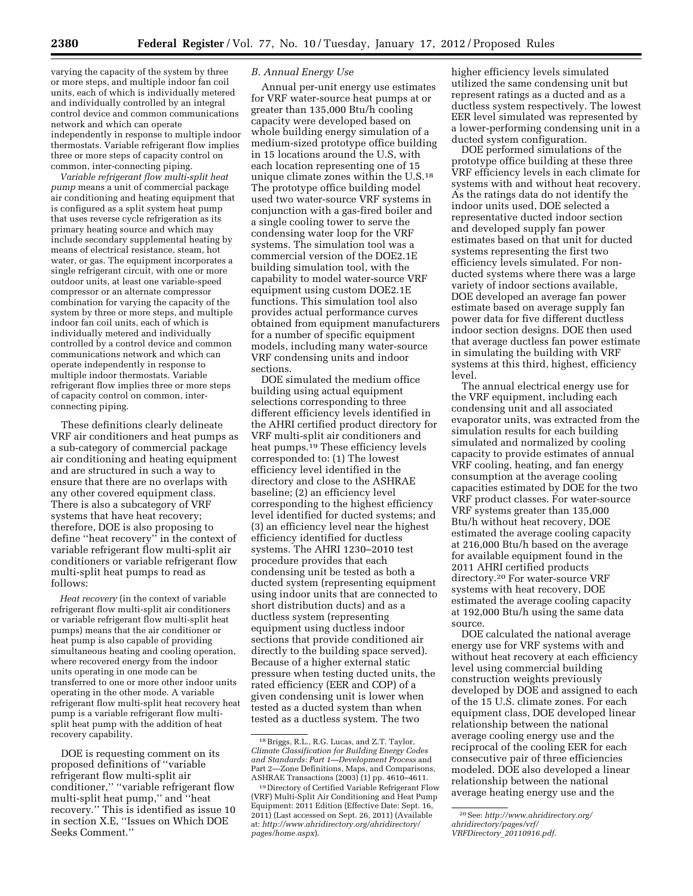varying the capacity of the system by three or more steps, and multiple indoor fan coil units, each of which is individually metered and individually controlled by an integral control device and common communications network and which can operate independently in response to multiple indoor thermostats. Variable refrigerant flow implies three or more steps of capacity control on common, inter-connecting piping.

*Variable refrigerant flow multi-split heat pump* means a unit of commercial package air conditioning and heating equipment that is configured as a split system heat pump that uses reverse cycle refrigeration as its primary heating source and which may include secondary supplemental heating by means of electrical resistance, steam, hot water, or gas. The equipment incorporates a single refrigerant circuit, with one or more outdoor units, at least one variable-speed compressor or an alternate compressor combination for varying the capacity of the system by three or more steps, and multiple indoor fan coil units, each of which is individually metered and individually controlled by a control device and common communications network and which can operate independently in response to multiple indoor thermostats. Variable refrigerant flow implies three or more steps of capacity control on common, inter-connecting piping.

These definitions clearly delineate VRF air conditioners and heat pumps as a sub-category of commercial package air conditioning and heating equipment and are structured in such a way to ensure that there are no overlaps with any other covered equipment class. There is also a subcategory of VRF systems that have heat recovery; therefore, DOE is also proposing to define ''heat recovery'' in the context of variable refrigerant flow multi-split air conditioners or variable refrigerant flow multi-split heat pumps to read as follows:

*Heat recovery* (in the context of variable refrigerant flow multi-split air conditioners or variable refrigerant flow multi-split heat pumps) means that the air conditioner or heat pump is also capable of providing simultaneous heating and cooling operation, where recovered energy from the indoor units operating in one mode can be transferred to one or more other indoor units operating in the other mode. A variable refrigerant flow multi-split heat recovery heat pump is a variable refrigerant flow multi-split heat pump with the addition of heat recovery capability.

DOE is requesting comment on its proposed definitions of ''variable refrigerant flow multi-split air conditioner,'' ''variable refrigerant flow multi-split heat pump,'' and ''heat recovery.'' This is identified as issue 10 in section X.E, ''Issues on Which DOE Seeks Comment.''

### *B. Annual Energy Use*

Annual per-unit energy use estimates for VRF water-source heat pumps at or greater than 135,000 Btu/h cooling capacity were developed based on whole building energy simulation of a medium-sized prototype office building in 15 locations around the U.S, with each location representing one of 15 unique climate zones within the U.S.[18] The prototype office building model used two water-source VRF systems in conjunction with a gas-fired boiler and a single cooling tower to serve the condensing water loop for the VRF systems. The simulation tool was a commercial version of the DOE2.1E building simulation tool, with the capability to model water-source VRF equipment using custom DOE2.1E functions. This simulation tool also provides actual performance curves obtained from equipment manufacturers for a number of specific equipment models, including many water-source VRF condensing units and indoor sections.

DOE simulated the medium office building using actual equipment selections corresponding to three different efficiency levels identified in the AHRI certified product directory for VRF multi-split air conditioners and heat pumps.[19] These efficiency levels corresponded to: (1) The lowest efficiency level identified in the directory and close to the ASHRAE baseline; (2) an efficiency level corresponding to the highest efficiency level identified for ducted systems; and (3) an efficiency level near the highest efficiency identified for ductless systems. The AHRI 1230–2010 test procedure provides that each condensing unit be tested as both a ducted system (representing equipment using indoor units that are connected to short distribution ducts) and as a ductless system (representing equipment using ductless indoor sections that provide conditioned air directly to the building space served). Because of a higher external static pressure when testing ducted units, the rated efficiency (EER and COP) of a given condensing unit is lower when tested as a ducted system than when tested as a ductless system. The two higher efficiency levels simulated utilized the same condensing unit but represent ratings as a ducted and as a ductless system respectively. The lowest EER level simulated was represented by a lower-performing condensing unit in a ducted system configuration.

DOE performed simulations of the prototype office building at these three VRF efficiency levels in each climate for systems with and without heat recovery. As the ratings data do not identify the indoor units used, DOE selected a representative ducted indoor section and developed supply fan power estimates based on that unit for ducted systems representing the first two efficiency levels simulated. For non-ducted systems where there was a large variety of indoor sections available, DOE developed an average fan power estimate based on average supply fan power data for five different ductless indoor section designs. DOE then used that average ductless fan power estimate in simulating the building with VRF systems at this third, highest, efficiency level.

The annual electrical energy use for the VRF equipment, including each condensing unit and all associated evaporator units, was extracted from the simulation results for each building simulated and normalized by cooling capacity to provide estimates of annual VRF cooling, heating, and fan energy consumption at the average cooling capacities estimated by DOE for the two VRF product classes. For water-source VRF systems greater than 135,000 Btu/h without heat recovery, DOE estimated the average cooling capacity at 216,000 Btu/h based on the average for available equipment found in the 2011 AHRI certified products directory.[20] For water-source VRF systems with heat recovery, DOE estimated the average cooling capacity at 192,000 Btu/h using the same data source.

DOE calculated the national average energy use for VRF systems with and without heat recovery at each efficiency level using commercial building construction weights previously developed by DOE and assigned to each of the 15 U.S. climate zones. For each equipment class, DOE developed linear relationship between the national average cooling energy use and the reciprocal of the cooling EER for each consecutive pair of three efficiencies modeled. DOE also developed a linear relationship between the national average heating energy use and the

---

[18] Briggs, R.L., R.G. Lucas, and Z.T. Taylor, *Climate Classification for Building Energy Codes and Standards: Part 1—Development Process* and Part 2—Zone Definitions, Maps, and Comparisons, ASHRAE Transactions (2003) (1) pp. 4610–4611.

[19] Directory of Certified Variable Refrigerant Flow (VRF) Multi-Split Air Conditioning and Heat Pump Equipment: 2011 Edition (Effective Date: Sept. 16, 2011) (Last accessed on Sept. 26, 2011) (Available at: *http://www.ahridirectory.org/ahridirectory/pages/home.aspx*).

[20] See: *http://www.ahridirectory.org/ahridirectory/pages/vrf/VRFDirectory_20110916.pdf*.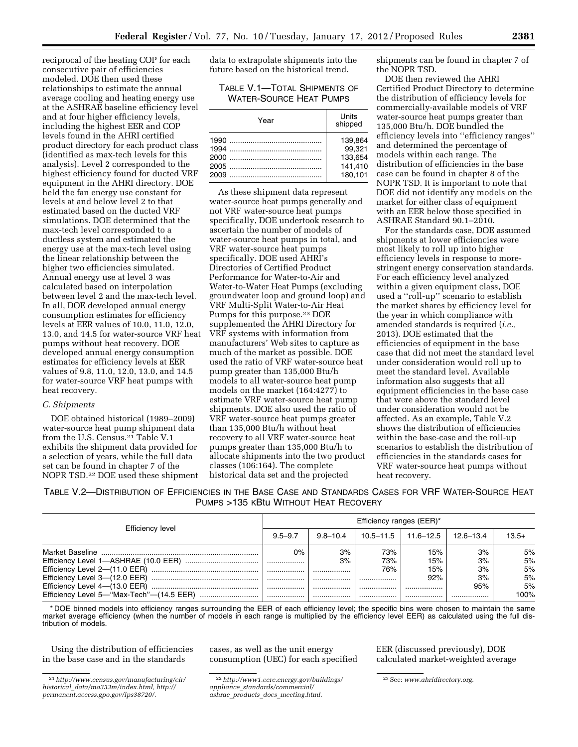reciprocal of the heating COP for each consecutive pair of efficiencies modeled. DOE then used these relationships to estimate the annual average cooling and heating energy use at the ASHRAE baseline efficiency level and at four higher efficiency levels, including the highest EER and COP levels found in the AHRI certified product directory for each product class (identified as max-tech levels for this analysis). Level 2 corresponded to the highest efficiency found for ducted VRF equipment in the AHRI directory. DOE held the fan energy use constant for levels at and below level 2 to that estimated based on the ducted VRF simulations. DOE determined that the max-tech level corresponded to a ductless system and estimated the energy use at the max-tech level using the linear relationship between the higher two efficiencies simulated. Annual energy use at level 3 was calculated based on interpolation between level 2 and the max-tech level. In all, DOE developed annual energy consumption estimates for efficiency levels at EER values of 10.0, 11.0, 12.0, 13.0, and 14.5 for water-source VRF heat pumps without heat recovery. DOE developed annual energy consumption estimates for efficiency levels at EER values of 9.8, 11.0, 12.0, 13.0, and 14.5 for water-source VRF heat pumps with heat recovery.

### *C. Shipments*

DOE obtained historical (1989–2009) water-source heat pump shipment data from the U.S. Census.[21] Table V.1 exhibits the shipment data provided for a selection of years, while the full data set can be found in chapter 7 of the NOPR TSD.[22] DOE used these shipment data to extrapolate shipments into the future based on the historical trend.

TABLE V.1—TOTAL SHIPMENTS OF WATER-SOURCE HEAT PUMPS

| Year | Units shipped |
|---|---|
| 1990 | 139,864 |
| 1994 | 99,321 |
| 2000 | 133,654 |
| 2005 | 141,410 |
| 2009 | 180,101 |

As these shipment data represent water-source heat pumps generally and not VRF water-source heat pumps specifically, DOE undertook research to ascertain the number of models of water-source heat pumps in total, and VRF water-source heat pumps specifically. DOE used AHRI's Directories of Certified Product Performance for Water-to-Air and Water-to-Water Heat Pumps (excluding groundwater loop and ground loop) and VRF Multi-Split Water-to-Air Heat Pumps for this purpose.[23] DOE supplemented the AHRI Directory for VRF systems with information from manufacturers' Web sites to capture as much of the market as possible. DOE used the ratio of VRF water-source heat pump greater than 135,000 Btu/h models to all water-source heat pump models on the market (164:4277) to estimate VRF water-source heat pump shipments. DOE also used the ratio of VRF water-source heat pumps greater than 135,000 Btu/h without heat recovery to all VRF water-source heat pumps greater than 135,000 Btu/h to allocate shipments into the two product classes (106:164). The complete historical data set and the projected shipments can be found in chapter 7 of the NOPR TSD.

DOE then reviewed the AHRI Certified Product Directory to determine the distribution of efficiency levels for commercially-available models of VRF water-source heat pumps greater than 135,000 Btu/h. DOE bundled the efficiency levels into ''efficiency ranges'' and determined the percentage of models within each range. The distribution of efficiencies in the base case can be found in chapter 8 of the NOPR TSD. It is important to note that DOE did not identify any models on the market for either class of equipment with an EER below those specified in ASHRAE Standard 90.1–2010.

For the standards case, DOE assumed shipments at lower efficiencies were most likely to roll up into higher efficiency levels in response to more-stringent energy conservation standards. For each efficiency level analyzed within a given equipment class, DOE used a ''roll-up'' scenario to establish the market shares by efficiency level for the year in which compliance with amended standards is required (*i.e.,* 2013). DOE estimated that the efficiencies of equipment in the base case that did not meet the standard level under consideration would roll up to meet the standard level. Available information also suggests that all equipment efficiencies in the base case that were above the standard level under consideration would not be affected. As an example, Table V.2 shows the distribution of efficiencies within the base-case and the roll-up scenarios to establish the distribution of efficiencies in the standards cases for VRF water-source heat pumps without heat recovery.

TABLE V.2—DISTRIBUTION OF EFFICIENCIES IN THE BASE CASE AND STANDARDS CASES FOR VRF WATER-SOURCE HEAT PUMPS >135 KBTU WITHOUT HEAT RECOVERY

| Efficiency level | Efficiency ranges (EER)* | | | | | |
|---|---|---|---|---|---|---|
| | 9.5–9.7 | 9.8–10.4 | 10.5–11.5 | 11.6–12.5 | 12.6–13.4 | 13.5+ |
| Market Baseline | 0% | 3% | 73% | 15% | 3% | 5% |
| Efficiency Level 1—ASHRAE (10.0 EER) | | 3% | 73% | 15% | 3% | 5% |
| Efficiency Level 2—(11.0 EER) | | | 76% | 15% | 3% | 5% |
| Efficiency Level 3—(12.0 EER) | | | | 92% | 3% | 5% |
| Efficiency Level 4—(13.0 EER) | | | | | 95% | 5% |
| Efficiency Level 5—''Max-Tech''—(14.5 EER) | | | | | | 100% |

\* DOE binned models into efficiency ranges surrounding the EER of each efficiency level; the specific bins were chosen to maintain the same market average efficiency (when the number of models in each range is multiplied by the efficiency level EER) as calculated using the full distribution of models.

Using the distribution of efficiencies in the base case and in the standards cases, as well as the unit energy consumption (UEC) for each specified EER (discussed previously), DOE calculated market-weighted average

[21] *http://www.census.gov/manufacturing/cir/historical_data/ma333m/index.html, http://permanent.access.gpo.gov/lps38720/.*

[22] *http://www1.eere.energy.gov/buildings/appliance_standards/commercial/ashrae_products_docs_meeting.html.*

[23] See: *www.ahridirectory.org.*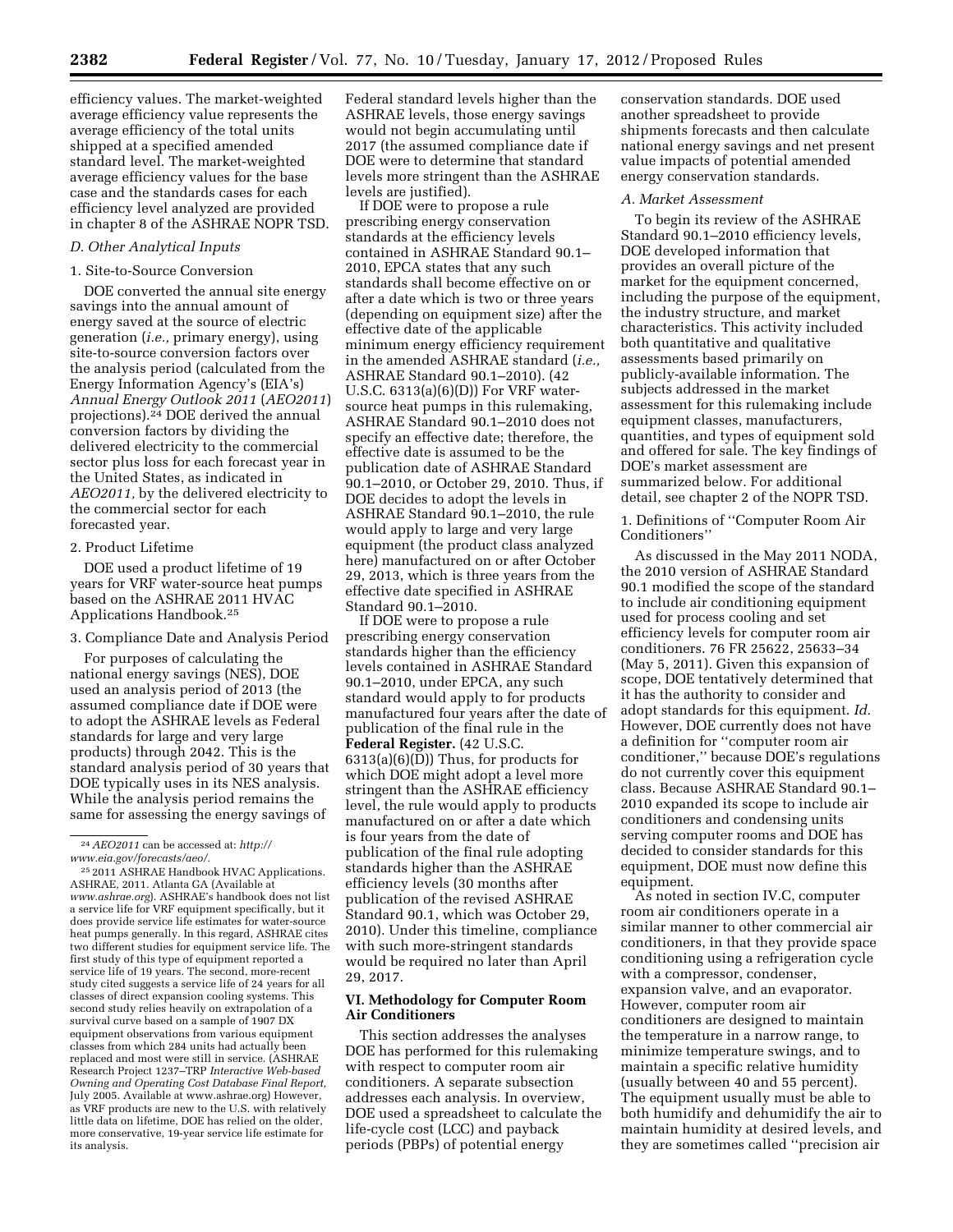efficiency values. The market-weighted average efficiency value represents the average efficiency of the total units shipped at a specified amended standard level. The market-weighted average efficiency values for the base case and the standards cases for each efficiency level analyzed are provided in chapter 8 of the ASHRAE NOPR TSD.

### D. Other Analytical Inputs

#### 1. Site-to-Source Conversion

DOE converted the annual site energy savings into the annual amount of energy saved at the source of electric generation (*i.e.,* primary energy), using site-to-source conversion factors over the analysis period (calculated from the Energy Information Agency's (EIA's) *Annual Energy Outlook 2011* (*AEO2011*) projections).[24] DOE derived the annual conversion factors by dividing the delivered electricity to the commercial sector plus loss for each forecast year in the United States, as indicated in *AEO2011,* by the delivered electricity to the commercial sector for each forecasted year.

#### 2. Product Lifetime

DOE used a product lifetime of 19 years for VRF water-source heat pumps based on the ASHRAE 2011 HVAC Applications Handbook.[25]

#### 3. Compliance Date and Analysis Period

For purposes of calculating the national energy savings (NES), DOE used an analysis period of 2013 (the assumed compliance date if DOE were to adopt the ASHRAE levels as Federal standards for large and very large products) through 2042. This is the standard analysis period of 30 years that DOE typically uses in its NES analysis. While the analysis period remains the same for assessing the energy savings of Federal standard levels higher than the ASHRAE levels, those energy savings would not begin accumulating until 2017 (the assumed compliance date if DOE were to determine that standard levels more stringent than the ASHRAE levels are justified).

If DOE were to propose a rule prescribing energy conservation standards at the efficiency levels contained in ASHRAE Standard 90.1–2010, EPCA states that any such standards shall become effective on or after a date which is two or three years (depending on equipment size) after the effective date of the applicable minimum energy efficiency requirement in the amended ASHRAE standard (*i.e.,* ASHRAE Standard 90.1–2010). (42 U.S.C. 6313(a)(6)(D)) For VRF water-source heat pumps in this rulemaking, ASHRAE Standard 90.1–2010 does not specify an effective date; therefore, the effective date is assumed to be the publication date of ASHRAE Standard 90.1–2010, or October 29, 2010. Thus, if DOE decides to adopt the levels in ASHRAE Standard 90.1–2010, the rule would apply to large and very large equipment (the product class analyzed here) manufactured on or after October 29, 2013, which is three years from the effective date specified in ASHRAE Standard 90.1–2010.

If DOE were to propose a rule prescribing energy conservation standards higher than the efficiency levels contained in ASHRAE Standard 90.1–2010, under EPCA, any such standard would apply to for products manufactured four years after the date of publication of the final rule in the **Federal Register.** (42 U.S.C. 6313(a)(6)(D)) Thus, for products for which DOE might adopt a level more stringent than the ASHRAE efficiency level, the rule would apply to products manufactured on or after a date which is four years from the date of publication of the final rule adopting standards higher than the ASHRAE efficiency levels (30 months after publication of the revised ASHRAE Standard 90.1, which was October 29, 2010). Under this timeline, compliance with such more-stringent standards would be required no later than April 29, 2017.

## VI. Methodology for Computer Room Air Conditioners

This section addresses the analyses DOE has performed for this rulemaking with respect to computer room air conditioners. A separate subsection addresses each analysis. In overview, DOE used a spreadsheet to calculate the life-cycle cost (LCC) and payback periods (PBPs) of potential energy conservation standards. DOE used another spreadsheet to provide shipments forecasts and then calculate national energy savings and net present value impacts of potential amended energy conservation standards.

### A. Market Assessment

To begin its review of the ASHRAE Standard 90.1–2010 efficiency levels, DOE developed information that provides an overall picture of the market for the equipment concerned, including the purpose of the equipment, the industry structure, and market characteristics. This activity included both quantitative and qualitative assessments based primarily on publicly-available information. The subjects addressed in the market assessment for this rulemaking include equipment classes, manufacturers, quantities, and types of equipment sold and offered for sale. The key findings of DOE's market assessment are summarized below. For additional detail, see chapter 2 of the NOPR TSD.

#### 1. Definitions of "Computer Room Air Conditioners"

As discussed in the May 2011 NODA, the 2010 version of ASHRAE Standard 90.1 modified the scope of the standard to include air conditioning equipment used for process cooling and set efficiency levels for computer room air conditioners. 76 FR 25622, 25633–34 (May 5, 2011). Given this expansion of scope, DOE tentatively determined that it has the authority to consider and adopt standards for this equipment. *Id.* However, DOE currently does not have a definition for "computer room air conditioner," because DOE's regulations do not currently cover this equipment class. Because ASHRAE Standard 90.1–2010 expanded its scope to include air conditioners and condensing units serving computer rooms and DOE has decided to consider standards for this equipment, DOE must now define this equipment.

As noted in section IV.C, computer room air conditioners operate in a similar manner to other commercial air conditioners, in that they provide space conditioning using a refrigeration cycle with a compressor, condenser, expansion valve, and an evaporator. However, computer room air conditioners are designed to maintain the temperature in a narrow range, to minimize temperature swings, and to maintain a specific relative humidity (usually between 40 and 55 percent). The equipment usually must be able to both humidify and dehumidify the air to maintain humidity at desired levels, and they are sometimes called "precision air

---

[24] *AEO2011* can be accessed at: *http://www.eia.gov/forecasts/aeo/.*

[25] 2011 ASHRAE Handbook HVAC Applications. ASHRAE, 2011. Atlanta GA (Available at *www.ashrae.org*). ASHRAE's handbook does not list a service life for VRF equipment specifically, but it does provide service life estimates for water-source heat pumps generally. In this regard, ASHRAE cites two different studies for equipment service life. The first study of this type of equipment reported a service life of 19 years. The second, more-recent study cited suggests a service life of 24 years for all classes of direct expansion cooling systems. This second study relies heavily on extrapolation of a survival curve based on a sample of 1907 DX equipment observations from various equipment classes from which 284 units had actually been replaced and most were still in service. (ASHRAE Research Project 1237–TRP *Interactive Web-based Owning and Operating Cost Database Final Report,* July 2005. Available at www.ashrae.org) However, as VRF products are new to the U.S. with relatively little data on lifetime, DOE has relied on the older, more conservative, 19-year service life estimate for its analysis.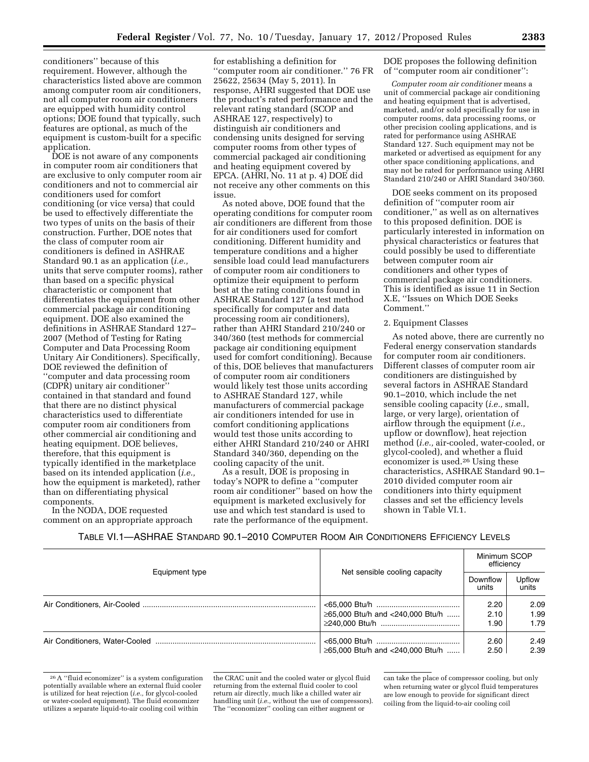conditioners'' because of this requirement. However, although the characteristics listed above are common among computer room air conditioners, not all computer room air conditioners are equipped with humidity control options; DOE found that typically, such features are optional, as much of the equipment is custom-built for a specific application.

DOE is not aware of any components in computer room air conditioners that are exclusive to only computer room air conditioners and not to commercial air conditioners used for comfort conditioning (or vice versa) that could be used to effectively differentiate the two types of units on the basis of their construction. Further, DOE notes that the class of computer room air conditioners is defined in ASHRAE Standard 90.1 as an application (*i.e.,* units that serve computer rooms), rather than based on a specific physical characteristic or component that differentiates the equipment from other commercial package air conditioning equipment. DOE also examined the definitions in ASHRAE Standard 127–2007 (Method of Testing for Rating Computer and Data Processing Room Unitary Air Conditioners). Specifically, DOE reviewed the definition of ''computer and data processing room (CDPR) unitary air conditioner'' contained in that standard and found that there are no distinct physical characteristics used to differentiate computer room air conditioners from other commercial air conditioning and heating equipment. DOE believes, therefore, that this equipment is typically identified in the marketplace based on its intended application (*i.e.,* how the equipment is marketed), rather than on differentiating physical components.

In the NODA, DOE requested comment on an appropriate approach for establishing a definition for ''computer room air conditioner.'' 76 FR 25622, 25634 (May 5, 2011). In response, AHRI suggested that DOE use the product's rated performance and the relevant rating standard (SCOP and ASHRAE 127, respectively) to distinguish air conditioners and condensing units designed for serving computer rooms from other types of commercial packaged air conditioning and heating equipment covered by EPCA. (AHRI, No. 11 at p. 4) DOE did not receive any other comments on this issue.

As noted above, DOE found that the operating conditions for computer room air conditioners are different from those for air conditioners used for comfort conditioning. Different humidity and temperature conditions and a higher sensible load could lead manufacturers of computer room air conditioners to optimize their equipment to perform best at the rating conditions found in ASHRAE Standard 127 (a test method specifically for computer and data processing room air conditioners), rather than AHRI Standard 210/240 or 340/360 (test methods for commercial package air conditioning equipment used for comfort conditioning). Because of this, DOE believes that manufacturers of computer room air conditioners would likely test those units according to ASHRAE Standard 127, while manufacturers of commercial package air conditioners intended for use in comfort conditioning applications would test those units according to either AHRI Standard 210/240 or AHRI Standard 340/360, depending on the cooling capacity of the unit.

As a result, DOE is proposing in today's NOPR to define a ''computer room air conditioner'' based on how the equipment is marketed exclusively for use and which test standard is used to rate the performance of the equipment. DOE proposes the following definition of ''computer room air conditioner'':

*Computer room air conditioner* means a unit of commercial package air conditioning and heating equipment that is advertised, marketed, and/or sold specifically for use in computer rooms, data processing rooms, or other precision cooling applications, and is rated for performance using ASHRAE Standard 127. Such equipment may not be marketed or advertised as equipment for any other space conditioning applications, and may not be rated for performance using AHRI Standard 210/240 or AHRI Standard 340/360.

DOE seeks comment on its proposed definition of ''computer room air conditioner,'' as well as on alternatives to this proposed definition. DOE is particularly interested in information on physical characteristics or features that could possibly be used to differentiate between computer room air conditioners and other types of commercial package air conditioners. This is identified as issue 11 in Section X.E, ''Issues on Which DOE Seeks Comment.''

2. Equipment Classes

As noted above, there are currently no Federal energy conservation standards for computer room air conditioners. Different classes of computer room air conditioners are distinguished by several factors in ASHRAE Standard 90.1–2010, which include the net sensible cooling capacity (*i.e.,* small, large, or very large), orientation of airflow through the equipment (*i.e.,* upflow or downflow), heat rejection method (*i.e.,* air-cooled, water-cooled, or glycol-cooled), and whether a fluid economizer is used.[26] Using these characteristics, ASHRAE Standard 90.1–2010 divided computer room air conditioners into thirty equipment classes and set the efficiency levels shown in Table VI.1.

TABLE VI.1—ASHRAE STANDARD 90.1–2010 COMPUTER ROOM AIR CONDITIONERS EFFICIENCY LEVELS

| Equipment type | Net sensible cooling capacity | Minimum SCOP efficiency | |
|---|---|---|---|
| | | Downflow units | Upflow units |
| Air Conditioners, Air-Cooled | <65,000 Btu/h | 2.20 | 2.09 |
| | ≥65,000 Btu/h and <240,000 Btu/h | 2.10 | 1.99 |
| | ≥240,000 Btu/h | 1.90 | 1.79 |
| Air Conditioners, Water-Cooled | <65,000 Btu/h | 2.60 | 2.49 |
| | ≥65,000 Btu/h and <240,000 Btu/h | 2.50 | 2.39 |

[26] A ''fluid economizer'' is a system configuration potentially available where an external fluid cooler is utilized for heat rejection (*i.e.,* for glycol-cooled or water-cooled equipment). The fluid economizer utilizes a separate liquid-to-air cooling coil within the CRAC unit and the cooled water or glycol fluid returning from the external fluid cooler to cool return air directly, much like a chilled water air handling unit (*i.e.,* without the use of compressors). The ''economizer'' cooling can either augment or can take the place of compressor cooling, but only when returning water or glycol fluid temperatures are low enough to provide for significant direct coiling from the liquid-to-air cooling coil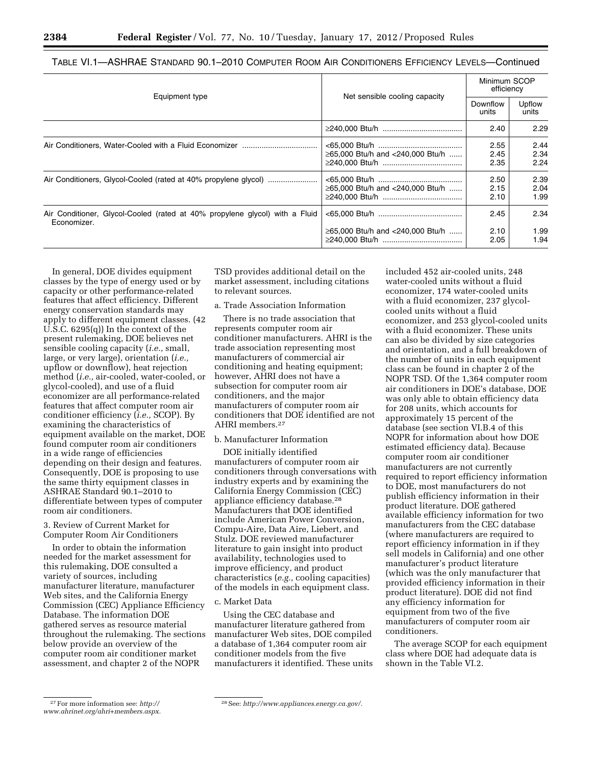TABLE VI.1—ASHRAE STANDARD 90.1–2010 COMPUTER ROOM AIR CONDITIONERS EFFICIENCY LEVELS—Continued

| Equipment type | Net sensible cooling capacity | Minimum SCOP efficiency | |
|---|---|---|---|
| | | Downflow units | Upflow units |
| | ≥240,000 Btu/h | 2.40 | 2.29 |
| Air Conditioners, Water-Cooled with a Fluid Economizer | <65,000 Btu/h | 2.55 | 2.44 |
| | ≥65,000 Btu/h and <240,000 Btu/h | 2.45 | 2.34 |
| | ≥240,000 Btu/h | 2.35 | 2.24 |
| Air Conditioners, Glycol-Cooled (rated at 40% propylene glycol) | <65,000 Btu/h | 2.50 | 2.39 |
| | ≥65,000 Btu/h and <240,000 Btu/h | 2.15 | 2.04 |
| | ≥240,000 Btu/h | 2.10 | 1.99 |
| Air Conditioner, Glycol-Cooled (rated at 40% propylene glycol) with a Fluid Economizer. | <65,000 Btu/h | 2.45 | 2.34 |
| | ≥65,000 Btu/h and <240,000 Btu/h | 2.10 | 1.99 |
| | ≥240,000 Btu/h | 2.05 | 1.94 |

In general, DOE divides equipment classes by the type of energy used or by capacity or other performance-related features that affect efficiency. Different energy conservation standards may apply to different equipment classes. (42 U.S.C. 6295(q)) In the context of the present rulemaking, DOE believes net sensible cooling capacity (*i.e.,* small, large, or very large), orientation (*i.e.,* upflow or downflow), heat rejection method (*i.e.,* air-cooled, water-cooled, or glycol-cooled), and use of a fluid economizer are all performance-related features that affect computer room air conditioner efficiency (*i.e.,* SCOP). By examining the characteristics of equipment available on the market, DOE found computer room air conditioners in a wide range of efficiencies depending on their design and features. Consequently, DOE is proposing to use the same thirty equipment classes in ASHRAE Standard 90.1–2010 to differentiate between types of computer room air conditioners.

3. Review of Current Market for Computer Room Air Conditioners

In order to obtain the information needed for the market assessment for this rulemaking, DOE consulted a variety of sources, including manufacturer literature, manufacturer Web sites, and the California Energy Commission (CEC) Appliance Efficiency Database. The information DOE gathered serves as resource material throughout the rulemaking. The sections below provide an overview of the computer room air conditioner market assessment, and chapter 2 of the NOPR TSD provides additional detail on the market assessment, including citations to relevant sources.

a. Trade Association Information

There is no trade association that represents computer room air conditioner manufacturers. AHRI is the trade association representing most manufacturers of commercial air conditioning and heating equipment; however, AHRI does not have a subsection for computer room air conditioners, and the major manufacturers of computer room air conditioners that DOE identified are not AHRI members.[27]

b. Manufacturer Information

DOE initially identified manufacturers of computer room air conditioners through conversations with industry experts and by examining the California Energy Commission (CEC) appliance efficiency database.[28] Manufacturers that DOE identified include American Power Conversion, Compu-Aire, Data Aire, Liebert, and Stulz. DOE reviewed manufacturer literature to gain insight into product availability, technologies used to improve efficiency, and product characteristics (*e.g.,* cooling capacities) of the models in each equipment class.

c. Market Data

Using the CEC database and manufacturer literature gathered from manufacturer Web sites, DOE compiled a database of 1,364 computer room air conditioner models from the five manufacturers it identified. These units included 452 air-cooled units, 248 water-cooled units without a fluid economizer, 174 water-cooled units with a fluid economizer, 237 glycol-cooled units without a fluid economizer, and 253 glycol-cooled units with a fluid economizer. These units can also be divided by size categories and orientation, and a full breakdown of the number of units in each equipment class can be found in chapter 2 of the NOPR TSD. Of the 1,364 computer room air conditioners in DOE's database, DOE was only able to obtain efficiency data for 208 units, which accounts for approximately 15 percent of the database (see section VI.B.4 of this NOPR for information about how DOE estimated efficiency data). Because computer room air conditioner manufacturers are not currently required to report efficiency information to DOE, most manufacturers do not publish efficiency information in their product literature. DOE gathered available efficiency information for two manufacturers from the CEC database (where manufacturers are required to report efficiency information in if they sell models in California) and one other manufacturer's product literature (which was the only manufacturer that provided efficiency information in their product literature). DOE did not find any efficiency information for equipment from two of the five manufacturers of computer room air conditioners.

The average SCOP for each equipment class where DOE had adequate data is shown in the Table VI.2.

[27] For more information see: *http://www.ahrinet.org/ahri+members.aspx.*

[28] See: *http://www.appliances.energy.ca.gov/.*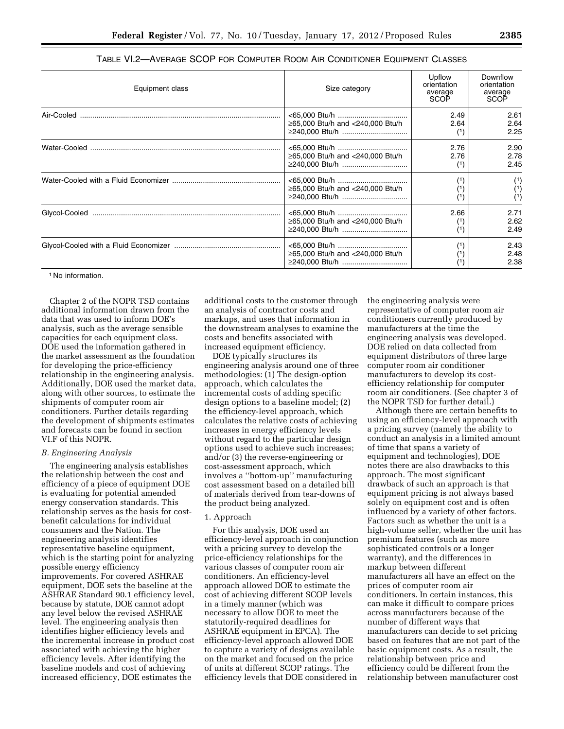TABLE VI.2—AVERAGE SCOP FOR COMPUTER ROOM AIR CONDITIONER EQUIPMENT CLASSES

| Equipment class | Size category | Upflow orientation average SCOP | Downflow orientation average SCOP |
|---|---|---|---|
| Air-Cooled | <65,000 Btu/h | 2.49 | 2.61 |
| | ≥65,000 Btu/h and <240,000 Btu/h | 2.64 | 2.64 |
| | ≥240,000 Btu/h | (1) | 2.25 |
| Water-Cooled | <65,000 Btu/h | 2.76 | 2.90 |
| | ≥65,000 Btu/h and <240,000 Btu/h | 2.76 | 2.78 |
| | ≥240,000 Btu/h | (1) | 2.45 |
| Water-Cooled with a Fluid Economizer | <65,000 Btu/h | (1) | (1) |
| | ≥65,000 Btu/h and <240,000 Btu/h | (1) | (1) |
| | ≥240,000 Btu/h | (1) | (1) |
| Glycol-Cooled | <65,000 Btu/h | 2.66 | 2.71 |
| | ≥65,000 Btu/h and <240,000 Btu/h | (1) | 2.62 |
| | ≥240,000 Btu/h | (1) | 2.49 |
| Glycol-Cooled with a Fluid Economizer | <65,000 Btu/h | (1) | 2.43 |
| | ≥65,000 Btu/h and <240,000 Btu/h | (1) | 2.48 |
| | ≥240,000 Btu/h | (1) | 2.38 |

[1] No information.

Chapter 2 of the NOPR TSD contains additional information drawn from the data that was used to inform DOE's analysis, such as the average sensible capacities for each equipment class. DOE used the information gathered in the market assessment as the foundation for developing the price-efficiency relationship in the engineering analysis. Additionally, DOE used the market data, along with other sources, to estimate the shipments of computer room air conditioners. Further details regarding the development of shipments estimates and forecasts can be found in section VI.F of this NOPR.

*B. Engineering Analysis*

The engineering analysis establishes the relationship between the cost and efficiency of a piece of equipment DOE is evaluating for potential amended energy conservation standards. This relationship serves as the basis for cost-benefit calculations for individual consumers and the Nation. The engineering analysis identifies representative baseline equipment, which is the starting point for analyzing possible energy efficiency improvements. For covered ASHRAE equipment, DOE sets the baseline at the ASHRAE Standard 90.1 efficiency level, because by statute, DOE cannot adopt any level below the revised ASHRAE level. The engineering analysis then identifies higher efficiency levels and the incremental increase in product cost associated with achieving the higher efficiency levels. After identifying the baseline models and cost of achieving increased efficiency, DOE estimates the additional costs to the customer through an analysis of contractor costs and markups, and uses that information in the downstream analyses to examine the costs and benefits associated with increased equipment efficiency.

DOE typically structures its engineering analysis around one of three methodologies: (1) The design-option approach, which calculates the incremental costs of adding specific design options to a baseline model; (2) the efficiency-level approach, which calculates the relative costs of achieving increases in energy efficiency levels without regard to the particular design options used to achieve such increases; and/or (3) the reverse-engineering or cost-assessment approach, which involves a ''bottom-up'' manufacturing cost assessment based on a detailed bill of materials derived from tear-downs of the product being analyzed.

1. Approach

For this analysis, DOE used an efficiency-level approach in conjunction with a pricing survey to develop the price-efficiency relationships for the various classes of computer room air conditioners. An efficiency-level approach allowed DOE to estimate the cost of achieving different SCOP levels in a timely manner (which was necessary to allow DOE to meet the statutorily-required deadlines for ASHRAE equipment in EPCA). The efficiency-level approach allowed DOE to capture a variety of designs available on the market and focused on the price of units at different SCOP ratings. The efficiency levels that DOE considered in the engineering analysis were representative of computer room air conditioners currently produced by manufacturers at the time the engineering analysis was developed. DOE relied on data collected from equipment distributors of three large computer room air conditioner manufacturers to develop its cost-efficiency relationship for computer room air conditioners. (See chapter 3 of the NOPR TSD for further detail.)

Although there are certain benefits to using an efficiency-level approach with a pricing survey (namely the ability to conduct an analysis in a limited amount of time that spans a variety of equipment and technologies), DOE notes there are also drawbacks to this approach. The most significant drawback of such an approach is that equipment pricing is not always based solely on equipment cost and is often influenced by a variety of other factors. Factors such as whether the unit is a high-volume seller, whether the unit has premium features (such as more sophisticated controls or a longer warranty), and the differences in markup between different manufacturers all have an effect on the prices of computer room air conditioners. In certain instances, this can make it difficult to compare prices across manufacturers because of the number of different ways that manufacturers can decide to set pricing based on features that are not part of the basic equipment costs. As a result, the relationship between price and efficiency could be different from the relationship between manufacturer cost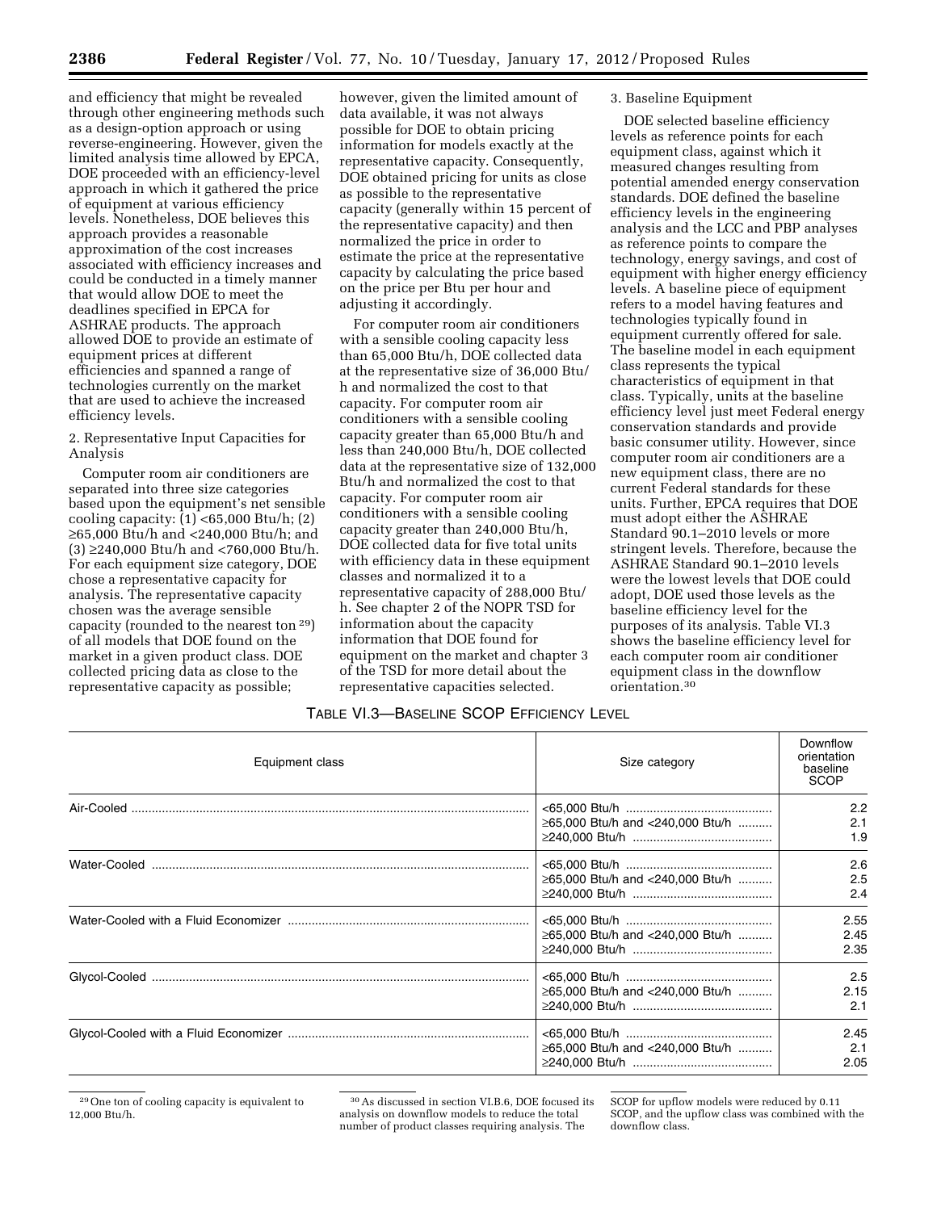and efficiency that might be revealed through other engineering methods such as a design-option approach or using reverse-engineering. However, given the limited analysis time allowed by EPCA, DOE proceeded with an efficiency-level approach in which it gathered the price of equipment at various efficiency levels. Nonetheless, DOE believes this approach provides a reasonable approximation of the cost increases associated with efficiency increases and could be conducted in a timely manner that would allow DOE to meet the deadlines specified in EPCA for ASHRAE products. The approach allowed DOE to provide an estimate of equipment prices at different efficiencies and spanned a range of technologies currently on the market that are used to achieve the increased efficiency levels.

2. Representative Input Capacities for Analysis

Computer room air conditioners are separated into three size categories based upon the equipment's net sensible cooling capacity: (1) <65,000 Btu/h; (2) ≥65,000 Btu/h and <240,000 Btu/h; and (3) ≥240,000 Btu/h and <760,000 Btu/h. For each equipment size category, DOE chose a representative capacity for analysis. The representative capacity chosen was the average sensible capacity (rounded to the nearest ton [29]) of all models that DOE found on the market in a given product class. DOE collected pricing data as close to the representative capacity as possible; however, given the limited amount of data available, it was not always possible for DOE to obtain pricing information for models exactly at the representative capacity. Consequently, DOE obtained pricing for units as close as possible to the representative capacity (generally within 15 percent of the representative capacity) and then normalized the price in order to estimate the price at the representative capacity by calculating the price based on the price per Btu per hour and adjusting it accordingly.

For computer room air conditioners with a sensible cooling capacity less than 65,000 Btu/h, DOE collected data at the representative size of 36,000 Btu/h and normalized the cost to that capacity. For computer room air conditioners with a sensible cooling capacity greater than 65,000 Btu/h and less than 240,000 Btu/h, DOE collected data at the representative size of 132,000 Btu/h and normalized the cost to that capacity. For computer room air conditioners with a sensible cooling capacity greater than 240,000 Btu/h, DOE collected data for five total units with efficiency data in these equipment classes and normalized it to a representative capacity of 288,000 Btu/h. See chapter 2 of the NOPR TSD for information about the capacity information that DOE found for equipment on the market and chapter 3 of the TSD for more detail about the representative capacities selected.

3. Baseline Equipment

DOE selected baseline efficiency levels as reference points for each equipment class, against which it measured changes resulting from potential amended energy conservation standards. DOE defined the baseline efficiency levels in the engineering analysis and the LCC and PBP analyses as reference points to compare the technology, energy savings, and cost of equipment with higher energy efficiency levels. A baseline piece of equipment refers to a model having features and technologies typically found in equipment currently offered for sale. The baseline model in each equipment class represents the typical characteristics of equipment in that class. Typically, units at the baseline efficiency level just meet Federal energy conservation standards and provide basic consumer utility. However, since computer room air conditioners are a new equipment class, there are no current Federal standards for these units. Further, EPCA requires that DOE must adopt either the ASHRAE Standard 90.1–2010 levels or more stringent levels. Therefore, because the ASHRAE Standard 90.1–2010 levels were the lowest levels that DOE could adopt, DOE used those levels as the baseline efficiency level for the purposes of its analysis. Table VI.3 shows the baseline efficiency level for each computer room air conditioner equipment class in the downflow orientation.[30]

TABLE VI.3—BASELINE SCOP EFFICIENCY LEVEL

| Equipment class | Size category | Downflow orientation baseline SCOP |
|---|---|---|
| Air-Cooled | <65,000 Btu/h | 2.2 |
| | ≥65,000 Btu/h and <240,000 Btu/h | 2.1 |
| | ≥240,000 Btu/h | 1.9 |
| Water-Cooled | <65,000 Btu/h | 2.6 |
| | ≥65,000 Btu/h and <240,000 Btu/h | 2.5 |
| | ≥240,000 Btu/h | 2.4 |
| Water-Cooled with a Fluid Economizer | <65,000 Btu/h | 2.55 |
| | ≥65,000 Btu/h and <240,000 Btu/h | 2.45 |
| | ≥240,000 Btu/h | 2.35 |
| Glycol-Cooled | <65,000 Btu/h | 2.5 |
| | ≥65,000 Btu/h and <240,000 Btu/h | 2.15 |
| | ≥240,000 Btu/h | 2.1 |
| Glycol-Cooled with a Fluid Economizer | <65,000 Btu/h | 2.45 |
| | ≥65,000 Btu/h and <240,000 Btu/h | 2.1 |
| | ≥240,000 Btu/h | 2.05 |

[29] One ton of cooling capacity is equivalent to 12,000 Btu/h.

[30] As discussed in section VI.B.6, DOE focused its analysis on downflow models to reduce the total number of product classes requiring analysis. The SCOP for upflow models were reduced by 0.11 SCOP, and the upflow class was combined with the downflow class.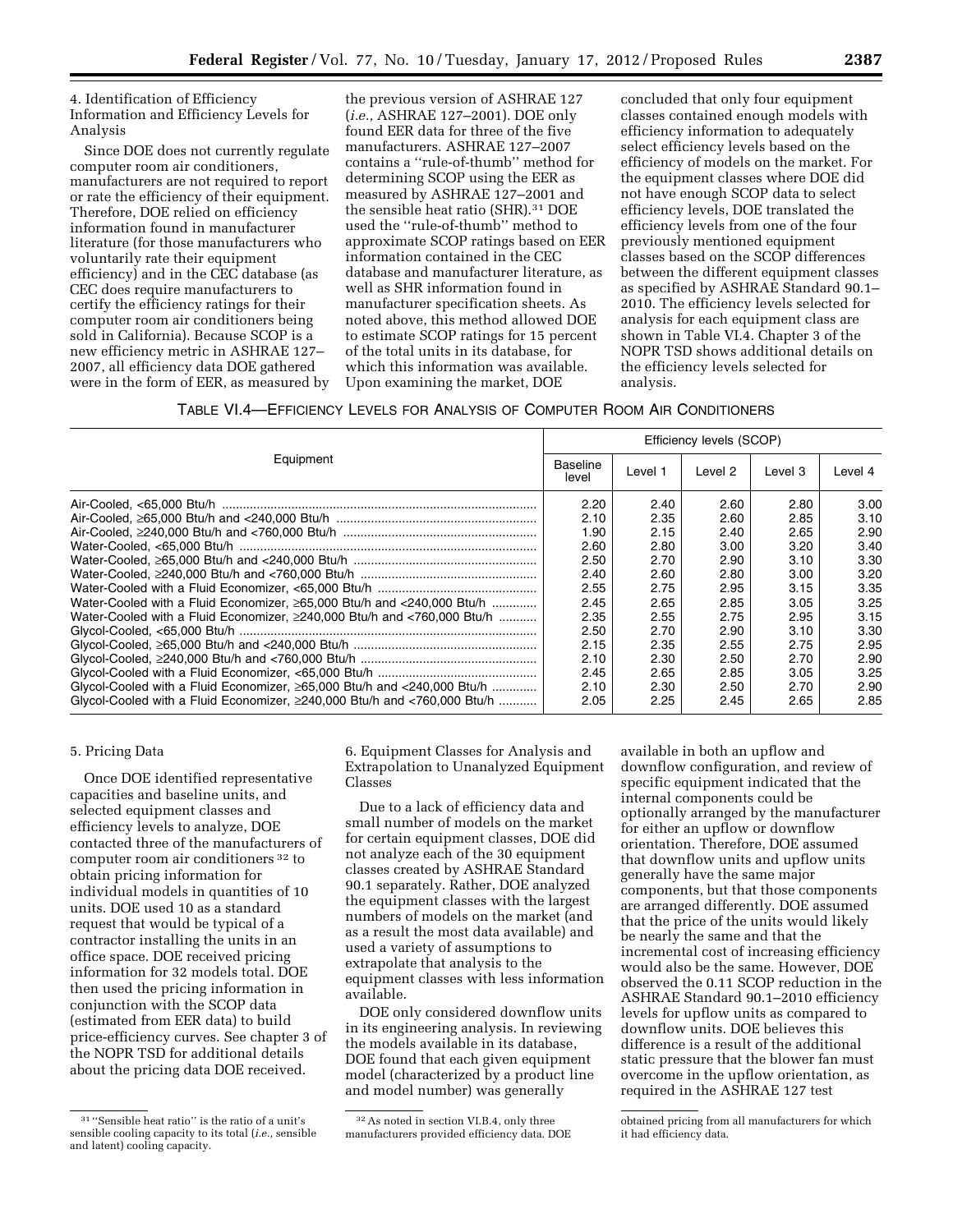4. Identification of Efficiency Information and Efficiency Levels for Analysis

Since DOE does not currently regulate computer room air conditioners, manufacturers are not required to report or rate the efficiency of their equipment. Therefore, DOE relied on efficiency information found in manufacturer literature (for those manufacturers who voluntarily rate their equipment efficiency) and in the CEC database (as CEC does require manufacturers to certify the efficiency ratings for their computer room air conditioners being sold in California). Because SCOP is a new efficiency metric in ASHRAE 127–2007, all efficiency data DOE gathered were in the form of EER, as measured by the previous version of ASHRAE 127 (*i.e.,* ASHRAE 127–2001). DOE only found EER data for three of the five manufacturers. ASHRAE 127–2007 contains a ''rule-of-thumb'' method for determining SCOP using the EER as measured by ASHRAE 127–2001 and the sensible heat ratio (SHR).[31] DOE used the ''rule-of-thumb'' method to approximate SCOP ratings based on EER information contained in the CEC database and manufacturer literature, as well as SHR information found in manufacturer specification sheets. As noted above, this method allowed DOE to estimate SCOP ratings for 15 percent of the total units in its database, for which this information was available. Upon examining the market, DOE concluded that only four equipment classes contained enough models with efficiency information to adequately select efficiency levels based on the efficiency of models on the market. For the equipment classes where DOE did not have enough SCOP data to select efficiency levels, DOE translated the efficiency levels from one of the four previously mentioned equipment classes based on the SCOP differences between the different equipment classes as specified by ASHRAE Standard 90.1–2010. The efficiency levels selected for analysis for each equipment class are shown in Table VI.4. Chapter 3 of the NOPR TSD shows additional details on the efficiency levels selected for analysis.

TABLE VI.4—EFFICIENCY LEVELS FOR ANALYSIS OF COMPUTER ROOM AIR CONDITIONERS

| Equipment | Efficiency levels (SCOP) | | | | |
|---|---|---|---|---|---|
| | Baseline level | Level 1 | Level 2 | Level 3 | Level 4 |
| Air-Cooled, <65,000 Btu/h | 2.20 | 2.40 | 2.60 | 2.80 | 3.00 |
| Air-Cooled, ≥65,000 Btu/h and <240,000 Btu/h | 2.10 | 2.35 | 2.60 | 2.85 | 3.10 |
| Air-Cooled, ≥240,000 Btu/h and <760,000 Btu/h | 1.90 | 2.15 | 2.40 | 2.65 | 2.90 |
| Water-Cooled, <65,000 Btu/h | 2.60 | 2.80 | 3.00 | 3.20 | 3.40 |
| Water-Cooled, ≥65,000 Btu/h and <240,000 Btu/h | 2.50 | 2.70 | 2.90 | 3.10 | 3.30 |
| Water-Cooled, ≥240,000 Btu/h and <760,000 Btu/h | 2.40 | 2.60 | 2.80 | 3.00 | 3.20 |
| Water-Cooled with a Fluid Economizer, <65,000 Btu/h | 2.55 | 2.75 | 2.95 | 3.15 | 3.35 |
| Water-Cooled with a Fluid Economizer, ≥65,000 Btu/h and <240,000 Btu/h | 2.45 | 2.65 | 2.85 | 3.05 | 3.25 |
| Water-Cooled with a Fluid Economizer, ≥240,000 Btu/h and <760,000 Btu/h | 2.35 | 2.55 | 2.75 | 2.95 | 3.15 |
| Glycol-Cooled, <65,000 Btu/h | 2.50 | 2.70 | 2.90 | 3.10 | 3.30 |
| Glycol-Cooled, ≥65,000 Btu/h and <240,000 Btu/h | 2.15 | 2.35 | 2.55 | 2.75 | 2.95 |
| Glycol-Cooled, ≥240,000 Btu/h and <760,000 Btu/h | 2.10 | 2.30 | 2.50 | 2.70 | 2.90 |
| Glycol-Cooled with a Fluid Economizer, <65,000 Btu/h | 2.45 | 2.65 | 2.85 | 3.05 | 3.25 |
| Glycol-Cooled with a Fluid Economizer, ≥65,000 Btu/h and <240,000 Btu/h | 2.10 | 2.30 | 2.50 | 2.70 | 2.90 |
| Glycol-Cooled with a Fluid Economizer, ≥240,000 Btu/h and <760,000 Btu/h | 2.05 | 2.25 | 2.45 | 2.65 | 2.85 |

5. Pricing Data

Once DOE identified representative capacities and baseline units, and selected equipment classes and efficiency levels to analyze, DOE contacted three of the manufacturers of computer room air conditioners[32] to obtain pricing information for individual models in quantities of 10 units. DOE used 10 as a standard request that would be typical of a contractor installing the units in an office space. DOE received pricing information for 32 models total. DOE then used the pricing information in conjunction with the SCOP data (estimated from EER data) to build price-efficiency curves. See chapter 3 of the NOPR TSD for additional details about the pricing data DOE received.

6. Equipment Classes for Analysis and Extrapolation to Unanalyzed Equipment Classes

Due to a lack of efficiency data and small number of models on the market for certain equipment classes, DOE did not analyze each of the 30 equipment classes created by ASHRAE Standard 90.1 separately. Rather, DOE analyzed the equipment classes with the largest numbers of models on the market (and as a result the most data available) and used a variety of assumptions to extrapolate that analysis to the equipment classes with less information available.

DOE only considered downflow units in its engineering analysis. In reviewing the models available in its database, DOE found that each given equipment model (characterized by a product line and model number) was generally available in both an upflow and downflow configuration, and review of specific equipment indicated that the internal components could be optionally arranged by the manufacturer for either an upflow or downflow orientation. Therefore, DOE assumed that downflow units and upflow units generally have the same major components, but that those components are arranged differently. DOE assumed that the price of the units would likely be nearly the same and that the incremental cost of increasing efficiency would also be the same. However, DOE observed the 0.11 SCOP reduction in the ASHRAE Standard 90.1–2010 efficiency levels for upflow units as compared to downflow units. DOE believes this difference is a result of the additional static pressure that the blower fan must overcome in the upflow orientation, as required in the ASHRAE 127 test

[31] ''Sensible heat ratio'' is the ratio of a unit's sensible cooling capacity to its total (*i.e.,* sensible and latent) cooling capacity.

[32] As noted in section VI.B.4, only three manufacturers provided efficiency data. DOE obtained pricing from all manufacturers for which it had efficiency data.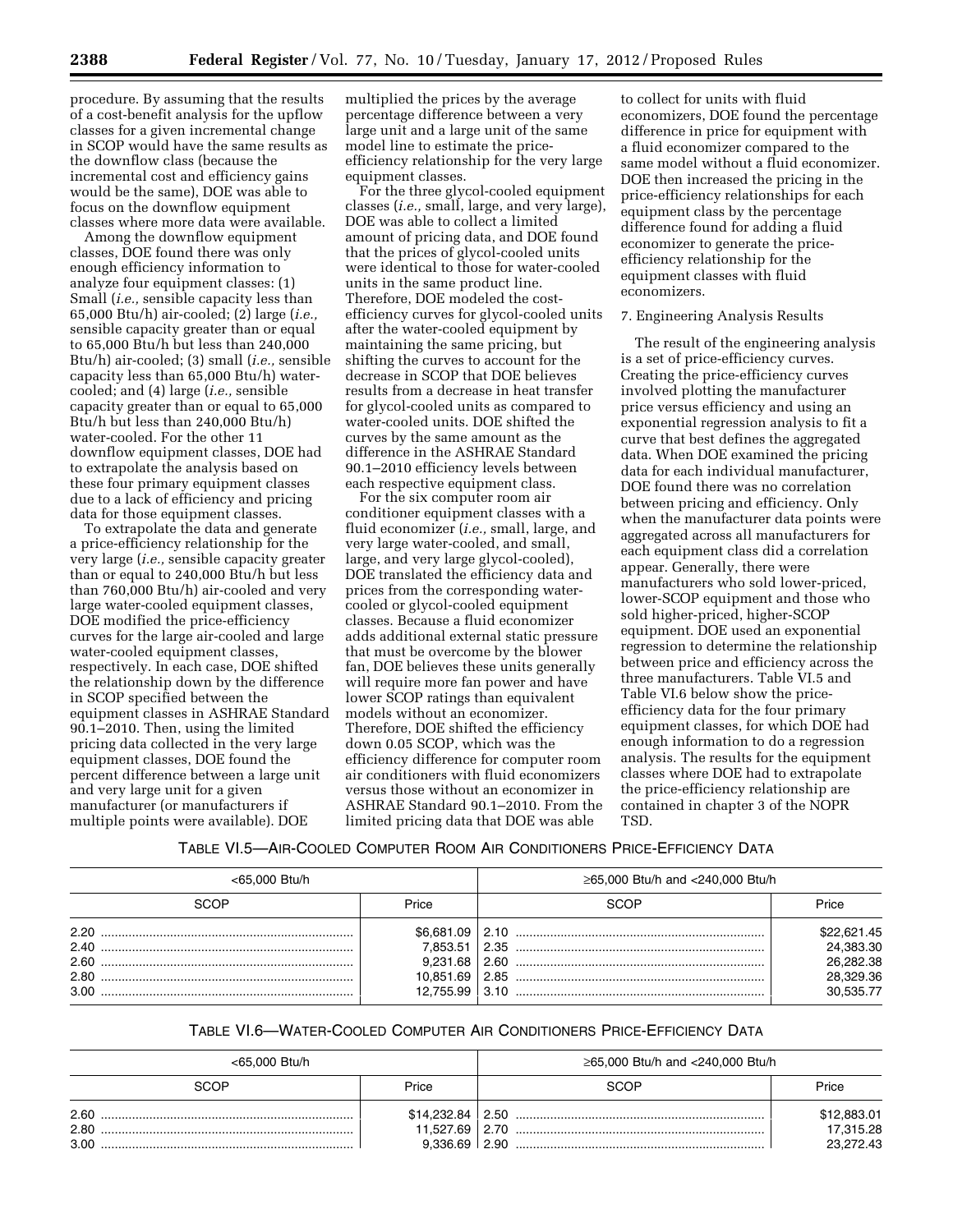procedure. By assuming that the results of a cost-benefit analysis for the upflow classes for a given incremental change in SCOP would have the same results as the downflow class (because the incremental cost and efficiency gains would be the same), DOE was able to focus on the downflow equipment classes where more data were available.

Among the downflow equipment classes, DOE found there was only enough efficiency information to analyze four equipment classes: (1) Small (*i.e.,* sensible capacity less than 65,000 Btu/h) air-cooled; (2) large (*i.e.,* sensible capacity greater than or equal to 65,000 Btu/h but less than 240,000 Btu/h) air-cooled; (3) small (*i.e.,* sensible capacity less than 65,000 Btu/h) water-cooled; and (4) large (*i.e.,* sensible capacity greater than or equal to 65,000 Btu/h but less than 240,000 Btu/h) water-cooled. For the other 11 downflow equipment classes, DOE had to extrapolate the analysis based on these four primary equipment classes due to a lack of efficiency and pricing data for those equipment classes.

To extrapolate the data and generate a price-efficiency relationship for the very large (*i.e.,* sensible capacity greater than or equal to 240,000 Btu/h but less than 760,000 Btu/h) air-cooled and very large water-cooled equipment classes, DOE modified the price-efficiency curves for the large air-cooled and large water-cooled equipment classes, respectively. In each case, DOE shifted the relationship down by the difference in SCOP specified between the equipment classes in ASHRAE Standard 90.1–2010. Then, using the limited pricing data collected in the very large equipment classes, DOE found the percent difference between a large unit and very large unit for a given manufacturer (or manufacturers if multiple points were available). DOE multiplied the prices by the average percentage difference between a very large unit and a large unit of the same model line to estimate the price-efficiency relationship for the very large equipment classes.

For the three glycol-cooled equipment classes (*i.e.,* small, large, and very large), DOE was able to collect a limited amount of pricing data, and DOE found that the prices of glycol-cooled units were identical to those for water-cooled units in the same product line. Therefore, DOE modeled the cost-efficiency curves for glycol-cooled units after the water-cooled equipment by maintaining the same pricing, but shifting the curves to account for the decrease in SCOP that DOE believes results from a decrease in heat transfer for glycol-cooled units as compared to water-cooled units. DOE shifted the curves by the same amount as the difference in the ASHRAE Standard 90.1–2010 efficiency levels between each respective equipment class.

For the six computer room air conditioner equipment classes with a fluid economizer (*i.e.,* small, large, and very large water-cooled, and small, large, and very large glycol-cooled), DOE translated the efficiency data and prices from the corresponding water-cooled or glycol-cooled equipment classes. Because a fluid economizer adds additional external static pressure that must be overcome by the blower fan, DOE believes these units generally will require more fan power and have lower SCOP ratings than equivalent models without an economizer. Therefore, DOE shifted the efficiency down 0.05 SCOP, which was the efficiency difference for computer room air conditioners with fluid economizers versus those without an economizer in ASHRAE Standard 90.1–2010. From the limited pricing data that DOE was able to collect for units with fluid economizers, DOE found the percentage difference in price for equipment with a fluid economizer compared to the same model without a fluid economizer. DOE then increased the pricing in the price-efficiency relationships for each equipment class by the percentage difference found for adding a fluid economizer to generate the price-efficiency relationship for the equipment classes with fluid economizers.

7. Engineering Analysis Results

The result of the engineering analysis is a set of price-efficiency curves. Creating the price-efficiency curves involved plotting the manufacturer price versus efficiency and using an exponential regression analysis to fit a curve that best defines the aggregated data. When DOE examined the pricing data for each individual manufacturer, DOE found there was no correlation between pricing and efficiency. Only when the manufacturer data points were aggregated across all manufacturers for each equipment class did a correlation appear. Generally, there were manufacturers who sold lower-priced, lower-SCOP equipment and those who sold higher-priced, higher-SCOP equipment. DOE used an exponential regression to determine the relationship between price and efficiency across the three manufacturers. Table VI.5 and Table VI.6 below show the price-efficiency data for the four primary equipment classes, for which DOE had enough information to do a regression analysis. The results for the equipment classes where DOE had to extrapolate the price-efficiency relationship are contained in chapter 3 of the NOPR TSD.

TABLE VI.5—AIR-COOLED COMPUTER ROOM AIR CONDITIONERS PRICE-EFFICIENCY DATA

| <65,000 Btu/h | | ≥65,000 Btu/h and <240,000 Btu/h | |
|---|---|---|---|
| SCOP | Price | SCOP | Price |
| 2.20 | $6,681.09 | 2.10 | $22,621.45 |
| 2.40 | 7,853.51 | 2.35 | 24,383.30 |
| 2.60 | 9,231.68 | 2.60 | 26,282.38 |
| 2.80 | 10,851.69 | 2.85 | 28,329.36 |
| 3.00 | 12,755.99 | 3.10 | 30,535.77 |

TABLE VI.6—WATER-COOLED COMPUTER AIR CONDITIONERS PRICE-EFFICIENCY DATA

| <65,000 Btu/h | | ≥65,000 Btu/h and <240,000 Btu/h | |
|---|---|---|---|
| SCOP | Price | SCOP | Price |
| 2.60 | $14,232.84 | 2.50 | $12,883.01 |
| 2.80 | 11,527.69 | 2.70 | 17,315.28 |
| 3.00 | 9,336.69 | 2.90 | 23,272.43 |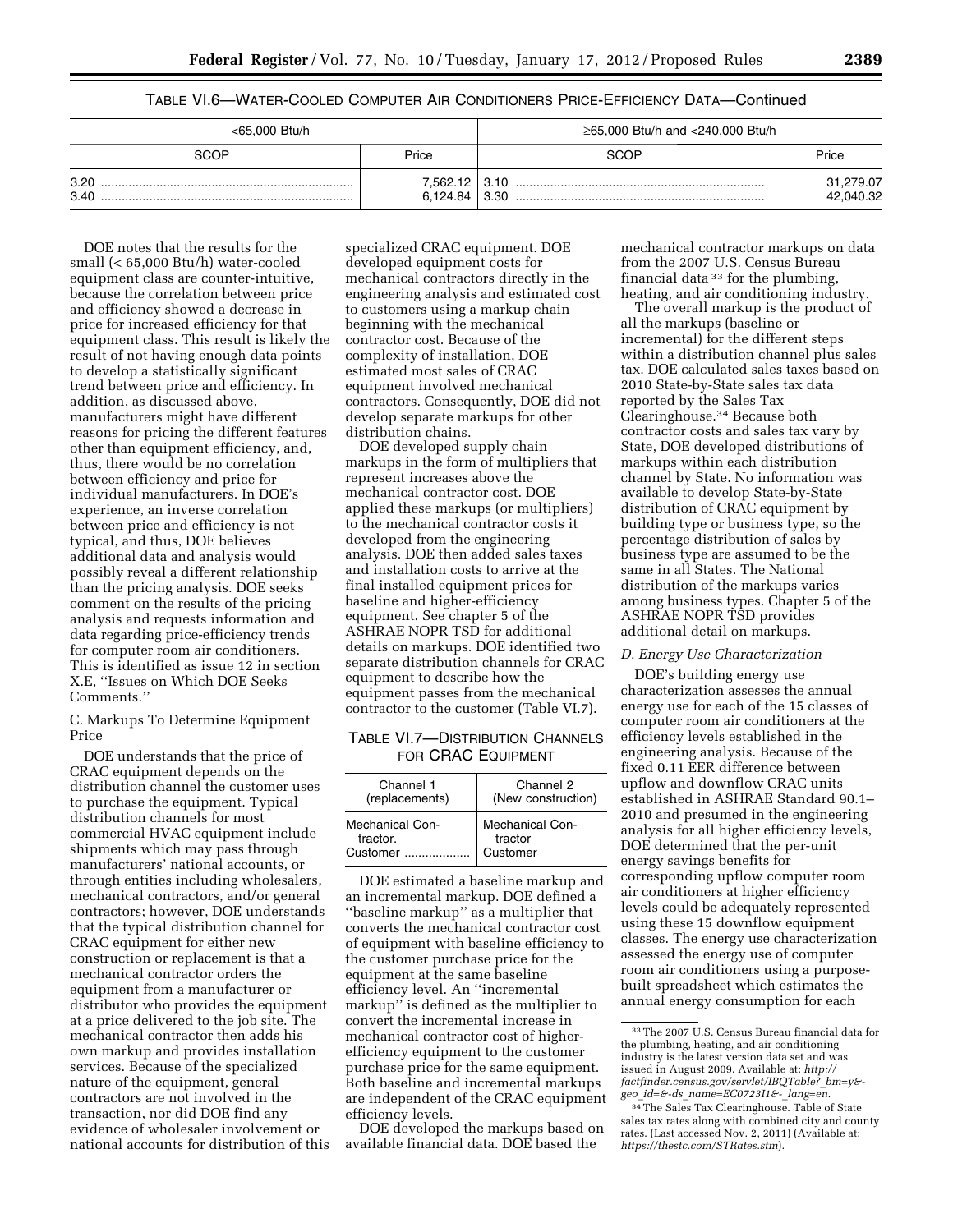TABLE VI.6—WATER-COOLED COMPUTER AIR CONDITIONERS PRICE-EFFICIENCY DATA—Continued

| <65,000 Btu/h | | ≥65,000 Btu/h and <240,000 Btu/h | |
|---|---|---|---|
| SCOP | Price | SCOP | Price |
| 3.20 | 7,562.12 | 3.10 | 31,279.07 |
| 3.40 | 6,124.84 | 3.30 | 42,040.32 |

DOE notes that the results for the small (< 65,000 Btu/h) water-cooled equipment class are counter-intuitive, because the correlation between price and efficiency showed a decrease in price for increased efficiency for that equipment class. This result is likely the result of not having enough data points to develop a statistically significant trend between price and efficiency. In addition, as discussed above, manufacturers might have different reasons for pricing the different features other than equipment efficiency, and, thus, there would be no correlation between efficiency and price for individual manufacturers. In DOE's experience, an inverse correlation between price and efficiency is not typical, and thus, DOE believes additional data and analysis would possibly reveal a different relationship than the pricing analysis. DOE seeks comment on the results of the pricing analysis and requests information and data regarding price-efficiency trends for computer room air conditioners. This is identified as issue 12 in section X.E, ''Issues on Which DOE Seeks Comments.''

C. Markups To Determine Equipment Price

DOE understands that the price of CRAC equipment depends on the distribution channel the customer uses to purchase the equipment. Typical distribution channels for most commercial HVAC equipment include shipments which may pass through manufacturers' national accounts, or through entities including wholesalers, mechanical contractors, and/or general contractors; however, DOE understands that the typical distribution channel for CRAC equipment for either new construction or replacement is that a mechanical contractor orders the equipment from a manufacturer or distributor who provides the equipment at a price delivered to the job site. The mechanical contractor then adds his own markup and provides installation services. Because of the specialized nature of the equipment, general contractors are not involved in the transaction, nor did DOE find any evidence of wholesaler involvement or national accounts for distribution of this specialized CRAC equipment. DOE developed equipment costs for mechanical contractors directly in the engineering analysis and estimated cost to customers using a markup chain beginning with the mechanical contractor cost. Because of the complexity of installation, DOE estimated most sales of CRAC equipment involved mechanical contractors. Consequently, DOE did not develop separate markups for other distribution chains.

DOE developed supply chain markups in the form of multipliers that represent increases above the mechanical contractor cost. DOE applied these markups (or multipliers) to the mechanical contractor costs it developed from the engineering analysis. DOE then added sales taxes and installation costs to arrive at the final installed equipment prices for baseline and higher-efficiency equipment. See chapter 5 of the ASHRAE NOPR TSD for additional details on markups. DOE identified two separate distribution channels for CRAC equipment to describe how the equipment passes from the mechanical contractor to the customer (Table VI.7).

TABLE VI.7—DISTRIBUTION CHANNELS FOR CRAC EQUIPMENT

| Channel 1 (replacements) | Channel 2 (New construction) |
|---|---|
| Mechanical Contractor. Customer | Mechanical Contractor Customer |

DOE estimated a baseline markup and an incremental markup. DOE defined a ''baseline markup'' as a multiplier that converts the mechanical contractor cost of equipment with baseline efficiency to the customer purchase price for the equipment at the same baseline efficiency level. An ''incremental markup'' is defined as the multiplier to convert the incremental increase in mechanical contractor cost of higher-efficiency equipment to the customer purchase price for the same equipment. Both baseline and incremental markups are independent of the CRAC equipment efficiency levels.

DOE developed the markups based on available financial data. DOE based the mechanical contractor markups on data from the 2007 U.S. Census Bureau financial data [33] for the plumbing, heating, and air conditioning industry.

The overall markup is the product of all the markups (baseline or incremental) for the different steps within a distribution channel plus sales tax. DOE calculated sales taxes based on 2010 State-by-State sales tax data reported by the Sales Tax Clearinghouse.[34] Because both contractor costs and sales tax vary by State, DOE developed distributions of markups within each distribution channel by State. No information was available to develop State-by-State distribution of CRAC equipment by building type or business type, so the percentage distribution of sales by business type are assumed to be the same in all States. The National distribution of the markups varies among business types. Chapter 5 of the ASHRAE NOPR TSD provides additional detail on markups.

*D. Energy Use Characterization*

DOE's building energy use characterization assesses the annual energy use for each of the 15 classes of computer room air conditioners at the efficiency levels established in the engineering analysis. Because of the fixed 0.11 EER difference between upflow and downflow CRAC units established in ASHRAE Standard 90.1–2010 and presumed in the engineering analysis for all higher efficiency levels, DOE determined that the per-unit energy savings benefits for corresponding upflow computer room air conditioners at higher efficiency levels could be adequately represented using these 15 downflow equipment classes. The energy use characterization assessed the energy use of computer room air conditioners using a purpose-built spreadsheet which estimates the annual energy consumption for each

[33] The 2007 U.S. Census Bureau financial data for the plumbing, heating, and air conditioning industry is the latest version data set and was issued in August 2009. Available at: *http://factfinder.census.gov/servlet/IBQTable?_bm=y&-geo_id=&-ds_name=EC0723I1&-_lang=en.*

[34] The Sales Tax Clearinghouse. Table of State sales tax rates along with combined city and county rates. (Last accessed Nov. 2, 2011) (Available at: *https://thestc.com/STRates.stm*).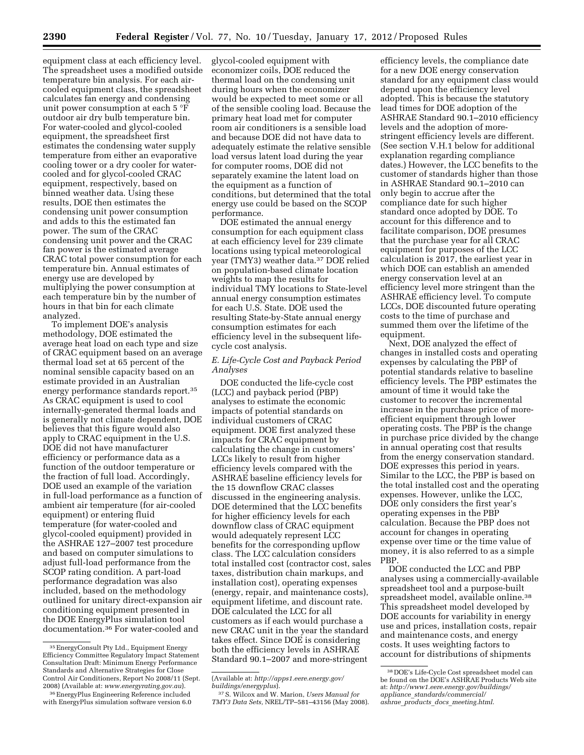equipment class at each efficiency level. The spreadsheet uses a modified outside temperature bin analysis. For each air-cooled equipment class, the spreadsheet calculates fan energy and condensing unit power consumption at each 5 °F outdoor air dry bulb temperature bin. For water-cooled and glycol-cooled equipment, the spreadsheet first estimates the condensing water supply temperature from either an evaporative cooling tower or a dry cooler for water-cooled and for glycol-cooled CRAC equipment, respectively, based on binned weather data. Using these results, DOE then estimates the condensing unit power consumption and adds to this the estimated fan power. The sum of the CRAC condensing unit power and the CRAC fan power is the estimated average CRAC total power consumption for each temperature bin. Annual estimates of energy use are developed by multiplying the power consumption at each temperature bin by the number of hours in that bin for each climate analyzed.

To implement DOE's analysis methodology, DOE estimated the average heat load on each type and size of CRAC equipment based on an average thermal load set at 65 percent of the nominal sensible capacity based on an estimate provided in an Australian energy performance standards report.[35] As CRAC equipment is used to cool internally-generated thermal loads and is generally not climate dependent, DOE believes that this figure would also apply to CRAC equipment in the U.S. DOE did not have manufacturer efficiency or performance data as a function of the outdoor temperature or the fraction of full load. Accordingly, DOE used an example of the variation in full-load performance as a function of ambient air temperature (for air-cooled equipment) or entering fluid temperature (for water-cooled and glycol-cooled equipment) provided in the ASHRAE 127–2007 test procedure and based on computer simulations to adjust full-load performance from the SCOP rating condition. A part-load performance degradation was also included, based on the methodology outlined for unitary direct-expansion air conditioning equipment presented in the DOE EnergyPlus simulation tool documentation.[36] For water-cooled and glycol-cooled equipment with economizer coils, DOE reduced the thermal load on the condensing unit during hours when the economizer would be expected to meet some or all of the sensible cooling load. Because the primary heat load met for computer room air conditioners is a sensible load and because DOE did not have data to adequately estimate the relative sensible load versus latent load during the year for computer rooms, DOE did not separately examine the latent load on the equipment as a function of conditions, but determined that the total energy use could be based on the SCOP performance.

DOE estimated the annual energy consumption for each equipment class at each efficiency level for 239 climate locations using typical meteorological year (TMY3) weather data.[37] DOE relied on population-based climate location weights to map the results for individual TMY locations to State-level annual energy consumption estimates for each U.S. State. DOE used the resulting State-by-State annual energy consumption estimates for each efficiency level in the subsequent life-cycle cost analysis.

### E. Life-Cycle Cost and Payback Period Analyses

DOE conducted the life-cycle cost (LCC) and payback period (PBP) analyses to estimate the economic impacts of potential standards on individual customers of CRAC equipment. DOE first analyzed these impacts for CRAC equipment by calculating the change in customers' LCCs likely to result from higher efficiency levels compared with the ASHRAE baseline efficiency levels for the 15 downflow CRAC classes discussed in the engineering analysis. DOE determined that the LCC benefits for higher efficiency levels for each downflow class of CRAC equipment would adequately represent LCC benefits for the corresponding upflow class. The LCC calculation considers total installed cost (contractor cost, sales taxes, distribution chain markups, and installation cost), operating expenses (energy, repair, and maintenance costs), equipment lifetime, and discount rate. DOE calculated the LCC for all customers as if each would purchase a new CRAC unit in the year the standard takes effect. Since DOE is considering both the efficiency levels in ASHRAE Standard 90.1–2007 and more-stringent efficiency levels, the compliance date for a new DOE energy conservation standard for any equipment class would depend upon the efficiency level adopted. This is because the statutory lead times for DOE adoption of the ASHRAE Standard 90.1–2010 efficiency levels and the adoption of more-stringent efficiency levels are different. (See section V.H.1 below for additional explanation regarding compliance dates.) However, the LCC benefits to the customer of standards higher than those in ASHRAE Standard 90.1–2010 can only begin to accrue after the compliance date for such higher standard once adopted by DOE. To account for this difference and to facilitate comparison, DOE presumes that the purchase year for all CRAC equipment for purposes of the LCC calculation is 2017, the earliest year in which DOE can establish an amended energy conservation level at an efficiency level more stringent than the ASHRAE efficiency level. To compute LCCs, DOE discounted future operating costs to the time of purchase and summed them over the lifetime of the equipment.

Next, DOE analyzed the effect of changes in installed costs and operating expenses by calculating the PBP of potential standards relative to baseline efficiency levels. The PBP estimates the amount of time it would take the customer to recover the incremental increase in the purchase price of more-efficient equipment through lower operating costs. The PBP is the change in purchase price divided by the change in annual operating cost that results from the energy conservation standard. DOE expresses this period in years. Similar to the LCC, the PBP is based on the total installed cost and the operating expenses. However, unlike the LCC, DOE only considers the first year's operating expenses in the PBP calculation. Because the PBP does not account for changes in operating expense over time or the time value of money, it is also referred to as a simple PBP.

DOE conducted the LCC and PBP analyses using a commercially-available spreadsheet tool and a purpose-built spreadsheet model, available online.[38] This spreadsheet model developed by DOE accounts for variability in energy use and prices, installation costs, repair and maintenance costs, and energy costs. It uses weighting factors to account for distributions of shipments

---

[35] EnergyConsult Pty Ltd., Equipment Energy Efficiency Committee Regulatory Impact Statement Consultation Draft: Minimum Energy Performance Standards and Alternative Strategies for Close Control Air Conditioners, Report No 2008/11 (Sept. 2008) (Available at: *www.energyrating.gov.au*).

[36] EnergyPlus Engineering Reference included with EnergyPlus simulation software version 6.0 (Available at: *http://apps1.eere.energy.gov/buildings/energyplus*).

[37] S. Wilcox and W. Marion, *Users Manual for TMY3 Data Sets,* NREL/TP–581–43156 (May 2008).

[38] DOE's Life-Cycle Cost spreadsheet model can be found on the DOE's ASHRAE Products Web site at: *http://www1.eere.energy.gov/buildings/appliance_standards/commercial/ashrae_products_docs_meeting.html*.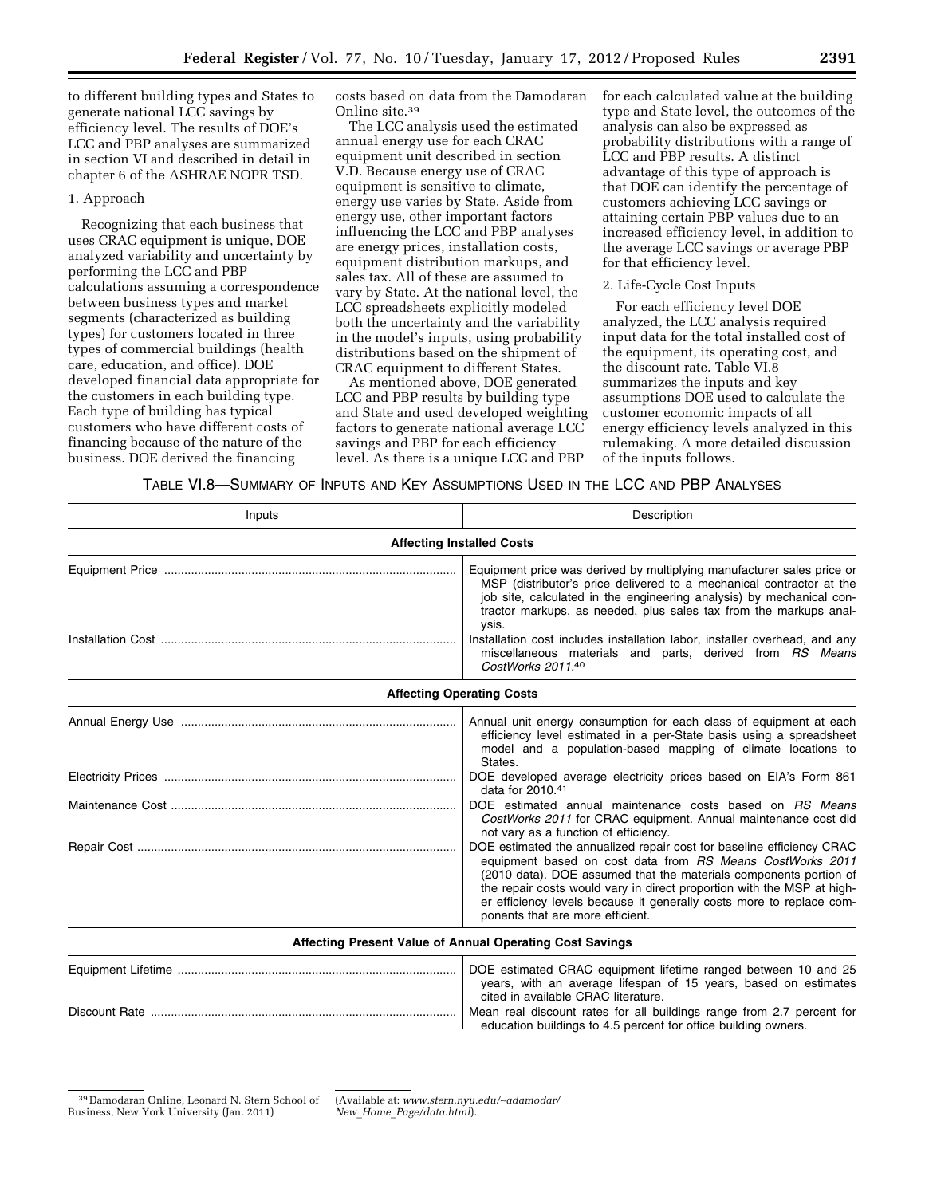to different building types and States to generate national LCC savings by efficiency level. The results of DOE's LCC and PBP analyses are summarized in section VI and described in detail in chapter 6 of the ASHRAE NOPR TSD.

1. Approach

Recognizing that each business that uses CRAC equipment is unique, DOE analyzed variability and uncertainty by performing the LCC and PBP calculations assuming a correspondence between business types and market segments (characterized as building types) for customers located in three types of commercial buildings (health care, education, and office). DOE developed financial data appropriate for the customers in each building type. Each type of building has typical customers who have different costs of financing because of the nature of the business. DOE derived the financing costs based on data from the Damodaran Online site.[39]

The LCC analysis used the estimated annual energy use for each CRAC equipment unit described in section V.D. Because energy use of CRAC equipment is sensitive to climate, energy use varies by State. Aside from energy use, other important factors influencing the LCC and PBP analyses are energy prices, installation costs, equipment distribution markups, and sales tax. All of these are assumed to vary by State. At the national level, the LCC spreadsheets explicitly modeled both the uncertainty and the variability in the model's inputs, using probability distributions based on the shipment of CRAC equipment to different States.

As mentioned above, DOE generated LCC and PBP results by building type and State and used developed weighting factors to generate national average LCC savings and PBP for each efficiency level. As there is a unique LCC and PBP for each calculated value at the building type and State level, the outcomes of the analysis can also be expressed as probability distributions with a range of LCC and PBP results. A distinct advantage of this type of approach is that DOE can identify the percentage of customers achieving LCC savings or attaining certain PBP values due to an increased efficiency level, in addition to the average LCC savings or average PBP for that efficiency level.

2. Life-Cycle Cost Inputs

For each efficiency level DOE analyzed, the LCC analysis required input data for the total installed cost of the equipment, its operating cost, and the discount rate. Table VI.8 summarizes the inputs and key assumptions DOE used to calculate the customer economic impacts of all energy efficiency levels analyzed in this rulemaking. A more detailed discussion of the inputs follows.

TABLE VI.8—SUMMARY OF INPUTS AND KEY ASSUMPTIONS USED IN THE LCC AND PBP ANALYSES

| Inputs | Description |
|---|---|
| **Affecting Installed Costs** | |
| Equipment Price | Equipment price was derived by multiplying manufacturer sales price or MSP (distributor's price delivered to a mechanical contractor at the job site, calculated in the engineering analysis) by mechanical contractor markups, as needed, plus sales tax from the markups analysis. |
| Installation Cost | Installation cost includes installation labor, installer overhead, and any miscellaneous materials and parts, derived from *RS Means CostWorks 2011*.[40] |
| **Affecting Operating Costs** | |
| Annual Energy Use | Annual unit energy consumption for each class of equipment at each efficiency level estimated in a per-State basis using a spreadsheet model and a population-based mapping of climate locations to States. |
| Electricity Prices | DOE developed average electricity prices based on EIA's Form 861 data for 2010.[41] |
| Maintenance Cost | DOE estimated annual maintenance costs based on *RS Means CostWorks 2011* for CRAC equipment. Annual maintenance cost did not vary as a function of efficiency. |
| Repair Cost | DOE estimated the annualized repair cost for baseline efficiency CRAC equipment based on cost data from *RS Means CostWorks 2011* (2010 data). DOE assumed that the materials components portion of the repair costs would vary in direct proportion with the MSP at higher efficiency levels because it generally costs more to replace components that are more efficient. |
| **Affecting Present Value of Annual Operating Cost Savings** | |
| Equipment Lifetime | DOE estimated CRAC equipment lifetime ranged between 10 and 25 years, with an average lifespan of 15 years, based on estimates cited in available CRAC literature. |
| Discount Rate | Mean real discount rates for all buildings range from 2.7 percent for education buildings to 4.5 percent for office building owners. |

[39] Damodaran Online, Leonard N. Stern School of Business, New York University (Jan. 2011) (Available at: *www.stern.nyu.edu/~adamodar/New_Home_Page/data.html*).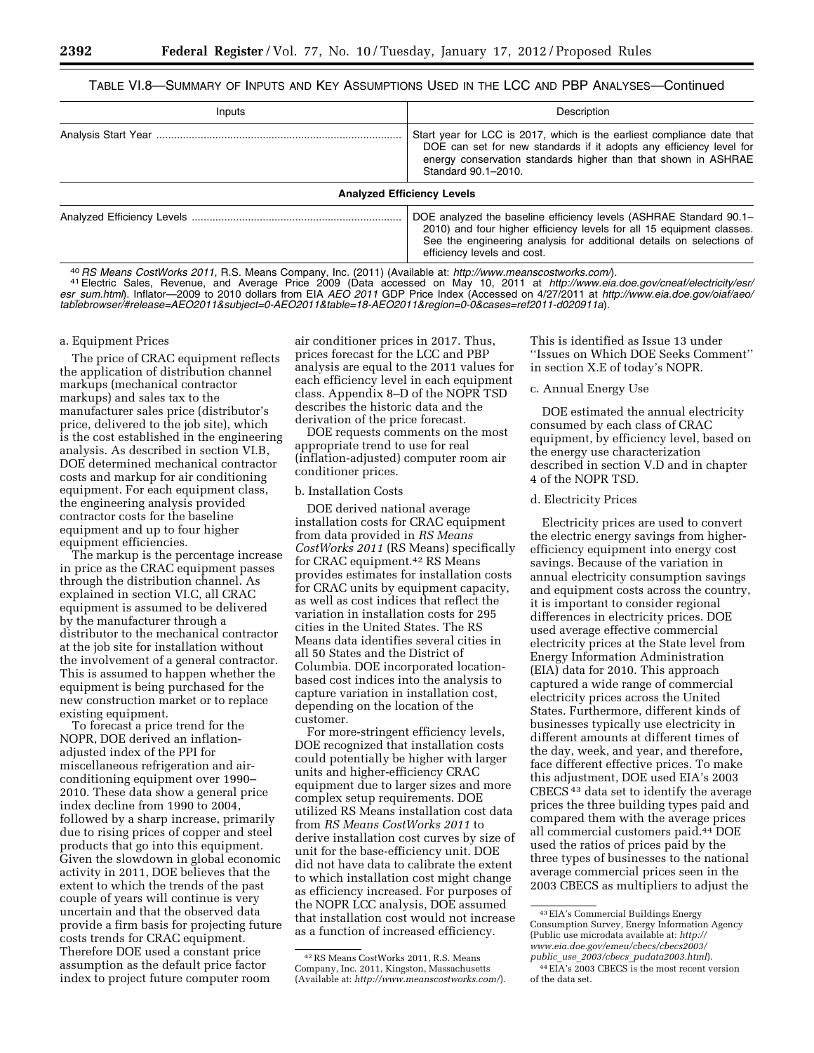TABLE VI.8—SUMMARY OF INPUTS AND KEY ASSUMPTIONS USED IN THE LCC AND PBP ANALYSES—Continued

| Inputs | Description |
|---|---|
| Analysis Start Year | Start year for LCC is 2017, which is the earliest compliance date that DOE can set for new standards if it adopts any efficiency level for energy conservation standards higher than that shown in ASHRAE Standard 90.1–2010. |
| **Analyzed Efficiency Levels** | |
| Analyzed Efficiency Levels | DOE analyzed the baseline efficiency levels (ASHRAE Standard 90.1–2010) and four higher efficiency levels for all 15 equipment classes. See the engineering analysis for additional details on selections of efficiency levels and cost. |

[40] *RS Means CostWorks 2011,* R.S. Means Company, Inc. (2011) (Available at: *http://www.meanscostworks.com/*).

[41] Electric Sales, Revenue, and Average Price 2009 (Data accessed on May 10, 2011 at *http://www.eia.doe.gov/cneaf/electricity/esr/esr_sum.html*). Inflator—2009 to 2010 dollars from EIA *AEO 2011* GDP Price Index (Accessed on 4/27/2011 at *http://www.eia.doe.gov/oiaf/aeo/tablebrowser/#release=AEO2011&subject=0-AEO2011&table=18-AEO2011&region=0-0&cases=ref2011-d020911a*).

a. Equipment Prices

The price of CRAC equipment reflects the application of distribution channel markups (mechanical contractor markups) and sales tax to the manufacturer sales price (distributor's price, delivered to the job site), which is the cost established in the engineering analysis. As described in section VI.B, DOE determined mechanical contractor costs and markup for air conditioning equipment. For each equipment class, the engineering analysis provided contractor costs for the baseline equipment and up to four higher equipment efficiencies.

The markup is the percentage increase in price as the CRAC equipment passes through the distribution channel. As explained in section VI.C, all CRAC equipment is assumed to be delivered by the manufacturer through a distributor to the mechanical contractor at the job site for installation without the involvement of a general contractor. This is assumed to happen whether the equipment is being purchased for the new construction market or to replace existing equipment.

To forecast a price trend for the NOPR, DOE derived an inflation-adjusted index of the PPI for miscellaneous refrigeration and air-conditioning equipment over 1990–2010. These data show a general price index decline from 1990 to 2004, followed by a sharp increase, primarily due to rising prices of copper and steel products that go into this equipment. Given the slowdown in global economic activity in 2011, DOE believes that the extent to which the trends of the past couple of years will continue is very uncertain and that the observed data provide a firm basis for projecting future costs trends for CRAC equipment. Therefore DOE used a constant price assumption as the default price factor index to project future computer room air conditioner prices in 2017. Thus, prices forecast for the LCC and PBP analysis are equal to the 2011 values for each efficiency level in each equipment class. Appendix 8–D of the NOPR TSD describes the historic data and the derivation of the price forecast.

DOE requests comments on the most appropriate trend to use for real (inflation-adjusted) computer room air conditioner prices.

b. Installation Costs

DOE derived national average installation costs for CRAC equipment from data provided in *RS Means CostWorks 2011* (RS Means) specifically for CRAC equipment.[42] RS Means provides estimates for installation costs for CRAC units by equipment capacity, as well as cost indices that reflect the variation in installation costs for 295 cities in the United States. The RS Means data identifies several cities in all 50 States and the District of Columbia. DOE incorporated location-based cost indices into the analysis to capture variation in installation cost, depending on the location of the customer.

For more-stringent efficiency levels, DOE recognized that installation costs could potentially be higher with larger units and higher-efficiency CRAC equipment due to larger sizes and more complex setup requirements. DOE utilized RS Means installation cost data from *RS Means CostWorks 2011* to derive installation cost curves by size of unit for the base-efficiency unit. DOE did not have data to calibrate the extent to which installation cost might change as efficiency increased. For purposes of the NOPR LCC analysis, DOE assumed that installation cost would not increase as a function of increased efficiency. This is identified as Issue 13 under ''Issues on Which DOE Seeks Comment'' in section X.E of today's NOPR.

c. Annual Energy Use

DOE estimated the annual electricity consumed by each class of CRAC equipment, by efficiency level, based on the energy use characterization described in section V.D and in chapter 4 of the NOPR TSD.

d. Electricity Prices

Electricity prices are used to convert the electric energy savings from higher-efficiency equipment into energy cost savings. Because of the variation in annual electricity consumption savings and equipment costs across the country, it is important to consider regional differences in electricity prices. DOE used average effective commercial electricity prices at the State level from Energy Information Administration (EIA) data for 2010. This approach captured a wide range of commercial electricity prices across the United States. Furthermore, different kinds of businesses typically use electricity in different amounts at different times of the day, week, and year, and therefore, face different effective prices. To make this adjustment, DOE used EIA's 2003 CBECS[43] data set to identify the average prices the three building types paid and compared them with the average prices all commercial customers paid.[44] DOE used the ratios of prices paid by the three types of businesses to the national average commercial prices seen in the 2003 CBECS as multipliers to adjust the

[42] RS Means CostWorks 2011, R.S. Means Company, Inc. 2011, Kingston, Massachusetts (Available at: *http://www.meanscostworks.com/*).

[43] EIA's Commercial Buildings Energy Consumption Survey, Energy Information Agency (Public use microdata available at: *http://www.eia.doe.gov/emeu/cbecs/cbecs2003/public_use_2003/cbecs_pudata2003.html*).

[44] EIA's 2003 CBECS is the most recent version of the data set.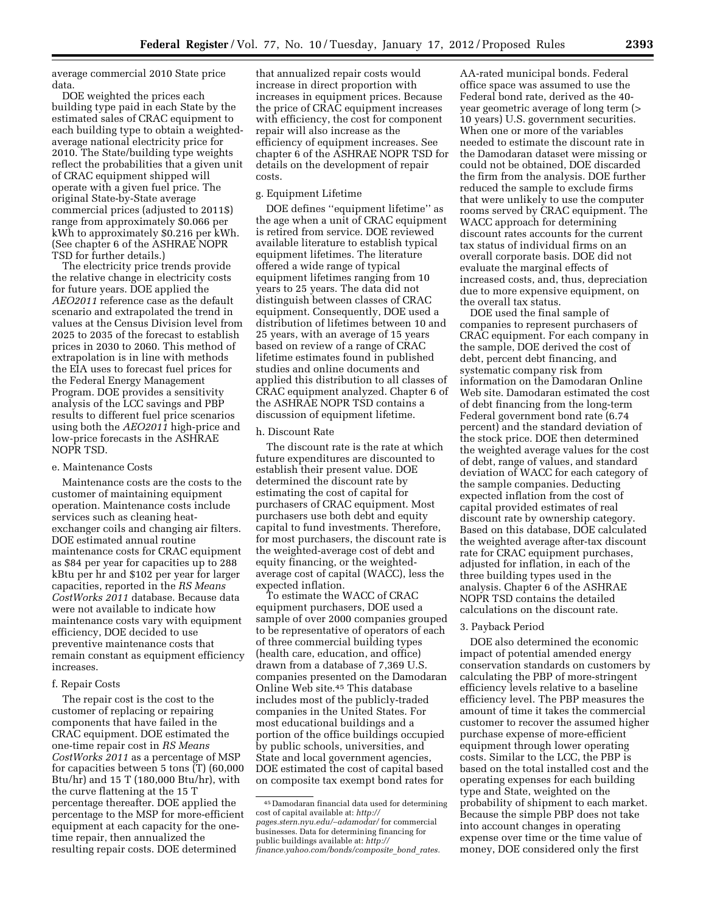average commercial 2010 State price data.

DOE weighted the prices each building type paid in each State by the estimated sales of CRAC equipment to each building type to obtain a weighted-average national electricity price for 2010. The State/building type weights reflect the probabilities that a given unit of CRAC equipment shipped will operate with a given fuel price. The original State-by-State average commercial prices (adjusted to 2011$) range from approximately $0.066 per kWh to approximately $0.216 per kWh. (See chapter 6 of the ASHRAE NOPR TSD for further details.)

The electricity price trends provide the relative change in electricity costs for future years. DOE applied the *AEO2011* reference case as the default scenario and extrapolated the trend in values at the Census Division level from 2025 to 2035 of the forecast to establish prices in 2030 to 2060. This method of extrapolation is in line with methods the EIA uses to forecast fuel prices for the Federal Energy Management Program. DOE provides a sensitivity analysis of the LCC savings and PBP results to different fuel price scenarios using both the *AEO2011* high-price and low-price forecasts in the ASHRAE NOPR TSD.

#### e. Maintenance Costs

Maintenance costs are the costs to the customer of maintaining equipment operation. Maintenance costs include services such as cleaning heat-exchanger coils and changing air filters. DOE estimated annual routine maintenance costs for CRAC equipment as $84 per year for capacities up to 288 kBtu per hr and $102 per year for larger capacities, reported in the *RS Means CostWorks 2011* database. Because data were not available to indicate how maintenance costs vary with equipment efficiency, DOE decided to use preventive maintenance costs that remain constant as equipment efficiency increases.

#### f. Repair Costs

The repair cost is the cost to the customer of replacing or repairing components that have failed in the CRAC equipment. DOE estimated the one-time repair cost in *RS Means CostWorks 2011* as a percentage of MSP for capacities between 5 tons (T) (60,000 Btu/hr) and 15 T (180,000 Btu/hr), with the curve flattening at the 15 T percentage thereafter. DOE applied the percentage to the MSP for more-efficient equipment at each capacity for the one-time repair, then annualized the resulting repair costs. DOE determined that annualized repair costs would increase in direct proportion with increases in equipment prices. Because the price of CRAC equipment increases with efficiency, the cost for component repair will also increase as the efficiency of equipment increases. See chapter 6 of the ASHRAE NOPR TSD for details on the development of repair costs.

#### g. Equipment Lifetime

DOE defines ''equipment lifetime'' as the age when a unit of CRAC equipment is retired from service. DOE reviewed available literature to establish typical equipment lifetimes. The literature offered a wide range of typical equipment lifetimes ranging from 10 years to 25 years. The data did not distinguish between classes of CRAC equipment. Consequently, DOE used a distribution of lifetimes between 10 and 25 years, with an average of 15 years based on review of a range of CRAC lifetime estimates found in published studies and online documents and applied this distribution to all classes of CRAC equipment analyzed. Chapter 6 of the ASHRAE NOPR TSD contains a discussion of equipment lifetime.

#### h. Discount Rate

The discount rate is the rate at which future expenditures are discounted to establish their present value. DOE determined the discount rate by estimating the cost of capital for purchasers of CRAC equipment. Most purchasers use both debt and equity capital to fund investments. Therefore, for most purchasers, the discount rate is the weighted-average cost of debt and equity financing, or the weighted-average cost of capital (WACC), less the expected inflation.

To estimate the WACC of CRAC equipment purchasers, DOE used a sample of over 2000 companies grouped to be representative of operators of each of three commercial building types (health care, education, and office) drawn from a database of 7,369 U.S. companies presented on the Damodaran Online Web site.[45] This database includes most of the publicly-traded companies in the United States. For most educational buildings and a portion of the office buildings occupied by public schools, universities, and State and local government agencies, DOE estimated the cost of capital based on composite tax exempt bond rates for AA-rated municipal bonds. Federal office space was assumed to use the Federal bond rate, derived as the 40-year geometric average of long term (> 10 years) U.S. government securities. When one or more of the variables needed to estimate the discount rate in the Damodaran dataset were missing or could not be obtained, DOE discarded the firm from the analysis. DOE further reduced the sample to exclude firms that were unlikely to use the computer rooms served by CRAC equipment. The WACC approach for determining discount rates accounts for the current tax status of individual firms on an overall corporate basis. DOE did not evaluate the marginal effects of increased costs, and, thus, depreciation due to more expensive equipment, on the overall tax status.

DOE used the final sample of companies to represent purchasers of CRAC equipment. For each company in the sample, DOE derived the cost of debt, percent debt financing, and systematic company risk from information on the Damodaran Online Web site. Damodaran estimated the cost of debt financing from the long-term Federal government bond rate (6.74 percent) and the standard deviation of the stock price. DOE then determined the weighted average values for the cost of debt, range of values, and standard deviation of WACC for each category of the sample companies. Deducting expected inflation from the cost of capital provided estimates of real discount rate by ownership category. Based on this database, DOE calculated the weighted average after-tax discount rate for CRAC equipment purchases, adjusted for inflation, in each of the three building types used in the analysis. Chapter 6 of the ASHRAE NOPR TSD contains the detailed calculations on the discount rate.

### 3. Payback Period

DOE also determined the economic impact of potential amended energy conservation standards on customers by calculating the PBP of more-stringent efficiency levels relative to a baseline efficiency level. The PBP measures the amount of time it takes the commercial customer to recover the assumed higher purchase expense of more-efficient equipment through lower operating costs. Similar to the LCC, the PBP is based on the total installed cost and the operating expenses for each building type and State, weighted on the probability of shipment to each market. Because the simple PBP does not take into account changes in operating expense over time or the time value of money, DOE considered only the first

---

[45] Damodaran financial data used for determining cost of capital available at: *http://pages.stern.nyu.edu/~adamodar/* for commercial businesses. Data for determining financing for public buildings available at: *http://finance.yahoo.com/bonds/composite_bond_rates.*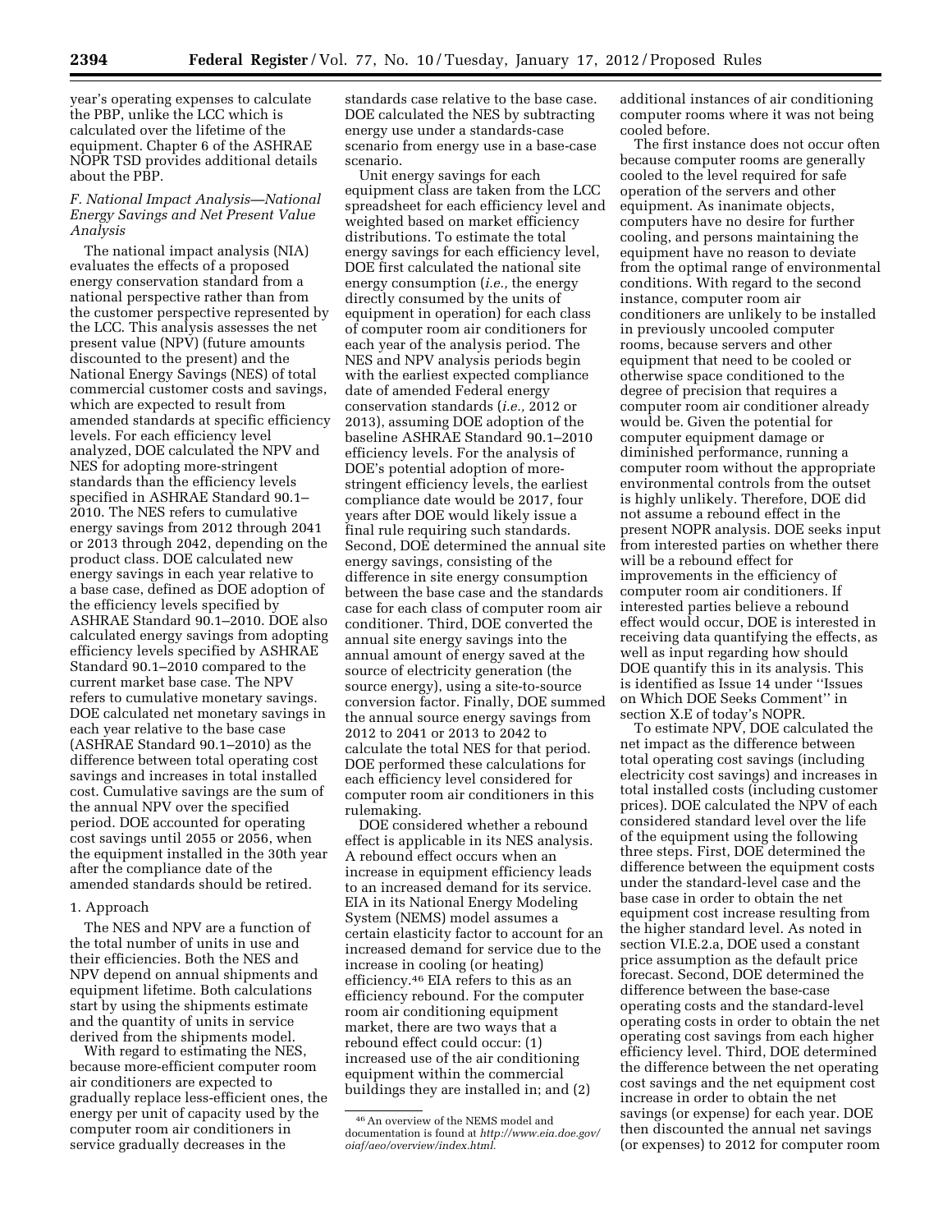year's operating expenses to calculate the PBP, unlike the LCC which is calculated over the lifetime of the equipment. Chapter 6 of the ASHRAE NOPR TSD provides additional details about the PBP.

### F. National Impact Analysis—National Energy Savings and Net Present Value Analysis

The national impact analysis (NIA) evaluates the effects of a proposed energy conservation standard from a national perspective rather than from the customer perspective represented by the LCC. This analysis assesses the net present value (NPV) (future amounts discounted to the present) and the National Energy Savings (NES) of total commercial customer costs and savings, which are expected to result from amended standards at specific efficiency levels. For each efficiency level analyzed, DOE calculated the NPV and NES for adopting more-stringent standards than the efficiency levels specified in ASHRAE Standard 90.1–2010. The NES refers to cumulative energy savings from 2012 through 2041 or 2013 through 2042, depending on the product class. DOE calculated new energy savings in each year relative to a base case, defined as DOE adoption of the efficiency levels specified by ASHRAE Standard 90.1–2010. DOE also calculated energy savings from adopting efficiency levels specified by ASHRAE Standard 90.1–2010 compared to the current market base case. The NPV refers to cumulative monetary savings. DOE calculated net monetary savings in each year relative to the base case (ASHRAE Standard 90.1–2010) as the difference between total operating cost savings and increases in total installed cost. Cumulative savings are the sum of the annual NPV over the specified period. DOE accounted for operating cost savings until 2055 or 2056, when the equipment installed in the 30th year after the compliance date of the amended standards should be retired.

#### 1. Approach

The NES and NPV are a function of the total number of units in use and their efficiencies. Both the NES and NPV depend on annual shipments and equipment lifetime. Both calculations start by using the shipments estimate and the quantity of units in service derived from the shipments model.

With regard to estimating the NES, because more-efficient computer room air conditioners are expected to gradually replace less-efficient ones, the energy per unit of capacity used by the computer room air conditioners in service gradually decreases in the standards case relative to the base case. DOE calculated the NES by subtracting energy use under a standards-case scenario from energy use in a base-case scenario.

Unit energy savings for each equipment class are taken from the LCC spreadsheet for each efficiency level and weighted based on market efficiency distributions. To estimate the total energy savings for each efficiency level, DOE first calculated the national site energy consumption (*i.e.,* the energy directly consumed by the units of equipment in operation) for each class of computer room air conditioners for each year of the analysis period. The NES and NPV analysis periods begin with the earliest expected compliance date of amended Federal energy conservation standards (*i.e.,* 2012 or 2013), assuming DOE adoption of the baseline ASHRAE Standard 90.1–2010 efficiency levels. For the analysis of DOE's potential adoption of more-stringent efficiency levels, the earliest compliance date would be 2017, four years after DOE would likely issue a final rule requiring such standards. Second, DOE determined the annual site energy savings, consisting of the difference in site energy consumption between the base case and the standards case for each class of computer room air conditioner. Third, DOE converted the annual site energy savings into the annual amount of energy saved at the source of electricity generation (the source energy), using a site-to-source conversion factor. Finally, DOE summed the annual source energy savings from 2012 to 2041 or 2013 to 2042 to calculate the total NES for that period. DOE performed these calculations for each efficiency level considered for computer room air conditioners in this rulemaking.

DOE considered whether a rebound effect is applicable in its NES analysis. A rebound effect occurs when an increase in equipment efficiency leads to an increased demand for its service. EIA in its National Energy Modeling System (NEMS) model assumes a certain elasticity factor to account for an increased demand for service due to the increase in cooling (or heating) efficiency.[46] EIA refers to this as an efficiency rebound. For the computer room air conditioning equipment market, there are two ways that a rebound effect could occur: (1) increased use of the air conditioning equipment within the commercial buildings they are installed in; and (2) additional instances of air conditioning computer rooms where it was not being cooled before.

The first instance does not occur often because computer rooms are generally cooled to the level required for safe operation of the servers and other equipment. As inanimate objects, computers have no desire for further cooling, and persons maintaining the equipment have no reason to deviate from the optimal range of environmental conditions. With regard to the second instance, computer room air conditioners are unlikely to be installed in previously uncooled computer rooms, because servers and other equipment that need to be cooled or otherwise space conditioned to the degree of precision that requires a computer room air conditioner already would be. Given the potential for computer equipment damage or diminished performance, running a computer room without the appropriate environmental controls from the outset is highly unlikely. Therefore, DOE did not assume a rebound effect in the present NOPR analysis. DOE seeks input from interested parties on whether there will be a rebound effect for improvements in the efficiency of computer room air conditioners. If interested parties believe a rebound effect would occur, DOE is interested in receiving data quantifying the effects, as well as input regarding how should DOE quantify this in its analysis. This is identified as Issue 14 under ''Issues on Which DOE Seeks Comment'' in section X.E of today's NOPR.

To estimate NPV, DOE calculated the net impact as the difference between total operating cost savings (including electricity cost savings) and increases in total installed costs (including customer prices). DOE calculated the NPV of each considered standard level over the life of the equipment using the following three steps. First, DOE determined the difference between the equipment costs under the standard-level case and the base case in order to obtain the net equipment cost increase resulting from the higher standard level. As noted in section VI.E.2.a, DOE used a constant price assumption as the default price forecast. Second, DOE determined the difference between the base-case operating costs and the standard-level operating costs in order to obtain the net operating cost savings from each higher efficiency level. Third, DOE determined the difference between the net operating cost savings and the net equipment cost increase in order to obtain the net savings (or expense) for each year. DOE then discounted the annual net savings (or expenses) to 2012 for computer room

[46] An overview of the NEMS model and documentation is found at *http://www.eia.doe.gov/oiaf/aeo/overview/index.html.*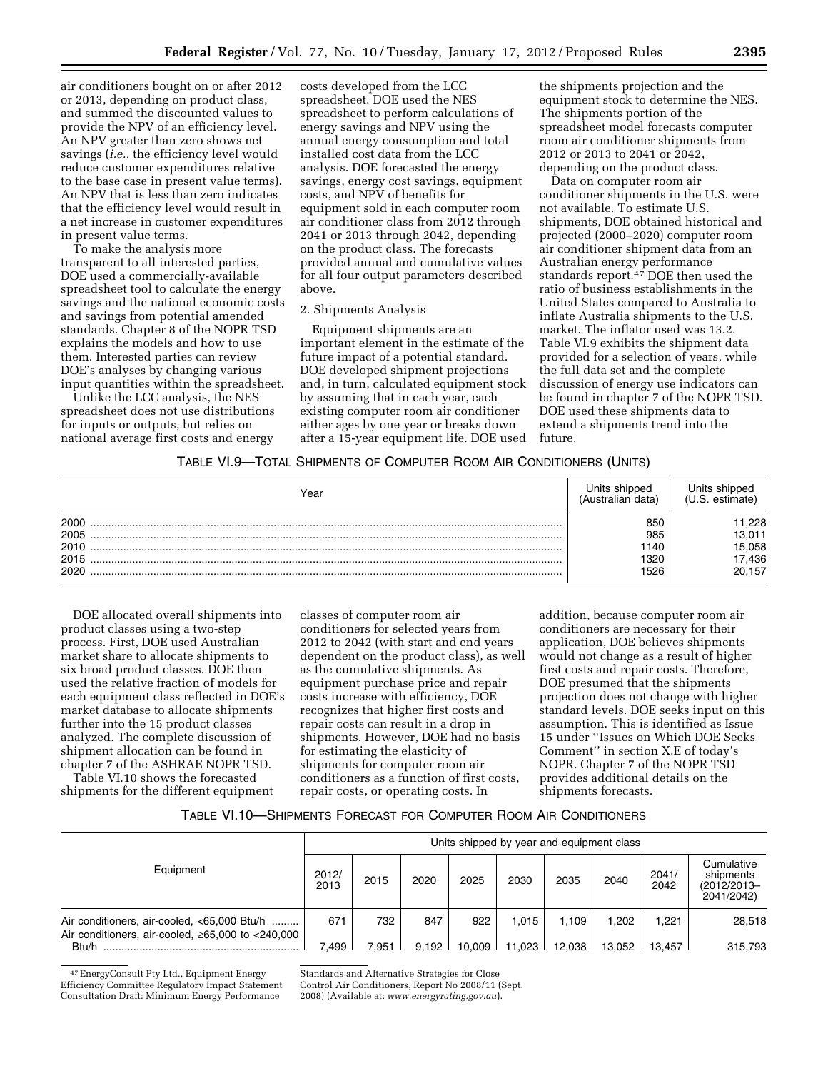air conditioners bought on or after 2012 or 2013, depending on product class, and summed the discounted values to provide the NPV of an efficiency level. An NPV greater than zero shows net savings (*i.e.,* the efficiency level would reduce customer expenditures relative to the base case in present value terms). An NPV that is less than zero indicates that the efficiency level would result in a net increase in customer expenditures in present value terms.

To make the analysis more transparent to all interested parties, DOE used a commercially-available spreadsheet tool to calculate the energy savings and the national economic costs and savings from potential amended standards. Chapter 8 of the NOPR TSD explains the models and how to use them. Interested parties can review DOE's analyses by changing various input quantities within the spreadsheet.

Unlike the LCC analysis, the NES spreadsheet does not use distributions for inputs or outputs, but relies on national average first costs and energy costs developed from the LCC spreadsheet. DOE used the NES spreadsheet to perform calculations of energy savings and NPV using the annual energy consumption and total installed cost data from the LCC analysis. DOE forecasted the energy savings, energy cost savings, equipment costs, and NPV of benefits for equipment sold in each computer room air conditioner class from 2012 through 2041 or 2013 through 2042, depending on the product class. The forecasts provided annual and cumulative values for all four output parameters described above.

2. Shipments Analysis

Equipment shipments are an important element in the estimate of the future impact of a potential standard. DOE developed shipment projections and, in turn, calculated equipment stock by assuming that in each year, each existing computer room air conditioner either ages by one year or breaks down after a 15-year equipment life. DOE used the shipments projection and the equipment stock to determine the NES. The shipments portion of the spreadsheet model forecasts computer room air conditioner shipments from 2012 or 2013 to 2041 or 2042, depending on the product class.

Data on computer room air conditioner shipments in the U.S. were not available. To estimate U.S. shipments, DOE obtained historical and projected (2000–2020) computer room air conditioner shipment data from an Australian energy performance standards report.[47] DOE then used the ratio of business establishments in the United States compared to Australia to inflate Australia shipments to the U.S. market. The inflator used was 13.2. Table VI.9 exhibits the shipment data provided for a selection of years, while the full data set and the complete discussion of energy use indicators can be found in chapter 7 of the NOPR TSD. DOE used these shipments data to extend a shipments trend into the future.

TABLE VI.9—TOTAL SHIPMENTS OF COMPUTER ROOM AIR CONDITIONERS (UNITS)

| Year | Units shipped (Australian data) | Units shipped (U.S. estimate) |
|---|---|---|
| 2000 | 850 | 11,228 |
| 2005 | 985 | 13,011 |
| 2010 | 1140 | 15,058 |
| 2015 | 1320 | 17,436 |
| 2020 | 1526 | 20,157 |

DOE allocated overall shipments into product classes using a two-step process. First, DOE used Australian market share to allocate shipments to six broad product classes. DOE then used the relative fraction of models for each equipment class reflected in DOE's market database to allocate shipments further into the 15 product classes analyzed. The complete discussion of shipment allocation can be found in chapter 7 of the ASHRAE NOPR TSD.

Table VI.10 shows the forecasted shipments for the different equipment classes of computer room air conditioners for selected years from 2012 to 2042 (with start and end years dependent on the product class), as well as the cumulative shipments. As equipment purchase price and repair costs increase with efficiency, DOE recognizes that higher first costs and repair costs can result in a drop in shipments. However, DOE had no basis for estimating the elasticity of shipments for computer room air conditioners as a function of first costs, repair costs, or operating costs. In addition, because computer room air conditioners are necessary for their application, DOE believes shipments would not change as a result of higher first costs and repair costs. Therefore, DOE presumed that the shipments projection does not change with higher standard levels. DOE seeks input on this assumption. This is identified as Issue 15 under "Issues on Which DOE Seeks Comment" in section X.E of today's NOPR. Chapter 7 of the NOPR TSD provides additional details on the shipments forecasts.

TABLE VI.10—SHIPMENTS FORECAST FOR COMPUTER ROOM AIR CONDITIONERS

| Equipment | Units shipped by year and equipment class | | | | | | | | |
|---|---|---|---|---|---|---|---|---|---|
| | 2012/ 2013 | 2015 | 2020 | 2025 | 2030 | 2035 | 2040 | 2041/ 2042 | Cumulative shipments (2012/2013–2041/2042) |
| Air conditioners, air-cooled, <65,000 Btu/h | 671 | 732 | 847 | 922 | 1,015 | 1,109 | 1,202 | 1,221 | 28,518 |
| Air conditioners, air-cooled, ≥65,000 to <240,000 Btu/h | 7,499 | 7,951 | 9,192 | 10,009 | 11,023 | 12,038 | 13,052 | 13,457 | 315,793 |

[47] EnergyConsult Pty Ltd., Equipment Energy Efficiency Committee Regulatory Impact Statement Consultation Draft: Minimum Energy Performance Standards and Alternative Strategies for Close Control Air Conditioners, Report No 2008/11 (Sept. 2008) (Available at: *www.energyrating.gov.au*).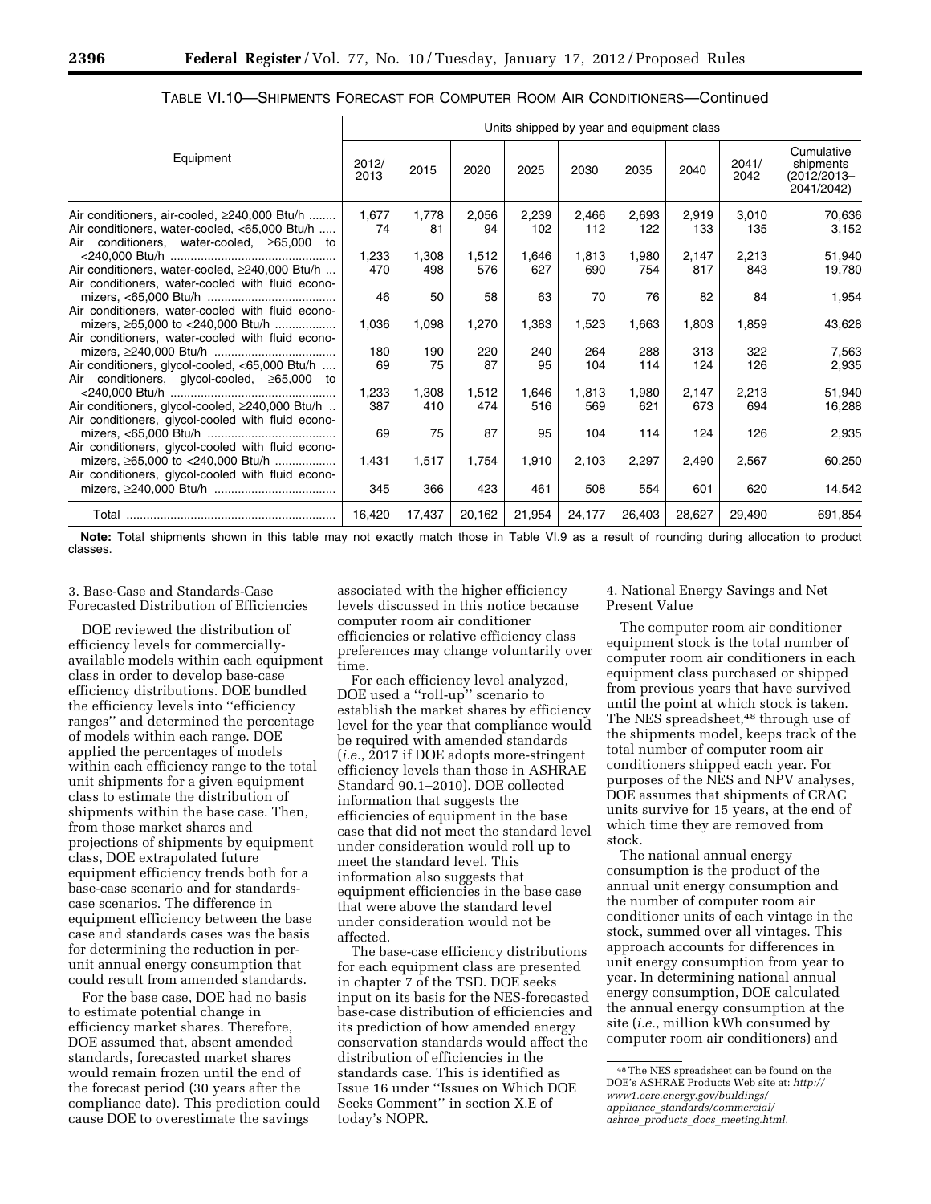TABLE VI.10—SHIPMENTS FORECAST FOR COMPUTER ROOM AIR CONDITIONERS—Continued

| Equipment | Units shipped by year and equipment class | | | | | | | | |
|---|---|---|---|---|---|---|---|---|---|
| | 2012/2013 | 2015 | 2020 | 2025 | 2030 | 2035 | 2040 | 2041/2042 | Cumulative shipments (2012/2013–2041/2042) |
| Air conditioners, air-cooled, ≥240,000 Btu/h | 1,677 | 1,778 | 2,056 | 2,239 | 2,466 | 2,693 | 2,919 | 3,010 | 70,636 |
| Air conditioners, water-cooled, <65,000 Btu/h | 74 | 81 | 94 | 102 | 112 | 122 | 133 | 135 | 3,152 |
| Air conditioners, water-cooled, ≥65,000 to <240,000 Btu/h | 1,233 | 1,308 | 1,512 | 1,646 | 1,813 | 1,980 | 2,147 | 2,213 | 51,940 |
| Air conditioners, water-cooled, ≥240,000 Btu/h | 470 | 498 | 576 | 627 | 690 | 754 | 817 | 843 | 19,780 |
| Air conditioners, water-cooled with fluid economizers, <65,000 Btu/h | 46 | 50 | 58 | 63 | 70 | 76 | 82 | 84 | 1,954 |
| Air conditioners, water-cooled with fluid economizers, ≥65,000 to <240,000 Btu/h | 1,036 | 1,098 | 1,270 | 1,383 | 1,523 | 1,663 | 1,803 | 1,859 | 43,628 |
| Air conditioners, water-cooled with fluid economizers, ≥240,000 Btu/h | 180 | 190 | 220 | 240 | 264 | 288 | 313 | 322 | 7,563 |
| Air conditioners, glycol-cooled, <65,000 Btu/h | 69 | 75 | 87 | 95 | 104 | 114 | 124 | 126 | 2,935 |
| Air conditioners, glycol-cooled, ≥65,000 to <240,000 Btu/h | 1,233 | 1,308 | 1,512 | 1,646 | 1,813 | 1,980 | 2,147 | 2,213 | 51,940 |
| Air conditioners, glycol-cooled, ≥240,000 Btu/h | 387 | 410 | 474 | 516 | 569 | 621 | 673 | 694 | 16,288 |
| Air conditioners, glycol-cooled with fluid economizers, <65,000 Btu/h | 69 | 75 | 87 | 95 | 104 | 114 | 124 | 126 | 2,935 |
| Air conditioners, glycol-cooled with fluid economizers, ≥65,000 to <240,000 Btu/h | 1,431 | 1,517 | 1,754 | 1,910 | 2,103 | 2,297 | 2,490 | 2,567 | 60,250 |
| Air conditioners, glycol-cooled with fluid economizers, ≥240,000 Btu/h | 345 | 366 | 423 | 461 | 508 | 554 | 601 | 620 | 14,542 |
| Total | 16,420 | 17,437 | 20,162 | 21,954 | 24,177 | 26,403 | 28,627 | 29,490 | 691,854 |

**Note:** Total shipments shown in this table may not exactly match those in Table VI.9 as a result of rounding during allocation to product classes.

3. Base-Case and Standards-Case Forecasted Distribution of Efficiencies

DOE reviewed the distribution of efficiency levels for commercially-available models within each equipment class in order to develop base-case efficiency distributions. DOE bundled the efficiency levels into ''efficiency ranges'' and determined the percentage of models within each range. DOE applied the percentages of models within each efficiency range to the total unit shipments for a given equipment class to estimate the distribution of shipments within the base case. Then, from those market shares and projections of shipments by equipment class, DOE extrapolated future equipment efficiency trends both for a base-case scenario and for standards-case scenarios. The difference in equipment efficiency between the base case and standards cases was the basis for determining the reduction in per-unit annual energy consumption that could result from amended standards.

For the base case, DOE had no basis to estimate potential change in efficiency market shares. Therefore, DOE assumed that, absent amended standards, forecasted market shares would remain frozen until the end of the forecast period (30 years after the compliance date). This prediction could cause DOE to overestimate the savings associated with the higher efficiency levels discussed in this notice because computer room air conditioner efficiencies or relative efficiency class preferences may change voluntarily over time.

For each efficiency level analyzed, DOE used a ''roll-up'' scenario to establish the market shares by efficiency level for the year that compliance would be required with amended standards (*i.e.*, 2017 if DOE adopts more-stringent efficiency levels than those in ASHRAE Standard 90.1–2010). DOE collected information that suggests the efficiencies of equipment in the base case that did not meet the standard level under consideration would roll up to meet the standard level. This information also suggests that equipment efficiencies in the base case that were above the standard level under consideration would not be affected.

The base-case efficiency distributions for each equipment class are presented in chapter 7 of the TSD. DOE seeks input on its basis for the NES-forecasted base-case distribution of efficiencies and its prediction of how amended energy conservation standards would affect the distribution of efficiencies in the standards case. This is identified as Issue 16 under ''Issues on Which DOE Seeks Comment'' in section X.E of today's NOPR.

4. National Energy Savings and Net Present Value

The computer room air conditioner equipment stock is the total number of computer room air conditioners in each equipment class purchased or shipped from previous years that have survived until the point at which stock is taken. The NES spreadsheet,[48] through use of the shipments model, keeps track of the total number of computer room air conditioners shipped each year. For purposes of the NES and NPV analyses, DOE assumes that shipments of CRAC units survive for 15 years, at the end of which time they are removed from stock.

The national annual energy consumption is the product of the annual unit energy consumption and the number of computer room air conditioner units of each vintage in the stock, summed over all vintages. This approach accounts for differences in unit energy consumption from year to year. In determining national annual energy consumption, DOE calculated the annual energy consumption at the site (*i.e.*, million kWh consumed by computer room air conditioners) and

[48] The NES spreadsheet can be found on the DOE's ASHRAE Products Web site at: *http://www1.eere.energy.gov/buildings/appliance_standards/commercial/ashrae_products_docs_meeting.html.*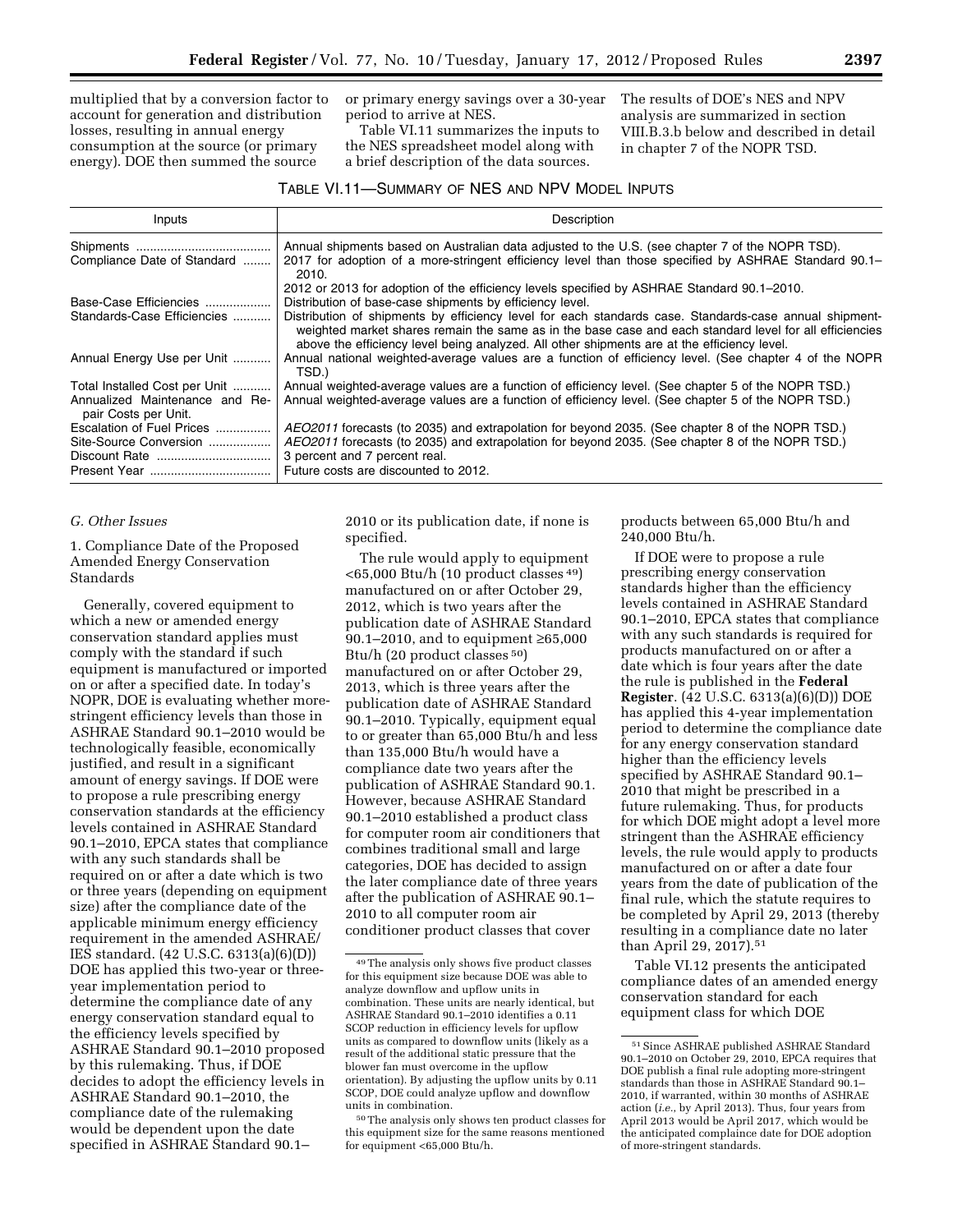multiplied that by a conversion factor to account for generation and distribution losses, resulting in annual energy consumption at the source (or primary energy). DOE then summed the source or primary energy savings over a 30-year period to arrive at NES.

Table VI.11 summarizes the inputs to the NES spreadsheet model along with a brief description of the data sources. The results of DOE's NES and NPV analysis are summarized in section VIII.B.3.b below and described in detail in chapter 7 of the NOPR TSD.

TABLE VI.11—SUMMARY OF NES AND NPV MODEL INPUTS

| Inputs | Description |
| --- | --- |
| Shipments | Annual shipments based on Australian data adjusted to the U.S. (see chapter 7 of the NOPR TSD). |
| Compliance Date of Standard | 2017 for adoption of a more-stringent efficiency level than those specified by ASHRAE Standard 90.1–2010. 2012 or 2013 for adoption of the efficiency levels specified by ASHRAE Standard 90.1–2010. |
| Base-Case Efficiencies | Distribution of base-case shipments by efficiency level. |
| Standards-Case Efficiencies | Distribution of shipments by efficiency level for each standards case. Standards-case annual shipment-weighted market shares remain the same as in the base case and each standard level for all efficiencies above the efficiency level being analyzed. All other shipments are at the efficiency level. |
| Annual Energy Use per Unit | Annual national weighted-average values are a function of efficiency level. (See chapter 4 of the NOPR TSD.) |
| Total Installed Cost per Unit | Annual weighted-average values are a function of efficiency level. (See chapter 5 of the NOPR TSD.) |
| Annualized Maintenance and Repair Costs per Unit. | Annual weighted-average values are a function of efficiency level. (See chapter 5 of the NOPR TSD.) |
| Escalation of Fuel Prices | *AEO2011* forecasts (to 2035) and extrapolation for beyond 2035. (See chapter 8 of the NOPR TSD.) |
| Site-Source Conversion | *AEO2011* forecasts (to 2035) and extrapolation for beyond 2035. (See chapter 8 of the NOPR TSD.) |
| Discount Rate | 3 percent and 7 percent real. |
| Present Year | Future costs are discounted to 2012. |

### *G. Other Issues*

1. Compliance Date of the Proposed Amended Energy Conservation Standards

Generally, covered equipment to which a new or amended energy conservation standard applies must comply with the standard if such equipment is manufactured or imported on or after a specified date. In today's NOPR, DOE is evaluating whether more-stringent efficiency levels than those in ASHRAE Standard 90.1–2010 would be technologically feasible, economically justified, and result in a significant amount of energy savings. If DOE were to propose a rule prescribing energy conservation standards at the efficiency levels contained in ASHRAE Standard 90.1–2010, EPCA states that compliance with any such standards shall be required on or after a date which is two or three years (depending on equipment size) after the compliance date of the applicable minimum energy efficiency requirement in the amended ASHRAE/IES standard. (42 U.S.C. 6313(a)(6)(D)) DOE has applied this two-year or three-year implementation period to determine the compliance date of any energy conservation standard equal to the efficiency levels specified by ASHRAE Standard 90.1–2010 proposed by this rulemaking. Thus, if DOE decides to adopt the efficiency levels in ASHRAE Standard 90.1–2010, the compliance date of the rulemaking would be dependent upon the date specified in ASHRAE Standard 90.1–2010 or its publication date, if none is specified.

The rule would apply to equipment <65,000 Btu/h (10 product classes [49]) manufactured on or after October 29, 2012, which is two years after the publication date of ASHRAE Standard 90.1–2010, and to equipment ≥65,000 Btu/h (20 product classes [50]) manufactured on or after October 29, 2013, which is three years after the publication date of ASHRAE Standard 90.1–2010. Typically, equipment equal to or greater than 65,000 Btu/h and less than 135,000 Btu/h would have a compliance date two years after the publication of ASHRAE Standard 90.1. However, because ASHRAE Standard 90.1–2010 established a product class for computer room air conditioners that combines traditional small and large categories, DOE has decided to assign the later compliance date of three years after the publication of ASHRAE 90.1–2010 to all computer room air conditioner product classes that cover products between 65,000 Btu/h and 240,000 Btu/h.

If DOE were to propose a rule prescribing energy conservation standards higher than the efficiency levels contained in ASHRAE Standard 90.1–2010, EPCA states that compliance with any such standards is required for products manufactured on or after a date which is four years after the date the rule is published in the **Federal Register**. (42 U.S.C. 6313(a)(6)(D)) DOE has applied this 4-year implementation period to determine the compliance date for any energy conservation standard higher than the efficiency levels specified by ASHRAE Standard 90.1–2010 that might be prescribed in a future rulemaking. Thus, for products for which DOE might adopt a level more stringent than the ASHRAE efficiency levels, the rule would apply to products manufactured on or after a date four years from the date of publication of the final rule, which the statute requires to be completed by April 29, 2013 (thereby resulting in a compliance date no later than April 29, 2017).[51]

Table VI.12 presents the anticipated compliance dates of an amended energy conservation standard for each equipment class for which DOE

[49] The analysis only shows five product classes for this equipment size because DOE was able to analyze downflow and upflow units in combination. These units are nearly identical, but ASHRAE Standard 90.1–2010 identifies a 0.11 SCOP reduction in efficiency levels for upflow units as compared to downflow units (likely as a result of the additional static pressure that the blower fan must overcome in the upflow orientation). By adjusting the upflow units by 0.11 SCOP, DOE could analyze upflow and downflow units in combination.

[50] The analysis only shows ten product classes for this equipment size for the same reasons mentioned for equipment <65,000 Btu/h.

[51] Since ASHRAE published ASHRAE Standard 90.1–2010 on October 29, 2010, EPCA requires that DOE publish a final rule adopting more-stringent standards than those in ASHRAE Standard 90.1–2010, if warranted, within 30 months of ASHRAE action (*i.e.*, by April 2013). Thus, four years from April 2013 would be April 2017, which would be the anticipated complaince date for DOE adoption of more-stringent standards.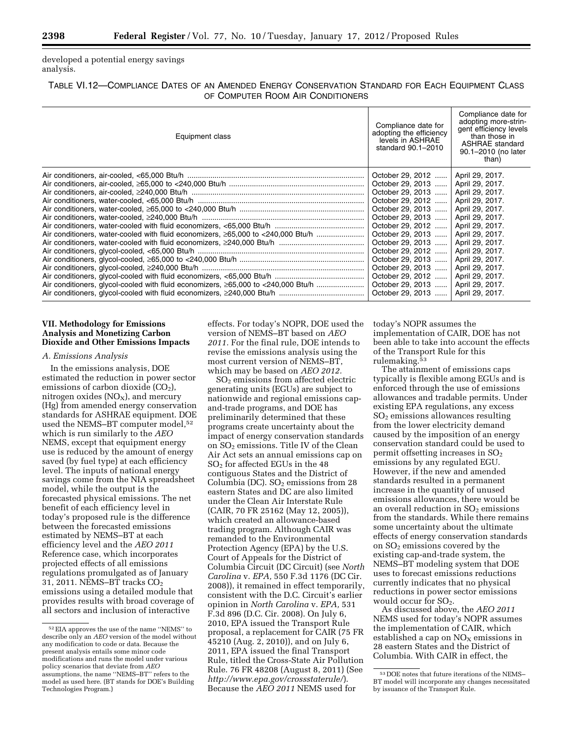developed a potential energy savings analysis.

TABLE VI.12—COMPLIANCE DATES OF AN AMENDED ENERGY CONSERVATION STANDARD FOR EACH EQUIPMENT CLASS OF COMPUTER ROOM AIR CONDITIONERS

| Equipment class | Compliance date for adopting the efficiency levels in ASHRAE standard 90.1–2010 | Compliance date for adopting more-stringent efficiency levels than those in ASHRAE standard 90.1–2010 (no later than) |
|---|---|---|
| Air conditioners, air-cooled, <65,000 Btu/h | October 29, 2012 | April 29, 2017. |
| Air conditioners, air-cooled, ≥65,000 to <240,000 Btu/h | October 29, 2013 | April 29, 2017. |
| Air conditioners, air-cooled, ≥240,000 Btu/h | October 29, 2013 | April 29, 2017. |
| Air conditioners, water-cooled, <65,000 Btu/h | October 29, 2012 | April 29, 2017. |
| Air conditioners, water-cooled, ≥65,000 to <240,000 Btu/h | October 29, 2013 | April 29, 2017. |
| Air conditioners, water-cooled, ≥240,000 Btu/h | October 29, 2013 | April 29, 2017. |
| Air conditioners, water-cooled with fluid economizers, <65,000 Btu/h | October 29, 2012 | April 29, 2017. |
| Air conditioners, water-cooled with fluid economizers, ≥65,000 to <240,000 Btu/h | October 29, 2013 | April 29, 2017. |
| Air conditioners, water-cooled with fluid economizers, ≥240,000 Btu/h | October 29, 2013 | April 29, 2017. |
| Air conditioners, glycol-cooled, <65,000 Btu/h | October 29, 2012 | April 29, 2017. |
| Air conditioners, glycol-cooled, ≥65,000 to <240,000 Btu/h | October 29, 2013 | April 29, 2017. |
| Air conditioners, glycol-cooled, ≥240,000 Btu/h | October 29, 2013 | April 29, 2017. |
| Air conditioners, glycol-cooled with fluid economizers, <65,000 Btu/h | October 29, 2012 | April 29, 2017. |
| Air conditioners, glycol-cooled with fluid economizers, ≥65,000 to <240,000 Btu/h | October 29, 2013 | April 29, 2017. |
| Air conditioners, glycol-cooled with fluid economizers, ≥240,000 Btu/h | October 29, 2013 | April 29, 2017. |

## VII. Methodology for Emissions Analysis and Monetizing Carbon Dioxide and Other Emissions Impacts

### A. Emissions Analysis

In the emissions analysis, DOE estimated the reduction in power sector emissions of carbon dioxide ($CO_2$), nitrogen oxides ($NO_X$), and mercury (Hg) from amended energy conservation standards for ASHRAE equipment. DOE used the NEMS–BT computer model,[52] which is run similarly to the *AEO* NEMS, except that equipment energy use is reduced by the amount of energy saved (by fuel type) at each efficiency level. The inputs of national energy savings come from the NIA spreadsheet model, while the output is the forecasted physical emissions. The net benefit of each efficiency level in today's proposed rule is the difference between the forecasted emissions estimated by NEMS–BT at each efficiency level and the *AEO 2011* Reference case, which incorporates projected effects of all emissions regulations promulgated as of January 31, 2011. NEMS–BT tracks $CO_2$ emissions using a detailed module that provides results with broad coverage of all sectors and inclusion of interactive effects. For today's NOPR, DOE used the version of NEMS–BT based on *AEO 2011*. For the final rule, DOE intends to revise the emissions analysis using the most current version of NEMS–BT, which may be based on *AEO 2012*.

$SO_2$ emissions from affected electric generating units (EGUs) are subject to nationwide and regional emissions cap-and-trade programs, and DOE has preliminarily determined that these programs create uncertainty about the impact of energy conservation standards on $SO_2$ emissions. Title IV of the Clean Air Act sets an annual emissions cap on $SO_2$ for affected EGUs in the 48 contiguous States and the District of Columbia (DC). $SO_2$ emissions from 28 eastern States and DC are also limited under the Clean Air Interstate Rule (CAIR, 70 FR 25162 (May 12, 2005)), which created an allowance-based trading program. Although CAIR was remanded to the Environmental Protection Agency (EPA) by the U.S. Court of Appeals for the District of Columbia Circuit (DC Circuit) (see *North Carolina* v. *EPA,* 550 F.3d 1176 (DC Cir. 2008)), it remained in effect temporarily, consistent with the D.C. Circuit's earlier opinion in *North Carolina* v. *EPA,* 531 F.3d 896 (D.C. Cir. 2008). On July 6, 2010, EPA issued the Transport Rule proposal, a replacement for CAIR (75 FR 45210 (Aug. 2, 2010)), and on July 6, 2011, EPA issued the final Transport Rule, titled the Cross-State Air Pollution Rule. 76 FR 48208 (August 8, 2011) (See *http://www.epa.gov/crossstaterule/*). Because the *AEO 2011* NEMS used for today's NOPR assumes the implementation of CAIR, DOE has not been able to take into account the effects of the Transport Rule for this rulemaking.[53]

The attainment of emissions caps typically is flexible among EGUs and is enforced through the use of emissions allowances and tradable permits. Under existing EPA regulations, any excess $SO_2$ emissions allowances resulting from the lower electricity demand caused by the imposition of an energy conservation standard could be used to permit offsetting increases in $SO_2$ emissions by any regulated EGU. However, if the new and amended standards resulted in a permanent increase in the quantity of unused emissions allowances, there would be an overall reduction in $SO_2$ emissions from the standards. While there remains some uncertainty about the ultimate effects of energy conservation standards on $SO_2$ emissions covered by the existing cap-and-trade system, the NEMS–BT modeling system that DOE uses to forecast emissions reductions currently indicates that no physical reductions in power sector emissions would occur for $SO_2$.

As discussed above, the *AEO 2011* NEMS used for today's NOPR assumes the implementation of CAIR, which established a cap on $NO_X$ emissions in 28 eastern States and the District of Columbia. With CAIR in effect, the

[52] EIA approves the use of the name "NEMS" to describe only an *AEO* version of the model without any modification to code or data. Because the present analysis entails some minor code modifications and runs the model under various policy scenarios that deviate from *AEO* assumptions, the name "NEMS–BT" refers to the model as used here. (BT stands for DOE's Building Technologies Program.)

[53] DOE notes that future iterations of the NEMS–BT model will incorporate any changes necessitated by issuance of the Transport Rule.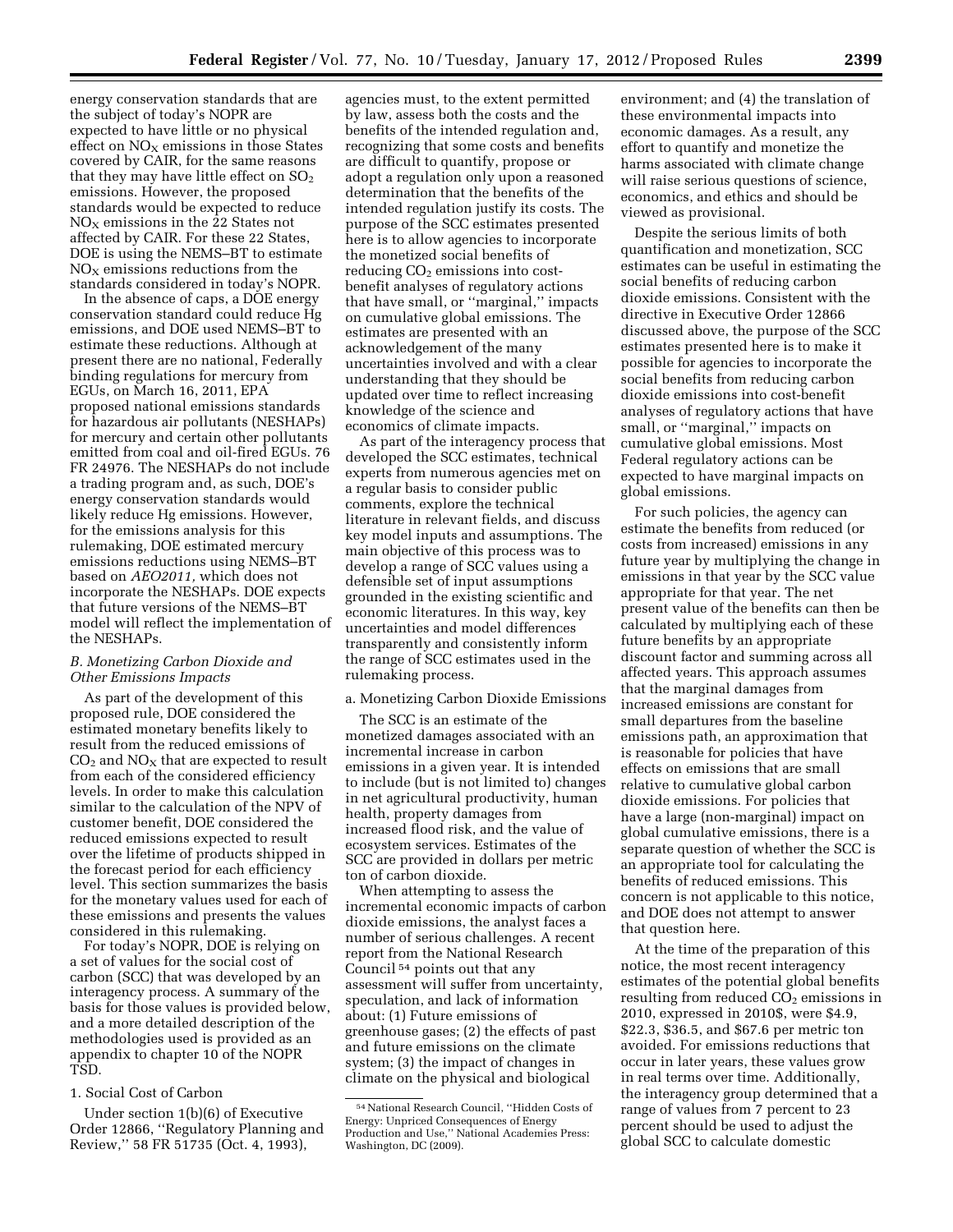energy conservation standards that are the subject of today's NOPR are expected to have little or no physical effect on $NO_X$ emissions in those States covered by CAIR, for the same reasons that they may have little effect on $SO_2$ emissions. However, the proposed standards would be expected to reduce $NO_X$ emissions in the 22 States not affected by CAIR. For these 22 States, DOE is using the NEMS–BT to estimate $NO_X$ emissions reductions from the standards considered in today's NOPR.

In the absence of caps, a DOE energy conservation standard could reduce Hg emissions, and DOE used NEMS–BT to estimate these reductions. Although at present there are no national, Federally binding regulations for mercury from EGUs, on March 16, 2011, EPA proposed national emissions standards for hazardous air pollutants (NESHAPs) for mercury and certain other pollutants emitted from coal and oil-fired EGUs. 76 FR 24976. The NESHAPs do not include a trading program and, as such, DOE's energy conservation standards would likely reduce Hg emissions. However, for the emissions analysis for this rulemaking, DOE estimated mercury emissions reductions using NEMS–BT based on *AEO2011,* which does not incorporate the NESHAPs. DOE expects that future versions of the NEMS–BT model will reflect the implementation of the NESHAPs.

### *B. Monetizing Carbon Dioxide and Other Emissions Impacts*

As part of the development of this proposed rule, DOE considered the estimated monetary benefits likely to result from the reduced emissions of $CO_2$ and $NO_X$ that are expected to result from each of the considered efficiency levels. In order to make this calculation similar to the calculation of the NPV of customer benefit, DOE considered the reduced emissions expected to result over the lifetime of products shipped in the forecast period for each efficiency level. This section summarizes the basis for the monetary values used for each of these emissions and presents the values considered in this rulemaking.

For today's NOPR, DOE is relying on a set of values for the social cost of carbon (SCC) that was developed by an interagency process. A summary of the basis for those values is provided below, and a more detailed description of the methodologies used is provided as an appendix to chapter 10 of the NOPR TSD.

#### 1. Social Cost of Carbon

Under section 1(b)(6) of Executive Order 12866, "Regulatory Planning and Review," 58 FR 51735 (Oct. 4, 1993), agencies must, to the extent permitted by law, assess both the costs and the benefits of the intended regulation and, recognizing that some costs and benefits are difficult to quantify, propose or adopt a regulation only upon a reasoned determination that the benefits of the intended regulation justify its costs. The purpose of the SCC estimates presented here is to allow agencies to incorporate the monetized social benefits of reducing $CO_2$ emissions into cost-benefit analyses of regulatory actions that have small, or "marginal," impacts on cumulative global emissions. The estimates are presented with an acknowledgement of the many uncertainties involved and with a clear understanding that they should be updated over time to reflect increasing knowledge of the science and economics of climate impacts.

As part of the interagency process that developed the SCC estimates, technical experts from numerous agencies met on a regular basis to consider public comments, explore the technical literature in relevant fields, and discuss key model inputs and assumptions. The main objective of this process was to develop a range of SCC values using a defensible set of input assumptions grounded in the existing scientific and economic literatures. In this way, key uncertainties and model differences transparently and consistently inform the range of SCC estimates used in the rulemaking process.

a. Monetizing Carbon Dioxide Emissions

The SCC is an estimate of the monetized damages associated with an incremental increase in carbon emissions in a given year. It is intended to include (but is not limited to) changes in net agricultural productivity, human health, property damages from increased flood risk, and the value of ecosystem services. Estimates of the SCC are provided in dollars per metric ton of carbon dioxide.

When attempting to assess the incremental economic impacts of carbon dioxide emissions, the analyst faces a number of serious challenges. A recent report from the National Research Council [54] points out that any assessment will suffer from uncertainty, speculation, and lack of information about: (1) Future emissions of greenhouse gases; (2) the effects of past and future emissions on the climate system; (3) the impact of changes in climate on the physical and biological environment; and (4) the translation of these environmental impacts into economic damages. As a result, any effort to quantify and monetize the harms associated with climate change will raise serious questions of science, economics, and ethics and should be viewed as provisional.

Despite the serious limits of both quantification and monetization, SCC estimates can be useful in estimating the social benefits of reducing carbon dioxide emissions. Consistent with the directive in Executive Order 12866 discussed above, the purpose of the SCC estimates presented here is to make it possible for agencies to incorporate the social benefits from reducing carbon dioxide emissions into cost-benefit analyses of regulatory actions that have small, or "marginal," impacts on cumulative global emissions. Most Federal regulatory actions can be expected to have marginal impacts on global emissions.

For such policies, the agency can estimate the benefits from reduced (or costs from increased) emissions in any future year by multiplying the change in emissions in that year by the SCC value appropriate for that year. The net present value of the benefits can then be calculated by multiplying each of these future benefits by an appropriate discount factor and summing across all affected years. This approach assumes that the marginal damages from increased emissions are constant for small departures from the baseline emissions path, an approximation that is reasonable for policies that have effects on emissions that are small relative to cumulative global carbon dioxide emissions. For policies that have a large (non-marginal) impact on global cumulative emissions, there is a separate question of whether the SCC is an appropriate tool for calculating the benefits of reduced emissions. This concern is not applicable to this notice, and DOE does not attempt to answer that question here.

At the time of the preparation of this notice, the most recent interagency estimates of the potential global benefits resulting from reduced $CO_2$ emissions in 2010, expressed in 2010$, were $4.9, $22.3, $36.5, and $67.6 per metric ton avoided. For emissions reductions that occur in later years, these values grow in real terms over time. Additionally, the interagency group determined that a range of values from 7 percent to 23 percent should be used to adjust the global SCC to calculate domestic

[54] National Research Council, "Hidden Costs of Energy: Unpriced Consequences of Energy Production and Use," National Academies Press: Washington, DC (2009).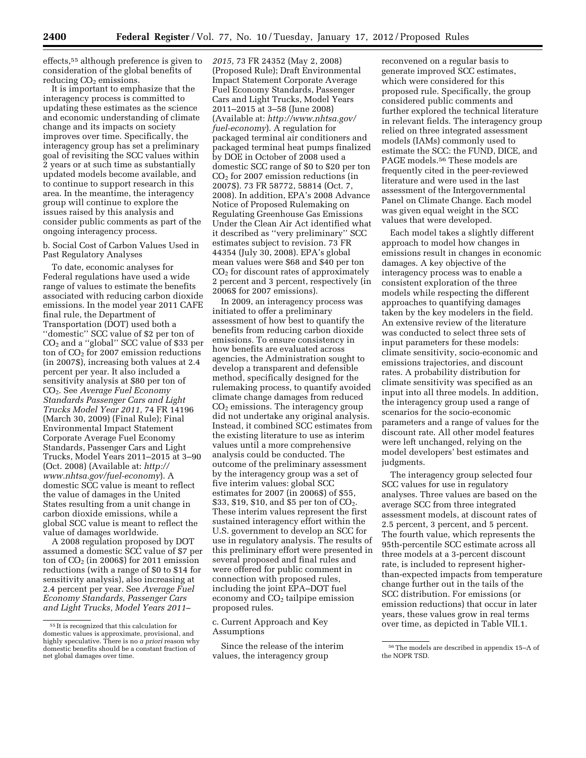effects,[55] although preference is given to consideration of the global benefits of reducing $CO_2$ emissions.

It is important to emphasize that the interagency process is committed to updating these estimates as the science and economic understanding of climate change and its impacts on society improves over time. Specifically, the interagency group has set a preliminary goal of revisiting the SCC values within 2 years or at such time as substantially updated models become available, and to continue to support research in this area. In the meantime, the interagency group will continue to explore the issues raised by this analysis and consider public comments as part of the ongoing interagency process.

b. Social Cost of Carbon Values Used in Past Regulatory Analyses

To date, economic analyses for Federal regulations have used a wide range of values to estimate the benefits associated with reducing carbon dioxide emissions. In the model year 2011 CAFE final rule, the Department of Transportation (DOT) used both a ''domestic'' SCC value of \$2 per ton of $CO_2$ and a ''global'' SCC value of \$33 per ton of $CO_2$ for 2007 emission reductions (in 2007\$), increasing both values at 2.4 percent per year. It also included a sensitivity analysis at \$80 per ton of $CO_2$. See *Average Fuel Economy Standards Passenger Cars and Light Trucks Model Year 2011*, 74 FR 14196 (March 30, 2009) (Final Rule); Final Environmental Impact Statement Corporate Average Fuel Economy Standards, Passenger Cars and Light Trucks, Model Years 2011–2015 at 3–90 (Oct. 2008) (Available at: *http://www.nhtsa.gov/fuel-economy*). A domestic SCC value is meant to reflect the value of damages in the United States resulting from a unit change in carbon dioxide emissions, while a global SCC value is meant to reflect the value of damages worldwide.

A 2008 regulation proposed by DOT assumed a domestic SCC value of \$7 per ton of $CO_2$ (in 2006\$) for 2011 emission reductions (with a range of \$0 to \$14 for sensitivity analysis), also increasing at 2.4 percent per year. See *Average Fuel Economy Standards, Passenger Cars and Light Trucks, Model Years 2011–2015*, 73 FR 24352 (May 2, 2008) (Proposed Rule); Draft Environmental Impact Statement Corporate Average Fuel Economy Standards, Passenger Cars and Light Trucks, Model Years 2011–2015 at 3–58 (June 2008) (Available at: *http://www.nhtsa.gov/fuel-economy*). A regulation for packaged terminal air conditioners and packaged terminal heat pumps finalized by DOE in October of 2008 used a domestic SCC range of \$0 to \$20 per ton $CO_2$ for 2007 emission reductions (in 2007\$). 73 FR 58772, 58814 (Oct. 7, 2008). In addition, EPA's 2008 Advance Notice of Proposed Rulemaking on Regulating Greenhouse Gas Emissions Under the Clean Air Act identified what it described as ''very preliminary'' SCC estimates subject to revision. 73 FR 44354 (July 30, 2008). EPA's global mean values were \$68 and \$40 per ton $CO_2$ for discount rates of approximately 2 percent and 3 percent, respectively (in 2006\$ for 2007 emissions).

In 2009, an interagency process was initiated to offer a preliminary assessment of how best to quantify the benefits from reducing carbon dioxide emissions. To ensure consistency in how benefits are evaluated across agencies, the Administration sought to develop a transparent and defensible method, specifically designed for the rulemaking process, to quantify avoided climate change damages from reduced $CO_2$ emissions. The interagency group did not undertake any original analysis. Instead, it combined SCC estimates from the existing literature to use as interim values until a more comprehensive analysis could be conducted. The outcome of the preliminary assessment by the interagency group was a set of five interim values: global SCC estimates for 2007 (in 2006\$) of \$55, \$33, \$19, \$10, and \$5 per ton of $CO_2$. These interim values represent the first sustained interagency effort within the U.S. government to develop an SCC for use in regulatory analysis. The results of this preliminary effort were presented in several proposed and final rules and were offered for public comment in connection with proposed rules, including the joint EPA–DOT fuel economy and $CO_2$ tailpipe emission proposed rules.

c. Current Approach and Key Assumptions

Since the release of the interim values, the interagency group reconvened on a regular basis to generate improved SCC estimates, which were considered for this proposed rule. Specifically, the group considered public comments and further explored the technical literature in relevant fields. The interagency group relied on three integrated assessment models (IAMs) commonly used to estimate the SCC: the FUND, DICE, and PAGE models.[56] These models are frequently cited in the peer-reviewed literature and were used in the last assessment of the Intergovernmental Panel on Climate Change. Each model was given equal weight in the SCC values that were developed.

Each model takes a slightly different approach to model how changes in emissions result in changes in economic damages. A key objective of the interagency process was to enable a consistent exploration of the three models while respecting the different approaches to quantifying damages taken by the key modelers in the field. An extensive review of the literature was conducted to select three sets of input parameters for these models: climate sensitivity, socio-economic and emissions trajectories, and discount rates. A probability distribution for climate sensitivity was specified as an input into all three models. In addition, the interagency group used a range of scenarios for the socio-economic parameters and a range of values for the discount rate. All other model features were left unchanged, relying on the model developers' best estimates and judgments.

The interagency group selected four SCC values for use in regulatory analyses. Three values are based on the average SCC from three integrated assessment models, at discount rates of 2.5 percent, 3 percent, and 5 percent. The fourth value, which represents the 95th-percentile SCC estimate across all three models at a 3-percent discount rate, is included to represent higher-than-expected impacts from temperature change further out in the tails of the SCC distribution. For emissions (or emission reductions) that occur in later years, these values grow in real terms over time, as depicted in Table VII.1.

[55] It is recognized that this calculation for domestic values is approximate, provisional, and highly speculative. There is no *a priori* reason why domestic benefits should be a constant fraction of net global damages over time.

[56] The models are described in appendix 15–A of the NOPR TSD.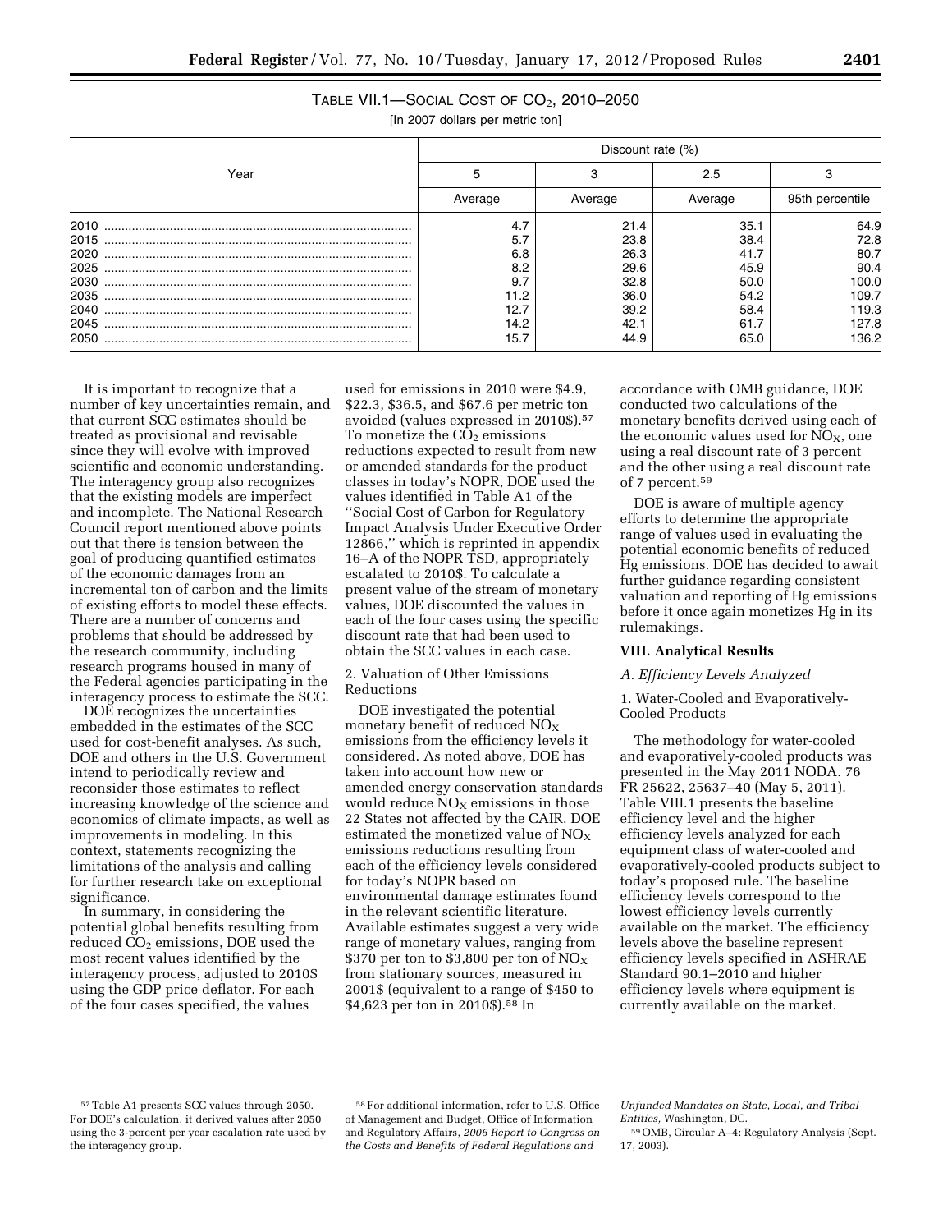TABLE VII.1—SOCIAL COST OF $CO_2$, 2010–2050

[In 2007 dollars per metric ton]

| Year | Discount rate (%) | | | |
|---|---|---|---|---|
| | 5 | 3 | 2.5 | 3 |
| | Average | Average | Average | 95th percentile |
| 2010 | 4.7 | 21.4 | 35.1 | 64.9 |
| 2015 | 5.7 | 23.8 | 38.4 | 72.8 |
| 2020 | 6.8 | 26.3 | 41.7 | 80.7 |
| 2025 | 8.2 | 29.6 | 45.9 | 90.4 |
| 2030 | 9.7 | 32.8 | 50.0 | 100.0 |
| 2035 | 11.2 | 36.0 | 54.2 | 109.7 |
| 2040 | 12.7 | 39.2 | 58.4 | 119.3 |
| 2045 | 14.2 | 42.1 | 61.7 | 127.8 |
| 2050 | 15.7 | 44.9 | 65.0 | 136.2 |

It is important to recognize that a number of key uncertainties remain, and that current SCC estimates should be treated as provisional and revisable since they will evolve with improved scientific and economic understanding. The interagency group also recognizes that the existing models are imperfect and incomplete. The National Research Council report mentioned above points out that there is tension between the goal of producing quantified estimates of the economic damages from an incremental ton of carbon and the limits of existing efforts to model these effects. There are a number of concerns and problems that should be addressed by the research community, including research programs housed in many of the Federal agencies participating in the interagency process to estimate the SCC.

DOE recognizes the uncertainties embedded in the estimates of the SCC used for cost-benefit analyses. As such, DOE and others in the U.S. Government intend to periodically review and reconsider those estimates to reflect increasing knowledge of the science and economics of climate impacts, as well as improvements in modeling. In this context, statements recognizing the limitations of the analysis and calling for further research take on exceptional significance.

In summary, in considering the potential global benefits resulting from reduced $CO_2$ emissions, DOE used the most recent values identified by the interagency process, adjusted to 2010$ using the GDP price deflator. For each of the four cases specified, the values used for emissions in 2010 were $4.9, $22.3, $36.5, and $67.6 per metric ton avoided (values expressed in 2010$).[57] To monetize the $CO_2$ emissions reductions expected to result from new or amended standards for the product classes in today's NOPR, DOE used the values identified in Table A1 of the ''Social Cost of Carbon for Regulatory Impact Analysis Under Executive Order 12866,'' which is reprinted in appendix 16–A of the NOPR TSD, appropriately escalated to 2010$. To calculate a present value of the stream of monetary values, DOE discounted the values in each of the four cases using the specific discount rate that had been used to obtain the SCC values in each case.

2. Valuation of Other Emissions Reductions

DOE investigated the potential monetary benefit of reduced $NO_X$ emissions from the efficiency levels it considered. As noted above, DOE has taken into account how new or amended energy conservation standards would reduce $NO_X$ emissions in those 22 States not affected by the CAIR. DOE estimated the monetized value of $NO_X$ emissions reductions resulting from each of the efficiency levels considered for today's NOPR based on environmental damage estimates found in the relevant scientific literature. Available estimates suggest a very wide range of monetary values, ranging from $370 per ton to $3,800 per ton of $NO_X$ from stationary sources, measured in 2001$ (equivalent to a range of $450 to $4,623 per ton in 2010$).[58] In accordance with OMB guidance, DOE conducted two calculations of the monetary benefits derived using each of the economic values used for $NO_X$, one using a real discount rate of 3 percent and the other using a real discount rate of 7 percent.[59]

DOE is aware of multiple agency efforts to determine the appropriate range of values used in evaluating the potential economic benefits of reduced Hg emissions. DOE has decided to await further guidance regarding consistent valuation and reporting of Hg emissions before it once again monetizes Hg in its rulemakings.

## VIII. Analytical Results

### A. Efficiency Levels Analyzed

1. Water-Cooled and Evaporatively-Cooled Products

The methodology for water-cooled and evaporatively-cooled products was presented in the May 2011 NODA. 76 FR 25622, 25637–40 (May 5, 2011). Table VIII.1 presents the baseline efficiency level and the higher efficiency levels analyzed for each equipment class of water-cooled and evaporatively-cooled products subject to today's proposed rule. The baseline efficiency levels correspond to the lowest efficiency levels currently available on the market. The efficiency levels above the baseline represent efficiency levels specified in ASHRAE Standard 90.1–2010 and higher efficiency levels where equipment is currently available on the market.

[57] Table A1 presents SCC values through 2050. For DOE's calculation, it derived values after 2050 using the 3-percent per year escalation rate used by the interagency group.

[58] For additional information, refer to U.S. Office of Management and Budget, Office of Information and Regulatory Affairs, *2006 Report to Congress on the Costs and Benefits of Federal Regulations and Unfunded Mandates on State, Local, and Tribal Entities,* Washington, DC.

[59] OMB, Circular A–4: Regulatory Analysis (Sept. 17, 2003).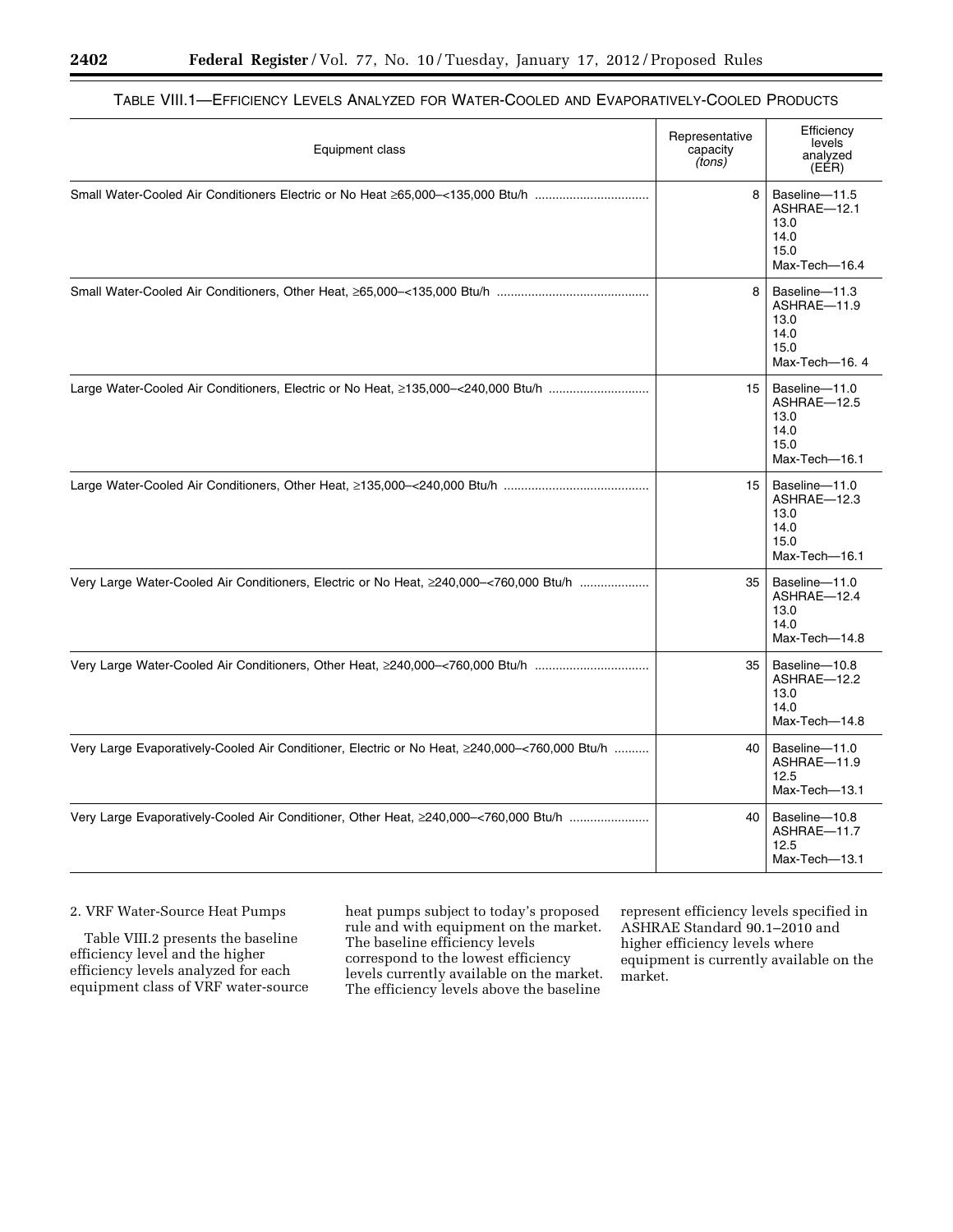TABLE VIII.1—EFFICIENCY LEVELS ANALYZED FOR WATER-COOLED AND EVAPORATIVELY-COOLED PRODUCTS

| Equipment class | Representative capacity *(tons)* | Efficiency levels analyzed (EER) |
|---|---|---|
| Small Water-Cooled Air Conditioners Electric or No Heat ≥65,000–<135,000 Btu/h | 8 | Baseline—11.5<br>ASHRAE—12.1<br>13.0<br>14.0<br>15.0<br>Max-Tech—16.4 |
| Small Water-Cooled Air Conditioners, Other Heat, ≥65,000–<135,000 Btu/h | 8 | Baseline—11.3<br>ASHRAE—11.9<br>13.0<br>14.0<br>15.0<br>Max-Tech—16. 4 |
| Large Water-Cooled Air Conditioners, Electric or No Heat, ≥135,000–<240,000 Btu/h | 15 | Baseline—11.0<br>ASHRAE—12.5<br>13.0<br>14.0<br>15.0<br>Max-Tech—16.1 |
| Large Water-Cooled Air Conditioners, Other Heat, ≥135,000–<240,000 Btu/h | 15 | Baseline—11.0<br>ASHRAE—12.3<br>13.0<br>14.0<br>15.0<br>Max-Tech—16.1 |
| Very Large Water-Cooled Air Conditioners, Electric or No Heat, ≥240,000–<760,000 Btu/h | 35 | Baseline—11.0<br>ASHRAE—12.4<br>13.0<br>14.0<br>Max-Tech—14.8 |
| Very Large Water-Cooled Air Conditioners, Other Heat, ≥240,000–<760,000 Btu/h | 35 | Baseline—10.8<br>ASHRAE—12.2<br>13.0<br>14.0<br>Max-Tech—14.8 |
| Very Large Evaporatively-Cooled Air Conditioner, Electric or No Heat, ≥240,000–<760,000 Btu/h | 40 | Baseline—11.0<br>ASHRAE—11.9<br>12.5<br>Max-Tech—13.1 |
| Very Large Evaporatively-Cooled Air Conditioner, Other Heat, ≥240,000–<760,000 Btu/h | 40 | Baseline—10.8<br>ASHRAE—11.7<br>12.5<br>Max-Tech—13.1 |

2. VRF Water-Source Heat Pumps

Table VIII.2 presents the baseline efficiency level and the higher efficiency levels analyzed for each equipment class of VRF water-source heat pumps subject to today's proposed rule and with equipment on the market. The baseline efficiency levels correspond to the lowest efficiency levels currently available on the market. The efficiency levels above the baseline represent efficiency levels specified in ASHRAE Standard 90.1–2010 and higher efficiency levels where equipment is currently available on the market.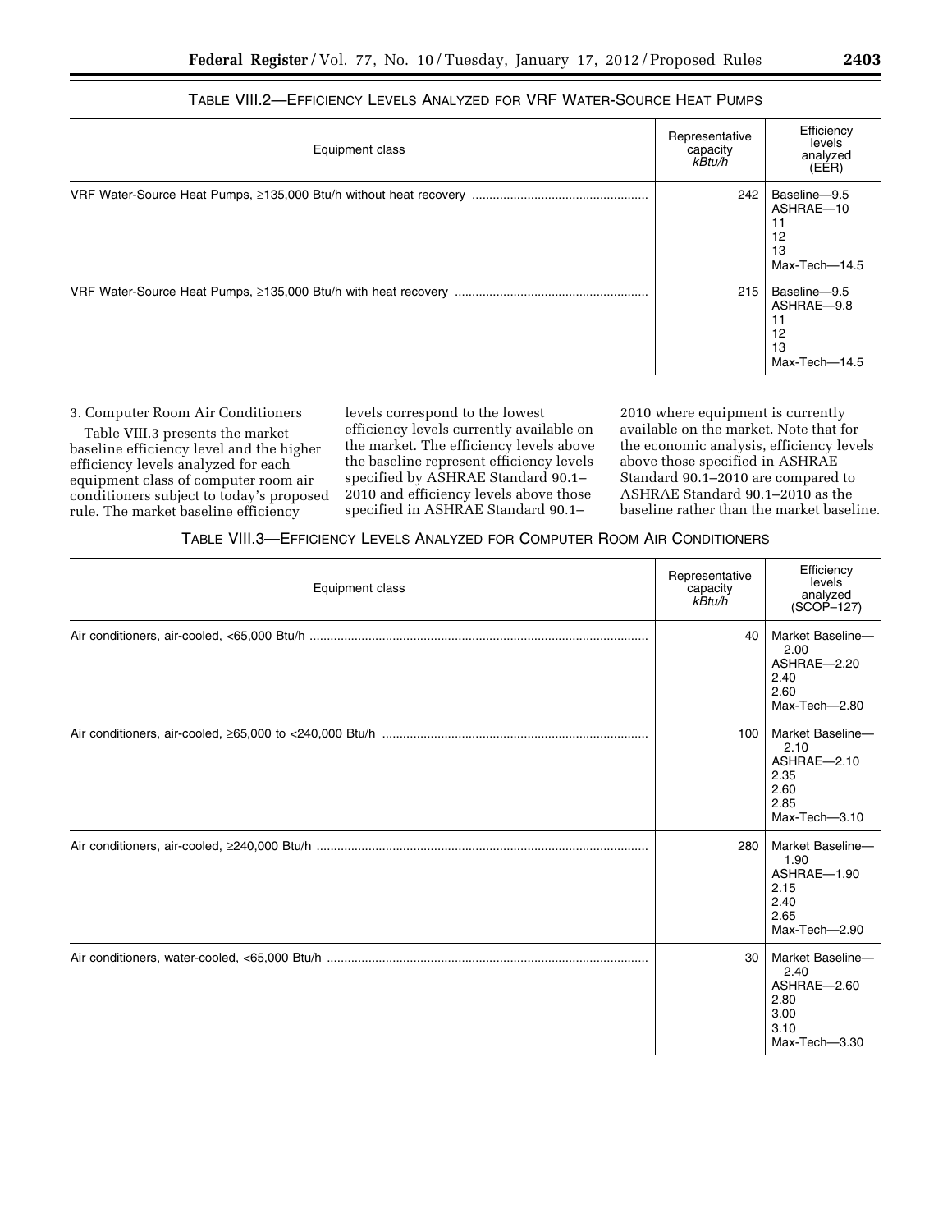TABLE VIII.2—EFFICIENCY LEVELS ANALYZED FOR VRF WATER-SOURCE HEAT PUMPS

| Equipment class | Representative capacity *kBtu/h* | Efficiency levels analyzed (EER) |
|---|---|---|
| VRF Water-Source Heat Pumps, ≥135,000 Btu/h without heat recovery | 242 | Baseline—9.5<br>ASHRAE—10<br>11<br>12<br>13<br>Max-Tech—14.5 |
| VRF Water-Source Heat Pumps, ≥135,000 Btu/h with heat recovery | 215 | Baseline—9.5<br>ASHRAE—9.8<br>11<br>12<br>13<br>Max-Tech—14.5 |

3. Computer Room Air Conditioners

Table VIII.3 presents the market baseline efficiency level and the higher efficiency levels analyzed for each equipment class of computer room air conditioners subject to today's proposed rule. The market baseline efficiency levels correspond to the lowest efficiency levels currently available on the market. The efficiency levels above the baseline represent efficiency levels specified by ASHRAE Standard 90.1–2010 and efficiency levels above those specified in ASHRAE Standard 90.1–2010 where equipment is currently available on the market. Note that for the economic analysis, efficiency levels above those specified in ASHRAE Standard 90.1–2010 are compared to ASHRAE Standard 90.1–2010 as the baseline rather than the market baseline.

TABLE VIII.3—EFFICIENCY LEVELS ANALYZED FOR COMPUTER ROOM AIR CONDITIONERS

| Equipment class | Representative capacity *kBtu/h* | Efficiency levels analyzed (SCOP–127) |
|---|---|---|
| Air conditioners, air-cooled, <65,000 Btu/h | 40 | Market Baseline—2.00<br>ASHRAE—2.20<br>2.40<br>2.60<br>Max-Tech—2.80 |
| Air conditioners, air-cooled, ≥65,000 to <240,000 Btu/h | 100 | Market Baseline—2.10<br>ASHRAE—2.10<br>2.35<br>2.60<br>2.85<br>Max-Tech—3.10 |
| Air conditioners, air-cooled, ≥240,000 Btu/h | 280 | Market Baseline—1.90<br>ASHRAE—1.90<br>2.15<br>2.40<br>2.65<br>Max-Tech—2.90 |
| Air conditioners, water-cooled, <65,000 Btu/h | 30 | Market Baseline—2.40<br>ASHRAE—2.60<br>2.80<br>3.00<br>3.10<br>Max-Tech—3.30 |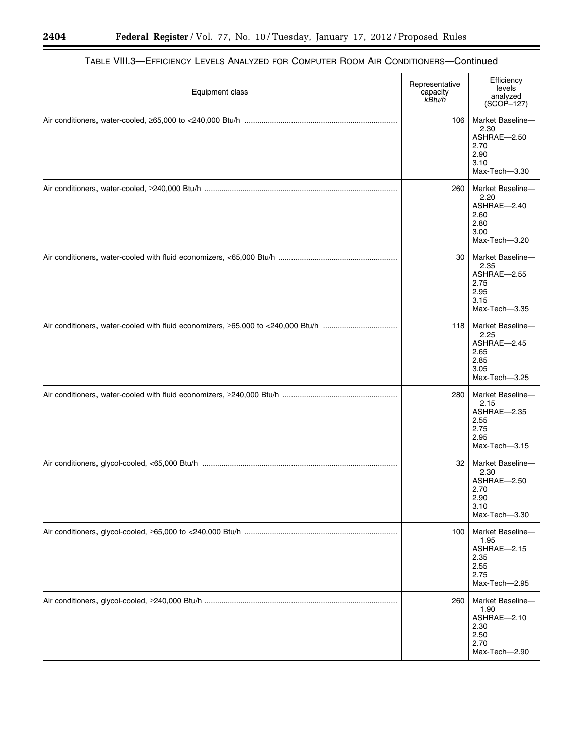TABLE VIII.3—EFFICIENCY LEVELS ANALYZED FOR COMPUTER ROOM AIR CONDITIONERS—Continued

| Equipment class | Representative capacity *kBtu/h* | Efficiency levels analyzed (SCOP–127) |
|---|---|---|
| Air conditioners, water-cooled, ≥65,000 to <240,000 Btu/h | 106 | Market Baseline—2.30<br>ASHRAE—2.50<br>2.70<br>2.90<br>3.10<br>Max-Tech—3.30 |
| Air conditioners, water-cooled, ≥240,000 Btu/h | 260 | Market Baseline—2.20<br>ASHRAE—2.40<br>2.60<br>2.80<br>3.00<br>Max-Tech—3.20 |
| Air conditioners, water-cooled with fluid economizers, <65,000 Btu/h | 30 | Market Baseline—2.35<br>ASHRAE—2.55<br>2.75<br>2.95<br>3.15<br>Max-Tech—3.35 |
| Air conditioners, water-cooled with fluid economizers, ≥65,000 to <240,000 Btu/h | 118 | Market Baseline—2.25<br>ASHRAE—2.45<br>2.65<br>2.85<br>3.05<br>Max-Tech—3.25 |
| Air conditioners, water-cooled with fluid economizers, ≥240,000 Btu/h | 280 | Market Baseline—2.15<br>ASHRAE—2.35<br>2.55<br>2.75<br>2.95<br>Max-Tech—3.15 |
| Air conditioners, glycol-cooled, <65,000 Btu/h | 32 | Market Baseline—2.30<br>ASHRAE—2.50<br>2.70<br>2.90<br>3.10<br>Max-Tech—3.30 |
| Air conditioners, glycol-cooled, ≥65,000 to <240,000 Btu/h | 100 | Market Baseline—1.95<br>ASHRAE—2.15<br>2.35<br>2.55<br>2.75<br>Max-Tech—2.95 |
| Air conditioners, glycol-cooled, ≥240,000 Btu/h | 260 | Market Baseline—1.90<br>ASHRAE—2.10<br>2.30<br>2.50<br>2.70<br>Max-Tech—2.90 |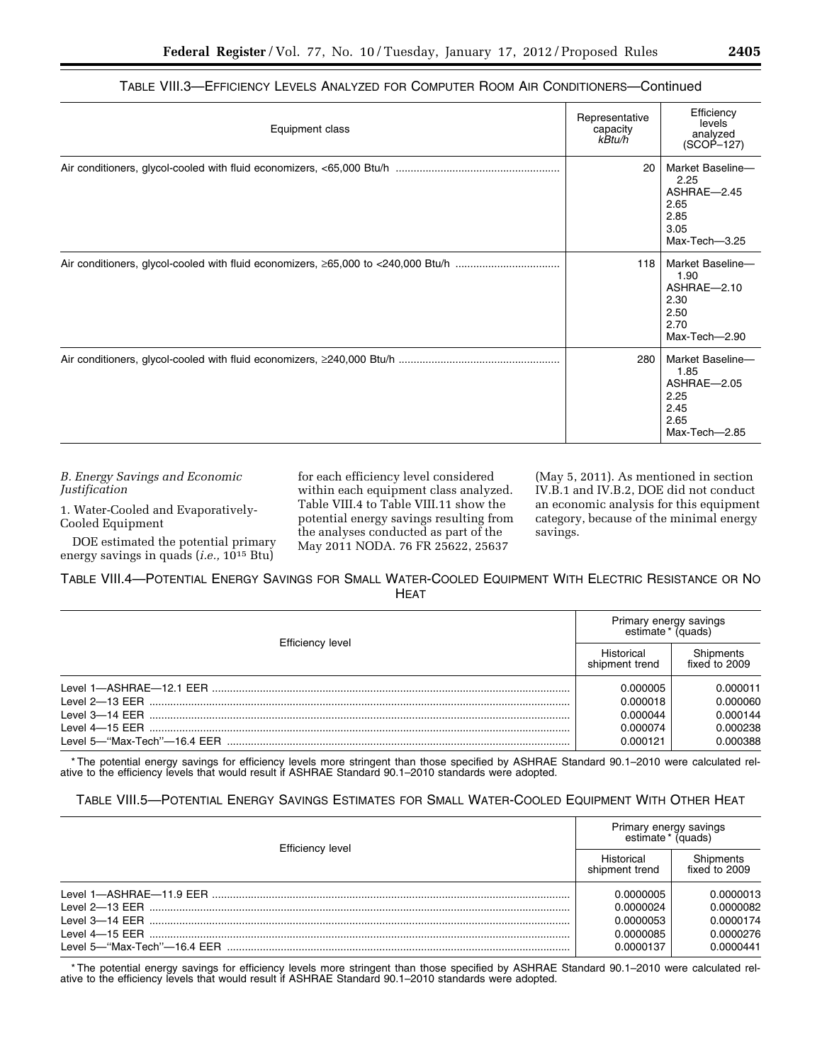TABLE VIII.3—EFFICIENCY LEVELS ANALYZED FOR COMPUTER ROOM AIR CONDITIONERS—Continued

| Equipment class | Representative capacity *kBtu/h* | Efficiency levels analyzed (SCOP–127) |
|---|---|---|
| Air conditioners, glycol-cooled with fluid economizers, <65,000 Btu/h | 20 | Market Baseline—2.25<br>ASHRAE—2.45<br>2.65<br>2.85<br>3.05<br>Max-Tech—3.25 |
| Air conditioners, glycol-cooled with fluid economizers, ≥65,000 to <240,000 Btu/h | 118 | Market Baseline—1.90<br>ASHRAE—2.10<br>2.30<br>2.50<br>2.70<br>Max-Tech—2.90 |
| Air conditioners, glycol-cooled with fluid economizers, ≥240,000 Btu/h | 280 | Market Baseline—1.85<br>ASHRAE—2.05<br>2.25<br>2.45<br>2.65<br>Max-Tech—2.85 |

*B. Energy Savings and Economic Justification*

1. Water-Cooled and Evaporatively-Cooled Equipment

DOE estimated the potential primary energy savings in quads (*i.e.,* $10^{15}$ Btu) for each efficiency level considered within each equipment class analyzed. Table VIII.4 to Table VIII.11 show the potential energy savings resulting from the analyses conducted as part of the May 2011 NODA. 76 FR 25622, 25637 (May 5, 2011). As mentioned in section IV.B.1 and IV.B.2, DOE did not conduct an economic analysis for this equipment category, because of the minimal energy savings.

TABLE VIII.4—POTENTIAL ENERGY SAVINGS FOR SMALL WATER-COOLED EQUIPMENT WITH ELECTRIC RESISTANCE OR NO HEAT

| Efficiency level | Primary energy savings estimate* (quads) | |
|---|---|---|
| | Historical shipment trend | Shipments fixed to 2009 |
| Level 1—ASHRAE—12.1 EER | 0.000005 | 0.000011 |
| Level 2—13 EER | 0.000018 | 0.000060 |
| Level 3—14 EER | 0.000044 | 0.000144 |
| Level 4—15 EER | 0.000074 | 0.000238 |
| Level 5—"Max-Tech"—16.4 EER | 0.000121 | 0.000388 |

* The potential energy savings for efficiency levels more stringent than those specified by ASHRAE Standard 90.1–2010 were calculated relative to the efficiency levels that would result if ASHRAE Standard 90.1–2010 standards were adopted.

TABLE VIII.5—POTENTIAL ENERGY SAVINGS ESTIMATES FOR SMALL WATER-COOLED EQUIPMENT WITH OTHER HEAT

| Efficiency level | Primary energy savings estimate* (quads) | |
|---|---|---|
| | Historical shipment trend | Shipments fixed to 2009 |
| Level 1—ASHRAE—11.9 EER | 0.0000005 | 0.0000013 |
| Level 2—13 EER | 0.0000024 | 0.0000082 |
| Level 3—14 EER | 0.0000053 | 0.0000174 |
| Level 4—15 EER | 0.0000085 | 0.0000276 |
| Level 5—"Max-Tech"—16.4 EER | 0.0000137 | 0.0000441 |

* The potential energy savings for efficiency levels more stringent than those specified by ASHRAE Standard 90.1–2010 were calculated relative to the efficiency levels that would result if ASHRAE Standard 90.1–2010 standards were adopted.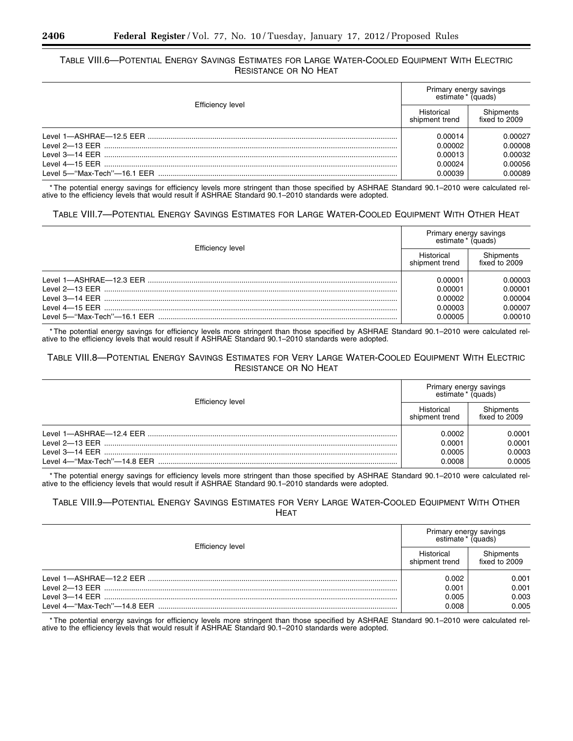#### TABLE VIII.6—POTENTIAL ENERGY SAVINGS ESTIMATES FOR LARGE WATER-COOLED EQUIPMENT WITH ELECTRIC RESISTANCE OR NO HEAT

| Efficiency level | Primary energy savings estimate* (quads) | |
|---|---|---|
| | Historical shipment trend | Shipments fixed to 2009 |
| Level 1—ASHRAE—12.5 EER | 0.00014 | 0.00027 |
| Level 2—13 EER | 0.00002 | 0.00008 |
| Level 3—14 EER | 0.00013 | 0.00032 |
| Level 4—15 EER | 0.00024 | 0.00056 |
| Level 5—"Max-Tech"—16.1 EER | 0.00039 | 0.00089 |

* The potential energy savings for efficiency levels more stringent than those specified by ASHRAE Standard 90.1–2010 were calculated relative to the efficiency levels that would result if ASHRAE Standard 90.1–2010 standards were adopted.

#### TABLE VIII.7—POTENTIAL ENERGY SAVINGS ESTIMATES FOR LARGE WATER-COOLED EQUIPMENT WITH OTHER HEAT

| Efficiency level | Primary energy savings estimate* (quads) | |
|---|---|---|
| | Historical shipment trend | Shipments fixed to 2009 |
| Level 1—ASHRAE—12.3 EER | 0.00001 | 0.00003 |
| Level 2—13 EER | 0.00001 | 0.00001 |
| Level 3—14 EER | 0.00002 | 0.00004 |
| Level 4—15 EER | 0.00003 | 0.00007 |
| Level 5—"Max-Tech"—16.1 EER | 0.00005 | 0.00010 |

* The potential energy savings for efficiency levels more stringent than those specified by ASHRAE Standard 90.1–2010 were calculated relative to the efficiency levels that would result if ASHRAE Standard 90.1–2010 standards were adopted.

#### TABLE VIII.8—POTENTIAL ENERGY SAVINGS ESTIMATES FOR VERY LARGE WATER-COOLED EQUIPMENT WITH ELECTRIC RESISTANCE OR NO HEAT

| Efficiency level | Primary energy savings estimate* (quads) | |
|---|---|---|
| | Historical shipment trend | Shipments fixed to 2009 |
| Level 1—ASHRAE—12.4 EER | 0.0002 | 0.0001 |
| Level 2—13 EER | 0.0001 | 0.0001 |
| Level 3—14 EER | 0.0005 | 0.0003 |
| Level 4—"Max-Tech"—14.8 EER | 0.0008 | 0.0005 |

* The potential energy savings for efficiency levels more stringent than those specified by ASHRAE Standard 90.1–2010 were calculated relative to the efficiency levels that would result if ASHRAE Standard 90.1–2010 standards were adopted.

#### TABLE VIII.9—POTENTIAL ENERGY SAVINGS ESTIMATES FOR VERY LARGE WATER-COOLED EQUIPMENT WITH OTHER HEAT

| Efficiency level | Primary energy savings estimate* (quads) | |
|---|---|---|
| | Historical shipment trend | Shipments fixed to 2009 |
| Level 1—ASHRAE—12.2 EER | 0.002 | 0.001 |
| Level 2—13 EER | 0.001 | 0.001 |
| Level 3—14 EER | 0.005 | 0.003 |
| Level 4—"Max-Tech"—14.8 EER | 0.008 | 0.005 |

* The potential energy savings for efficiency levels more stringent than those specified by ASHRAE Standard 90.1–2010 were calculated relative to the efficiency levels that would result if ASHRAE Standard 90.1–2010 standards were adopted.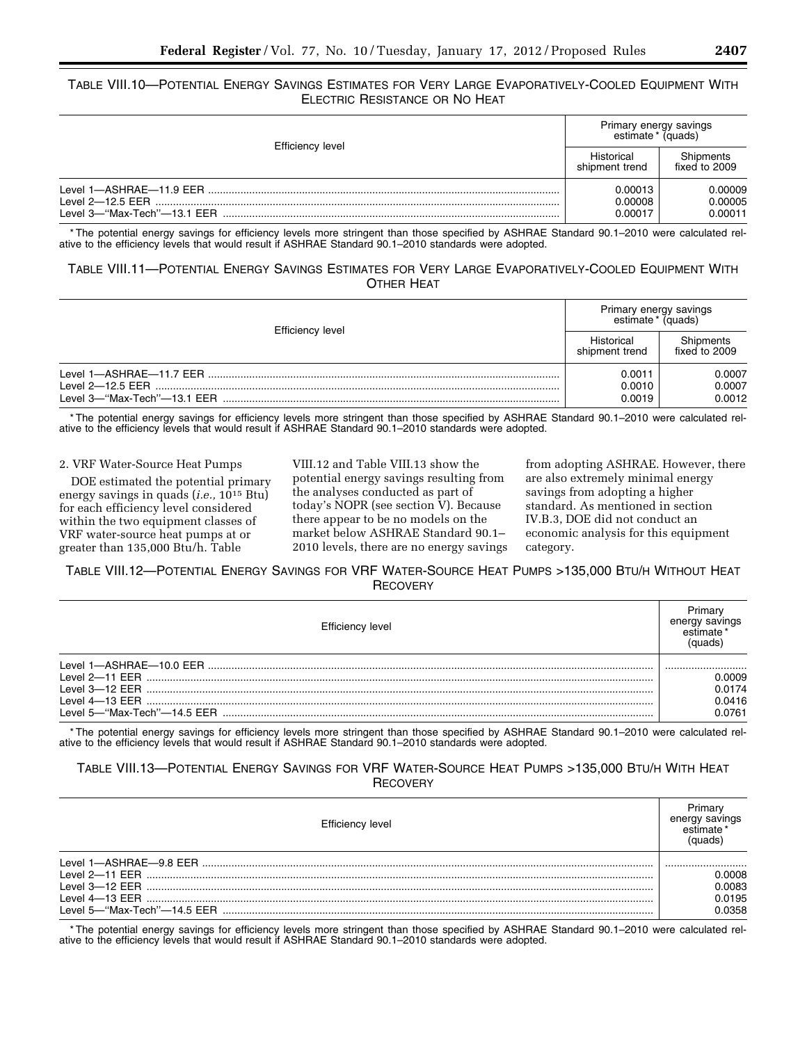TABLE VIII.10—POTENTIAL ENERGY SAVINGS ESTIMATES FOR VERY LARGE EVAPORATIVELY-COOLED EQUIPMENT WITH ELECTRIC RESISTANCE OR NO HEAT

| Efficiency level | Primary energy savings estimate * (quads) | |
|---|---|---|
| | Historical shipment trend | Shipments fixed to 2009 |
| Level 1—ASHRAE—11.9 EER | 0.00013 | 0.00009 |
| Level 2—12.5 EER | 0.00008 | 0.00005 |
| Level 3—"Max-Tech"—13.1 EER | 0.00017 | 0.00011 |

* The potential energy savings for efficiency levels more stringent than those specified by ASHRAE Standard 90.1–2010 were calculated relative to the efficiency levels that would result if ASHRAE Standard 90.1–2010 standards were adopted.

TABLE VIII.11—POTENTIAL ENERGY SAVINGS ESTIMATES FOR VERY LARGE EVAPORATIVELY-COOLED EQUIPMENT WITH OTHER HEAT

| Efficiency level | Primary energy savings estimate * (quads) | |
|---|---|---|
| | Historical shipment trend | Shipments fixed to 2009 |
| Level 1—ASHRAE—11.7 EER | 0.0011 | 0.0007 |
| Level 2—12.5 EER | 0.0010 | 0.0007 |
| Level 3—"Max-Tech"—13.1 EER | 0.0019 | 0.0012 |

* The potential energy savings for efficiency levels more stringent than those specified by ASHRAE Standard 90.1–2010 were calculated relative to the efficiency levels that would result if ASHRAE Standard 90.1–2010 standards were adopted.

2. VRF Water-Source Heat Pumps

DOE estimated the potential primary energy savings in quads (*i.e.,* $10^{15}$ Btu) for each efficiency level considered within the two equipment classes of VRF water-source heat pumps at or greater than 135,000 Btu/h. Table VIII.12 and Table VIII.13 show the potential energy savings resulting from the analyses conducted as part of today's NOPR (see section V). Because there appear to be no models on the market below ASHRAE Standard 90.1–2010 levels, there are no energy savings from adopting ASHRAE. However, there are also extremely minimal energy savings from adopting a higher standard. As mentioned in section IV.B.3, DOE did not conduct an economic analysis for this equipment category.

TABLE VIII.12—POTENTIAL ENERGY SAVINGS FOR VRF WATER-SOURCE HEAT PUMPS >135,000 BTU/H WITHOUT HEAT RECOVERY

| Efficiency level | Primary energy savings estimate * (quads) |
|---|---|
| Level 1—ASHRAE—10.0 EER | |
| Level 2—11 EER | 0.0009 |
| Level 3—12 EER | 0.0174 |
| Level 4—13 EER | 0.0416 |
| Level 5—"Max-Tech"—14.5 EER | 0.0761 |

* The potential energy savings for efficiency levels more stringent than those specified by ASHRAE Standard 90.1–2010 were calculated relative to the efficiency levels that would result if ASHRAE Standard 90.1–2010 standards were adopted.

TABLE VIII.13—POTENTIAL ENERGY SAVINGS FOR VRF WATER-SOURCE HEAT PUMPS >135,000 BTU/H WITH HEAT RECOVERY

| Efficiency level | Primary energy savings estimate * (quads) |
|---|---|
| Level 1—ASHRAE—9.8 EER | |
| Level 2—11 EER | 0.0008 |
| Level 3—12 EER | 0.0083 |
| Level 4—13 EER | 0.0195 |
| Level 5—"Max-Tech"—14.5 EER | 0.0358 |

* The potential energy savings for efficiency levels more stringent than those specified by ASHRAE Standard 90.1–2010 were calculated relative to the efficiency levels that would result if ASHRAE Standard 90.1–2010 standards were adopted.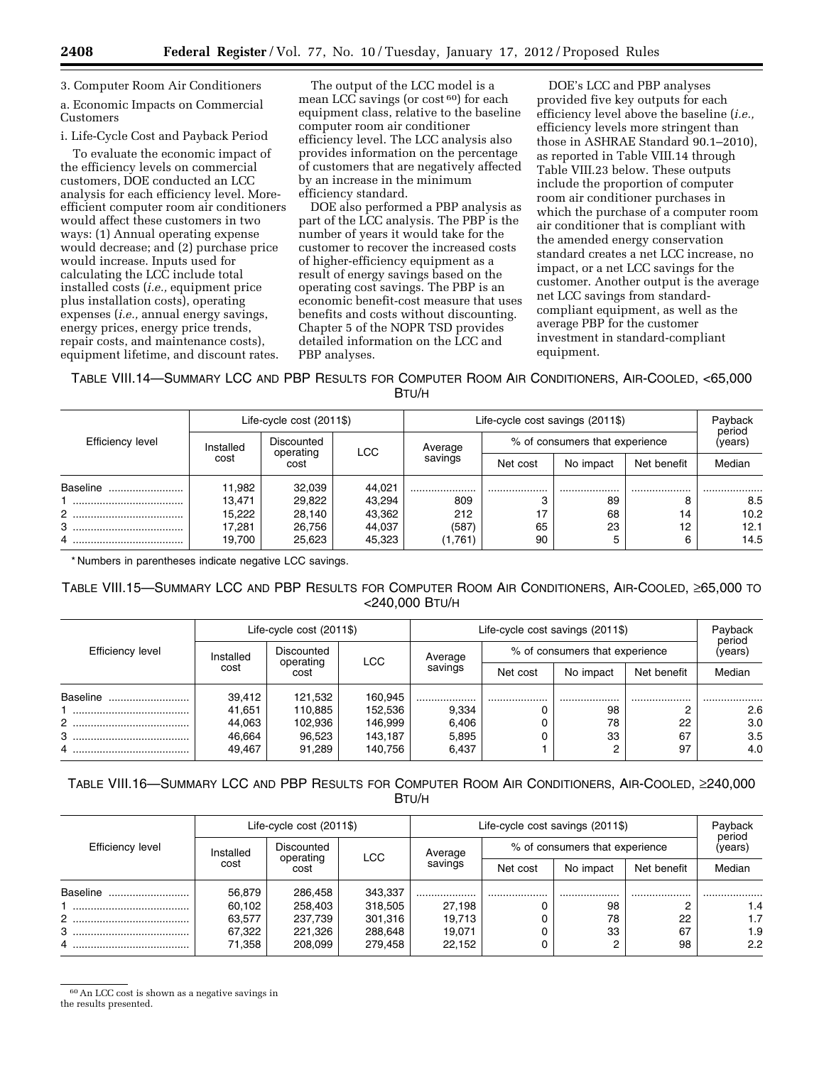3. Computer Room Air Conditioners

a. Economic Impacts on Commercial Customers

i. Life-Cycle Cost and Payback Period

To evaluate the economic impact of the efficiency levels on commercial customers, DOE conducted an LCC analysis for each efficiency level. More-efficient computer room air conditioners would affect these customers in two ways: (1) Annual operating expense would decrease; and (2) purchase price would increase. Inputs used for calculating the LCC include total installed costs (*i.e.,* equipment price plus installation costs), operating expenses (*i.e.,* annual energy savings, energy prices, energy price trends, repair costs, and maintenance costs), equipment lifetime, and discount rates.

The output of the LCC model is a mean LCC savings (or cost [60]) for each equipment class, relative to the baseline computer room air conditioner efficiency level. The LCC analysis also provides information on the percentage of customers that are negatively affected by an increase in the minimum efficiency standard.

DOE also performed a PBP analysis as part of the LCC analysis. The PBP is the number of years it would take for the customer to recover the increased costs of higher-efficiency equipment as a result of energy savings based on the operating cost savings. The PBP is an economic benefit-cost measure that uses benefits and costs without discounting. Chapter 5 of the NOPR TSD provides detailed information on the LCC and PBP analyses.

DOE's LCC and PBP analyses provided five key outputs for each efficiency level above the baseline (*i.e.,* efficiency levels more stringent than those in ASHRAE Standard 90.1–2010), as reported in Table VIII.14 through Table VIII.23 below. These outputs include the proportion of computer room air conditioner purchases in which the purchase of a computer room air conditioner that is compliant with the amended energy conservation standard creates a net LCC increase, no impact, or a net LCC savings for the customer. Another output is the average net LCC savings from standard-compliant equipment, as well as the average PBP for the customer investment in standard-compliant equipment.

TABLE VIII.14—SUMMARY LCC AND PBP RESULTS FOR COMPUTER ROOM AIR CONDITIONERS, AIR-COOLED, <65,000 BTU/H

| Efficiency level | Life-cycle cost (2011$) | | | Life-cycle cost savings (2011$) | | | | Payback period (years) |
|---|---|---|---|---|---|---|---|---|
| | Installed cost | Discounted operating cost | LCC | Average savings | % of consumers that experience | | | Median |
| | | | | | Net cost | No impact | Net benefit | |
| Baseline | 11,982 | 32,039 | 44,021 | | | | | |
| 1 | 13,471 | 29,822 | 43,294 | 809 | 3 | 89 | 8 | 8.5 |
| 2 | 15,222 | 28,140 | 43,362 | 212 | 17 | 68 | 14 | 10.2 |
| 3 | 17,281 | 26,756 | 44,037 | (587) | 65 | 23 | 12 | 12.1 |
| 4 | 19,700 | 25,623 | 45,323 | (1,761) | 90 | 5 | 6 | 14.5 |

* Numbers in parentheses indicate negative LCC savings.

TABLE VIII.15—SUMMARY LCC AND PBP RESULTS FOR COMPUTER ROOM AIR CONDITIONERS, AIR-COOLED, ≥65,000 TO <240,000 BTU/H

| Efficiency level | Life-cycle cost (2011$) | | | Life-cycle cost savings (2011$) | | | | Payback period (years) |
|---|---|---|---|---|---|---|---|---|
| | Installed cost | Discounted operating cost | LCC | Average savings | % of consumers that experience | | | Median |
| | | | | | Net cost | No impact | Net benefit | |
| Baseline | 39,412 | 121,532 | 160,945 | | | | | |
| 1 | 41,651 | 110,885 | 152,536 | 9,334 | 0 | 98 | 2 | 2.6 |
| 2 | 44,063 | 102,936 | 146,999 | 6,406 | 0 | 78 | 22 | 3.0 |
| 3 | 46,664 | 96,523 | 143,187 | 5,895 | 0 | 33 | 67 | 3.5 |
| 4 | 49,467 | 91,289 | 140,756 | 6,437 | 1 | 2 | 97 | 4.0 |

TABLE VIII.16—SUMMARY LCC AND PBP RESULTS FOR COMPUTER ROOM AIR CONDITIONERS, AIR-COOLED, ≥240,000 BTU/H

| Efficiency level | Life-cycle cost (2011$) | | | Life-cycle cost savings (2011$) | | | | Payback period (years) |
|---|---|---|---|---|---|---|---|---|
| | Installed cost | Discounted operating cost | LCC | Average savings | % of consumers that experience | | | Median |
| | | | | | Net cost | No impact | Net benefit | |
| Baseline | 56,879 | 286,458 | 343,337 | | | | | |
| 1 | 60,102 | 258,403 | 318,505 | 27,198 | 0 | 98 | 2 | 1.4 |
| 2 | 63,577 | 237,739 | 301,316 | 19,713 | 0 | 78 | 22 | 1.7 |
| 3 | 67,322 | 221,326 | 288,648 | 19,071 | 0 | 33 | 67 | 1.9 |
| 4 | 71,358 | 208,099 | 279,458 | 22,152 | 0 | 2 | 98 | 2.2 |

[60] An LCC cost is shown as a negative savings in the results presented.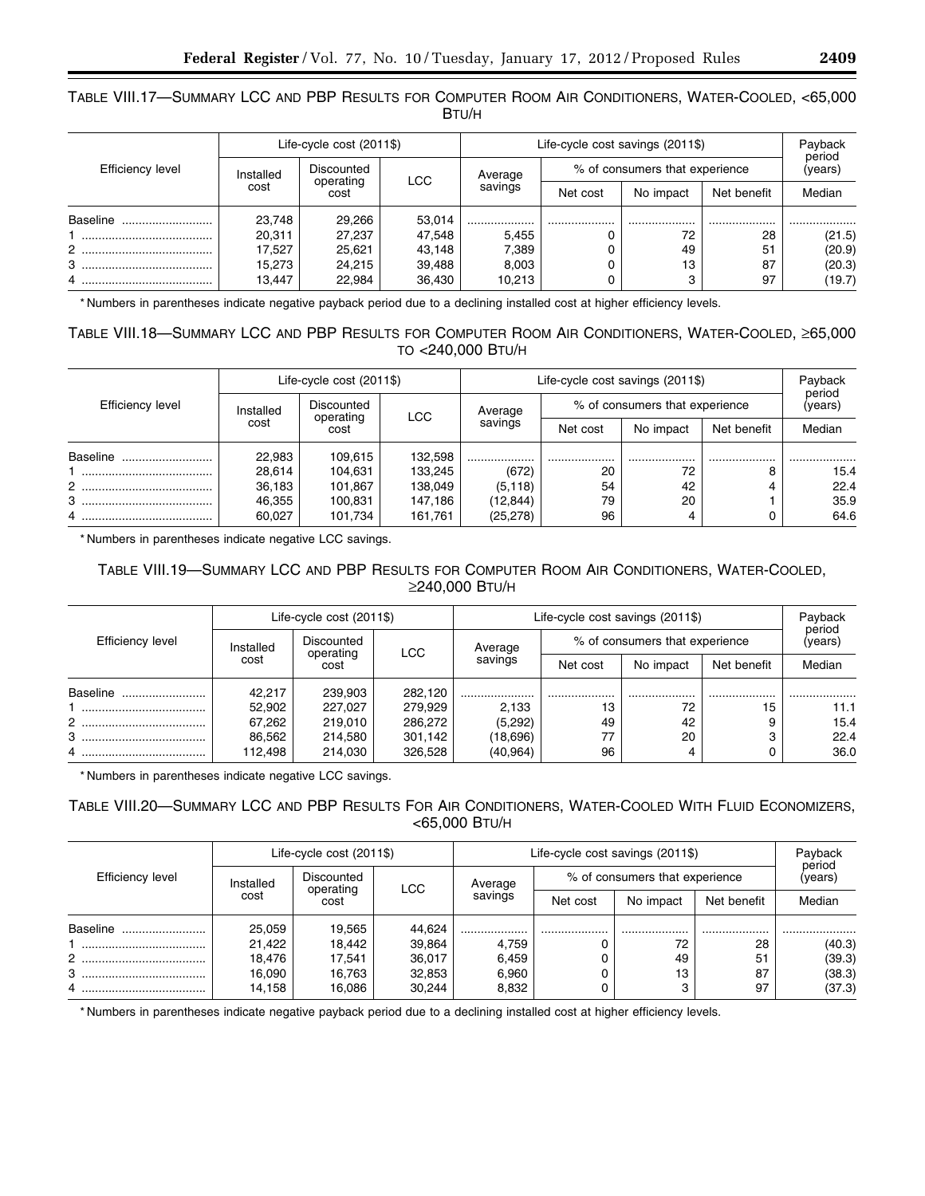TABLE VIII.17—SUMMARY LCC AND PBP RESULTS FOR COMPUTER ROOM AIR CONDITIONERS, WATER-COOLED, <65,000 BTU/H

| Efficiency level | Life-cycle cost (2011$) | | | Life-cycle cost savings (2011$) | | | | Payback period (years) |
|---|---|---|---|---|---|---|---|---|
| | Installed cost | Discounted operating cost | LCC | Average savings | % of consumers that experience | | | |
| | | | | | Net cost | No impact | Net benefit | Median |
| Baseline | 23,748 | 29,266 | 53,014 | .................... | .................... | .................... | .................... | .................... |
| 1 | 20,311 | 27,237 | 47,548 | 5,455 | 0 | 72 | 28 | (21.5) |
| 2 | 17,527 | 25,621 | 43,148 | 7,389 | 0 | 49 | 51 | (20.9) |
| 3 | 15,273 | 24,215 | 39,488 | 8,003 | 0 | 13 | 87 | (20.3) |
| 4 | 13,447 | 22,984 | 36,430 | 10,213 | 0 | 3 | 97 | (19.7) |

* Numbers in parentheses indicate negative payback period due to a declining installed cost at higher efficiency levels.

TABLE VIII.18—SUMMARY LCC AND PBP RESULTS FOR COMPUTER ROOM AIR CONDITIONERS, WATER-COOLED, ≥65,000 TO <240,000 BTU/H

| Efficiency level | Life-cycle cost (2011$) | | | Life-cycle cost savings (2011$) | | | | Payback period (years) |
|---|---|---|---|---|---|---|---|---|
| | Installed cost | Discounted operating cost | LCC | Average savings | % of consumers that experience | | | |
| | | | | | Net cost | No impact | Net benefit | Median |
| Baseline | 22,983 | 109,615 | 132,598 | .................... | .................... | .................... | .................... | .................... |
| 1 | 28,614 | 104,631 | 133,245 | (672) | 20 | 72 | 8 | 15.4 |
| 2 | 36,183 | 101,867 | 138,049 | (5,118) | 54 | 42 | 4 | 22.4 |
| 3 | 46,355 | 100,831 | 147,186 | (12,844) | 79 | 20 | 1 | 35.9 |
| 4 | 60,027 | 101,734 | 161,761 | (25,278) | 96 | 4 | 0 | 64.6 |

* Numbers in parentheses indicate negative LCC savings.

TABLE VIII.19—SUMMARY LCC AND PBP RESULTS FOR COMPUTER ROOM AIR CONDITIONERS, WATER-COOLED, ≥240,000 BTU/H

| Efficiency level | Life-cycle cost (2011$) | | | Life-cycle cost savings (2011$) | | | | Payback period (years) |
|---|---|---|---|---|---|---|---|---|
| | Installed cost | Discounted operating cost | LCC | Average savings | % of consumers that experience | | | |
| | | | | | Net cost | No impact | Net benefit | Median |
| Baseline | 42,217 | 239,903 | 282,120 | .................... | .................... | .................... | .................... | .................... |
| 1 | 52,902 | 227,027 | 279,929 | 2,133 | 13 | 72 | 15 | 11.1 |
| 2 | 67,262 | 219,010 | 286,272 | (5,292) | 49 | 42 | 9 | 15.4 |
| 3 | 86,562 | 214,580 | 301,142 | (18,696) | 77 | 20 | 3 | 22.4 |
| 4 | 112,498 | 214,030 | 326,528 | (40,964) | 96 | 4 | 0 | 36.0 |

* Numbers in parentheses indicate negative LCC savings.

TABLE VIII.20—SUMMARY LCC AND PBP RESULTS FOR AIR CONDITIONERS, WATER-COOLED WITH FLUID ECONOMIZERS, <65,000 BTU/H

| Efficiency level | Life-cycle cost (2011$) | | | Life-cycle cost savings (2011$) | | | | Payback period (years) |
|---|---|---|---|---|---|---|---|---|
| | Installed cost | Discounted operating cost | LCC | Average savings | % of consumers that experience | | | |
| | | | | | Net cost | No impact | Net benefit | Median |
| Baseline | 25,059 | 19,565 | 44,624 | .................... | .................... | .................... | .................... | .................... |
| 1 | 21,422 | 18,442 | 39,864 | 4,759 | 0 | 72 | 28 | (40.3) |
| 2 | 18,476 | 17,541 | 36,017 | 6,459 | 0 | 49 | 51 | (39.3) |
| 3 | 16,090 | 16,763 | 32,853 | 6,960 | 0 | 13 | 87 | (38.3) |
| 4 | 14,158 | 16,086 | 30,244 | 8,832 | 0 | 3 | 97 | (37.3) |

* Numbers in parentheses indicate negative payback period due to a declining installed cost at higher efficiency levels.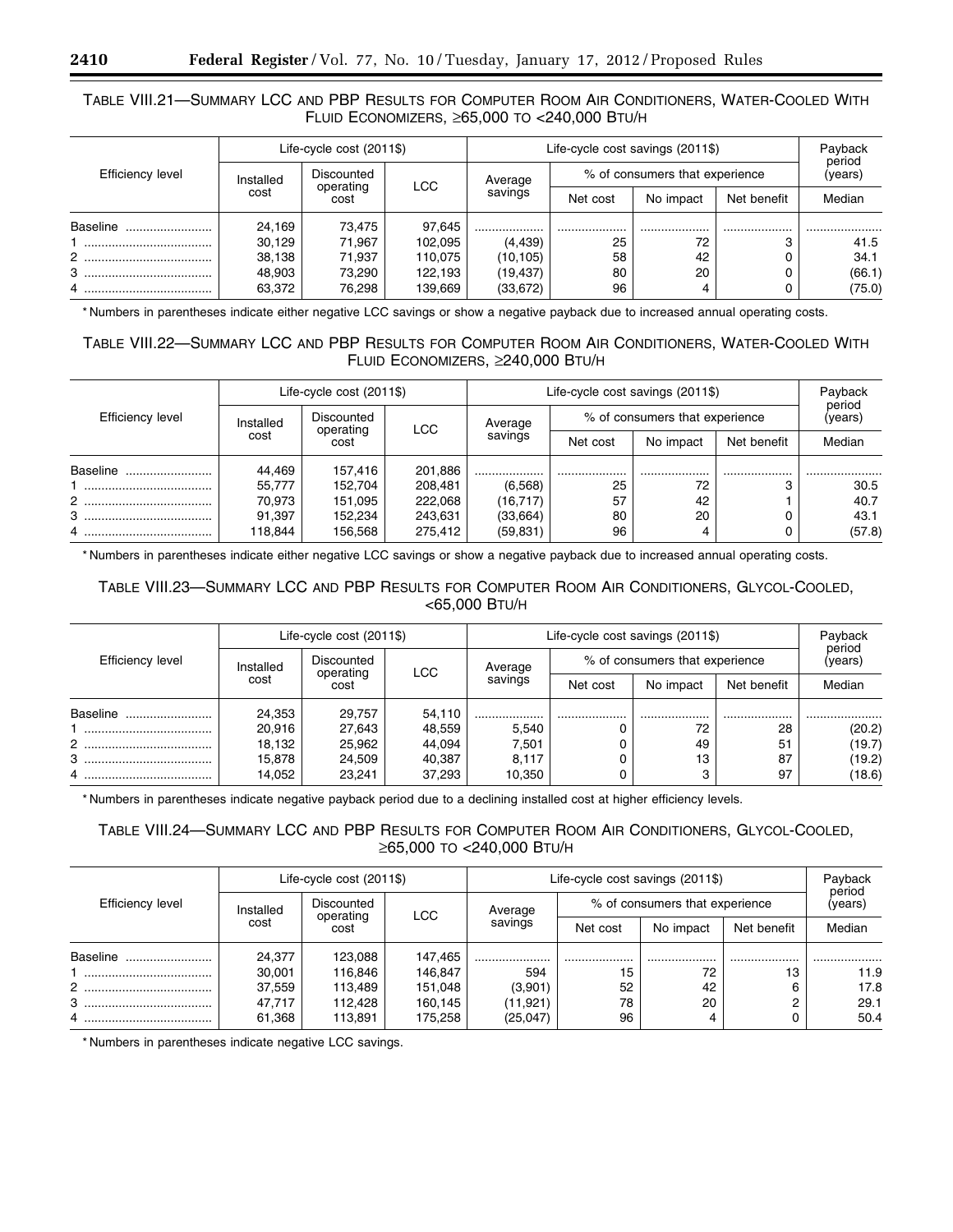TABLE VIII.21—SUMMARY LCC AND PBP RESULTS FOR COMPUTER ROOM AIR CONDITIONERS, WATER-COOLED WITH FLUID ECONOMIZERS, ≥65,000 TO <240,000 BTU/H

| Efficiency level | Life-cycle cost (2011$) | | | Life-cycle cost savings (2011$) | | | | Payback period (years) |
|---|---|---|---|---|---|---|---|---|
| | Installed cost | Discounted operating cost | LCC | Average savings | % of consumers that experience | | | |
| | | | | | Net cost | No impact | Net benefit | Median |
| Baseline | 24,169 | 73,475 | 97,645 | .................. | .................. | .................. | .................. | .................. |
| 1 | 30,129 | 71,967 | 102,095 | (4,439) | 25 | 72 | 3 | 41.5 |
| 2 | 38,138 | 71,937 | 110,075 | (10,105) | 58 | 42 | 0 | 34.1 |
| 3 | 48,903 | 73,290 | 122,193 | (19,437) | 80 | 20 | 0 | (66.1) |
| 4 | 63,372 | 76,298 | 139,669 | (33,672) | 96 | 4 | 0 | (75.0) |

* Numbers in parentheses indicate either negative LCC savings or show a negative payback due to increased annual operating costs.

TABLE VIII.22—SUMMARY LCC AND PBP RESULTS FOR COMPUTER ROOM AIR CONDITIONERS, WATER-COOLED WITH FLUID ECONOMIZERS, ≥240,000 BTU/H

| Efficiency level | Life-cycle cost (2011$) | | | Life-cycle cost savings (2011$) | | | | Payback period (years) |
|---|---|---|---|---|---|---|---|---|
| | Installed cost | Discounted operating cost | LCC | Average savings | % of consumers that experience | | | |
| | | | | | Net cost | No impact | Net benefit | Median |
| Baseline | 44,469 | 157,416 | 201,886 | .................. | .................. | .................. | .................. | .................. |
| 1 | 55,777 | 152,704 | 208,481 | (6,568) | 25 | 72 | 3 | 30.5 |
| 2 | 70,973 | 151,095 | 222,068 | (16,717) | 57 | 42 | 1 | 40.7 |
| 3 | 91,397 | 152,234 | 243,631 | (33,664) | 80 | 20 | 0 | 43.1 |
| 4 | 118,844 | 156,568 | 275,412 | (59,831) | 96 | 4 | 0 | (57.8) |

* Numbers in parentheses indicate either negative LCC savings or show a negative payback due to increased annual operating costs.

TABLE VIII.23—SUMMARY LCC AND PBP RESULTS FOR COMPUTER ROOM AIR CONDITIONERS, GLYCOL-COOLED, <65,000 BTU/H

| Efficiency level | Life-cycle cost (2011$) | | | Life-cycle cost savings (2011$) | | | | Payback period (years) |
|---|---|---|---|---|---|---|---|---|
| | Installed cost | Discounted operating cost | LCC | Average savings | % of consumers that experience | | | |
| | | | | | Net cost | No impact | Net benefit | Median |
| Baseline | 24,353 | 29,757 | 54,110 | .................. | .................. | .................. | .................. | .................. |
| 1 | 20,916 | 27,643 | 48,559 | 5,540 | 0 | 72 | 28 | (20.2) |
| 2 | 18,132 | 25,962 | 44,094 | 7,501 | 0 | 49 | 51 | (19.7) |
| 3 | 15,878 | 24,509 | 40,387 | 8,117 | 0 | 13 | 87 | (19.2) |
| 4 | 14,052 | 23,241 | 37,293 | 10,350 | 0 | 3 | 97 | (18.6) |

* Numbers in parentheses indicate negative payback period due to a declining installed cost at higher efficiency levels.

TABLE VIII.24—SUMMARY LCC AND PBP RESULTS FOR COMPUTER ROOM AIR CONDITIONERS, GLYCOL-COOLED, ≥65,000 TO <240,000 BTU/H

| Efficiency level | Life-cycle cost (2011$) | | | Life-cycle cost savings (2011$) | | | | Payback period (years) |
|---|---|---|---|---|---|---|---|---|
| | Installed cost | Discounted operating cost | LCC | Average savings | % of consumers that experience | | | |
| | | | | | Net cost | No impact | Net benefit | Median |
| Baseline | 24,377 | 123,088 | 147,465 | .................. | .................. | .................. | .................. | .................. |
| 1 | 30,001 | 116,846 | 146,847 | 594 | 15 | 72 | 13 | 11.9 |
| 2 | 37,559 | 113,489 | 151,048 | (3,901) | 52 | 42 | 6 | 17.8 |
| 3 | 47,717 | 112,428 | 160,145 | (11,921) | 78 | 20 | 2 | 29.1 |
| 4 | 61,368 | 113,891 | 175,258 | (25,047) | 96 | 4 | 0 | 50.4 |

* Numbers in parentheses indicate negative LCC savings.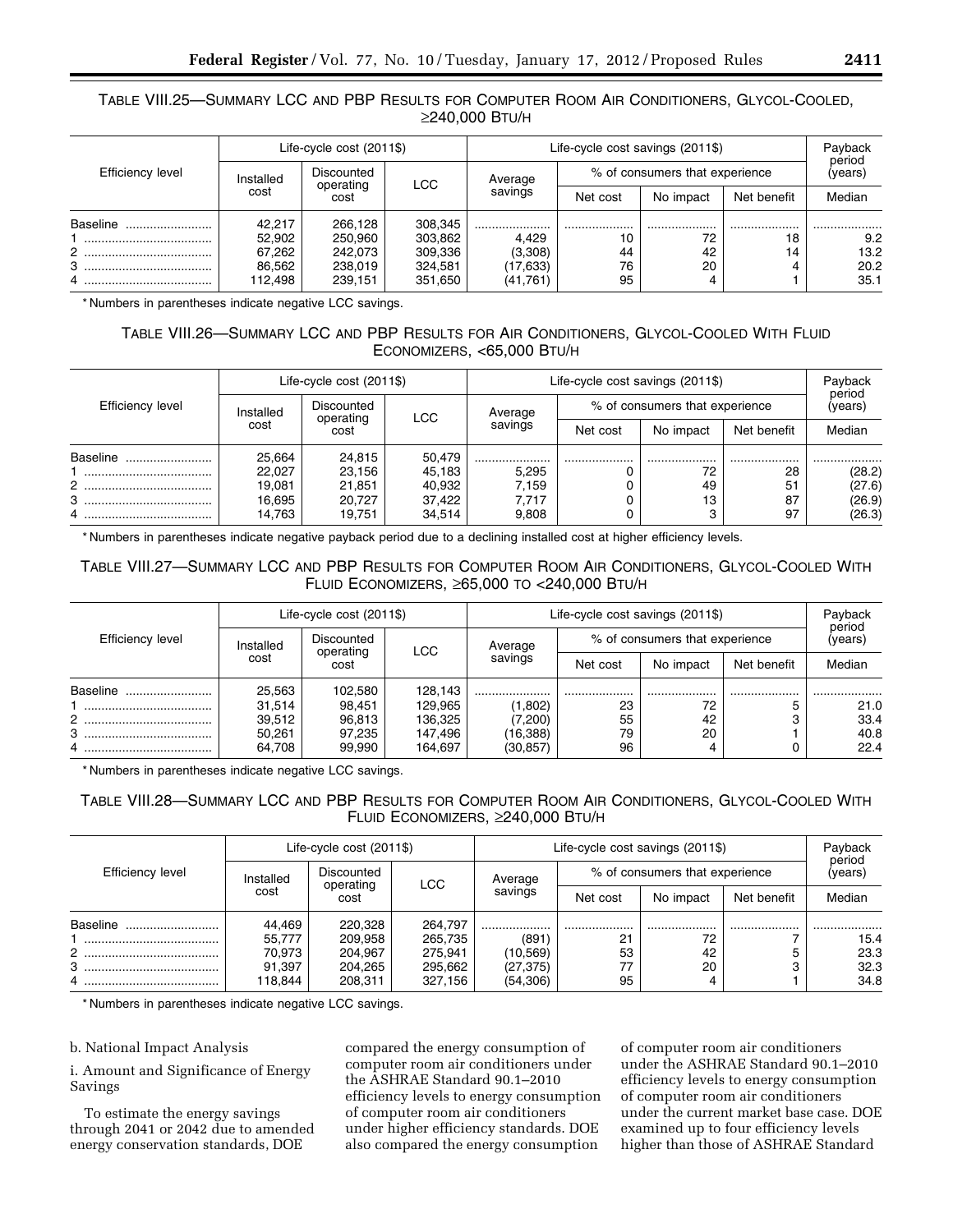TABLE VIII.25—SUMMARY LCC AND PBP RESULTS FOR COMPUTER ROOM AIR CONDITIONERS, GLYCOL-COOLED, ≥240,000 BTU/H

| Efficiency level | Life-cycle cost (2011$) | | | Life-cycle cost savings (2011$) | | | | Payback period (years) |
|---|---|---|---|---|---|---|---|---|
| | Installed cost | Discounted operating cost | LCC | Average savings | % of consumers that experience | | | Median |
| | | | | | Net cost | No impact | Net benefit | |
| Baseline | 42,217 | 266,128 | 308,345 | | | | | |
| 1 | 52,902 | 250,960 | 303,862 | 4,429 | 10 | 72 | 18 | 9.2 |
| 2 | 67,262 | 242,073 | 309,336 | (3,308) | 44 | 42 | 14 | 13.2 |
| 3 | 86,562 | 238,019 | 324,581 | (17,633) | 76 | 20 | 4 | 20.2 |
| 4 | 112,498 | 239,151 | 351,650 | (41,761) | 95 | 4 | 1 | 35.1 |

* Numbers in parentheses indicate negative LCC savings.

TABLE VIII.26—SUMMARY LCC AND PBP RESULTS FOR AIR CONDITIONERS, GLYCOL-COOLED WITH FLUID ECONOMIZERS, <65,000 BTU/H

| Efficiency level | Life-cycle cost (2011$) | | | Life-cycle cost savings (2011$) | | | | Payback period (years) |
|---|---|---|---|---|---|---|---|---|
| | Installed cost | Discounted operating cost | LCC | Average savings | % of consumers that experience | | | Median |
| | | | | | Net cost | No impact | Net benefit | |
| Baseline | 25,664 | 24,815 | 50,479 | | | | | |
| 1 | 22,027 | 23,156 | 45,183 | 5,295 | 0 | 72 | 28 | (28.2) |
| 2 | 19,081 | 21,851 | 40,932 | 7,159 | 0 | 49 | 51 | (27.6) |
| 3 | 16,695 | 20,727 | 37,422 | 7,717 | 0 | 13 | 87 | (26.9) |
| 4 | 14,763 | 19,751 | 34,514 | 9,808 | 0 | 3 | 97 | (26.3) |

* Numbers in parentheses indicate negative payback period due to a declining installed cost at higher efficiency levels.

TABLE VIII.27—SUMMARY LCC AND PBP RESULTS FOR COMPUTER ROOM AIR CONDITIONERS, GLYCOL-COOLED WITH FLUID ECONOMIZERS, ≥65,000 TO <240,000 BTU/H

| Efficiency level | Life-cycle cost (2011$) | | | Life-cycle cost savings (2011$) | | | | Payback period (years) |
|---|---|---|---|---|---|---|---|---|
| | Installed cost | Discounted operating cost | LCC | Average savings | % of consumers that experience | | | Median |
| | | | | | Net cost | No impact | Net benefit | |
| Baseline | 25,563 | 102,580 | 128,143 | | | | | |
| 1 | 31,514 | 98,451 | 129,965 | (1,802) | 23 | 72 | 5 | 21.0 |
| 2 | 39,512 | 96,813 | 136,325 | (7,200) | 55 | 42 | 3 | 33.4 |
| 3 | 50,261 | 97,235 | 147,496 | (16,388) | 79 | 20 | 1 | 40.8 |
| 4 | 64,708 | 99,990 | 164,697 | (30,857) | 96 | 4 | 0 | 22.4 |

* Numbers in parentheses indicate negative LCC savings.

TABLE VIII.28—SUMMARY LCC AND PBP RESULTS FOR COMPUTER ROOM AIR CONDITIONERS, GLYCOL-COOLED WITH FLUID ECONOMIZERS, ≥240,000 BTU/H

| Efficiency level | Life-cycle cost (2011$) | | | Life-cycle cost savings (2011$) | | | | Payback period (years) |
|---|---|---|---|---|---|---|---|---|
| | Installed cost | Discounted operating cost | LCC | Average savings | % of consumers that experience | | | Median |
| | | | | | Net cost | No impact | Net benefit | |
| Baseline | 44,469 | 220,328 | 264,797 | | | | | |
| 1 | 55,777 | 209,958 | 265,735 | (891) | 21 | 72 | 7 | 15.4 |
| 2 | 70,973 | 204,967 | 275,941 | (10,569) | 53 | 42 | 5 | 23.3 |
| 3 | 91,397 | 204,265 | 295,662 | (27,375) | 77 | 20 | 3 | 32.3 |
| 4 | 118,844 | 208,311 | 327,156 | (54,306) | 95 | 4 | 1 | 34.8 |

* Numbers in parentheses indicate negative LCC savings.

b. National Impact Analysis

i. Amount and Significance of Energy Savings

To estimate the energy savings through 2041 or 2042 due to amended energy conservation standards, DOE compared the energy consumption of computer room air conditioners under the ASHRAE Standard 90.1–2010 efficiency levels to energy consumption of computer room air conditioners under higher efficiency standards. DOE also compared the energy consumption of computer room air conditioners under the ASHRAE Standard 90.1–2010 efficiency levels to energy consumption of computer room air conditioners under the current market base case. DOE examined up to four efficiency levels higher than those of ASHRAE Standard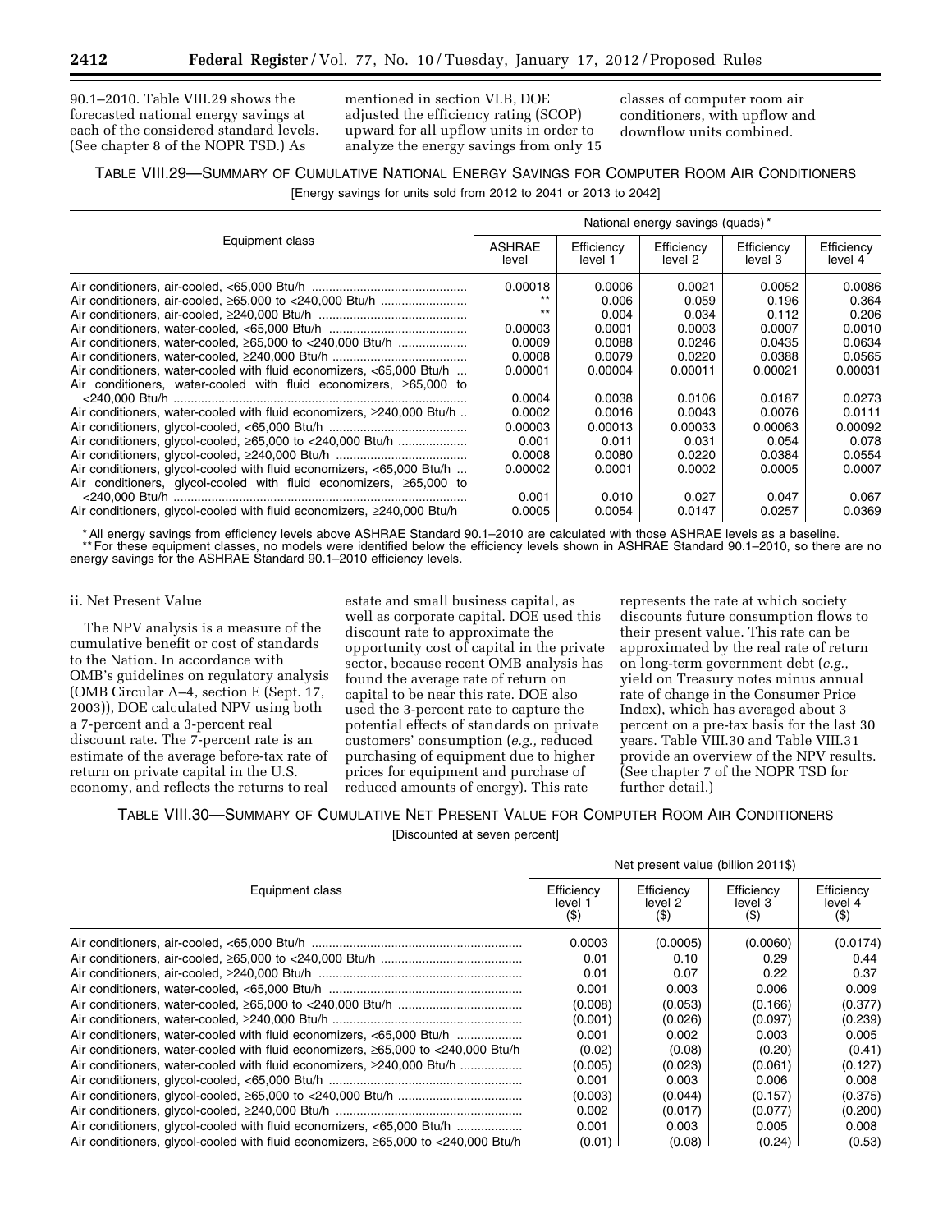90.1–2010. Table VIII.29 shows the forecasted national energy savings at each of the considered standard levels. (See chapter 8 of the NOPR TSD.) As mentioned in section VI.B, DOE adjusted the efficiency rating (SCOP) upward for all upflow units in order to analyze the energy savings from only 15 classes of computer room air conditioners, with upflow and downflow units combined.

TABLE VIII.29—SUMMARY OF CUMULATIVE NATIONAL ENERGY SAVINGS FOR COMPUTER ROOM AIR CONDITIONERS

[Energy savings for units sold from 2012 to 2041 or 2013 to 2042]

| Equipment class | National energy savings (quads)* | | | | |
|---|---|---|---|---|---|
| | ASHRAE level | Efficiency level 1 | Efficiency level 2 | Efficiency level 3 | Efficiency level 4 |
| Air conditioners, air-cooled, <65,000 Btu/h | 0.00018 | 0.0006 | 0.0021 | 0.0052 | 0.0086 |
| Air conditioners, air-cooled, ≥65,000 to <240,000 Btu/h | —** | 0.006 | 0.059 | 0.196 | 0.364 |
| Air conditioners, air-cooled, ≥240,000 Btu/h | —** | 0.004 | 0.034 | 0.112 | 0.206 |
| Air conditioners, water-cooled, <65,000 Btu/h | 0.00003 | 0.0001 | 0.0003 | 0.0007 | 0.0010 |
| Air conditioners, water-cooled, ≥65,000 to <240,000 Btu/h | 0.0009 | 0.0088 | 0.0246 | 0.0435 | 0.0634 |
| Air conditioners, water-cooled, ≥240,000 Btu/h | 0.0008 | 0.0079 | 0.0220 | 0.0388 | 0.0565 |
| Air conditioners, water-cooled with fluid economizers, <65,000 Btu/h | 0.00001 | 0.00004 | 0.00011 | 0.00021 | 0.00031 |
| Air conditioners, water-cooled with fluid economizers, ≥65,000 to <240,000 Btu/h | 0.0004 | 0.0038 | 0.0106 | 0.0187 | 0.0273 |
| Air conditioners, water-cooled with fluid economizers, ≥240,000 Btu/h | 0.0002 | 0.0016 | 0.0043 | 0.0076 | 0.0111 |
| Air conditioners, glycol-cooled, <65,000 Btu/h | 0.00003 | 0.00013 | 0.00033 | 0.00063 | 0.00092 |
| Air conditioners, glycol-cooled, ≥65,000 to <240,000 Btu/h | 0.001 | 0.011 | 0.031 | 0.054 | 0.078 |
| Air conditioners, glycol-cooled, ≥240,000 Btu/h | 0.0008 | 0.0080 | 0.0220 | 0.0384 | 0.0554 |
| Air conditioners, glycol-cooled with fluid economizers, <65,000 Btu/h | 0.00002 | 0.0001 | 0.0002 | 0.0005 | 0.0007 |
| Air conditioners, glycol-cooled with fluid economizers, ≥65,000 to <240,000 Btu/h | 0.001 | 0.010 | 0.027 | 0.047 | 0.067 |
| Air conditioners, glycol-cooled with fluid economizers, ≥240,000 Btu/h | 0.0005 | 0.0054 | 0.0147 | 0.0257 | 0.0369 |

* All energy savings from efficiency levels above ASHRAE Standard 90.1–2010 are calculated with those ASHRAE levels as a baseline.
** For these equipment classes, no models were identified below the efficiency levels shown in ASHRAE Standard 90.1–2010, so there are no energy savings for the ASHRAE Standard 90.1–2010 efficiency levels.

ii. Net Present Value

The NPV analysis is a measure of the cumulative benefit or cost of standards to the Nation. In accordance with OMB's guidelines on regulatory analysis (OMB Circular A–4, section E (Sept. 17, 2003)), DOE calculated NPV using both a 7-percent and a 3-percent real discount rate. The 7-percent rate is an estimate of the average before-tax rate of return on private capital in the U.S. economy, and reflects the returns to real estate and small business capital, as well as corporate capital. DOE used this discount rate to approximate the opportunity cost of capital in the private sector, because recent OMB analysis has found the average rate of return on capital to be near this rate. DOE also used the 3-percent rate to capture the potential effects of standards on private customers' consumption (*e.g.,* reduced purchasing of equipment due to higher prices for equipment and purchase of reduced amounts of energy). This rate represents the rate at which society discounts future consumption flows to their present value. This rate can be approximated by the real rate of return on long-term government debt (*e.g.,* yield on Treasury notes minus annual rate of change in the Consumer Price Index), which has averaged about 3 percent on a pre-tax basis for the last 30 years. Table VIII.30 and Table VIII.31 provide an overview of the NPV results. (See chapter 7 of the NOPR TSD for further detail.)

TABLE VIII.30—SUMMARY OF CUMULATIVE NET PRESENT VALUE FOR COMPUTER ROOM AIR CONDITIONERS

[Discounted at seven percent]

| Equipment class | Net present value (billion 2011$) | | | |
|---|---|---|---|---|
| | Efficiency level 1 ($) | Efficiency level 2 ($) | Efficiency level 3 ($) | Efficiency level 4 ($) |
| Air conditioners, air-cooled, <65,000 Btu/h | 0.0003 | (0.0005) | (0.0060) | (0.0174) |
| Air conditioners, air-cooled, ≥65,000 to <240,000 Btu/h | 0.01 | 0.10 | 0.29 | 0.44 |
| Air conditioners, air-cooled, ≥240,000 Btu/h | 0.01 | 0.07 | 0.22 | 0.37 |
| Air conditioners, water-cooled, <65,000 Btu/h | 0.001 | 0.003 | 0.006 | 0.009 |
| Air conditioners, water-cooled, ≥65,000 to <240,000 Btu/h | (0.008) | (0.053) | (0.166) | (0.377) |
| Air conditioners, water-cooled, ≥240,000 Btu/h | (0.001) | (0.026) | (0.097) | (0.239) |
| Air conditioners, water-cooled with fluid economizers, <65,000 Btu/h | 0.001 | 0.002 | 0.003 | 0.005 |
| Air conditioners, water-cooled with fluid economizers, ≥65,000 to <240,000 Btu/h | (0.02) | (0.08) | (0.20) | (0.41) |
| Air conditioners, water-cooled with fluid economizers, ≥240,000 Btu/h | (0.005) | (0.023) | (0.061) | (0.127) |
| Air conditioners, glycol-cooled, <65,000 Btu/h | 0.001 | 0.003 | 0.006 | 0.008 |
| Air conditioners, glycol-cooled, ≥65,000 to <240,000 Btu/h | (0.003) | (0.044) | (0.157) | (0.375) |
| Air conditioners, glycol-cooled, ≥240,000 Btu/h | 0.002 | (0.017) | (0.077) | (0.200) |
| Air conditioners, glycol-cooled with fluid economizers, <65,000 Btu/h | 0.001 | 0.003 | 0.005 | 0.008 |
| Air conditioners, glycol-cooled with fluid economizers, ≥65,000 to <240,000 Btu/h | (0.01) | (0.08) | (0.24) | (0.53) |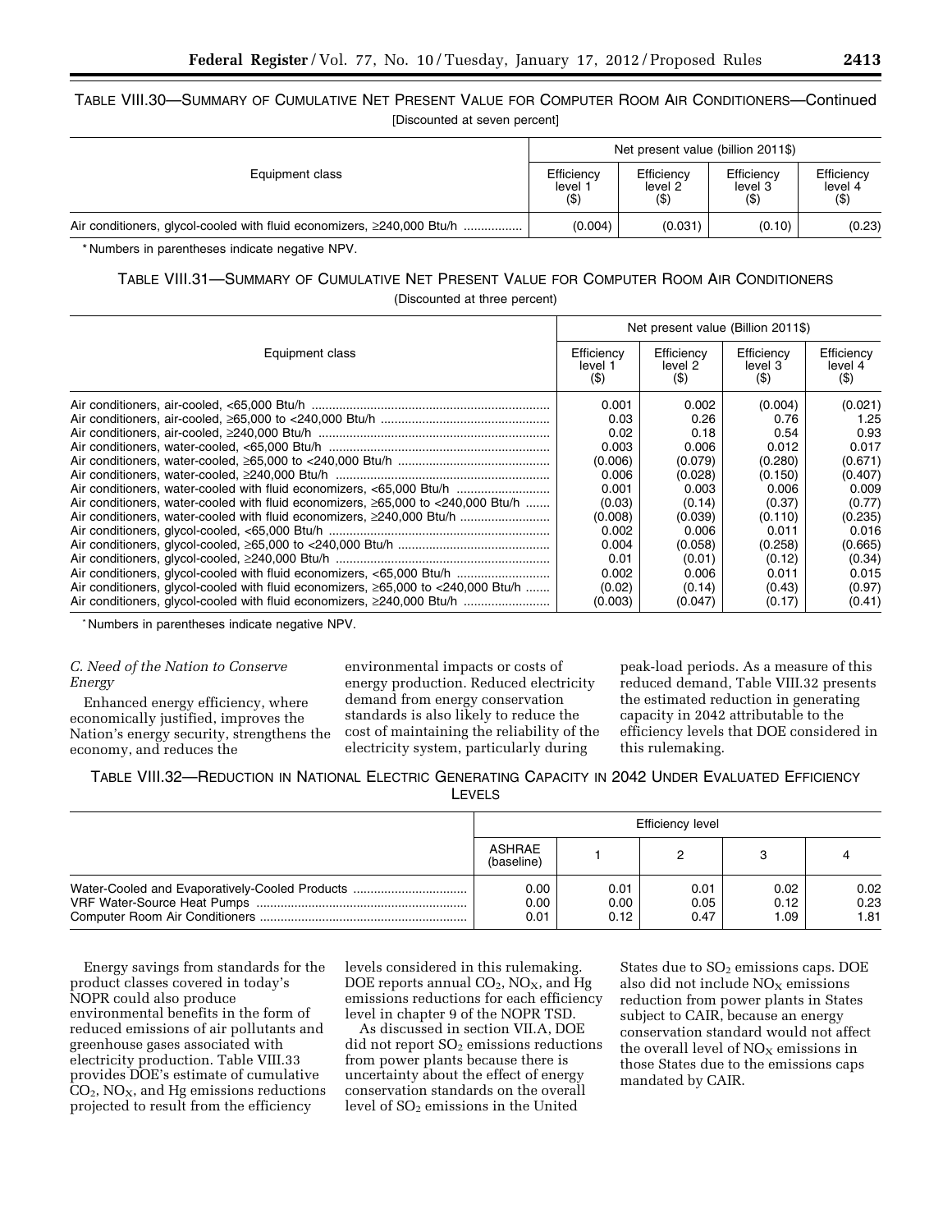TABLE VIII.30—SUMMARY OF CUMULATIVE NET PRESENT VALUE FOR COMPUTER ROOM AIR CONDITIONERS—Continued

[Discounted at seven percent]

| Equipment class | Net present value (billion 2011$) | | | |
|---|---|---|---|---|
| | Efficiency level 1 ($) | Efficiency level 2 ($) | Efficiency level 3 ($) | Efficiency level 4 ($) |
| Air conditioners, glycol-cooled with fluid economizers, ≥240,000 Btu/h | (0.004) | (0.031) | (0.10) | (0.23) |

* Numbers in parentheses indicate negative NPV.

TABLE VIII.31—SUMMARY OF CUMULATIVE NET PRESENT VALUE FOR COMPUTER ROOM AIR CONDITIONERS

(Discounted at three percent)

| Equipment class | Net present value (Billion 2011$) | | | |
|---|---|---|---|---|
| | Efficiency level 1 ($) | Efficiency level 2 ($) | Efficiency level 3 ($) | Efficiency level 4 ($) |
| Air conditioners, air-cooled, <65,000 Btu/h | 0.001 | 0.002 | (0.004) | (0.021) |
| Air conditioners, air-cooled, ≥65,000 to <240,000 Btu/h | 0.03 | 0.26 | 0.76 | 1.25 |
| Air conditioners, air-cooled, ≥240,000 Btu/h | 0.02 | 0.18 | 0.54 | 0.93 |
| Air conditioners, water-cooled, <65,000 Btu/h | 0.003 | 0.006 | 0.012 | 0.017 |
| Air conditioners, water-cooled, ≥65,000 to <240,000 Btu/h | (0.006) | (0.079) | (0.280) | (0.671) |
| Air conditioners, water-cooled, ≥240,000 Btu/h | 0.006 | (0.028) | (0.150) | (0.407) |
| Air conditioners, water-cooled with fluid economizers, <65,000 Btu/h | 0.001 | 0.003 | 0.006 | 0.009 |
| Air conditioners, water-cooled with fluid economizers, ≥65,000 to <240,000 Btu/h | (0.03) | (0.14) | (0.37) | (0.77) |
| Air conditioners, water-cooled with fluid economizers, ≥240,000 Btu/h | (0.008) | (0.039) | (0.110) | (0.235) |
| Air conditioners, glycol-cooled, <65,000 Btu/h | 0.002 | 0.006 | 0.011 | 0.016 |
| Air conditioners, glycol-cooled, ≥65,000 to <240,000 Btu/h | 0.004 | (0.058) | (0.258) | (0.665) |
| Air conditioners, glycol-cooled, ≥240,000 Btu/h | 0.01 | (0.01) | (0.12) | (0.34) |
| Air conditioners, glycol-cooled with fluid economizers, <65,000 Btu/h | 0.002 | 0.006 | 0.011 | 0.015 |
| Air conditioners, glycol-cooled with fluid economizers, ≥65,000 to <240,000 Btu/h | (0.02) | (0.14) | (0.43) | (0.97) |
| Air conditioners, glycol-cooled with fluid economizers, ≥240,000 Btu/h | (0.003) | (0.047) | (0.17) | (0.41) |

* Numbers in parentheses indicate negative NPV.

*C. Need of the Nation to Conserve Energy*

Enhanced energy efficiency, where economically justified, improves the Nation's energy security, strengthens the economy, and reduces the environmental impacts or costs of energy production. Reduced electricity demand from energy conservation standards is also likely to reduce the cost of maintaining the reliability of the electricity system, particularly during peak-load periods. As a measure of this reduced demand, Table VIII.32 presents the estimated reduction in generating capacity in 2042 attributable to the efficiency levels that DOE considered in this rulemaking.

TABLE VIII.32—REDUCTION IN NATIONAL ELECTRIC GENERATING CAPACITY IN 2042 UNDER EVALUATED EFFICIENCY LEVELS

| | Efficiency level | | | | |
|---|---|---|---|---|---|
| | ASHRAE (baseline) | 1 | 2 | 3 | 4 |
| Water-Cooled and Evaporatively-Cooled Products | 0.00 | 0.01 | 0.01 | 0.02 | 0.02 |
| VRF Water-Source Heat Pumps | 0.00 | 0.00 | 0.05 | 0.12 | 0.23 |
| Computer Room Air Conditioners | 0.01 | 0.12 | 0.47 | 1.09 | 1.81 |

Energy savings from standards for the product classes covered in today's NOPR could also produce environmental benefits in the form of reduced emissions of air pollutants and greenhouse gases associated with electricity production. Table VIII.33 provides DOE's estimate of cumulative $CO_2$, $NO_X$, and Hg emissions reductions projected to result from the efficiency levels considered in this rulemaking. DOE reports annual $CO_2$, $NO_X$, and Hg emissions reductions for each efficiency level in chapter 9 of the NOPR TSD.

As discussed in section VII.A, DOE did not report $SO_2$ emissions reductions from power plants because there is uncertainty about the effect of energy conservation standards on the overall level of $SO_2$ emissions in the United States due to $SO_2$ emissions caps. DOE also did not include $NO_X$ emissions reduction from power plants in States subject to CAIR, because an energy conservation standard would not affect the overall level of $NO_X$ emissions in those States due to the emissions caps mandated by CAIR.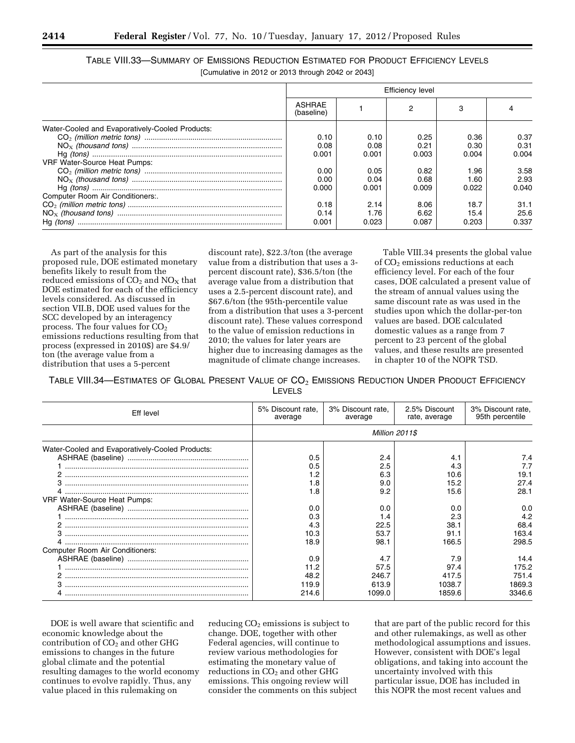TABLE VIII.33—SUMMARY OF EMISSIONS REDUCTION ESTIMATED FOR PRODUCT EFFICIENCY LEVELS

[Cumulative in 2012 or 2013 through 2042 or 2043]

| | Efficiency level | | | | |
|---|---|---|---|---|---|
| | ASHRAE (baseline) | 1 | 2 | 3 | 4 |
| Water-Cooled and Evaporatively-Cooled Products: | | | | | |
| $CO_2$ *(million metric tons)* | 0.10 | 0.10 | 0.25 | 0.36 | 0.37 |
| $NO_X$ *(thousand tons)* | 0.08 | 0.08 | 0.21 | 0.30 | 0.31 |
| Hg *(tons)* | 0.001 | 0.001 | 0.003 | 0.004 | 0.004 |
| VRF Water-Source Heat Pumps: | | | | | |
| $CO_2$ *(million metric tons)* | 0.00 | 0.05 | 0.82 | 1.96 | 3.58 |
| $NO_X$ *(thousand tons)* | 0.00 | 0.04 | 0.68 | 1.60 | 2.93 |
| Hg *(tons)* | 0.000 | 0.001 | 0.009 | 0.022 | 0.040 |
| Computer Room Air Conditioners:. | | | | | |
| $CO_2$ *(million metric tons)* | 0.18 | 2.14 | 8.06 | 18.7 | 31.1 |
| $NO_X$ *(thousand tons)* | 0.14 | 1.76 | 6.62 | 15.4 | 25.6 |
| Hg *(tons)* | 0.001 | 0.023 | 0.087 | 0.203 | 0.337 |

As part of the analysis for this proposed rule, DOE estimated monetary benefits likely to result from the reduced emissions of $CO_2$ and $NO_X$ that DOE estimated for each of the efficiency levels considered. As discussed in section VII.B, DOE used values for the SCC developed by an interagency process. The four values for $CO_2$ emissions reductions resulting from that process (expressed in 2010$) are $4.9/ton (the average value from a distribution that uses a 5-percent discount rate), $22.3/ton (the average value from a distribution that uses a 3-percent discount rate), $36.5/ton (the average value from a distribution that uses a 2.5-percent discount rate), and $67.6/ton (the 95th-percentile value from a distribution that uses a 3-percent discount rate). These values correspond to the value of emission reductions in 2010; the values for later years are higher due to increasing damages as the magnitude of climate change increases.

Table VIII.34 presents the global value of $CO_2$ emissions reductions at each efficiency level. For each of the four cases, DOE calculated a present value of the stream of annual values using the same discount rate as was used in the studies upon which the dollar-per-ton values are based. DOE calculated domestic values as a range from 7 percent to 23 percent of the global values, and these results are presented in chapter 10 of the NOPR TSD.

TABLE VIII.34—ESTIMATES OF GLOBAL PRESENT VALUE OF $CO_2$ EMISSIONS REDUCTION UNDER PRODUCT EFFICIENCY LEVELS

| Eff level | 5% Discount rate, average | 3% Discount rate, average | 2.5% Discount rate, average | 3% Discount rate, 95th percentile |
|---|---|---|---|---|
| | *Million 2011$* | | | |
| Water-Cooled and Evaporatively-Cooled Products: | | | | |
| ASHRAE (baseline) | 0.5 | 2.4 | 4.1 | 7.4 |
| 1 | 0.5 | 2.5 | 4.3 | 7.7 |
| 2 | 1.2 | 6.3 | 10.6 | 19.1 |
| 3 | 1.8 | 9.0 | 15.2 | 27.4 |
| 4 | 1.8 | 9.2 | 15.6 | 28.1 |
| VRF Water-Source Heat Pumps: | | | | |
| ASHRAE (baseline) | 0.0 | 0.0 | 0.0 | 0.0 |
| 1 | 0.3 | 1.4 | 2.3 | 4.2 |
| 2 | 4.3 | 22.5 | 38.1 | 68.4 |
| 3 | 10.3 | 53.7 | 91.1 | 163.4 |
| 4 | 18.9 | 98.1 | 166.5 | 298.5 |
| Computer Room Air Conditioners: | | | | |
| ASHRAE (baseline) | 0.9 | 4.7 | 7.9 | 14.4 |
| 1 | 11.2 | 57.5 | 97.4 | 175.2 |
| 2 | 48.2 | 246.7 | 417.5 | 751.4 |
| 3 | 119.9 | 613.9 | 1038.7 | 1869.3 |
| 4 | 214.6 | 1099.0 | 1859.6 | 3346.6 |

DOE is well aware that scientific and economic knowledge about the contribution of $CO_2$ and other GHG emissions to changes in the future global climate and the potential resulting damages to the world economy continues to evolve rapidly. Thus, any value placed in this rulemaking on reducing $CO_2$ emissions is subject to change. DOE, together with other Federal agencies, will continue to review various methodologies for estimating the monetary value of reductions in $CO_2$ and other GHG emissions. This ongoing review will consider the comments on this subject that are part of the public record for this and other rulemakings, as well as other methodological assumptions and issues. However, consistent with DOE's legal obligations, and taking into account the uncertainty involved with this particular issue, DOE has included in this NOPR the most recent values and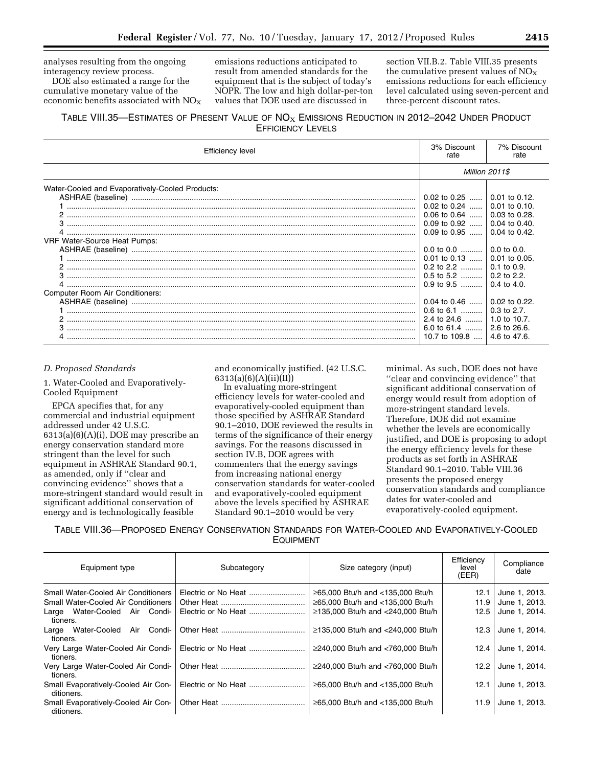analyses resulting from the ongoing interagency review process.

DOE also estimated a range for the cumulative monetary value of the economic benefits associated with $NO_X$ emissions reductions anticipated to result from amended standards for the equipment that is the subject of today's NOPR. The low and high dollar-per-ton values that DOE used are discussed in section VII.B.2. Table VIII.35 presents the cumulative present values of $NO_X$ emissions reductions for each efficiency level calculated using seven-percent and three-percent discount rates.

TABLE VIII.35—ESTIMATES OF PRESENT VALUE OF $NO_X$ EMISSIONS REDUCTION IN 2012–2042 UNDER PRODUCT EFFICIENCY LEVELS

| Efficiency level | 3% Discount rate | 7% Discount rate |
|---|---|---|
| | *Million 2011$* | |
| Water-Cooled and Evaporatively-Cooled Products: | | |
| ASHRAE (baseline) | 0.02 to 0.25 | 0.01 to 0.12. |
| 1 | 0.02 to 0.24 | 0.01 to 0.10. |
| 2 | 0.06 to 0.64 | 0.03 to 0.28. |
| 3 | 0.09 to 0.92 | 0.04 to 0.40. |
| 4 | 0.09 to 0.95 | 0.04 to 0.42. |
| VRF Water-Source Heat Pumps: | | |
| ASHRAE (baseline) | 0.0 to 0.0 | 0.0 to 0.0. |
| 1 | 0.01 to 0.13 | 0.01 to 0.05. |
| 2 | 0.2 to 2.2 | 0.1 to 0.9. |
| 3 | 0.5 to 5.2 | 0.2 to 2.2. |
| 4 | 0.9 to 9.5 | 0.4 to 4.0. |
| Computer Room Air Conditioners: | | |
| ASHRAE (baseline) | 0.04 to 0.46 | 0.02 to 0.22. |
| 1 | 0.6 to 6.1 | 0.3 to 2.7. |
| 2 | 2.4 to 24.6 | 1.0 to 10.7. |
| 3 | 6.0 to 61.4 | 2.6 to 26.6. |
| 4 | 10.7 to 109.8 | 4.6 to 47.6. |

### *D. Proposed Standards*

1. Water-Cooled and Evaporatively-Cooled Equipment

EPCA specifies that, for any commercial and industrial equipment addressed under 42 U.S.C. 6313(a)(6)(A)(i), DOE may prescribe an energy conservation standard more stringent than the level for such equipment in ASHRAE Standard 90.1, as amended, only if ''clear and convincing evidence'' shows that a more-stringent standard would result in significant additional conservation of energy and is technologically feasible and economically justified. (42 U.S.C. 6313(a)(6)(A)(ii)(II))

In evaluating more-stringent efficiency levels for water-cooled and evaporatively-cooled equipment than those specified by ASHRAE Standard 90.1–2010, DOE reviewed the results in terms of the significance of their energy savings. For the reasons discussed in section IV.B, DOE agrees with commenters that the energy savings from increasing national energy conservation standards for water-cooled and evaporatively-cooled equipment above the levels specified by ASHRAE Standard 90.1–2010 would be very minimal. As such, DOE does not have ''clear and convincing evidence'' that significant additional conservation of energy would result from adoption of more-stringent standard levels. Therefore, DOE did not examine whether the levels are economically justified, and DOE is proposing to adopt the energy efficiency levels for these products as set forth in ASHRAE Standard 90.1–2010. Table VIII.36 presents the proposed energy conservation standards and compliance dates for water-cooled and evaporatively-cooled equipment.

TABLE VIII.36—PROPOSED ENERGY CONSERVATION STANDARDS FOR WATER-COOLED AND EVAPORATIVELY-COOLED EQUIPMENT

| Equipment type | Subcategory | Size category (input) | Efficiency level (EER) | Compliance date |
|---|---|---|---|---|
| Small Water-Cooled Air Conditioners | Electric or No Heat | ≥65,000 Btu/h and <135,000 Btu/h | 12.1 | June 1, 2013. |
| Small Water-Cooled Air Conditioners | Other Heat | ≥65,000 Btu/h and <135,000 Btu/h | 11.9 | June 1, 2013. |
| Large Water-Cooled Air Conditioners. | Electric or No Heat | ≥135,000 Btu/h and <240,000 Btu/h | 12.5 | June 1, 2014. |
| Large Water-Cooled Air Conditioners. | Other Heat | ≥135,000 Btu/h and <240,000 Btu/h | 12.3 | June 1, 2014. |
| Very Large Water-Cooled Air Conditioners. | Electric or No Heat | ≥240,000 Btu/h and <760,000 Btu/h | 12.4 | June 1, 2014. |
| Very Large Water-Cooled Air Conditioners. | Other Heat | ≥240,000 Btu/h and <760,000 Btu/h | 12.2 | June 1, 2014. |
| Small Evaporatively-Cooled Air Conditioners. | Electric or No Heat | ≥65,000 Btu/h and <135,000 Btu/h | 12.1 | June 1, 2013. |
| Small Evaporatively-Cooled Air Conditioners. | Other Heat | ≥65,000 Btu/h and <135,000 Btu/h | 11.9 | June 1, 2013. |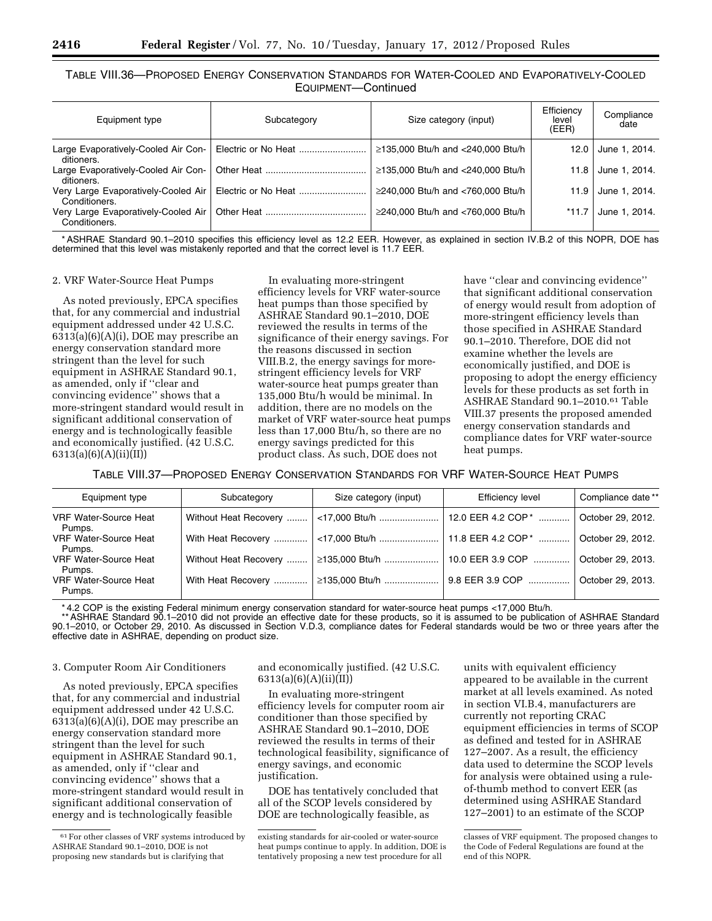TABLE VIII.36—PROPOSED ENERGY CONSERVATION STANDARDS FOR WATER-COOLED AND EVAPORATIVELY-COOLED EQUIPMENT—Continued

| Equipment type | Subcategory | Size category (input) | Efficiency level (EER) | Compliance date |
|---|---|---|---|---|
| Large Evaporatively-Cooled Air Conditioners. | Electric or No Heat | ≥135,000 Btu/h and <240,000 Btu/h | 12.0 | June 1, 2014. |
| Large Evaporatively-Cooled Air Conditioners. | Other Heat | ≥135,000 Btu/h and <240,000 Btu/h | 11.8 | June 1, 2014. |
| Very Large Evaporatively-Cooled Air Conditioners. | Electric or No Heat | ≥240,000 Btu/h and <760,000 Btu/h | 11.9 | June 1, 2014. |
| Very Large Evaporatively-Cooled Air Conditioners. | Other Heat | ≥240,000 Btu/h and <760,000 Btu/h | *11.7 | June 1, 2014. |

* ASHRAE Standard 90.1–2010 specifies this efficiency level as 12.2 EER. However, as explained in section IV.B.2 of this NOPR, DOE has determined that this level was mistakenly reported and that the correct level is 11.7 EER.

2. VRF Water-Source Heat Pumps

As noted previously, EPCA specifies that, for any commercial and industrial equipment addressed under 42 U.S.C. 6313(a)(6)(A)(i), DOE may prescribe an energy conservation standard more stringent than the level for such equipment in ASHRAE Standard 90.1, as amended, only if ''clear and convincing evidence'' shows that a more-stringent standard would result in significant additional conservation of energy and is technologically feasible and economically justified. (42 U.S.C. 6313(a)(6)(A)(ii)(II))

In evaluating more-stringent efficiency levels for VRF water-source heat pumps than those specified by ASHRAE Standard 90.1–2010, DOE reviewed the results in terms of the significance of their energy savings. For the reasons discussed in section VIII.B.2, the energy savings for more-stringent efficiency levels for VRF water-source heat pumps greater than 135,000 Btu/h would be minimal. In addition, there are no models on the market of VRF water-source heat pumps less than 17,000 Btu/h, so there are no energy savings predicted for this product class. As such, DOE does not have ''clear and convincing evidence'' that significant additional conservation of energy would result from adoption of more-stringent efficiency levels than those specified in ASHRAE Standard 90.1–2010. Therefore, DOE did not examine whether the levels are economically justified, and DOE is proposing to adopt the energy efficiency levels for these products as set forth in ASHRAE Standard 90.1–2010.[61] Table VIII.37 presents the proposed amended energy conservation standards and compliance dates for VRF water-source heat pumps.

TABLE VIII.37—PROPOSED ENERGY CONSERVATION STANDARDS FOR VRF WATER-SOURCE HEAT PUMPS

| Equipment type | Subcategory | Size category (input) | Efficiency level | Compliance date ** |
|---|---|---|---|---|
| VRF Water-Source Heat Pumps. | Without Heat Recovery | <17,000 Btu/h | 12.0 EER 4.2 COP * | October 29, 2012. |
| VRF Water-Source Heat Pumps. | With Heat Recovery | <17,000 Btu/h | 11.8 EER 4.2 COP * | October 29, 2012. |
| VRF Water-Source Heat Pumps. | Without Heat Recovery | ≥135,000 Btu/h | 10.0 EER 3.9 COP | October 29, 2013. |
| VRF Water-Source Heat Pumps. | With Heat Recovery | ≥135,000 Btu/h | 9.8 EER 3.9 COP | October 29, 2013. |

* 4.2 COP is the existing Federal minimum energy conservation standard for water-source heat pumps <17,000 Btu/h.
** ASHRAE Standard 90.1–2010 did not provide an effective date for these products, so it is assumed to be publication of ASHRAE Standard 90.1–2010, or October 29, 2010. As discussed in Section V.D.3, compliance dates for Federal standards would be two or three years after the effective date in ASHRAE, depending on product size.

3. Computer Room Air Conditioners

As noted previously, EPCA specifies that, for any commercial and industrial equipment addressed under 42 U.S.C. 6313(a)(6)(A)(i), DOE may prescribe an energy conservation standard more stringent than the level for such equipment in ASHRAE Standard 90.1, as amended, only if ''clear and convincing evidence'' shows that a more-stringent standard would result in significant additional conservation of energy and is technologically feasible and economically justified. (42 U.S.C. 6313(a)(6)(A)(ii)(II))

In evaluating more-stringent efficiency levels for computer room air conditioner than those specified by ASHRAE Standard 90.1–2010, DOE reviewed the results in terms of their technological feasibility, significance of energy savings, and economic justification.

DOE has tentatively concluded that all of the SCOP levels considered by DOE are technologically feasible, as units with equivalent efficiency appeared to be available in the current market at all levels examined. As noted in section VI.B.4, manufacturers are currently not reporting CRAC equipment efficiencies in terms of SCOP as defined and tested for in ASHRAE 127–2007. As a result, the efficiency data used to determine the SCOP levels for analysis were obtained using a rule-of-thumb method to convert EER (as determined using ASHRAE Standard 127–2001) to an estimate of the SCOP

[61] For other classes of VRF systems introduced by ASHRAE Standard 90.1–2010, DOE is not proposing new standards but is clarifying that existing standards for air-cooled or water-source heat pumps continue to apply. In addition, DOE is tentatively proposing a new test procedure for all classes of VRF equipment. The proposed changes to the Code of Federal Regulations are found at the end of this NOPR.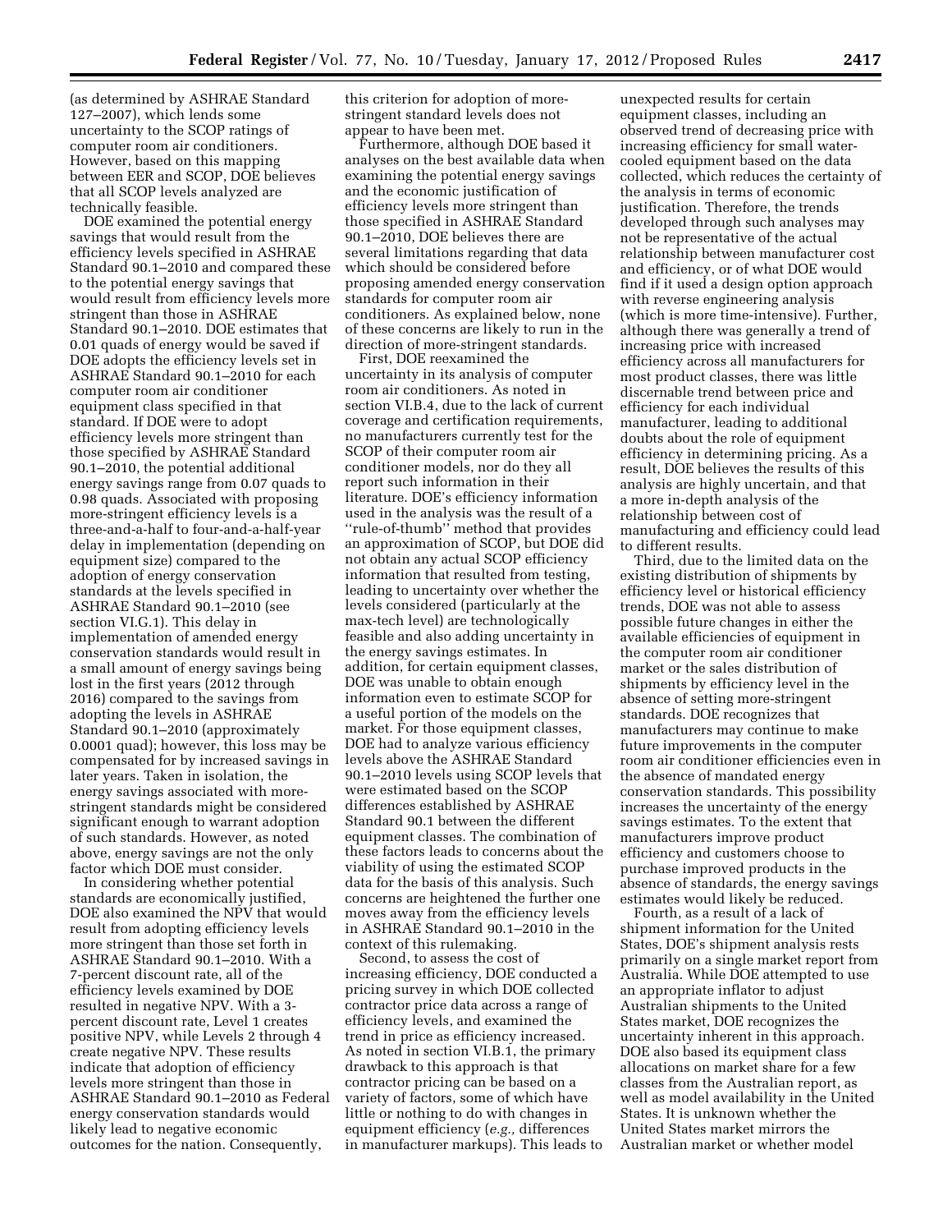(as determined by ASHRAE Standard 127–2007), which lends some uncertainty to the SCOP ratings of computer room air conditioners. However, based on this mapping between EER and SCOP, DOE believes that all SCOP levels analyzed are technically feasible.

DOE examined the potential energy savings that would result from the efficiency levels specified in ASHRAE Standard 90.1–2010 and compared these to the potential energy savings that would result from efficiency levels more stringent than those in ASHRAE Standard 90.1–2010. DOE estimates that 0.01 quads of energy would be saved if DOE adopts the efficiency levels set in ASHRAE Standard 90.1–2010 for each computer room air conditioner equipment class specified in that standard. If DOE were to adopt efficiency levels more stringent than those specified by ASHRAE Standard 90.1–2010, the potential additional energy savings range from 0.07 quads to 0.98 quads. Associated with proposing more-stringent efficiency levels is a three-and-a-half to four-and-a-half-year delay in implementation (depending on equipment size) compared to the adoption of energy conservation standards at the levels specified in ASHRAE Standard 90.1–2010 (see section VI.G.1). This delay in implementation of amended energy conservation standards would result in a small amount of energy savings being lost in the first years (2012 through 2016) compared to the savings from adopting the levels in ASHRAE Standard 90.1–2010 (approximately 0.0001 quad); however, this loss may be compensated for by increased savings in later years. Taken in isolation, the energy savings associated with more-stringent standards might be considered significant enough to warrant adoption of such standards. However, as noted above, energy savings are not the only factor which DOE must consider.

In considering whether potential standards are economically justified, DOE also examined the NPV that would result from adopting efficiency levels more stringent than those set forth in ASHRAE Standard 90.1–2010. With a 7-percent discount rate, all of the efficiency levels examined by DOE resulted in negative NPV. With a 3-percent discount rate, Level 1 creates positive NPV, while Levels 2 through 4 create negative NPV. These results indicate that adoption of efficiency levels more stringent than those in ASHRAE Standard 90.1–2010 as Federal energy conservation standards would likely lead to negative economic outcomes for the nation. Consequently, this criterion for adoption of more-stringent standard levels does not appear to have been met.

Furthermore, although DOE based it analyses on the best available data when examining the potential energy savings and the economic justification of efficiency levels more stringent than those specified in ASHRAE Standard 90.1–2010, DOE believes there are several limitations regarding that data which should be considered before proposing amended energy conservation standards for computer room air conditioners. As explained below, none of these concerns are likely to run in the direction of more-stringent standards.

First, DOE reexamined the uncertainty in its analysis of computer room air conditioners. As noted in section VI.B.4, due to the lack of current coverage and certification requirements, no manufacturers currently test for the SCOP of their computer room air conditioner models, nor do they all report such information in their literature. DOE's efficiency information used in the analysis was the result of a ''rule-of-thumb'' method that provides an approximation of SCOP, but DOE did not obtain any actual SCOP efficiency information that resulted from testing, leading to uncertainty over whether the levels considered (particularly at the max-tech level) are technologically feasible and also adding uncertainty in the energy savings estimates. In addition, for certain equipment classes, DOE was unable to obtain enough information even to estimate SCOP for a useful portion of the models on the market. For those equipment classes, DOE had to analyze various efficiency levels above the ASHRAE Standard 90.1–2010 levels using SCOP levels that were estimated based on the SCOP differences established by ASHRAE Standard 90.1 between the different equipment classes. The combination of these factors leads to concerns about the viability of using the estimated SCOP data for the basis of this analysis. Such concerns are heightened the further one moves away from the efficiency levels in ASHRAE Standard 90.1–2010 in the context of this rulemaking.

Second, to assess the cost of increasing efficiency, DOE conducted a pricing survey in which DOE collected contractor price data across a range of efficiency levels, and examined the trend in price as efficiency increased. As noted in section VI.B.1, the primary drawback to this approach is that contractor pricing can be based on a variety of factors, some of which have little or nothing to do with changes in equipment efficiency (*e.g.,* differences in manufacturer markups). This leads to unexpected results for certain equipment classes, including an observed trend of decreasing price with increasing efficiency for small water-cooled equipment based on the data collected, which reduces the certainty of the analysis in terms of economic justification. Therefore, the trends developed through such analyses may not be representative of the actual relationship between manufacturer cost and efficiency, or of what DOE would find if it used a design option approach with reverse engineering analysis (which is more time-intensive). Further, although there was generally a trend of increasing price with increased efficiency across all manufacturers for most product classes, there was little discernable trend between price and efficiency for each individual manufacturer, leading to additional doubts about the role of equipment efficiency in determining pricing. As a result, DOE believes the results of this analysis are highly uncertain, and that a more in-depth analysis of the relationship between cost of manufacturing and efficiency could lead to different results.

Third, due to the limited data on the existing distribution of shipments by efficiency level or historical efficiency trends, DOE was not able to assess possible future changes in either the available efficiencies of equipment in the computer room air conditioner market or the sales distribution of shipments by efficiency level in the absence of setting more-stringent standards. DOE recognizes that manufacturers may continue to make future improvements in the computer room air conditioner efficiencies even in the absence of mandated energy conservation standards. This possibility increases the uncertainty of the energy savings estimates. To the extent that manufacturers improve product efficiency and customers choose to purchase improved products in the absence of standards, the energy savings estimates would likely be reduced.

Fourth, as a result of a lack of shipment information for the United States, DOE's shipment analysis rests primarily on a single market report from Australia. While DOE attempted to use an appropriate inflator to adjust Australian shipments to the United States market, DOE recognizes the uncertainty inherent in this approach. DOE also based its equipment class allocations on market share for a few classes from the Australian report, as well as model availability in the United States. It is unknown whether the United States market mirrors the Australian market or whether model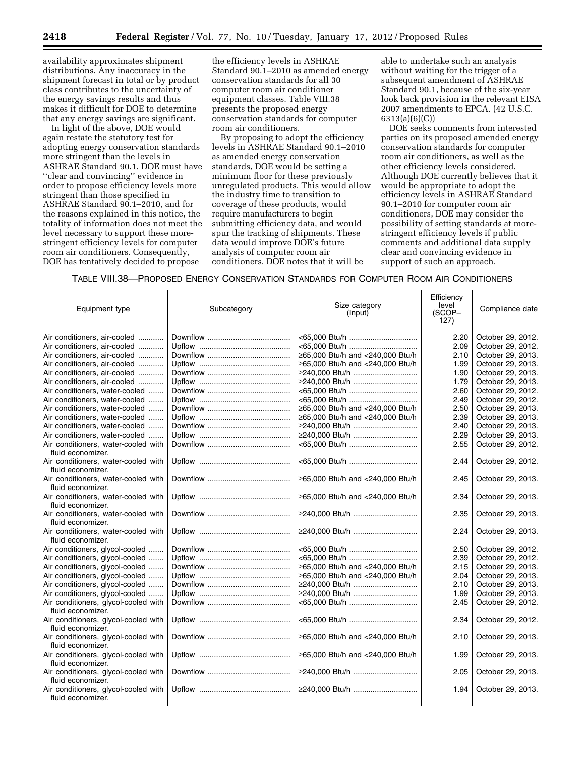availability approximates shipment distributions. Any inaccuracy in the shipment forecast in total or by product class contributes to the uncertainty of the energy savings results and thus makes it difficult for DOE to determine that any energy savings are significant.

In light of the above, DOE would again restate the statutory test for adopting energy conservation standards more stringent than the levels in ASHRAE Standard 90.1. DOE must have ''clear and convincing'' evidence in order to propose efficiency levels more stringent than those specified in ASHRAE Standard 90.1–2010, and for the reasons explained in this notice, the totality of information does not meet the level necessary to support these more-stringent efficiency levels for computer room air conditioners. Consequently, DOE has tentatively decided to propose the efficiency levels in ASHRAE Standard 90.1–2010 as amended energy conservation standards for all 30 computer room air conditioner equipment classes. Table VIII.38 presents the proposed energy conservation standards for computer room air conditioners.

By proposing to adopt the efficiency levels in ASHRAE Standard 90.1–2010 as amended energy conservation standards, DOE would be setting a minimum floor for these previously unregulated products. This would allow the industry time to transition to coverage of these products, would require manufacturers to begin submitting efficiency data, and would spur the tracking of shipments. These data would improve DOE's future analysis of computer room air conditioners. DOE notes that it will be able to undertake such an analysis without waiting for the trigger of a subsequent amendment of ASHRAE Standard 90.1, because of the six-year look back provision in the relevant EISA 2007 amendments to EPCA. (42 U.S.C. 6313(a)(6)(C))

DOE seeks comments from interested parties on its proposed amended energy conservation standards for computer room air conditioners, as well as the other efficiency levels considered. Although DOE currently believes that it would be appropriate to adopt the efficiency levels in ASHRAE Standard 90.1–2010 for computer room air conditioners, DOE may consider the possibility of setting standards at more-stringent efficiency levels if public comments and additional data supply clear and convincing evidence in support of such an approach.

TABLE VIII.38—PROPOSED ENERGY CONSERVATION STANDARDS FOR COMPUTER ROOM AIR CONDITIONERS

| Equipment type | Subcategory | Size category (Input) | Efficiency level (SCOP–127) | Compliance date |
|---|---|---|---|---|
| Air conditioners, air-cooled | Downflow | <65,000 Btu/h | 2.20 | October 29, 2012. |
| Air conditioners, air-cooled | Upflow | <65,000 Btu/h | 2.09 | October 29, 2012. |
| Air conditioners, air-cooled | Downflow | ≥65,000 Btu/h and <240,000 Btu/h | 2.10 | October 29, 2013. |
| Air conditioners, air-cooled | Upflow | ≥65,000 Btu/h and <240,000 Btu/h | 1.99 | October 29, 2013. |
| Air conditioners, air-cooled | Downflow | ≥240,000 Btu/h | 1.90 | October 29, 2013. |
| Air conditioners, air-cooled | Upflow | ≥240,000 Btu/h | 1.79 | October 29, 2013. |
| Air conditioners, water-cooled | Downflow | <65,000 Btu/h | 2.60 | October 29, 2012. |
| Air conditioners, water-cooled | Upflow | <65,000 Btu/h | 2.49 | October 29, 2012. |
| Air conditioners, water-cooled | Downflow | ≥65,000 Btu/h and <240,000 Btu/h | 2.50 | October 29, 2013. |
| Air conditioners, water-cooled | Upflow | ≥65,000 Btu/h and <240,000 Btu/h | 2.39 | October 29, 2013. |
| Air conditioners, water-cooled | Downflow | ≥240,000 Btu/h | 2.40 | October 29, 2013. |
| Air conditioners, water-cooled | Upflow | ≥240,000 Btu/h | 2.29 | October 29, 2013. |
| Air conditioners, water-cooled with fluid economizer. | Downflow | <65,000 Btu/h | 2.55 | October 29, 2012. |
| Air conditioners, water-cooled with fluid economizer. | Upflow | <65,000 Btu/h | 2.44 | October 29, 2012. |
| Air conditioners, water-cooled with fluid economizer. | Downflow | ≥65,000 Btu/h and <240,000 Btu/h | 2.45 | October 29, 2013. |
| Air conditioners, water-cooled with fluid economizer. | Upflow | ≥65,000 Btu/h and <240,000 Btu/h | 2.34 | October 29, 2013. |
| Air conditioners, water-cooled with fluid economizer. | Downflow | ≥240,000 Btu/h | 2.35 | October 29, 2013. |
| Air conditioners, water-cooled with fluid economizer. | Upflow | ≥240,000 Btu/h | 2.24 | October 29, 2013. |
| Air conditioners, glycol-cooled | Downflow | <65,000 Btu/h | 2.50 | October 29, 2012. |
| Air conditioners, glycol-cooled | Upflow | <65,000 Btu/h | 2.39 | October 29, 2012. |
| Air conditioners, glycol-cooled | Downflow | ≥65,000 Btu/h and <240,000 Btu/h | 2.15 | October 29, 2013. |
| Air conditioners, glycol-cooled | Upflow | ≥65,000 Btu/h and <240,000 Btu/h | 2.04 | October 29, 2013. |
| Air conditioners, glycol-cooled | Downflow | ≥240,000 Btu/h | 2.10 | October 29, 2013. |
| Air conditioners, glycol-cooled | Upflow | ≥240,000 Btu/h | 1.99 | October 29, 2013. |
| Air conditioners, glycol-cooled with fluid economizer. | Downflow | <65,000 Btu/h | 2.45 | October 29, 2012. |
| Air conditioners, glycol-cooled with fluid economizer. | Upflow | <65,000 Btu/h | 2.34 | October 29, 2012. |
| Air conditioners, glycol-cooled with fluid economizer. | Downflow | ≥65,000 Btu/h and <240,000 Btu/h | 2.10 | October 29, 2013. |
| Air conditioners, glycol-cooled with fluid economizer. | Upflow | ≥65,000 Btu/h and <240,000 Btu/h | 1.99 | October 29, 2013. |
| Air conditioners, glycol-cooled with fluid economizer. | Downflow | ≥240,000 Btu/h | 2.05 | October 29, 2013. |
| Air conditioners, glycol-cooled with fluid economizer. | Upflow | ≥240,000 Btu/h | 1.94 | October 29, 2013. |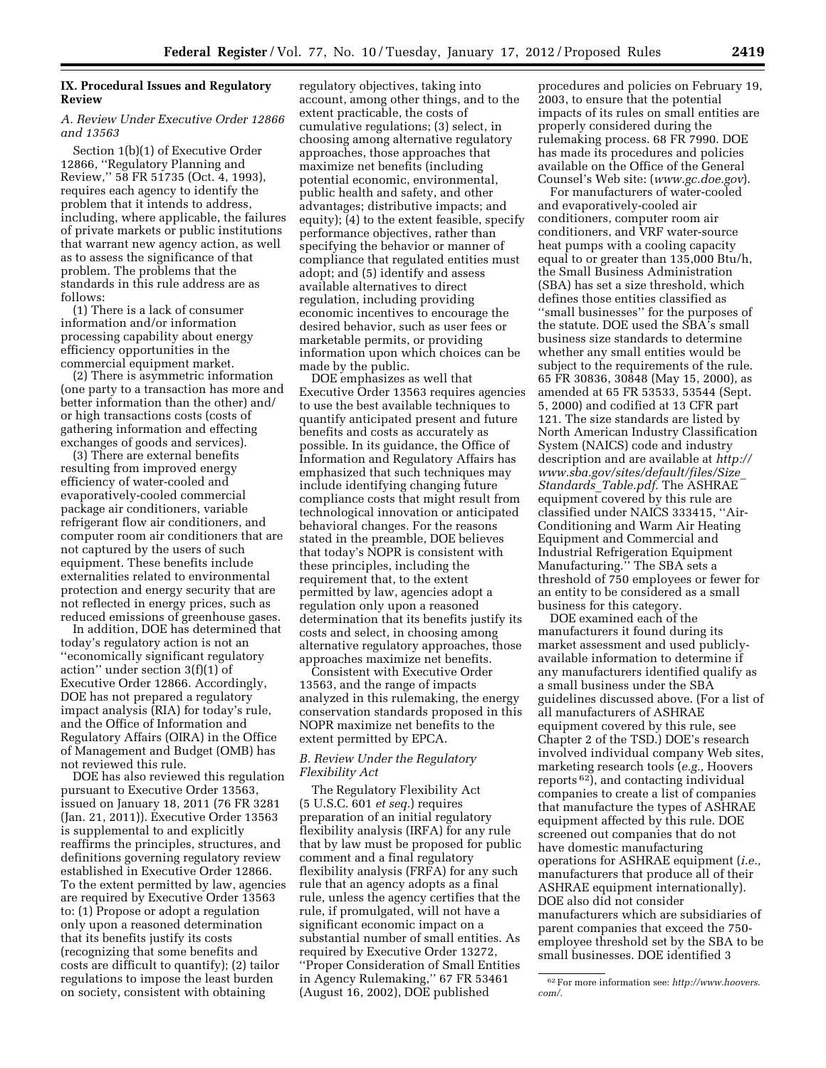## IX. Procedural Issues and Regulatory Review

### A. Review Under Executive Order 12866 and 13563

Section 1(b)(1) of Executive Order 12866, ''Regulatory Planning and Review,'' 58 FR 51735 (Oct. 4, 1993), requires each agency to identify the problem that it intends to address, including, where applicable, the failures of private markets or public institutions that warrant new agency action, as well as to assess the significance of that problem. The problems that the standards in this rule address are as follows:

(1) There is a lack of consumer information and/or information processing capability about energy efficiency opportunities in the commercial equipment market.

(2) There is asymmetric information (one party to a transaction has more and better information than the other) and/or high transactions costs (costs of gathering information and effecting exchanges of goods and services).

(3) There are external benefits resulting from improved energy efficiency of water-cooled and evaporatively-cooled commercial package air conditioners, variable refrigerant flow air conditioners, and computer room air conditioners that are not captured by the users of such equipment. These benefits include externalities related to environmental protection and energy security that are not reflected in energy prices, such as reduced emissions of greenhouse gases.

In addition, DOE has determined that today's regulatory action is not an ''economically significant regulatory action'' under section 3(f)(1) of Executive Order 12866. Accordingly, DOE has not prepared a regulatory impact analysis (RIA) for today's rule, and the Office of Information and Regulatory Affairs (OIRA) in the Office of Management and Budget (OMB) has not reviewed this rule.

DOE has also reviewed this regulation pursuant to Executive Order 13563, issued on January 18, 2011 (76 FR 3281 (Jan. 21, 2011)). Executive Order 13563 is supplemental to and explicitly reaffirms the principles, structures, and definitions governing regulatory review established in Executive Order 12866. To the extent permitted by law, agencies are required by Executive Order 13563 to: (1) Propose or adopt a regulation only upon a reasoned determination that its benefits justify its costs (recognizing that some benefits and costs are difficult to quantify); (2) tailor regulations to impose the least burden on society, consistent with obtaining regulatory objectives, taking into account, among other things, and to the extent practicable, the costs of cumulative regulations; (3) select, in choosing among alternative regulatory approaches, those approaches that maximize net benefits (including potential economic, environmental, public health and safety, and other advantages; distributive impacts; and equity); (4) to the extent feasible, specify performance objectives, rather than specifying the behavior or manner of compliance that regulated entities must adopt; and (5) identify and assess available alternatives to direct regulation, including providing economic incentives to encourage the desired behavior, such as user fees or marketable permits, or providing information upon which choices can be made by the public.

DOE emphasizes as well that Executive Order 13563 requires agencies to use the best available techniques to quantify anticipated present and future benefits and costs as accurately as possible. In its guidance, the Office of Information and Regulatory Affairs has emphasized that such techniques may include identifying changing future compliance costs that might result from technological innovation or anticipated behavioral changes. For the reasons stated in the preamble, DOE believes that today's NOPR is consistent with these principles, including the requirement that, to the extent permitted by law, agencies adopt a regulation only upon a reasoned determination that its benefits justify its costs and select, in choosing among alternative regulatory approaches, those approaches maximize net benefits.

Consistent with Executive Order 13563, and the range of impacts analyzed in this rulemaking, the energy conservation standards proposed in this NOPR maximize net benefits to the extent permitted by EPCA.

### B. Review Under the Regulatory Flexibility Act

The Regulatory Flexibility Act (5 U.S.C. 601 *et seq.*) requires preparation of an initial regulatory flexibility analysis (IRFA) for any rule that by law must be proposed for public comment and a final regulatory flexibility analysis (FRFA) for any such rule that an agency adopts as a final rule, unless the agency certifies that the rule, if promulgated, will not have a significant economic impact on a substantial number of small entities. As required by Executive Order 13272, ''Proper Consideration of Small Entities in Agency Rulemaking,'' 67 FR 53461 (August 16, 2002), DOE published procedures and policies on February 19, 2003, to ensure that the potential impacts of its rules on small entities are properly considered during the rulemaking process. 68 FR 7990. DOE has made its procedures and policies available on the Office of the General Counsel's Web site: (*www.gc.doe.gov*).

For manufacturers of water-cooled and evaporatively-cooled air conditioners, computer room air conditioners, and VRF water-source heat pumps with a cooling capacity equal to or greater than 135,000 Btu/h, the Small Business Administration (SBA) has set a size threshold, which defines those entities classified as ''small businesses'' for the purposes of the statute. DOE used the SBA's small business size standards to determine whether any small entities would be subject to the requirements of the rule. 65 FR 30836, 30848 (May 15, 2000), as amended at 65 FR 53533, 53544 (Sept. 5, 2000) and codified at 13 CFR part 121. The size standards are listed by North American Industry Classification System (NAICS) code and industry description and are available at *http://www.sba.gov/sites/default/files/Size_Standards_Table.pdf*. The ASHRAE equipment covered by this rule are classified under NAICS 333415, ''Air-Conditioning and Warm Air Heating Equipment and Commercial and Industrial Refrigeration Equipment Manufacturing.'' The SBA sets a threshold of 750 employees or fewer for an entity to be considered as a small business for this category.

DOE examined each of the manufacturers it found during its market assessment and used publicly-available information to determine if any manufacturers identified qualify as a small business under the SBA guidelines discussed above. (For a list of all manufacturers of ASHRAE equipment covered by this rule, see Chapter 2 of the TSD.) DOE's research involved individual company Web sites, marketing research tools (*e.g.,* Hoovers reports [62]), and contacting individual companies to create a list of companies that manufacture the types of ASHRAE equipment affected by this rule. DOE screened out companies that do not have domestic manufacturing operations for ASHRAE equipment (*i.e.,* manufacturers that produce all of their ASHRAE equipment internationally). DOE also did not consider manufacturers which are subsidiaries of parent companies that exceed the 750-employee threshold set by the SBA to be small businesses. DOE identified 3

[62] For more information see: *http://www.hoovers.com/.*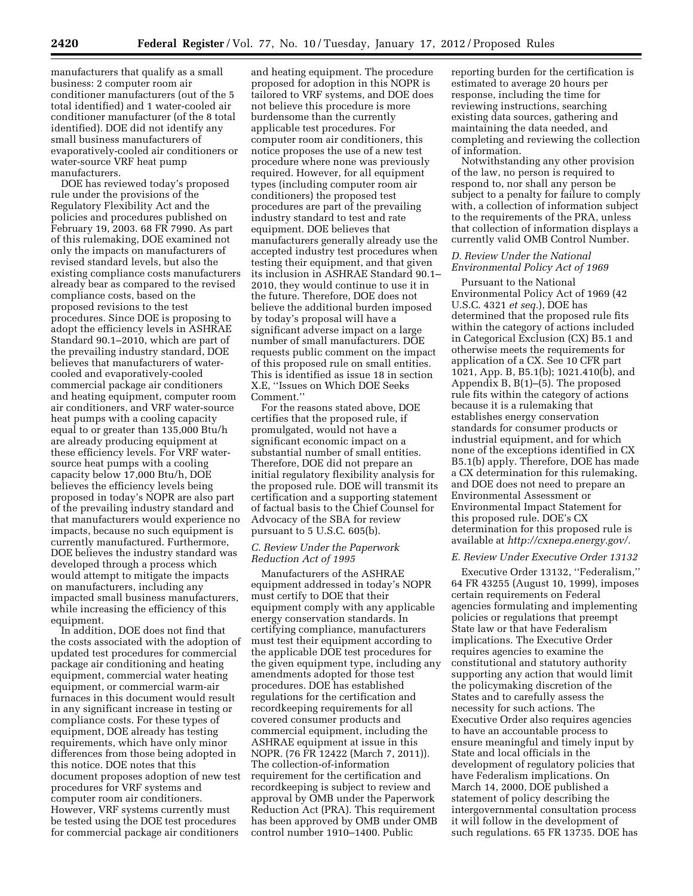manufacturers that qualify as a small business: 2 computer room air conditioner manufacturers (out of the 5 total identified) and 1 water-cooled air conditioner manufacturer (of the 8 total identified). DOE did not identify any small business manufacturers of evaporatively-cooled air conditioners or water-source VRF heat pump manufacturers.

DOE has reviewed today's proposed rule under the provisions of the Regulatory Flexibility Act and the policies and procedures published on February 19, 2003. 68 FR 7990. As part of this rulemaking, DOE examined not only the impacts on manufacturers of revised standard levels, but also the existing compliance costs manufacturers already bear as compared to the revised compliance costs, based on the proposed revisions to the test procedures. Since DOE is proposing to adopt the efficiency levels in ASHRAE Standard 90.1–2010, which are part of the prevailing industry standard, DOE believes that manufacturers of water-cooled and evaporatively-cooled commercial package air conditioners and heating equipment, computer room air conditioners, and VRF water-source heat pumps with a cooling capacity equal to or greater than 135,000 Btu/h are already producing equipment at these efficiency levels. For VRF water-source heat pumps with a cooling capacity below 17,000 Btu/h, DOE believes the efficiency levels being proposed in today's NOPR are also part of the prevailing industry standard and that manufacturers would experience no impacts, because no such equipment is currently manufactured. Furthermore, DOE believes the industry standard was developed through a process which would attempt to mitigate the impacts on manufacturers, including any impacted small business manufacturers, while increasing the efficiency of this equipment.

In addition, DOE does not find that the costs associated with the adoption of updated test procedures for commercial package air conditioning and heating equipment, commercial water heating equipment, or commercial warm-air furnaces in this document would result in any significant increase in testing or compliance costs. For these types of equipment, DOE already has testing requirements, which have only minor differences from those being adopted in this notice. DOE notes that this document proposes adoption of new test procedures for VRF systems and computer room air conditioners. However, VRF systems currently must be tested using the DOE test procedures for commercial package air conditioners and heating equipment. The procedure proposed for adoption in this NOPR is tailored to VRF systems, and DOE does not believe this procedure is more burdensome than the currently applicable test procedures. For computer room air conditioners, this notice proposes the use of a new test procedure where none was previously required. However, for all equipment types (including computer room air conditioners) the proposed test procedures are part of the prevailing industry standard to test and rate equipment. DOE believes that manufacturers generally already use the accepted industry test procedures when testing their equipment, and that given its inclusion in ASHRAE Standard 90.1–2010, they would continue to use it in the future. Therefore, DOE does not believe the additional burden imposed by today's proposal will have a significant adverse impact on a large number of small manufacturers. DOE requests public comment on the impact of this proposed rule on small entities. This is identified as issue 18 in section X.E, "Issues on Which DOE Seeks Comment."

For the reasons stated above, DOE certifies that the proposed rule, if promulgated, would not have a significant economic impact on a substantial number of small entities. Therefore, DOE did not prepare an initial regulatory flexibility analysis for the proposed rule. DOE will transmit its certification and a supporting statement of factual basis to the Chief Counsel for Advocacy of the SBA for review pursuant to 5 U.S.C. 605(b).

### *C. Review Under the Paperwork Reduction Act of 1995*

Manufacturers of the ASHRAE equipment addressed in today's NOPR must certify to DOE that their equipment comply with any applicable energy conservation standards. In certifying compliance, manufacturers must test their equipment according to the applicable DOE test procedures for the given equipment type, including any amendments adopted for those test procedures. DOE has established regulations for the certification and recordkeeping requirements for all covered consumer products and commercial equipment, including the ASHRAE equipment at issue in this NOPR. (76 FR 12422 (March 7, 2011)). The collection-of-information requirement for the certification and recordkeeping is subject to review and approval by OMB under the Paperwork Reduction Act (PRA). This requirement has been approved by OMB under OMB control number 1910–1400. Public reporting burden for the certification is estimated to average 20 hours per response, including the time for reviewing instructions, searching existing data sources, gathering and maintaining the data needed, and completing and reviewing the collection of information.

Notwithstanding any other provision of the law, no person is required to respond to, nor shall any person be subject to a penalty for failure to comply with, a collection of information subject to the requirements of the PRA, unless that collection of information displays a currently valid OMB Control Number.

### *D. Review Under the National Environmental Policy Act of 1969*

Pursuant to the National Environmental Policy Act of 1969 (42 U.S.C. 4321 *et seq.*), DOE has determined that the proposed rule fits within the category of actions included in Categorical Exclusion (CX) B5.1 and otherwise meets the requirements for application of a CX. See 10 CFR part 1021, App. B, B5.1(b); 1021.410(b), and Appendix B, B(1)–(5). The proposed rule fits within the category of actions because it is a rulemaking that establishes energy conservation standards for consumer products or industrial equipment, and for which none of the exceptions identified in CX B5.1(b) apply. Therefore, DOE has made a CX determination for this rulemaking, and DOE does not need to prepare an Environmental Assessment or Environmental Impact Statement for this proposed rule. DOE's CX determination for this proposed rule is available at *http://cxnepa.energy.gov/*.

### *E. Review Under Executive Order 13132*

Executive Order 13132, "Federalism," 64 FR 43255 (August 10, 1999), imposes certain requirements on Federal agencies formulating and implementing policies or regulations that preempt State law or that have Federalism implications. The Executive Order requires agencies to examine the constitutional and statutory authority supporting any action that would limit the policymaking discretion of the States and to carefully assess the necessity for such actions. The Executive Order also requires agencies to have an accountable process to ensure meaningful and timely input by State and local officials in the development of regulatory policies that have Federalism implications. On March 14, 2000, DOE published a statement of policy describing the intergovernmental consultation process it will follow in the development of such regulations. 65 FR 13735. DOE has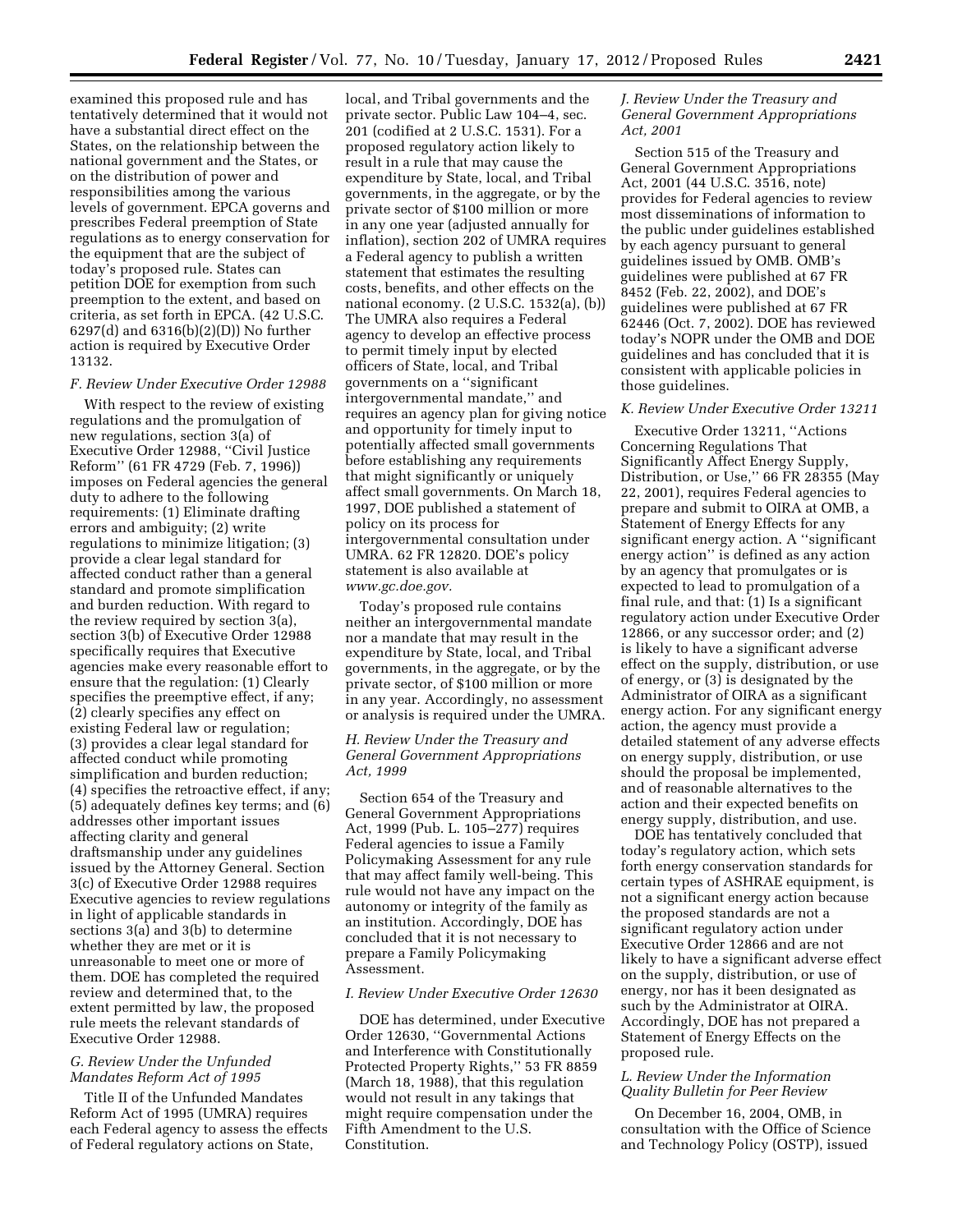examined this proposed rule and has tentatively determined that it would not have a substantial direct effect on the States, on the relationship between the national government and the States, or on the distribution of power and responsibilities among the various levels of government. EPCA governs and prescribes Federal preemption of State regulations as to energy conservation for the equipment that are the subject of today's proposed rule. States can petition DOE for exemption from such preemption to the extent, and based on criteria, as set forth in EPCA. (42 U.S.C. 6297(d) and 6316(b)(2)(D)) No further action is required by Executive Order 13132.

### *F. Review Under Executive Order 12988*

With respect to the review of existing regulations and the promulgation of new regulations, section 3(a) of Executive Order 12988, ''Civil Justice Reform'' (61 FR 4729 (Feb. 7, 1996)) imposes on Federal agencies the general duty to adhere to the following requirements: (1) Eliminate drafting errors and ambiguity; (2) write regulations to minimize litigation; (3) provide a clear legal standard for affected conduct rather than a general standard and promote simplification and burden reduction. With regard to the review required by section 3(a), section 3(b) of Executive Order 12988 specifically requires that Executive agencies make every reasonable effort to ensure that the regulation: (1) Clearly specifies the preemptive effect, if any; (2) clearly specifies any effect on existing Federal law or regulation; (3) provides a clear legal standard for affected conduct while promoting simplification and burden reduction; (4) specifies the retroactive effect, if any; (5) adequately defines key terms; and (6) addresses other important issues affecting clarity and general draftsmanship under any guidelines issued by the Attorney General. Section 3(c) of Executive Order 12988 requires Executive agencies to review regulations in light of applicable standards in sections 3(a) and 3(b) to determine whether they are met or it is unreasonable to meet one or more of them. DOE has completed the required review and determined that, to the extent permitted by law, the proposed rule meets the relevant standards of Executive Order 12988.

### *G. Review Under the Unfunded Mandates Reform Act of 1995*

Title II of the Unfunded Mandates Reform Act of 1995 (UMRA) requires each Federal agency to assess the effects of Federal regulatory actions on State, local, and Tribal governments and the private sector. Public Law 104–4, sec. 201 (codified at 2 U.S.C. 1531). For a proposed regulatory action likely to result in a rule that may cause the expenditure by State, local, and Tribal governments, in the aggregate, or by the private sector of $100 million or more in any one year (adjusted annually for inflation), section 202 of UMRA requires a Federal agency to publish a written statement that estimates the resulting costs, benefits, and other effects on the national economy. (2 U.S.C. 1532(a), (b)) The UMRA also requires a Federal agency to develop an effective process to permit timely input by elected officers of State, local, and Tribal governments on a ''significant intergovernmental mandate,'' and requires an agency plan for giving notice and opportunity for timely input to potentially affected small governments before establishing any requirements that might significantly or uniquely affect small governments. On March 18, 1997, DOE published a statement of policy on its process for intergovernmental consultation under UMRA. 62 FR 12820. DOE's policy statement is also available at *www.gc.doe.gov.*

Today's proposed rule contains neither an intergovernmental mandate nor a mandate that may result in the expenditure by State, local, and Tribal governments, in the aggregate, or by the private sector, of $100 million or more in any year. Accordingly, no assessment or analysis is required under the UMRA.

### *H. Review Under the Treasury and General Government Appropriations Act, 1999*

Section 654 of the Treasury and General Government Appropriations Act, 1999 (Pub. L. 105–277) requires Federal agencies to issue a Family Policymaking Assessment for any rule that may affect family well-being. This rule would not have any impact on the autonomy or integrity of the family as an institution. Accordingly, DOE has concluded that it is not necessary to prepare a Family Policymaking Assessment.

### *I. Review Under Executive Order 12630*

DOE has determined, under Executive Order 12630, ''Governmental Actions and Interference with Constitutionally Protected Property Rights,'' 53 FR 8859 (March 18, 1988), that this regulation would not result in any takings that might require compensation under the Fifth Amendment to the U.S. Constitution.

### *J. Review Under the Treasury and General Government Appropriations Act, 2001*

Section 515 of the Treasury and General Government Appropriations Act, 2001 (44 U.S.C. 3516, note) provides for Federal agencies to review most disseminations of information to the public under guidelines established by each agency pursuant to general guidelines issued by OMB. OMB's guidelines were published at 67 FR 8452 (Feb. 22, 2002), and DOE's guidelines were published at 67 FR 62446 (Oct. 7, 2002). DOE has reviewed today's NOPR under the OMB and DOE guidelines and has concluded that it is consistent with applicable policies in those guidelines.

### *K. Review Under Executive Order 13211*

Executive Order 13211, ''Actions Concerning Regulations That Significantly Affect Energy Supply, Distribution, or Use,'' 66 FR 28355 (May 22, 2001), requires Federal agencies to prepare and submit to OIRA at OMB, a Statement of Energy Effects for any significant energy action. A ''significant energy action'' is defined as any action by an agency that promulgates or is expected to lead to promulgation of a final rule, and that: (1) Is a significant regulatory action under Executive Order 12866, or any successor order; and (2) is likely to have a significant adverse effect on the supply, distribution, or use of energy, or (3) is designated by the Administrator of OIRA as a significant energy action. For any significant energy action, the agency must provide a detailed statement of any adverse effects on energy supply, distribution, or use should the proposal be implemented, and of reasonable alternatives to the action and their expected benefits on energy supply, distribution, and use.

DOE has tentatively concluded that today's regulatory action, which sets forth energy conservation standards for certain types of ASHRAE equipment, is not a significant energy action because the proposed standards are not a significant regulatory action under Executive Order 12866 and are not likely to have a significant adverse effect on the supply, distribution, or use of energy, nor has it been designated as such by the Administrator at OIRA. Accordingly, DOE has not prepared a Statement of Energy Effects on the proposed rule.

### *L. Review Under the Information Quality Bulletin for Peer Review*

On December 16, 2004, OMB, in consultation with the Office of Science and Technology Policy (OSTP), issued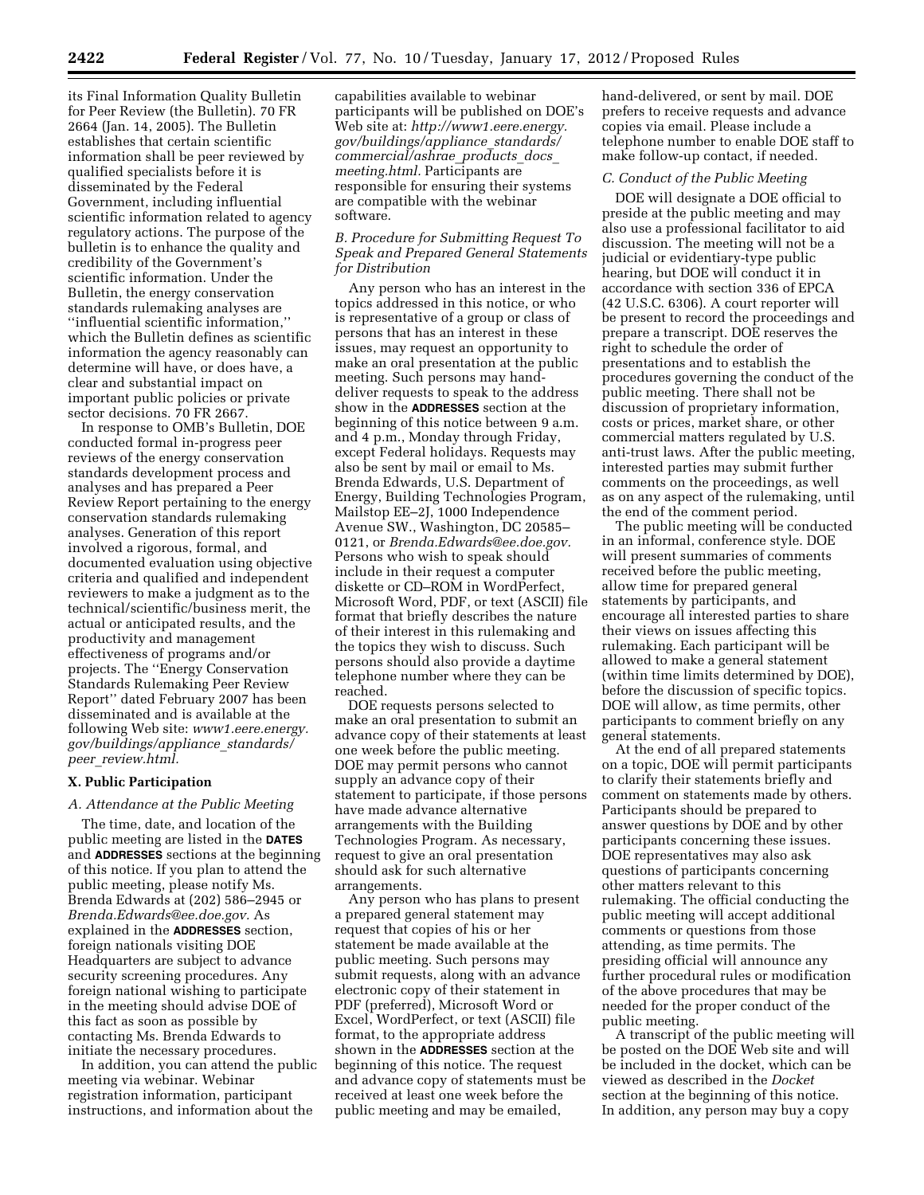its Final Information Quality Bulletin for Peer Review (the Bulletin). 70 FR 2664 (Jan. 14, 2005). The Bulletin establishes that certain scientific information shall be peer reviewed by qualified specialists before it is disseminated by the Federal Government, including influential scientific information related to agency regulatory actions. The purpose of the bulletin is to enhance the quality and credibility of the Government's scientific information. Under the Bulletin, the energy conservation standards rulemaking analyses are ''influential scientific information,'' which the Bulletin defines as scientific information the agency reasonably can determine will have, or does have, a clear and substantial impact on important public policies or private sector decisions. 70 FR 2667.

In response to OMB's Bulletin, DOE conducted formal in-progress peer reviews of the energy conservation standards development process and analyses and has prepared a Peer Review Report pertaining to the energy conservation standards rulemaking analyses. Generation of this report involved a rigorous, formal, and documented evaluation using objective criteria and qualified and independent reviewers to make a judgment as to the technical/scientific/business merit, the actual or anticipated results, and the productivity and management effectiveness of programs and/or projects. The ''Energy Conservation Standards Rulemaking Peer Review Report'' dated February 2007 has been disseminated and is available at the following Web site: *www1.eere.energy.gov/buildings/appliance_standards/peer_review.html.*

## X. Public Participation

### A. Attendance at the Public Meeting

The time, date, and location of the public meeting are listed in the **DATES** and **ADDRESSES** sections at the beginning of this notice. If you plan to attend the public meeting, please notify Ms. Brenda Edwards at (202) 586–2945 or *Brenda.Edwards@ee.doe.gov.* As explained in the **ADDRESSES** section, foreign nationals visiting DOE Headquarters are subject to advance security screening procedures. Any foreign national wishing to participate in the meeting should advise DOE of this fact as soon as possible by contacting Ms. Brenda Edwards to initiate the necessary procedures.

In addition, you can attend the public meeting via webinar. Webinar registration information, participant instructions, and information about the capabilities available to webinar participants will be published on DOE's Web site at: *http://www1.eere.energy.gov/buildings/appliance_standards/commercial/ashrae_products_docs_meeting.html.* Participants are responsible for ensuring their systems are compatible with the webinar software.

### B. Procedure for Submitting Request To Speak and Prepared General Statements for Distribution

Any person who has an interest in the topics addressed in this notice, or who is representative of a group or class of persons that has an interest in these issues, may request an opportunity to make an oral presentation at the public meeting. Such persons may hand-deliver requests to speak to the address show in the **ADDRESSES** section at the beginning of this notice between 9 a.m. and 4 p.m., Monday through Friday, except Federal holidays. Requests may also be sent by mail or email to Ms. Brenda Edwards, U.S. Department of Energy, Building Technologies Program, Mailstop EE–2J, 1000 Independence Avenue SW., Washington, DC 20585–0121, or *Brenda.Edwards@ee.doe.gov.* Persons who wish to speak should include in their request a computer diskette or CD–ROM in WordPerfect, Microsoft Word, PDF, or text (ASCII) file format that briefly describes the nature of their interest in this rulemaking and the topics they wish to discuss. Such persons should also provide a daytime telephone number where they can be reached.

DOE requests persons selected to make an oral presentation to submit an advance copy of their statements at least one week before the public meeting. DOE may permit persons who cannot supply an advance copy of their statement to participate, if those persons have made advance alternative arrangements with the Building Technologies Program. As necessary, request to give an oral presentation should ask for such alternative arrangements.

Any person who has plans to present a prepared general statement may request that copies of his or her statement be made available at the public meeting. Such persons may submit requests, along with an advance electronic copy of their statement in PDF (preferred), Microsoft Word or Excel, WordPerfect, or text (ASCII) file format, to the appropriate address shown in the **ADDRESSES** section at the beginning of this notice. The request and advance copy of statements must be received at least one week before the public meeting and may be emailed, hand-delivered, or sent by mail. DOE prefers to receive requests and advance copies via email. Please include a telephone number to enable DOE staff to make follow-up contact, if needed.

### C. Conduct of the Public Meeting

DOE will designate a DOE official to preside at the public meeting and may also use a professional facilitator to aid discussion. The meeting will not be a judicial or evidentiary-type public hearing, but DOE will conduct it in accordance with section 336 of EPCA (42 U.S.C. 6306). A court reporter will be present to record the proceedings and prepare a transcript. DOE reserves the right to schedule the order of presentations and to establish the procedures governing the conduct of the public meeting. There shall not be discussion of proprietary information, costs or prices, market share, or other commercial matters regulated by U.S. anti-trust laws. After the public meeting, interested parties may submit further comments on the proceedings, as well as on any aspect of the rulemaking, until the end of the comment period.

The public meeting will be conducted in an informal, conference style. DOE will present summaries of comments received before the public meeting, allow time for prepared general statements by participants, and encourage all interested parties to share their views on issues affecting this rulemaking. Each participant will be allowed to make a general statement (within time limits determined by DOE), before the discussion of specific topics. DOE will allow, as time permits, other participants to comment briefly on any general statements.

At the end of all prepared statements on a topic, DOE will permit participants to clarify their statements briefly and comment on statements made by others. Participants should be prepared to answer questions by DOE and by other participants concerning these issues. DOE representatives may also ask questions of participants concerning other matters relevant to this rulemaking. The official conducting the public meeting will accept additional comments or questions from those attending, as time permits. The presiding official will announce any further procedural rules or modification of the above procedures that may be needed for the proper conduct of the public meeting.

A transcript of the public meeting will be posted on the DOE Web site and will be included in the docket, which can be viewed as described in the *Docket* section at the beginning of this notice. In addition, any person may buy a copy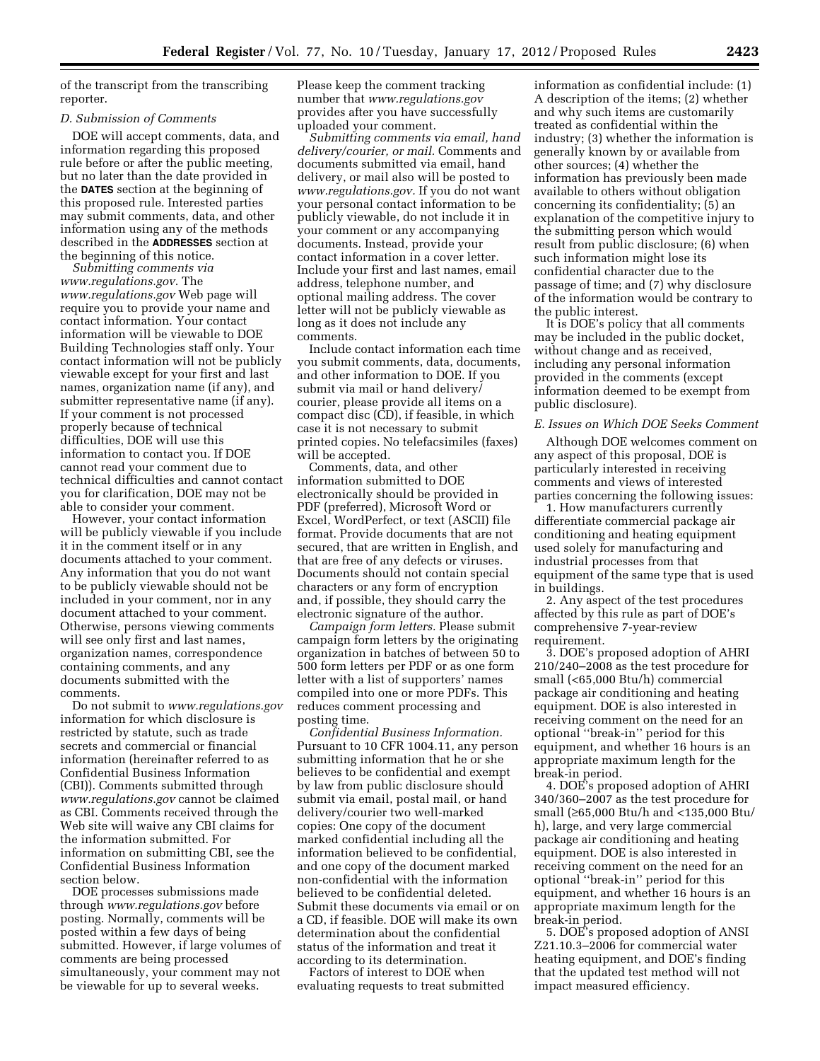of the transcript from the transcribing reporter.

### D. Submission of Comments

DOE will accept comments, data, and information regarding this proposed rule before or after the public meeting, but no later than the date provided in the **DATES** section at the beginning of this proposed rule. Interested parties may submit comments, data, and other information using any of the methods described in the **ADDRESSES** section at the beginning of this notice.

*Submitting comments via www.regulations.gov*. The *www.regulations.gov* Web page will require you to provide your name and contact information. Your contact information will be viewable to DOE Building Technologies staff only. Your contact information will not be publicly viewable except for your first and last names, organization name (if any), and submitter representative name (if any). If your comment is not processed properly because of technical difficulties, DOE will use this information to contact you. If DOE cannot read your comment due to technical difficulties and cannot contact you for clarification, DOE may not be able to consider your comment.

However, your contact information will be publicly viewable if you include it in the comment itself or in any documents attached to your comment. Any information that you do not want to be publicly viewable should not be included in your comment, nor in any document attached to your comment. Otherwise, persons viewing comments will see only first and last names, organization names, correspondence containing comments, and any documents submitted with the comments.

Do not submit to *www.regulations.gov* information for which disclosure is restricted by statute, such as trade secrets and commercial or financial information (hereinafter referred to as Confidential Business Information (CBI)). Comments submitted through *www.regulations.gov* cannot be claimed as CBI. Comments received through the Web site will waive any CBI claims for the information submitted. For information on submitting CBI, see the Confidential Business Information section below.

DOE processes submissions made through *www.regulations.gov* before posting. Normally, comments will be posted within a few days of being submitted. However, if large volumes of comments are being processed simultaneously, your comment may not be viewable for up to several weeks. Please keep the comment tracking number that *www.regulations.gov* provides after you have successfully uploaded your comment.

*Submitting comments via email, hand delivery/courier, or mail.* Comments and documents submitted via email, hand delivery, or mail also will be posted to *www.regulations.gov.* If you do not want your personal contact information to be publicly viewable, do not include it in your comment or any accompanying documents. Instead, provide your contact information in a cover letter. Include your first and last names, email address, telephone number, and optional mailing address. The cover letter will not be publicly viewable as long as it does not include any comments.

Include contact information each time you submit comments, data, documents, and other information to DOE. If you submit via mail or hand delivery/courier, please provide all items on a compact disc (CD), if feasible, in which case it is not necessary to submit printed copies. No telefacsimiles (faxes) will be accepted.

Comments, data, and other information submitted to DOE electronically should be provided in PDF (preferred), Microsoft Word or Excel, WordPerfect, or text (ASCII) file format. Provide documents that are not secured, that are written in English, and that are free of any defects or viruses. Documents should not contain special characters or any form of encryption and, if possible, they should carry the electronic signature of the author.

*Campaign form letters.* Please submit campaign form letters by the originating organization in batches of between 50 to 500 form letters per PDF or as one form letter with a list of supporters' names compiled into one or more PDFs. This reduces comment processing and posting time.

*Confidential Business Information.* Pursuant to 10 CFR 1004.11, any person submitting information that he or she believes to be confidential and exempt by law from public disclosure should submit via email, postal mail, or hand delivery/courier two well-marked copies: One copy of the document marked confidential including all the information believed to be confidential, and one copy of the document marked non-confidential with the information believed to be confidential deleted. Submit these documents via email or on a CD, if feasible. DOE will make its own determination about the confidential status of the information and treat it according to its determination.

Factors of interest to DOE when evaluating requests to treat submitted information as confidential include: (1) A description of the items; (2) whether and why such items are customarily treated as confidential within the industry; (3) whether the information is generally known by or available from other sources; (4) whether the information has previously been made available to others without obligation concerning its confidentiality; (5) an explanation of the competitive injury to the submitting person which would result from public disclosure; (6) when such information might lose its confidential character due to the passage of time; and (7) why disclosure of the information would be contrary to the public interest.

It is DOE's policy that all comments may be included in the public docket, without change and as received, including any personal information provided in the comments (except information deemed to be exempt from public disclosure).

### E. Issues on Which DOE Seeks Comment

Although DOE welcomes comment on any aspect of this proposal, DOE is particularly interested in receiving comments and views of interested parties concerning the following issues:

1. How manufacturers currently differentiate commercial package air conditioning and heating equipment used solely for manufacturing and industrial processes from that equipment of the same type that is used in buildings.

2. Any aspect of the test procedures affected by this rule as part of DOE's comprehensive 7-year-review requirement.

3. DOE's proposed adoption of AHRI 210/240–2008 as the test procedure for small (<65,000 Btu/h) commercial package air conditioning and heating equipment. DOE is also interested in receiving comment on the need for an optional "break-in" period for this equipment, and whether 16 hours is an appropriate maximum length for the break-in period.

4. DOE's proposed adoption of AHRI 340/360–2007 as the test procedure for small (≥65,000 Btu/h and <135,000 Btu/h), large, and very large commercial package air conditioning and heating equipment. DOE is also interested in receiving comment on the need for an optional "break-in" period for this equipment, and whether 16 hours is an appropriate maximum length for the break-in period.

5. DOE's proposed adoption of ANSI Z21.10.3–2006 for commercial water heating equipment, and DOE's finding that the updated test method will not impact measured efficiency.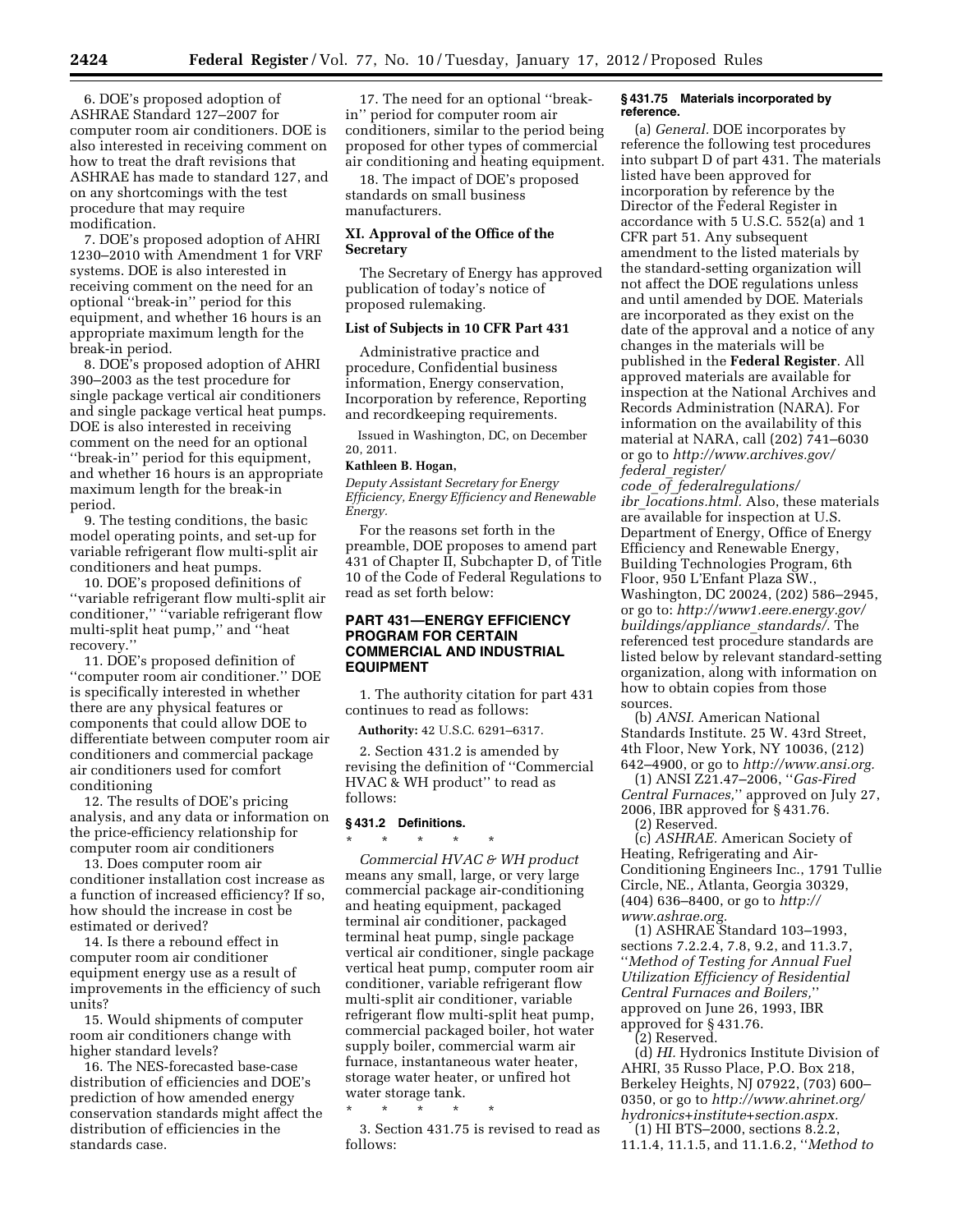6. DOE's proposed adoption of ASHRAE Standard 127–2007 for computer room air conditioners. DOE is also interested in receiving comment on how to treat the draft revisions that ASHRAE has made to standard 127, and on any shortcomings with the test procedure that may require modification.

7. DOE's proposed adoption of AHRI 1230–2010 with Amendment 1 for VRF systems. DOE is also interested in receiving comment on the need for an optional "break-in" period for this equipment, and whether 16 hours is an appropriate maximum length for the break-in period.

8. DOE's proposed adoption of AHRI 390–2003 as the test procedure for single package vertical air conditioners and single package vertical heat pumps. DOE is also interested in receiving comment on the need for an optional "break-in" period for this equipment, and whether 16 hours is an appropriate maximum length for the break-in period.

9. The testing conditions, the basic model operating points, and set-up for variable refrigerant flow multi-split air conditioners and heat pumps.

10. DOE's proposed definitions of "variable refrigerant flow multi-split air conditioner," "variable refrigerant flow multi-split heat pump," and "heat recovery."

11. DOE's proposed definition of "computer room air conditioner." DOE is specifically interested in whether there are any physical features or components that could allow DOE to differentiate between computer room air conditioners and commercial package air conditioners used for comfort conditioning

12. The results of DOE's pricing analysis, and any data or information on the price-efficiency relationship for computer room air conditioners

13. Does computer room air conditioner installation cost increase as a function of increased efficiency? If so, how should the increase in cost be estimated or derived?

14. Is there a rebound effect in computer room air conditioner equipment energy use as a result of improvements in the efficiency of such units?

15. Would shipments of computer room air conditioners change with higher standard levels?

16. The NES-forecasted base-case distribution of efficiencies and DOE's prediction of how amended energy conservation standards might affect the distribution of efficiencies in the standards case.

17. The need for an optional "break-in" period for computer room air conditioners, similar to the period being proposed for other types of commercial air conditioning and heating equipment.

18. The impact of DOE's proposed standards on small business manufacturers.

## XI. Approval of the Office of the Secretary

The Secretary of Energy has approved publication of today's notice of proposed rulemaking.

### List of Subjects in 10 CFR Part 431

Administrative practice and procedure, Confidential business information, Energy conservation, Incorporation by reference, Reporting and recordkeeping requirements.

Issued in Washington, DC, on December 20, 2011.

**Kathleen B. Hogan,**

*Deputy Assistant Secretary for Energy Efficiency, Energy Efficiency and Renewable Energy.*

For the reasons set forth in the preamble, DOE proposes to amend part 431 of Chapter II, Subchapter D, of Title 10 of the Code of Federal Regulations to read as set forth below:

## PART 431—ENERGY EFFICIENCY PROGRAM FOR CERTAIN COMMERCIAL AND INDUSTRIAL EQUIPMENT

1. The authority citation for part 431 continues to read as follows:

**Authority:** 42 U.S.C. 6291–6317.

2. Section 431.2 is amended by revising the definition of "Commercial HVAC & WH product" to read as follows:

### § 431.2 Definitions.

\* \* \* \* \*

*Commercial HVAC & WH product* means any small, large, or very large commercial package air-conditioning and heating equipment, packaged terminal air conditioner, packaged terminal heat pump, single package vertical air conditioner, single package vertical heat pump, computer room air conditioner, variable refrigerant flow multi-split air conditioner, variable refrigerant flow multi-split heat pump, commercial packaged boiler, hot water supply boiler, commercial warm air furnace, instantaneous water heater, storage water heater, or unfired hot water storage tank.

\* \* \* \* \*

3. Section 431.75 is revised to read as follows:

### § 431.75 Materials incorporated by reference.

(a) *General.* DOE incorporates by reference the following test procedures into subpart D of part 431. The materials listed have been approved for incorporation by reference by the Director of the Federal Register in accordance with 5 U.S.C. 552(a) and 1 CFR part 51. Any subsequent amendment to the listed materials by the standard-setting organization will not affect the DOE regulations unless and until amended by DOE. Materials are incorporated as they exist on the date of the approval and a notice of any changes in the materials will be published in the **Federal Register**. All approved materials are available for inspection at the National Archives and Records Administration (NARA). For information on the availability of this material at NARA, call (202) 741–6030 or go to *http://www.archives.gov/federal_register/code_of_federalregulations/ibr_locations.html*. Also, these materials are available for inspection at U.S. Department of Energy, Office of Energy Efficiency and Renewable Energy, Building Technologies Program, 6th Floor, 950 L'Enfant Plaza SW., Washington, DC 20024, (202) 586–2945, or go to: *http://www1.eere.energy.gov/buildings/appliance_standards/*. The referenced test procedure standards are listed below by relevant standard-setting organization, along with information on how to obtain copies from those sources.

(b) *ANSI.* American National Standards Institute. 25 W. 43rd Street, 4th Floor, New York, NY 10036, (212) 642–4900, or go to *http://www.ansi.org.*

(1) ANSI Z21.47–2006, "*Gas-Fired Central Furnaces,*" approved on July 27, 2006, IBR approved for § 431.76.

(2) Reserved.

(c) *ASHRAE.* American Society of Heating, Refrigerating and Air-Conditioning Engineers Inc., 1791 Tullie Circle, NE., Atlanta, Georgia 30329, (404) 636–8400, or go to *http://www.ashrae.org.*

(1) ASHRAE Standard 103–1993, sections 7.2.2.4, 7.8, 9.2, and 11.3.7, "*Method of Testing for Annual Fuel Utilization Efficiency of Residential Central Furnaces and Boilers,*" approved on June 26, 1993, IBR approved for § 431.76.

(2) Reserved.

(d) *HI.* Hydronics Institute Division of AHRI, 35 Russo Place, P.O. Box 218, Berkeley Heights, NJ 07922, (703) 600–0350, or go to *http://www.ahrinet.org/hydronics+institute+section.aspx.*

(1) HI BTS–2000, sections 8.2.2, 11.1.4, 11.1.5, and 11.1.6.2, "*Method to*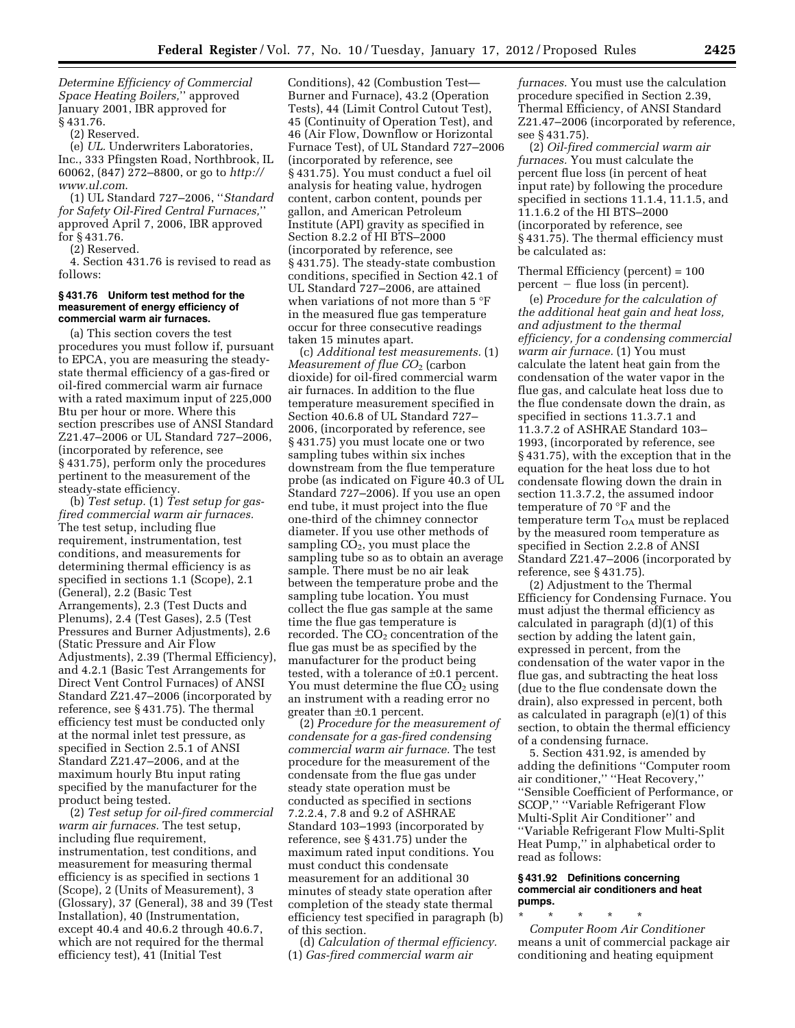*Determine Efficiency of Commercial Space Heating Boilers,*'' approved January 2001, IBR approved for § 431.76.

(2) Reserved.

(e) *UL.* Underwriters Laboratories, Inc., 333 Pfingsten Road, Northbrook, IL 60062, (847) 272–8800, or go to *http://www.ul.com*.

(1) UL Standard 727–2006, ''*Standard for Safety Oil-Fired Central Furnaces,*'' approved April 7, 2006, IBR approved for § 431.76.

(2) Reserved.

4. Section 431.76 is revised to read as follows:

**§ 431.76 Uniform test method for the measurement of energy efficiency of commercial warm air furnaces.**

(a) This section covers the test procedures you must follow if, pursuant to EPCA, you are measuring the steady-state thermal efficiency of a gas-fired or oil-fired commercial warm air furnace with a rated maximum input of 225,000 Btu per hour or more. Where this section prescribes use of ANSI Standard Z21.47–2006 or UL Standard 727–2006, (incorporated by reference, see § 431.75), perform only the procedures pertinent to the measurement of the steady-state efficiency.

(b) *Test setup.* (1) *Test setup for gas-fired commercial warm air furnaces.* The test setup, including flue requirement, instrumentation, test conditions, and measurements for determining thermal efficiency is as specified in sections 1.1 (Scope), 2.1 (General), 2.2 (Basic Test Arrangements), 2.3 (Test Ducts and Plenums), 2.4 (Test Gases), 2.5 (Test Pressures and Burner Adjustments), 2.6 (Static Pressure and Air Flow Adjustments), 2.39 (Thermal Efficiency), and 4.2.1 (Basic Test Arrangements for Direct Vent Control Furnaces) of ANSI Standard Z21.47–2006 (incorporated by reference, see § 431.75). The thermal efficiency test must be conducted only at the normal inlet test pressure, as specified in Section 2.5.1 of ANSI Standard Z21.47–2006, and at the maximum hourly Btu input rating specified by the manufacturer for the product being tested.

(2) *Test setup for oil-fired commercial warm air furnaces.* The test setup, including flue requirement, instrumentation, test conditions, and measurement for measuring thermal efficiency is as specified in sections 1 (Scope), 2 (Units of Measurement), 3 (Glossary), 37 (General), 38 and 39 (Test Installation), 40 (Instrumentation, except 40.4 and 40.6.2 through 40.6.7, which are not required for the thermal efficiency test), 41 (Initial Test Conditions), 42 (Combustion Test—Burner and Furnace), 43.2 (Operation Tests), 44 (Limit Control Cutout Test), 45 (Continuity of Operation Test), and 46 (Air Flow, Downflow or Horizontal Furnace Test), of UL Standard 727–2006 (incorporated by reference, see § 431.75). You must conduct a fuel oil analysis for heating value, hydrogen content, carbon content, pounds per gallon, and American Petroleum Institute (API) gravity as specified in Section 8.2.2 of HI BTS–2000 (incorporated by reference, see § 431.75). The steady-state combustion conditions, specified in Section 42.1 of UL Standard 727–2006, are attained when variations of not more than 5 °F in the measured flue gas temperature occur for three consecutive readings taken 15 minutes apart.

(c) *Additional test measurements.* (1) *Measurement of flue $CO_2$* (carbon dioxide) for oil-fired commercial warm air furnaces. In addition to the flue temperature measurement specified in Section 40.6.8 of UL Standard 727–2006, (incorporated by reference, see § 431.75) you must locate one or two sampling tubes within six inches downstream from the flue temperature probe (as indicated on Figure 40.3 of UL Standard 727–2006). If you use an open end tube, it must project into the flue one-third of the chimney connector diameter. If you use other methods of sampling $CO_2$, you must place the sampling tube so as to obtain an average sample. There must be no air leak between the temperature probe and the sampling tube location. You must collect the flue gas sample at the same time the flue gas temperature is recorded. The $CO_2$ concentration of the flue gas must be as specified by the manufacturer for the product being tested, with a tolerance of ±0.1 percent. You must determine the flue $CO_2$ using an instrument with a reading error no greater than ±0.1 percent.

(2) *Procedure for the measurement of condensate for a gas-fired condensing commercial warm air furnace.* The test procedure for the measurement of the condensate from the flue gas under steady state operation must be conducted as specified in sections 7.2.2.4, 7.8 and 9.2 of ASHRAE Standard 103–1993 (incorporated by reference, see § 431.75) under the maximum rated input conditions. You must conduct this condensate measurement for an additional 30 minutes of steady state operation after completion of the steady state thermal efficiency test specified in paragraph (b) of this section.

(d) *Calculation of thermal efficiency.* (1) *Gas-fired commercial warm air furnaces.* You must use the calculation procedure specified in Section 2.39, Thermal Efficiency, of ANSI Standard Z21.47–2006 (incorporated by reference, see § 431.75).

(2) *Oil-fired commercial warm air furnaces.* You must calculate the percent flue loss (in percent of heat input rate) by following the procedure specified in sections 11.1.4, 11.1.5, and 11.1.6.2 of the HI BTS–2000 (incorporated by reference, see § 431.75). The thermal efficiency must be calculated as:

Thermal Efficiency (percent) = 100 percent − flue loss (in percent).

(e) *Procedure for the calculation of the additional heat gain and heat loss, and adjustment to the thermal efficiency, for a condensing commercial warm air furnace.* (1) You must calculate the latent heat gain from the condensation of the water vapor in the flue gas, and calculate heat loss due to the flue condensate down the drain, as specified in sections 11.3.7.1 and 11.3.7.2 of ASHRAE Standard 103–1993, (incorporated by reference, see § 431.75), with the exception that in the equation for the heat loss due to hot condensate flowing down the drain in section 11.3.7.2, the assumed indoor temperature of 70 °F and the temperature term $T_{OA}$ must be replaced by the measured room temperature as specified in Section 2.2.8 of ANSI Standard Z21.47–2006 (incorporated by reference, see § 431.75).

(2) Adjustment to the Thermal Efficiency for Condensing Furnace. You must adjust the thermal efficiency as calculated in paragraph (d)(1) of this section by adding the latent gain, expressed in percent, from the condensation of the water vapor in the flue gas, and subtracting the heat loss (due to the flue condensate down the drain), also expressed in percent, both as calculated in paragraph (e)(1) of this section, to obtain the thermal efficiency of a condensing furnace.

5. Section 431.92, is amended by adding the definitions ''Computer room air conditioner,'' ''Heat Recovery,'' ''Sensible Coefficient of Performance, or SCOP,'' ''Variable Refrigerant Flow Multi-Split Air Conditioner'' and ''Variable Refrigerant Flow Multi-Split Heat Pump,'' in alphabetical order to read as follows:

**§ 431.92 Definitions concerning commercial air conditioners and heat pumps.**

\* \* \* \* \*

*Computer Room Air Conditioner* means a unit of commercial package air conditioning and heating equipment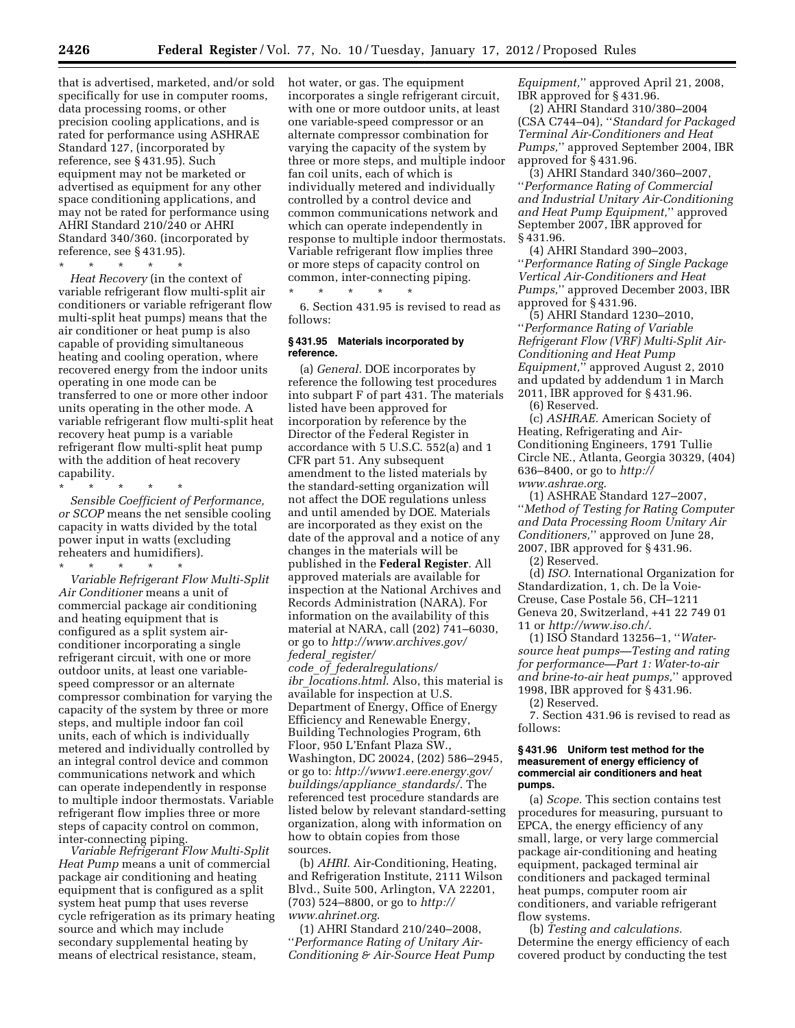that is advertised, marketed, and/or sold specifically for use in computer rooms, data processing rooms, or other precision cooling applications, and is rated for performance using ASHRAE Standard 127, (incorporated by reference, see § 431.95). Such equipment may not be marketed or advertised as equipment for any other space conditioning applications, and may not be rated for performance using AHRI Standard 210/240 or AHRI Standard 340/360. (incorporated by reference, see § 431.95).

\* \* \* \* \*

*Heat Recovery* (in the context of variable refrigerant flow multi-split air conditioners or variable refrigerant flow multi-split heat pumps) means that the air conditioner or heat pump is also capable of providing simultaneous heating and cooling operation, where recovered energy from the indoor units operating in one mode can be transferred to one or more other indoor units operating in the other mode. A variable refrigerant flow multi-split heat recovery heat pump is a variable refrigerant flow multi-split heat pump with the addition of heat recovery capability.

\* \* \* \* \*

*Sensible Coefficient of Performance, or SCOP* means the net sensible cooling capacity in watts divided by the total power input in watts (excluding reheaters and humidifiers).

\* \* \* \* \*

*Variable Refrigerant Flow Multi-Split Air Conditioner* means a unit of commercial package air conditioning and heating equipment that is configured as a split system air-conditioner incorporating a single refrigerant circuit, with one or more outdoor units, at least one variable-speed compressor or an alternate compressor combination for varying the capacity of the system by three or more steps, and multiple indoor fan coil units, each of which is individually metered and individually controlled by an integral control device and common communications network and which can operate independently in response to multiple indoor thermostats. Variable refrigerant flow implies three or more steps of capacity control on common, inter-connecting piping.

*Variable Refrigerant Flow Multi-Split Heat Pump* means a unit of commercial package air conditioning and heating equipment that is configured as a split system heat pump that uses reverse cycle refrigeration as its primary heating source and which may include secondary supplemental heating by means of electrical resistance, steam, hot water, or gas. The equipment incorporates a single refrigerant circuit, with one or more outdoor units, at least one variable-speed compressor or an alternate compressor combination for varying the capacity of the system by three or more steps, and multiple indoor fan coil units, each of which is individually metered and individually controlled by a control device and common communications network and which can operate independently in response to multiple indoor thermostats. Variable refrigerant flow implies three or more steps of capacity control on common, inter-connecting piping.

\* \* \* \* \*

6. Section 431.95 is revised to read as follows:

#### § 431.95 Materials incorporated by reference.

(a) *General.* DOE incorporates by reference the following test procedures into subpart F of part 431. The materials listed have been approved for incorporation by reference by the Director of the Federal Register in accordance with 5 U.S.C. 552(a) and 1 CFR part 51. Any subsequent amendment to the listed materials by the standard-setting organization will not affect the DOE regulations unless and until amended by DOE. Materials are incorporated as they exist on the date of the approval and a notice of any changes in the materials will be published in the **Federal Register**. All approved materials are available for inspection at the National Archives and Records Administration (NARA). For information on the availability of this material at NARA, call (202) 741–6030, or go to *http://www.archives.gov/federal_register/code_of_federalregulations/ibr_locations.html*. Also, this material is available for inspection at U.S. Department of Energy, Office of Energy Efficiency and Renewable Energy, Building Technologies Program, 6th Floor, 950 L'Enfant Plaza SW., Washington, DC 20024, (202) 586–2945, or go to: *http://www1.eere.energy.gov/buildings/appliance_standards/*. The referenced test procedure standards are listed below by relevant standard-setting organization, along with information on how to obtain copies from those sources.

(b) *AHRI.* Air-Conditioning, Heating, and Refrigeration Institute, 2111 Wilson Blvd., Suite 500, Arlington, VA 22201, (703) 524–8800, or go to *http://www.ahrinet.org*.

(1) AHRI Standard 210/240–2008, ''*Performance Rating of Unitary Air-Conditioning & Air-Source Heat Pump Equipment,*'' approved April 21, 2008, IBR approved for § 431.96.

(2) AHRI Standard 310/380–2004 (CSA C744–04), ''*Standard for Packaged Terminal Air-Conditioners and Heat Pumps,*'' approved September 2004, IBR approved for § 431.96.

(3) AHRI Standard 340/360–2007, ''*Performance Rating of Commercial and Industrial Unitary Air-Conditioning and Heat Pump Equipment,*'' approved September 2007, IBR approved for § 431.96.

(4) AHRI Standard 390–2003, ''*Performance Rating of Single Package Vertical Air-Conditioners and Heat Pumps,*'' approved December 2003, IBR approved for § 431.96.

(5) AHRI Standard 1230–2010, ''*Performance Rating of Variable Refrigerant Flow (VRF) Multi-Split Air-Conditioning and Heat Pump Equipment,*'' approved August 2, 2010 and updated by addendum 1 in March 2011, IBR approved for § 431.96.

(6) Reserved.

(c) *ASHRAE.* American Society of Heating, Refrigerating and Air-Conditioning Engineers, 1791 Tullie Circle NE., Atlanta, Georgia 30329, (404) 636–8400, or go to *http://www.ashrae.org*.

(1) ASHRAE Standard 127–2007, ''*Method of Testing for Rating Computer and Data Processing Room Unitary Air Conditioners,*'' approved on June 28, 2007, IBR approved for § 431.96.

(2) Reserved.

(d) *ISO.* International Organization for Standardization, 1, ch. De la Voie-Creuse, Case Postale 56, CH–1211 Geneva 20, Switzerland, +41 22 749 01 11 or *http://www.iso.ch/*.

(1) ISO Standard 13256–1, ''*Water-source heat pumps—Testing and rating for performance—Part 1: Water-to-air and brine-to-air heat pumps,*'' approved 1998, IBR approved for § 431.96.

(2) Reserved.

7. Section 431.96 is revised to read as follows:

#### § 431.96 Uniform test method for the measurement of energy efficiency of commercial air conditioners and heat pumps.

(a) *Scope.* This section contains test procedures for measuring, pursuant to EPCA, the energy efficiency of any small, large, or very large commercial package air-conditioning and heating equipment, packaged terminal air conditioners and packaged terminal heat pumps, computer room air conditioners, and variable refrigerant flow systems.

(b) *Testing and calculations.* Determine the energy efficiency of each covered product by conducting the test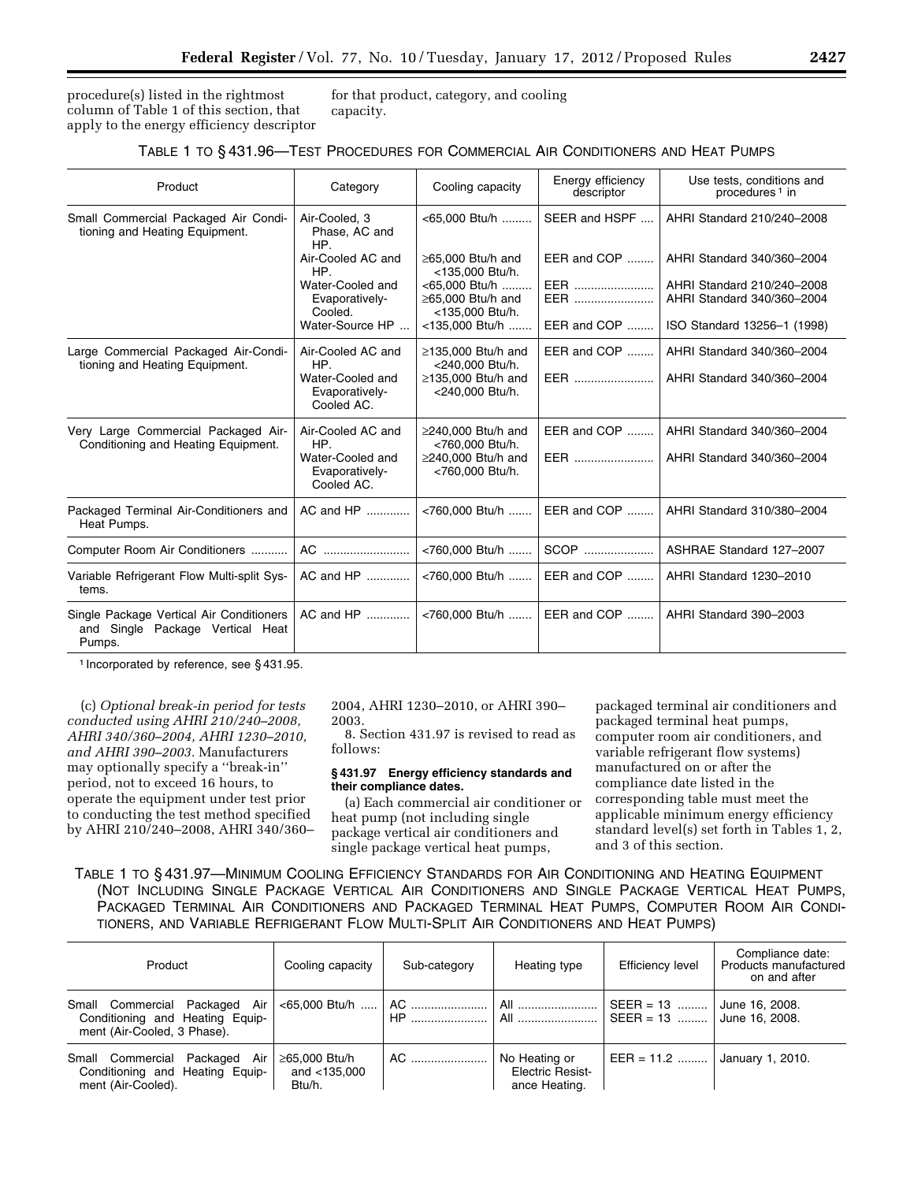procedure(s) listed in the rightmost column of Table 1 of this section, that apply to the energy efficiency descriptor for that product, category, and cooling capacity.

TABLE 1 TO § 431.96—TEST PROCEDURES FOR COMMERCIAL AIR CONDITIONERS AND HEAT PUMPS

| Product | Category | Cooling capacity | Energy efficiency descriptor | Use tests, conditions and procedures [1] in |
|---|---|---|---|---|
| Small Commercial Packaged Air Conditioning and Heating Equipment. | Air-Cooled, 3 Phase, AC and HP. | <65,000 Btu/h | SEER and HSPF | AHRI Standard 210/240–2008 |
| | Air-Cooled AC and HP. | ≥65,000 Btu/h and <135,000 Btu/h. | EER and COP | AHRI Standard 340/360–2004 |
| | Water-Cooled and Evaporatively-Cooled. | <65,000 Btu/h | EER | AHRI Standard 210/240–2008 |
| | | ≥65,000 Btu/h and <135,000 Btu/h. | EER | AHRI Standard 340/360–2004 |
| | Water-Source HP | <135,000 Btu/h | EER and COP | ISO Standard 13256–1 (1998) |
| Large Commercial Packaged Air-Conditioning and Heating Equipment. | Air-Cooled AC and HP. | ≥135,000 Btu/h and <240,000 Btu/h. | EER and COP | AHRI Standard 340/360–2004 |
| | Water-Cooled and Evaporatively-Cooled AC. | ≥135,000 Btu/h and <240,000 Btu/h. | EER | AHRI Standard 340/360–2004 |
| Very Large Commercial Packaged Air-Conditioning and Heating Equipment. | Air-Cooled AC and HP. | ≥240,000 Btu/h and <760,000 Btu/h. | EER and COP | AHRI Standard 340/360–2004 |
| | Water-Cooled and Evaporatively-Cooled AC. | ≥240,000 Btu/h and <760,000 Btu/h. | EER | AHRI Standard 340/360–2004 |
| Packaged Terminal Air-Conditioners and Heat Pumps. | AC and HP | <760,000 Btu/h | EER and COP | AHRI Standard 310/380–2004 |
| Computer Room Air Conditioners | AC | <760,000 Btu/h | SCOP | ASHRAE Standard 127–2007 |
| Variable Refrigerant Flow Multi-split Systems. | AC and HP | <760,000 Btu/h | EER and COP | AHRI Standard 1230–2010 |
| Single Package Vertical Air Conditioners and Single Package Vertical Heat Pumps. | AC and HP | <760,000 Btu/h | EER and COP | AHRI Standard 390–2003 |

[1] Incorporated by reference, see § 431.95.

(c) *Optional break-in period for tests conducted using AHRI 210/240–2008, AHRI 340/360–2004, AHRI 1230–2010, and AHRI 390–2003.* Manufacturers may optionally specify a ''break-in'' period, not to exceed 16 hours, to operate the equipment under test prior to conducting the test method specified by AHRI 210/240–2008, AHRI 340/360–2004, AHRI 1230–2010, or AHRI 390–2003.

8. Section 431.97 is revised to read as follows:

**§ 431.97 Energy efficiency standards and their compliance dates.**

(a) Each commercial air conditioner or heat pump (not including single package vertical air conditioners and single package vertical heat pumps, packaged terminal air conditioners and packaged terminal heat pumps, computer room air conditioners, and variable refrigerant flow systems) manufactured on or after the compliance date listed in the corresponding table must meet the applicable minimum energy efficiency standard level(s) set forth in Tables 1, 2, and 3 of this section.

TABLE 1 TO § 431.97—MINIMUM COOLING EFFICIENCY STANDARDS FOR AIR CONDITIONING AND HEATING EQUIPMENT (NOT INCLUDING SINGLE PACKAGE VERTICAL AIR CONDITIONERS AND SINGLE PACKAGE VERTICAL HEAT PUMPS, PACKAGED TERMINAL AIR CONDITIONERS AND PACKAGED TERMINAL HEAT PUMPS, COMPUTER ROOM AIR CONDITIONERS, AND VARIABLE REFRIGERANT FLOW MULTI-SPLIT AIR CONDITIONERS AND HEAT PUMPS)

| Product | Cooling capacity | Sub-category | Heating type | Efficiency level | Compliance date: Products manufactured on and after |
|---|---|---|---|---|---|
| Small Commercial Packaged Air Conditioning and Heating Equipment (Air-Cooled, 3 Phase). | <65,000 Btu/h | AC | All | SEER = 13 | June 16, 2008. |
| | | HP | All | SEER = 13 | June 16, 2008. |
| Small Commercial Packaged Air Conditioning and Heating Equipment (Air-Cooled). | ≥65,000 Btu/h and <135,000 Btu/h. | AC | No Heating or Electric Resistance Heating. | EER = 11.2 | January 1, 2010. |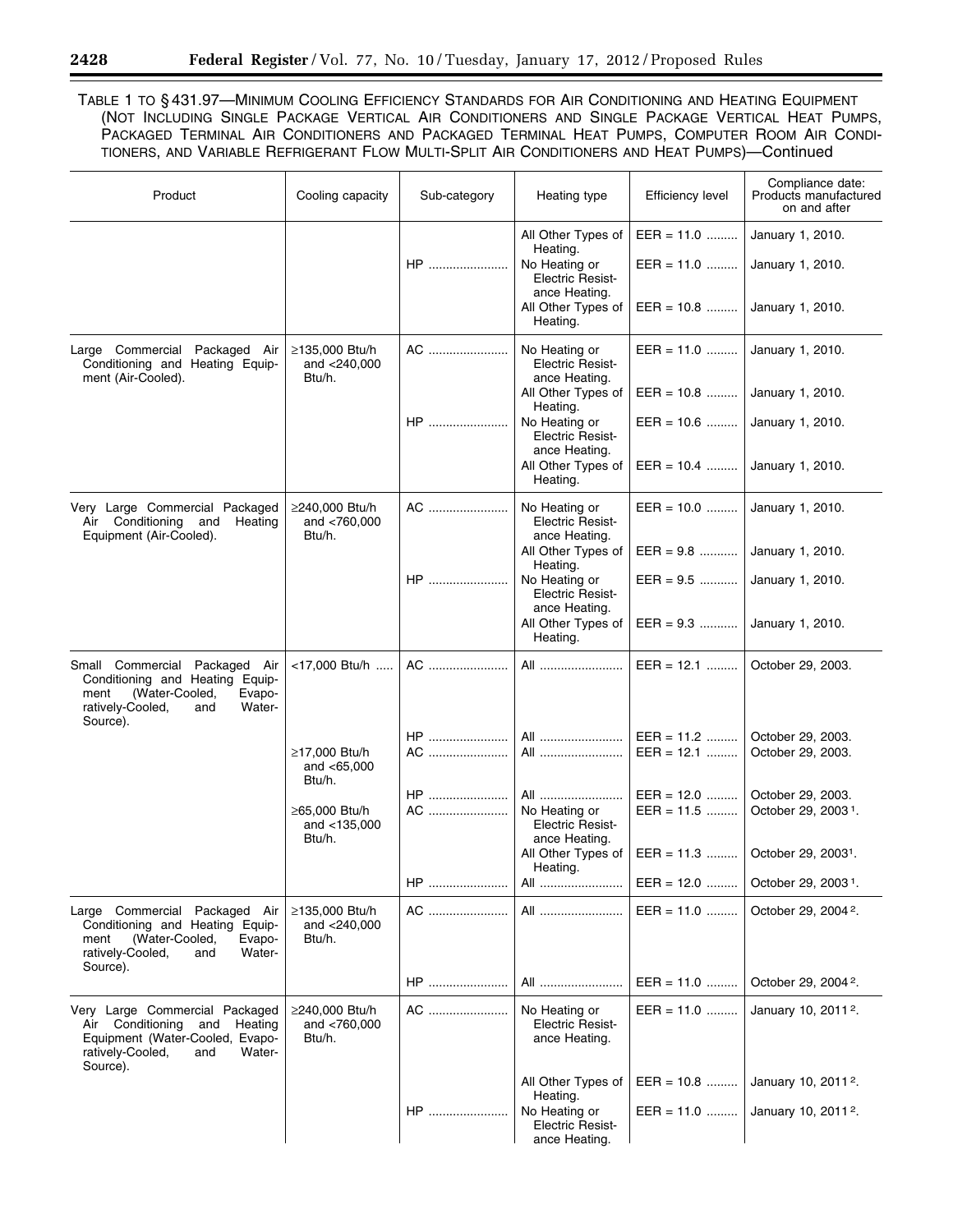TABLE 1 TO § 431.97—MINIMUM COOLING EFFICIENCY STANDARDS FOR AIR CONDITIONING AND HEATING EQUIPMENT (NOT INCLUDING SINGLE PACKAGE VERTICAL AIR CONDITIONERS AND SINGLE PACKAGE VERTICAL HEAT PUMPS, PACKAGED TERMINAL AIR CONDITIONERS AND PACKAGED TERMINAL HEAT PUMPS, COMPUTER ROOM AIR CONDITIONERS, AND VARIABLE REFRIGERANT FLOW MULTI-SPLIT AIR CONDITIONERS AND HEAT PUMPS)—Continued

| Product | Cooling capacity | Sub-category | Heating type | Efficiency level | Compliance date: Products manufactured on and after |
|---|---|---|---|---|---|
| | | | All Other Types of Heating. | EER = 11.0 | January 1, 2010. |
| | | HP | No Heating or Electric Resistance Heating. | EER = 11.0 | January 1, 2010. |
| | | | All Other Types of Heating. | EER = 10.8 | January 1, 2010. |
| Large Commercial Packaged Air Conditioning and Heating Equipment (Air-Cooled). | ≥135,000 Btu/h and <240,000 Btu/h. | AC | No Heating or Electric Resistance Heating. | EER = 11.0 | January 1, 2010. |
| | | | All Other Types of Heating. | EER = 10.8 | January 1, 2010. |
| | | HP | No Heating or Electric Resistance Heating. | EER = 10.6 | January 1, 2010. |
| | | | All Other Types of Heating. | EER = 10.4 | January 1, 2010. |
| Very Large Commercial Packaged Air Conditioning and Heating Equipment (Air-Cooled). | ≥240,000 Btu/h and <760,000 Btu/h. | AC | No Heating or Electric Resistance Heating. | EER = 10.0 | January 1, 2010. |
| | | | All Other Types of Heating. | EER = 9.8 | January 1, 2010. |
| | | HP | No Heating or Electric Resistance Heating. | EER = 9.5 | January 1, 2010. |
| | | | All Other Types of Heating. | EER = 9.3 | January 1, 2010. |
| Small Commercial Packaged Air Conditioning and Heating Equipment (Water-Cooled, Evaporatively-Cooled, and Water-Source). | <17,000 Btu/h | AC | All | EER = 12.1 | October 29, 2003. |
| | | HP | All | EER = 11.2 | October 29, 2003. |
| | ≥17,000 Btu/h and <65,000 Btu/h. | AC | All | EER = 12.1 | October 29, 2003. |
| | | HP | All | EER = 12.0 | October 29, 2003. |
| | ≥65,000 Btu/h and <135,000 Btu/h. | AC | No Heating or Electric Resistance Heating. | EER = 11.5 | October 29, 2003 [1]. |
| | | | All Other Types of Heating. | EER = 11.3 | October 29, 2003[1]. |
| | | HP | All | EER = 12.0 | October 29, 2003 [1]. |
| Large Commercial Packaged Air Conditioning and Heating Equipment (Water-Cooled, Evaporatively-Cooled, and Water-Source). | ≥135,000 Btu/h and <240,000 Btu/h. | AC | All | EER = 11.0 | October 29, 2004 [2]. |
| | | HP | All | EER = 11.0 | October 29, 2004 [2]. |
| Very Large Commercial Packaged Air Conditioning and Heating Equipment (Water-Cooled, Evaporatively-Cooled, and Water-Source). | ≥240,000 Btu/h and <760,000 Btu/h. | AC | No Heating or Electric Resistance Heating. | EER = 11.0 | January 10, 2011 [2]. |
| | | | All Other Types of Heating. | EER = 10.8 | January 10, 2011 [2]. |
| | | HP | No Heating or Electric Resistance Heating. | EER = 11.0 | January 10, 2011 [2]. |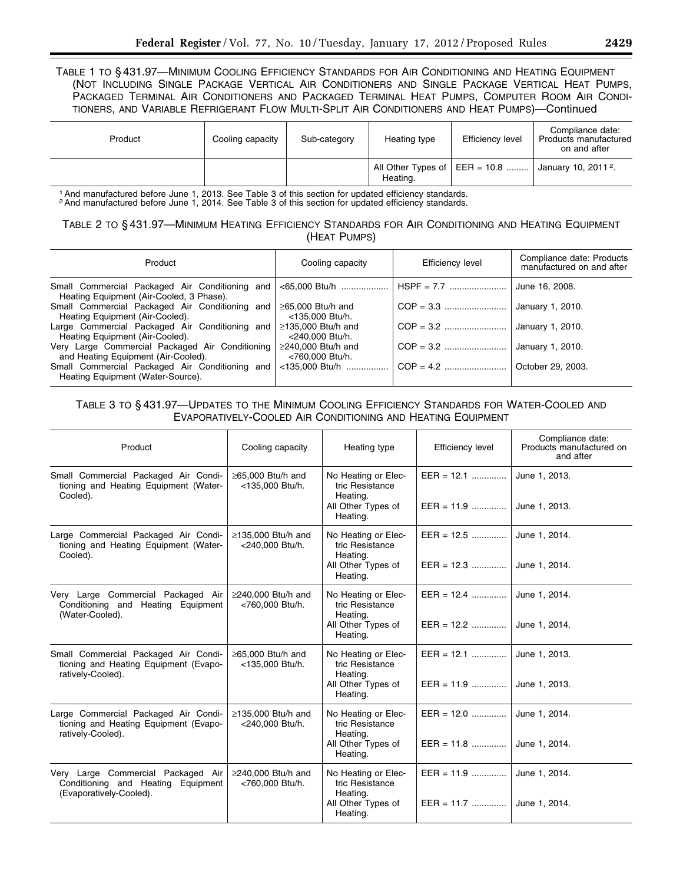TABLE 1 TO § 431.97—MINIMUM COOLING EFFICIENCY STANDARDS FOR AIR CONDITIONING AND HEATING EQUIPMENT (NOT INCLUDING SINGLE PACKAGE VERTICAL AIR CONDITIONERS AND SINGLE PACKAGE VERTICAL HEAT PUMPS, PACKAGED TERMINAL AIR CONDITIONERS AND PACKAGED TERMINAL HEAT PUMPS, COMPUTER ROOM AIR CONDITIONERS, AND VARIABLE REFRIGERANT FLOW MULTI-SPLIT AIR CONDITIONERS AND HEAT PUMPS)—Continued

| Product | Cooling capacity | Sub-category | Heating type | Efficiency level | Compliance date: Products manufactured on and after |
|---|---|---|---|---|---|
| | | | All Other Types of Heating. | EER = 10.8 | January 10, 2011 [2]. |

[1] And manufactured before June 1, 2013. See Table 3 of this section for updated efficiency standards.
[2] And manufactured before June 1, 2014. See Table 3 of this section for updated efficiency standards.

TABLE 2 TO § 431.97—MINIMUM HEATING EFFICIENCY STANDARDS FOR AIR CONDITIONING AND HEATING EQUIPMENT (HEAT PUMPS)

| Product | Cooling capacity | Efficiency level | Compliance date: Products manufactured on and after |
|---|---|---|---|
| Small Commercial Packaged Air Conditioning and Heating Equipment (Air-Cooled, 3 Phase). | <65,000 Btu/h | HSPF = 7.7 | June 16, 2008. |
| Small Commercial Packaged Air Conditioning and Heating Equipment (Air-Cooled). | ≥65,000 Btu/h and <135,000 Btu/h. | COP = 3.3 | January 1, 2010. |
| Large Commercial Packaged Air Conditioning and Heating Equipment (Air-Cooled). | ≥135,000 Btu/h and <240,000 Btu/h. | COP = 3.2 | January 1, 2010. |
| Very Large Commercial Packaged Air Conditioning and Heating Equipment (Air-Cooled). | ≥240,000 Btu/h and <760,000 Btu/h. | COP = 3.2 | January 1, 2010. |
| Small Commercial Packaged Air Conditioning and Heating Equipment (Water-Source). | <135,000 Btu/h | COP = 4.2 | October 29, 2003. |

TABLE 3 TO § 431.97—UPDATES TO THE MINIMUM COOLING EFFICIENCY STANDARDS FOR WATER-COOLED AND EVAPORATIVELY-COOLED AIR CONDITIONING AND HEATING EQUIPMENT

| Product | Cooling capacity | Heating type | Efficiency level | Compliance date: Products manufactured on and after |
|---|---|---|---|---|
| Small Commercial Packaged Air Conditioning and Heating Equipment (Water-Cooled). | ≥65,000 Btu/h and <135,000 Btu/h. | No Heating or Electric Resistance Heating. | EER = 12.1 | June 1, 2013. |
| | | All Other Types of Heating. | EER = 11.9 | June 1, 2013. |
| Large Commercial Packaged Air Conditioning and Heating Equipment (Water-Cooled). | ≥135,000 Btu/h and <240,000 Btu/h. | No Heating or Electric Resistance Heating. | EER = 12.5 | June 1, 2014. |
| | | All Other Types of Heating. | EER = 12.3 | June 1, 2014. |
| Very Large Commercial Packaged Air Conditioning and Heating Equipment (Water-Cooled). | ≥240,000 Btu/h and <760,000 Btu/h. | No Heating or Electric Resistance Heating. | EER = 12.4 | June 1, 2014. |
| | | All Other Types of Heating. | EER = 12.2 | June 1, 2014. |
| Small Commercial Packaged Air Conditioning and Heating Equipment (Evaporatively-Cooled). | ≥65,000 Btu/h and <135,000 Btu/h. | No Heating or Electric Resistance Heating. | EER = 12.1 | June 1, 2013. |
| | | All Other Types of Heating. | EER = 11.9 | June 1, 2013. |
| Large Commercial Packaged Air Conditioning and Heating Equipment (Evaporatively-Cooled). | ≥135,000 Btu/h and <240,000 Btu/h. | No Heating or Electric Resistance Heating. | EER = 12.0 | June 1, 2014. |
| | | All Other Types of Heating. | EER = 11.8 | June 1, 2014. |
| Very Large Commercial Packaged Air Conditioning and Heating Equipment (Evaporatively-Cooled). | ≥240,000 Btu/h and <760,000 Btu/h. | No Heating or Electric Resistance Heating. | EER = 11.9 | June 1, 2014. |
| | | All Other Types of Heating. | EER = 11.7 | June 1, 2014. |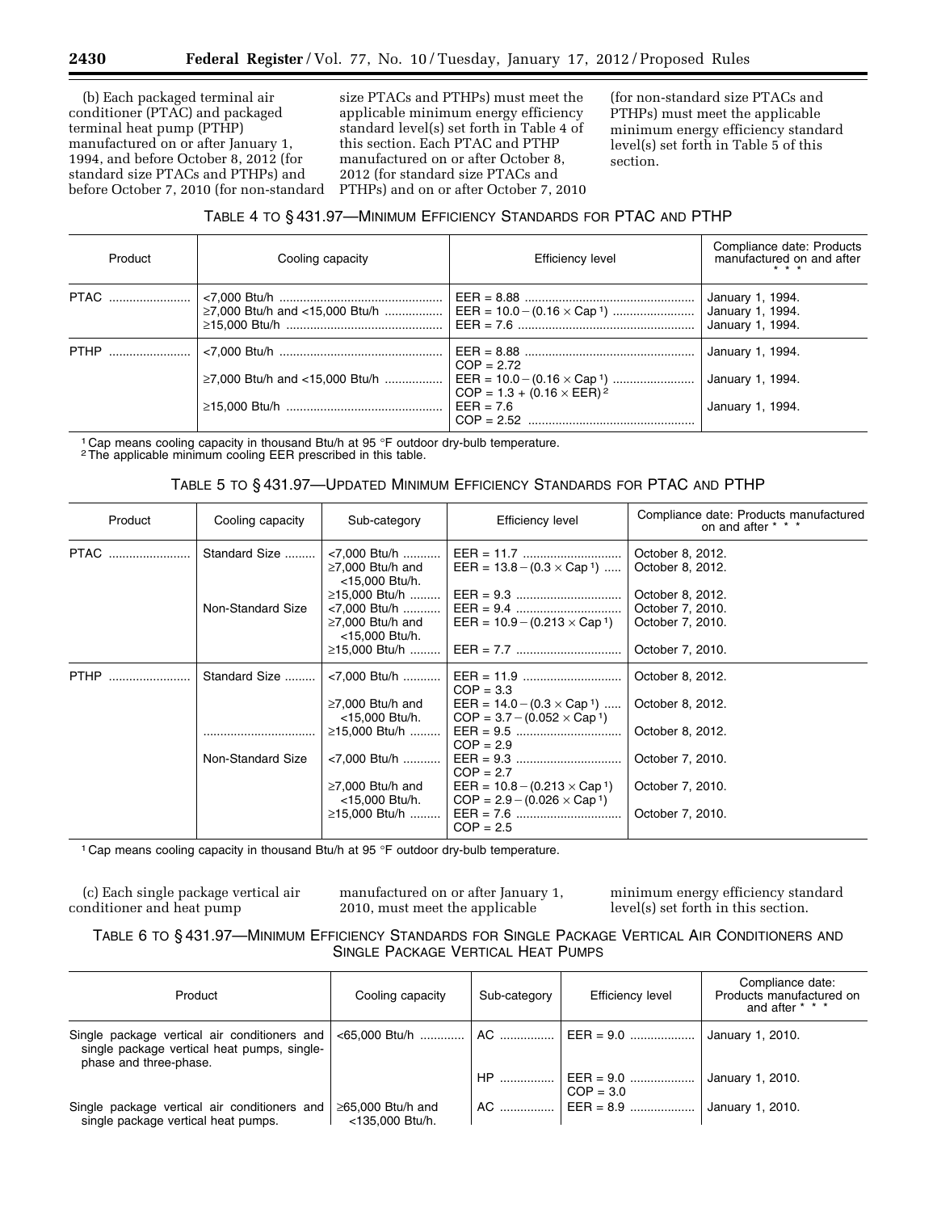(b) Each packaged terminal air conditioner (PTAC) and packaged terminal heat pump (PTHP) manufactured on or after January 1, 1994, and before October 8, 2012 (for standard size PTACs and PTHPs) and before October 7, 2010 (for non-standard size PTACs and PTHPs) must meet the applicable minimum energy efficiency standard level(s) set forth in Table 4 of this section. Each PTAC and PTHP manufactured on or after October 8, 2012 (for standard size PTACs and PTHPs) and on or after October 7, 2010 (for non-standard size PTACs and PTHPs) must meet the applicable minimum energy efficiency standard level(s) set forth in Table 5 of this section.

TABLE 4 TO § 431.97—MINIMUM EFFICIENCY STANDARDS FOR PTAC AND PTHP

| Product | Cooling capacity | Efficiency level | Compliance date: Products manufactured on and after * * * |
|---|---|---|---|
| PTAC | <7,000 Btu/h | EER = 8.88 | January 1, 1994. |
| | ≥7,000 Btu/h and <15,000 Btu/h | EER = 10.0 − (0.16 × Cap [1]) | January 1, 1994. |
| | ≥15,000 Btu/h | EER = 7.6 | January 1, 1994. |
| PTHP | <7,000 Btu/h | EER = 8.88<br>COP = 2.72 | January 1, 1994. |
| | ≥7,000 Btu/h and <15,000 Btu/h | EER = 10.0 − (0.16 × Cap [1])<br>COP = 1.3 + (0.16 × EER) [2] | January 1, 1994. |
| | ≥15,000 Btu/h | EER = 7.6<br>COP = 2.52 | January 1, 1994. |

[1] Cap means cooling capacity in thousand Btu/h at 95 °F outdoor dry-bulb temperature.
[2] The applicable minimum cooling EER prescribed in this table.

TABLE 5 TO § 431.97—UPDATED MINIMUM EFFICIENCY STANDARDS FOR PTAC AND PTHP

| Product | Cooling capacity | Sub-category | Efficiency level | Compliance date: Products manufactured on and after * * * |
|---|---|---|---|---|
| PTAC | Standard Size | <7,000 Btu/h | EER = 11.7 | October 8, 2012. |
| | | ≥7,000 Btu/h and <15,000 Btu/h. | EER = 13.8 − (0.3 × Cap [1]) | October 8, 2012. |
| | | ≥15,000 Btu/h | EER = 9.3 | October 8, 2012. |
| | Non-Standard Size | <7,000 Btu/h | EER = 9.4 | October 7, 2010. |
| | | ≥7,000 Btu/h and <15,000 Btu/h. | EER = 10.9 − (0.213 × Cap [1]) | October 7, 2010. |
| | | ≥15,000 Btu/h | EER = 7.7 | October 7, 2010. |
| PTHP | Standard Size | <7,000 Btu/h | EER = 11.9<br>COP = 3.3 | October 8, 2012. |
| | | ≥7,000 Btu/h and <15,000 Btu/h. | EER = 14.0 − (0.3 × Cap [1])<br>COP = 3.7 − (0.052 × Cap [1]) | October 8, 2012. |
| | ........................ | ≥15,000 Btu/h | EER = 9.5<br>COP = 2.9 | October 8, 2012. |
| | Non-Standard Size | <7,000 Btu/h | EER = 9.3<br>COP = 2.7 | October 7, 2010. |
| | | ≥7,000 Btu/h and <15,000 Btu/h. | EER = 10.8 − (0.213 × Cap [1])<br>COP = 2.9 − (0.026 × Cap [1]) | October 7, 2010. |
| | | ≥15,000 Btu/h | EER = 7.6<br>COP = 2.5 | October 7, 2010. |

[1] Cap means cooling capacity in thousand Btu/h at 95 °F outdoor dry-bulb temperature.

(c) Each single package vertical air conditioner and heat pump manufactured on or after January 1, 2010, must meet the applicable minimum energy efficiency standard level(s) set forth in this section.

TABLE 6 TO § 431.97—MINIMUM EFFICIENCY STANDARDS FOR SINGLE PACKAGE VERTICAL AIR CONDITIONERS AND SINGLE PACKAGE VERTICAL HEAT PUMPS

| Product | Cooling capacity | Sub-category | Efficiency level | Compliance date: Products manufactured on and after * * * |
|---|---|---|---|---|
| Single package vertical air conditioners and single package vertical heat pumps, single-phase and three-phase. | <65,000 Btu/h | AC | EER = 9.0 | January 1, 2010. |
| | | HP | EER = 9.0<br>COP = 3.0 | January 1, 2010. |
| Single package vertical air conditioners and single package vertical heat pumps. | ≥65,000 Btu/h and <135,000 Btu/h. | AC | EER = 8.9 | January 1, 2010. |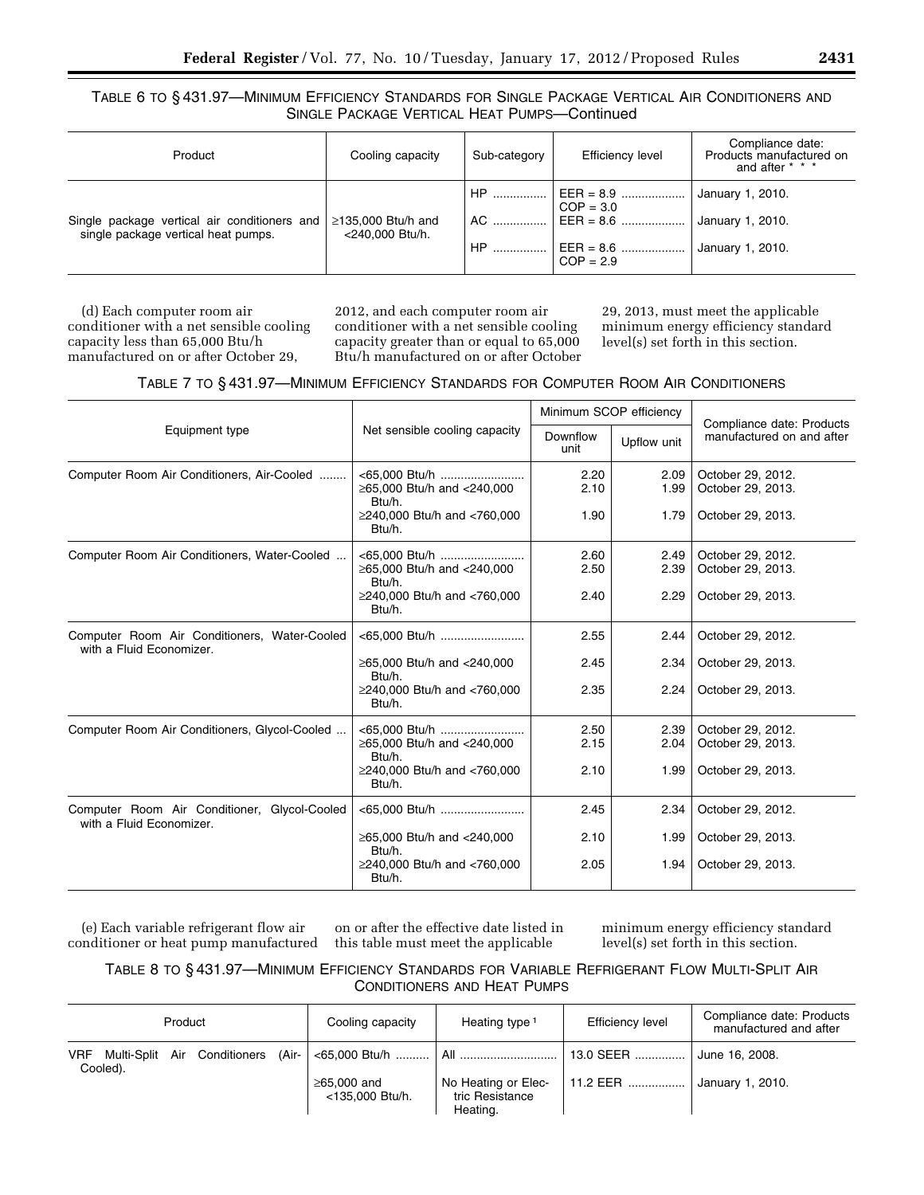TABLE 6 TO § 431.97—MINIMUM EFFICIENCY STANDARDS FOR SINGLE PACKAGE VERTICAL AIR CONDITIONERS AND SINGLE PACKAGE VERTICAL HEAT PUMPS—Continued

| Product | Cooling capacity | Sub-category | Efficiency level | Compliance date: Products manufactured on and after * * * |
|---|---|---|---|---|
| | | HP | EER = 8.9<br>COP = 3.0 | January 1, 2010. |
| Single package vertical air conditioners and single package vertical heat pumps. | ≥135,000 Btu/h and <240,000 Btu/h. | AC | EER = 8.6 | January 1, 2010. |
| | | HP | EER = 8.6<br>COP = 2.9 | January 1, 2010. |

(d) Each computer room air conditioner with a net sensible cooling capacity less than 65,000 Btu/h manufactured on or after October 29, 2012, and each computer room air conditioner with a net sensible cooling capacity greater than or equal to 65,000 Btu/h manufactured on or after October 29, 2013, must meet the applicable minimum energy efficiency standard level(s) set forth in this section.

TABLE 7 TO § 431.97—MINIMUM EFFICIENCY STANDARDS FOR COMPUTER ROOM AIR CONDITIONERS

| Equipment type | Net sensible cooling capacity | Minimum SCOP efficiency | | Compliance date: Products manufactured on and after |
|---|---|---|---|---|
| | | Downflow unit | Upflow unit | |
| Computer Room Air Conditioners, Air-Cooled | <65,000 Btu/h | 2.20 | 2.09 | October 29, 2012. |
| | ≥65,000 Btu/h and <240,000 Btu/h. | 2.10 | 1.99 | October 29, 2013. |
| | ≥240,000 Btu/h and <760,000 Btu/h. | 1.90 | 1.79 | October 29, 2013. |
| Computer Room Air Conditioners, Water-Cooled | <65,000 Btu/h | 2.60 | 2.49 | October 29, 2012. |
| | ≥65,000 Btu/h and <240,000 Btu/h. | 2.50 | 2.39 | October 29, 2013. |
| | ≥240,000 Btu/h and <760,000 Btu/h. | 2.40 | 2.29 | October 29, 2013. |
| Computer Room Air Conditioners, Water-Cooled with a Fluid Economizer. | <65,000 Btu/h | 2.55 | 2.44 | October 29, 2012. |
| | ≥65,000 Btu/h and <240,000 Btu/h. | 2.45 | 2.34 | October 29, 2013. |
| | ≥240,000 Btu/h and <760,000 Btu/h. | 2.35 | 2.24 | October 29, 2013. |
| Computer Room Air Conditioners, Glycol-Cooled | <65,000 Btu/h | 2.50 | 2.39 | October 29, 2012. |
| | ≥65,000 Btu/h and <240,000 Btu/h. | 2.15 | 2.04 | October 29, 2013. |
| | ≥240,000 Btu/h and <760,000 Btu/h. | 2.10 | 1.99 | October 29, 2013. |
| Computer Room Air Conditioner, Glycol-Cooled with a Fluid Economizer. | <65,000 Btu/h | 2.45 | 2.34 | October 29, 2012. |
| | ≥65,000 Btu/h and <240,000 Btu/h. | 2.10 | 1.99 | October 29, 2013. |
| | ≥240,000 Btu/h and <760,000 Btu/h. | 2.05 | 1.94 | October 29, 2013. |

(e) Each variable refrigerant flow air conditioner or heat pump manufactured on or after the effective date listed in this table must meet the applicable minimum energy efficiency standard level(s) set forth in this section.

TABLE 8 TO § 431.97—MINIMUM EFFICIENCY STANDARDS FOR VARIABLE REFRIGERANT FLOW MULTI-SPLIT AIR CONDITIONERS AND HEAT PUMPS

| Product | Cooling capacity | Heating type [1] | Efficiency level | Compliance date: Products manufactured and after |
|---|---|---|---|---|
| VRF Multi-Split Air Conditioners (Air-Cooled). | <65,000 Btu/h | All | 13.0 SEER | June 16, 2008. |
| | ≥65,000 and <135,000 Btu/h. | No Heating or Electric Resistance Heating. | 11.2 EER | January 1, 2010. |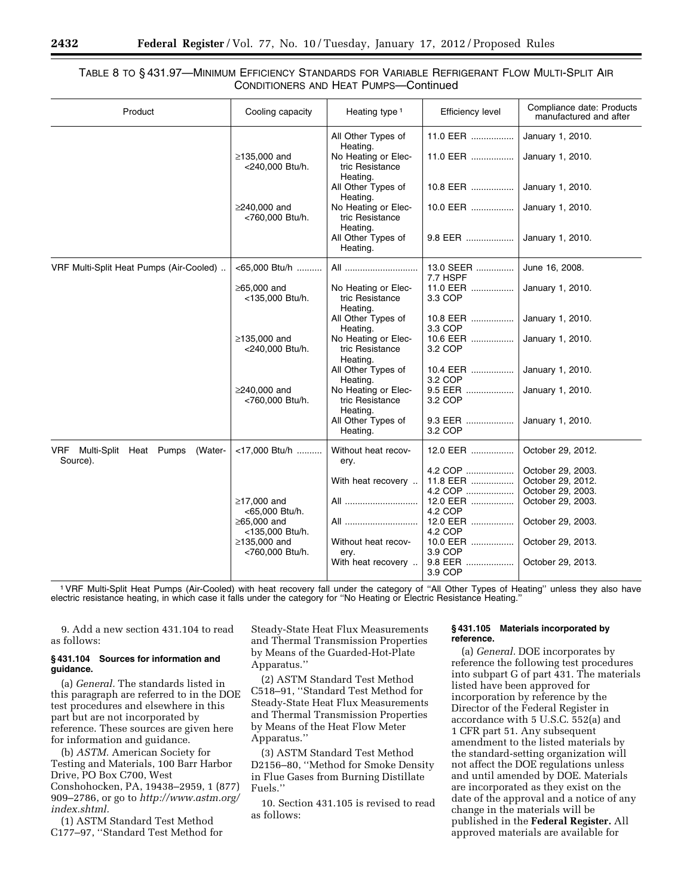TABLE 8 TO § 431.97—MINIMUM EFFICIENCY STANDARDS FOR VARIABLE REFRIGERANT FLOW MULTI-SPLIT AIR CONDITIONERS AND HEAT PUMPS—Continued

| Product | Cooling capacity | Heating type [1] | Efficiency level | Compliance date: Products manufactured and after |
|---|---|---|---|---|
| | | All Other Types of Heating. | 11.0 EER | January 1, 2010. |
| | ≥135,000 and <240,000 Btu/h. | No Heating or Electric Resistance Heating. | 11.0 EER | January 1, 2010. |
| | | All Other Types of Heating. | 10.8 EER | January 1, 2010. |
| | ≥240,000 and <760,000 Btu/h. | No Heating or Electric Resistance Heating. | 10.0 EER | January 1, 2010. |
| | | All Other Types of Heating. | 9.8 EER | January 1, 2010. |
| VRF Multi-Split Heat Pumps (Air-Cooled) | <65,000 Btu/h | All | 13.0 SEER 7.7 HSPF | June 16, 2008. |
| | ≥65,000 and <135,000 Btu/h. | No Heating or Electric Resistance Heating. | 11.0 EER 3.3 COP | January 1, 2010. |
| | | All Other Types of Heating. | 10.8 EER 3.3 COP | January 1, 2010. |
| | ≥135,000 and <240,000 Btu/h. | No Heating or Electric Resistance Heating. | 10.6 EER 3.2 COP | January 1, 2010. |
| | | All Other Types of Heating. | 10.4 EER 3.2 COP | January 1, 2010. |
| | ≥240,000 and <760,000 Btu/h. | No Heating or Electric Resistance Heating. | 9.5 EER 3.2 COP | January 1, 2010. |
| | | All Other Types of Heating. | 9.3 EER 3.2 COP | January 1, 2010. |
| VRF Multi-Split Heat Pumps (Water-Source). | <17,000 Btu/h | Without heat recovery. | 12.0 EER | October 29, 2012. |
| | | | 4.2 COP | October 29, 2003. |
| | | With heat recovery | 11.8 EER | October 29, 2012. |
| | | | 4.2 COP | October 29, 2003. |
| | ≥17,000 and <65,000 Btu/h. | All | 12.0 EER 4.2 COP | October 29, 2003. |
| | ≥65,000 and <135,000 Btu/h. | All | 12.0 EER 4.2 COP | October 29, 2003. |
| | ≥135,000 and <760,000 Btu/h. | Without heat recovery. | 10.0 EER 3.9 COP | October 29, 2013. |
| | | With heat recovery | 9.8 EER 3.9 COP | October 29, 2013. |

[1] VRF Multi-Split Heat Pumps (Air-Cooled) with heat recovery fall under the category of "All Other Types of Heating" unless they also have electric resistance heating, in which case it falls under the category for "No Heating or Electric Resistance Heating."

9. Add a new section 431.104 to read as follows:

**§ 431.104 Sources for information and guidance.**

(a) *General.* The standards listed in this paragraph are referred to in the DOE test procedures and elsewhere in this part but are not incorporated by reference. These sources are given here for information and guidance.

(b) *ASTM.* American Society for Testing and Materials, 100 Barr Harbor Drive, PO Box C700, West Conshohocken, PA, 19438–2959, 1 (877) 909–2786, or go to *http://www.astm.org/index.shtml.*

(1) ASTM Standard Test Method C177–97, "Standard Test Method for Steady-State Heat Flux Measurements and Thermal Transmission Properties by Means of the Guarded-Hot-Plate Apparatus."

(2) ASTM Standard Test Method C518–91, "Standard Test Method for Steady-State Heat Flux Measurements and Thermal Transmission Properties by Means of the Heat Flow Meter Apparatus."

(3) ASTM Standard Test Method D2156–80, "Method for Smoke Density in Flue Gases from Burning Distillate Fuels."

10. Section 431.105 is revised to read as follows:

**§ 431.105 Materials incorporated by reference.**

(a) *General.* DOE incorporates by reference the following test procedures into subpart G of part 431. The materials listed have been approved for incorporation by reference by the Director of the Federal Register in accordance with 5 U.S.C. 552(a) and 1 CFR part 51. Any subsequent amendment to the listed materials by the standard-setting organization will not affect the DOE regulations unless and until amended by DOE. Materials are incorporated as they exist on the date of the approval and a notice of any change in the materials will be published in the **Federal Register.** All approved materials are available for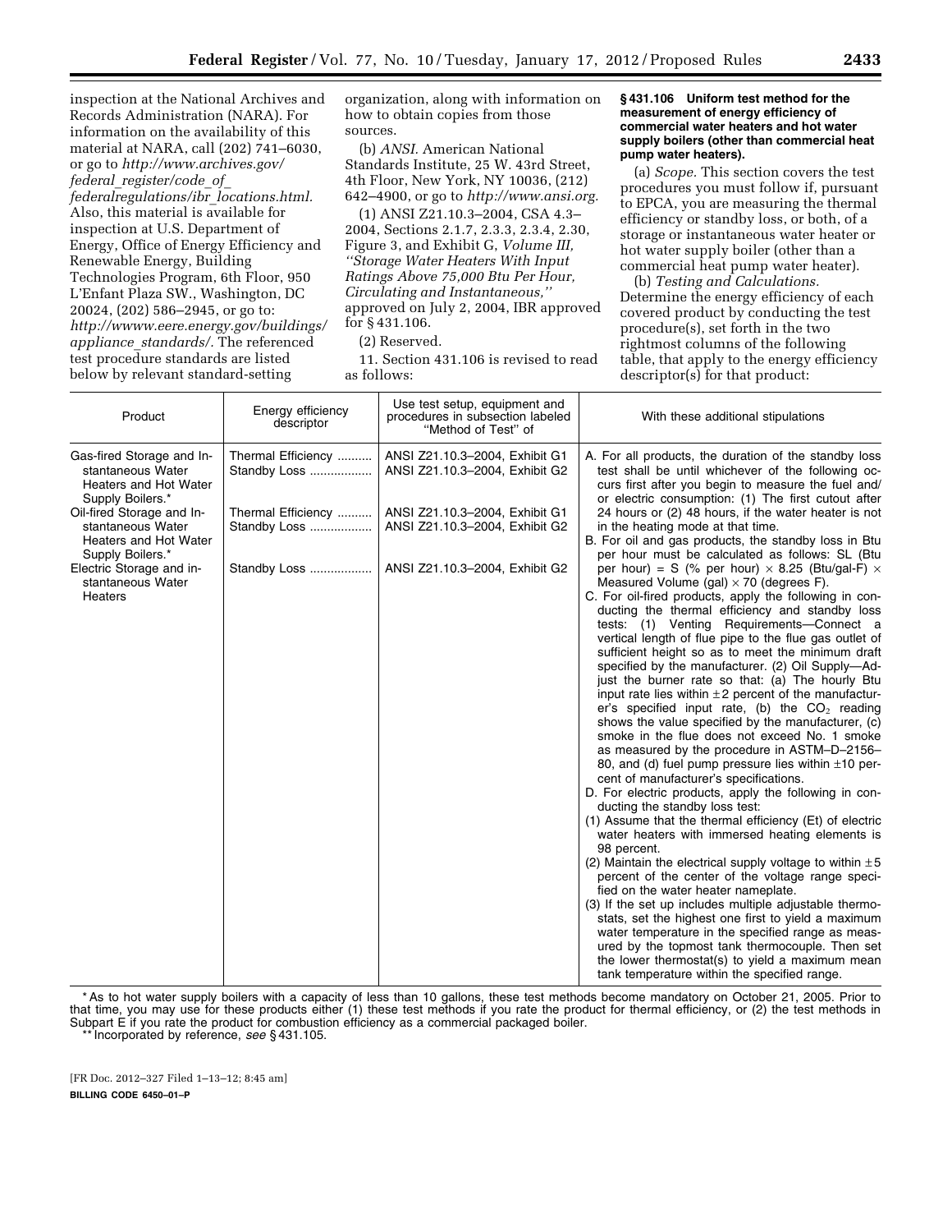inspection at the National Archives and Records Administration (NARA). For information on the availability of this material at NARA, call (202) 741–6030, or go to *http://www.archives.gov/federal_register/code_of_federalregulations/ibr_locations.html.* Also, this material is available for inspection at U.S. Department of Energy, Office of Energy Efficiency and Renewable Energy, Building Technologies Program, 6th Floor, 950 L'Enfant Plaza SW., Washington, DC 20024, (202) 586–2945, or go to: *http://wwww.eere.energy.gov/buildings/appliance_standards/.* The referenced test procedure standards are listed below by relevant standard-setting organization, along with information on how to obtain copies from those sources.

(b) *ANSI.* American National Standards Institute, 25 W. 43rd Street, 4th Floor, New York, NY 10036, (212) 642–4900, or go to *http://www.ansi.org.*

(1) ANSI Z21.10.3–2004, CSA 4.3–2004, Sections 2.1.7, 2.3.3, 2.3.4, 2.30, Figure 3, and Exhibit G, *Volume III, "Storage Water Heaters With Input Ratings Above 75,000 Btu Per Hour, Circulating and Instantaneous,"* approved on July 2, 2004, IBR approved for § 431.106.

(2) Reserved.

11. Section 431.106 is revised to read as follows:

**§ 431.106 Uniform test method for the measurement of energy efficiency of commercial water heaters and hot water supply boilers (other than commercial heat pump water heaters).**

(a) *Scope.* This section covers the test procedures you must follow if, pursuant to EPCA, you are measuring the thermal efficiency or standby loss, or both, of a storage or instantaneous water heater or hot water supply boiler (other than a commercial heat pump water heater).

(b) *Testing and Calculations.* Determine the energy efficiency of each covered product by conducting the test procedure(s), set forth in the two rightmost columns of the following table, that apply to the energy efficiency descriptor(s) for that product:

| Product | Energy efficiency descriptor | Use test setup, equipment and procedures in subsection labeled "Method of Test" of | With these additional stipulations |
|---|---|---|---|
| Gas-fired Storage and Instantaneous Water Heaters and Hot Water Supply Boilers.* | Thermal Efficiency | ANSI Z21.10.3–2004, Exhibit G1 | A. For all products, the duration of the standby loss test shall be until whichever of the following occurs first after you begin to measure the fuel and/or electric consumption: (1) The first cutout after 24 hours or (2) 48 hours, if the water heater is not in the heating mode at that time. |
| | Standby Loss | ANSI Z21.10.3–2004, Exhibit G2 | B. For oil and gas products, the standby loss in Btu per hour must be calculated as follows: SL (Btu per hour) = S (% per hour) × 8.25 (Btu/gal-F) × Measured Volume (gal) × 70 (degrees F). |
| Oil-fired Storage and Instantaneous Water Heaters and Hot Water Supply Boilers.* | Thermal Efficiency | ANSI Z21.10.3–2004, Exhibit G1 | C. For oil-fired products, apply the following in conducting the thermal efficiency and standby loss tests: (1) Venting Requirements—Connect a vertical length of flue pipe to the flue gas outlet of sufficient height so as to meet the minimum draft specified by the manufacturer. (2) Oil Supply—Adjust the burner rate so that: (a) The hourly Btu input rate lies within ±2 percent of the manufacturer's specified input rate, (b) the $CO_2$ reading shows the value specified by the manufacturer, (c) smoke in the flue does not exceed No. 1 smoke as measured by the procedure in ASTM–D–2156–80, and (d) fuel pump pressure lies within ±10 percent of manufacturer's specifications. |
| | Standby Loss | ANSI Z21.10.3–2004, Exhibit G2 | D. For electric products, apply the following in conducting the standby loss test: (1) Assume that the thermal efficiency (Et) of electric water heaters with immersed heating elements is 98 percent. (2) Maintain the electrical supply voltage to within ±5 percent of the center of the voltage range specified on the water heater nameplate. (3) If the set up includes multiple adjustable thermostats, set the highest one first to yield a maximum water temperature in the specified range as measured by the topmost tank thermocouple. Then set the lower thermostat(s) to yield a maximum mean tank temperature within the specified range. |
| Electric Storage and instantaneous Water Heaters | Standby Loss | ANSI Z21.10.3–2004, Exhibit G2 | |

\* As to hot water supply boilers with a capacity of less than 10 gallons, these test methods become mandatory on October 21, 2005. Prior to that time, you may use for these products either (1) these test methods if you rate the product for thermal efficiency, or (2) the test methods in Subpart E if you rate the product for combustion efficiency as a commercial packaged boiler.

\*\* Incorporated by reference, *see* § 431.105.

[FR Doc. 2012–327 Filed 1–13–12; 8:45 am]

**BILLING CODE 6450–01–P**